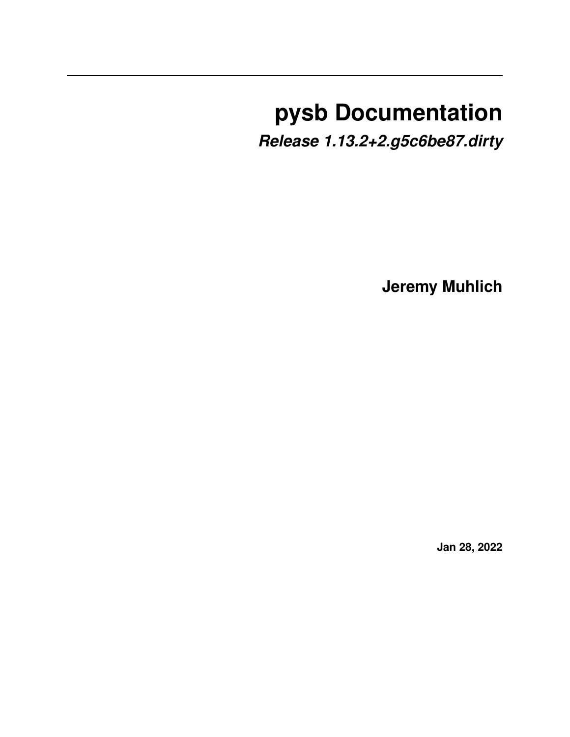# pysb Documentation

***Release 1.13.2+2.g5c6be87.dirty***

**Jeremy Muhlich**

**Jan 28, 2022**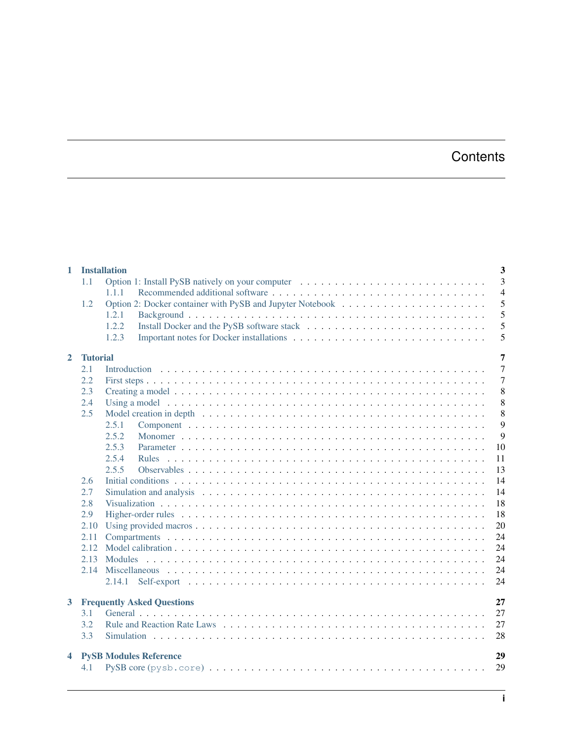# Contents

**1 Installation** **3**

- 1.1 Option 1: Install PySB natively on your computer . . . 3
  - 1.1.1 Recommended additional software . . . 4
- 1.2 Option 2: Docker container with PySB and Jupyter Notebook . . . 5
  - 1.2.1 Background . . . 5
  - 1.2.2 Install Docker and the PySB software stack . . . 5
  - 1.2.3 Important notes for Docker installations . . . 5

**2 Tutorial** **7**

- 2.1 Introduction . . . 7
- 2.2 First steps . . . 7
- 2.3 Creating a model . . . 8
- 2.4 Using a model . . . 8
- 2.5 Model creation in depth . . . 8
  - 2.5.1 Component . . . 9
  - 2.5.2 Monomer . . . 9
  - 2.5.3 Parameter . . . 10
  - 2.5.4 Rules . . . 11
  - 2.5.5 Observables . . . 13
- 2.6 Initial conditions . . . 14
- 2.7 Simulation and analysis . . . 14
- 2.8 Visualization . . . 18
- 2.9 Higher-order rules . . . 18
- 2.10 Using provided macros . . . 20
- 2.11 Compartments . . . 24
- 2.12 Model calibration . . . 24
- 2.13 Modules . . . 24
- 2.14 Miscellaneous . . . 24
  - 2.14.1 Self-export . . . 24

**3 Frequently Asked Questions** **27**

- 3.1 General . . . 27
- 3.2 Rule and Reaction Rate Laws . . . 27
- 3.3 Simulation . . . 28

**4 PySB Modules Reference** **29**

- 4.1 PySB core (`pysb.core`) . . . 29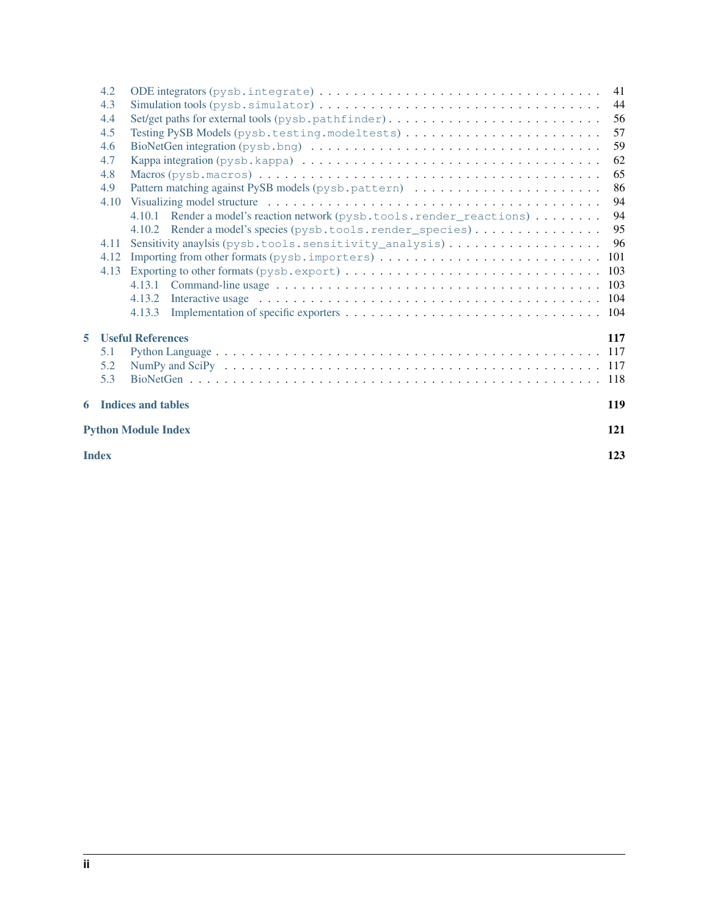- 4.2 ODE integrators (`pysb.integrate`) . . . 41
- 4.3 Simulation tools (`pysb.simulator`) . . . 44
- 4.4 Set/get paths for external tools (`pysb.pathfinder`) . . . 56
- 4.5 Testing PySB Models (`pysb.testing.modeltests`) . . . 57
- 4.6 BioNetGen integration (`pysb.bng`) . . . 59
- 4.7 Kappa integration (`pysb.kappa`) . . . 62
- 4.8 Macros (`pysb.macros`) . . . 65
- 4.9 Pattern matching against PySB models (`pysb.pattern`) . . . 86
- 4.10 Visualizing model structure . . . 94
  - 4.10.1 Render a model's reaction network (`pysb.tools.render_reactions`) . . . 94
  - 4.10.2 Render a model's species (`pysb.tools.render_species`) . . . 95
- 4.11 Sensitivity anaylsis (`pysb.tools.sensitivity_analysis`) . . . 96
- 4.12 Importing from other formats (`pysb.importers`) . . . 101
- 4.13 Exporting to other formats (`pysb.export`) . . . 103
  - 4.13.1 Command-line usage . . . 103
  - 4.13.2 Interactive usage . . . 104
  - 4.13.3 Implementation of specific exporters . . . 104

**5 Useful References** **117**

- 5.1 Python Language . . . 117
- 5.2 NumPy and SciPy . . . 117
- 5.3 BioNetGen . . . 118

**6 Indices and tables** **119**

**Python Module Index** **121**

**Index** **123**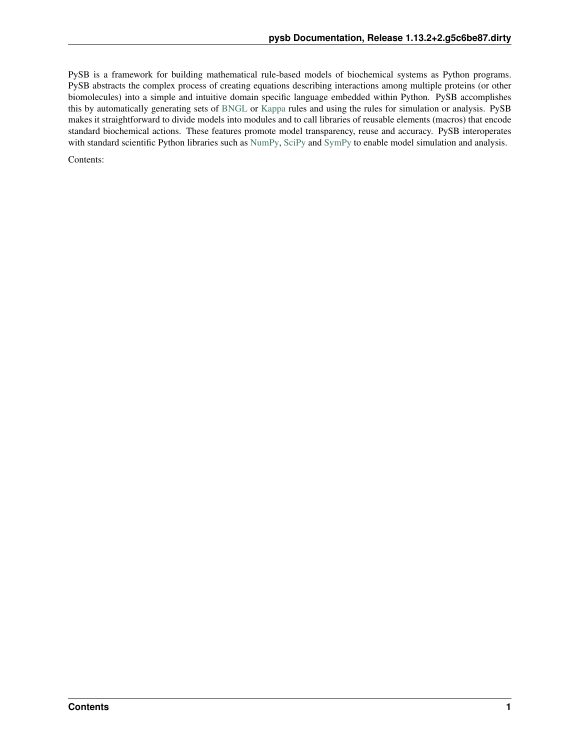PySB is a framework for building mathematical rule-based models of biochemical systems as Python programs. PySB abstracts the complex process of creating equations describing interactions among multiple proteins (or other biomolecules) into a simple and intuitive domain specific language embedded within Python. PySB accomplishes this by automatically generating sets of BNGL or Kappa rules and using the rules for simulation or analysis. PySB makes it straightforward to divide models into modules and to call libraries of reusable elements (macros) that encode standard biochemical actions. These features promote model transparency, reuse and accuracy. PySB interoperates with standard scientific Python libraries such as NumPy, SciPy and SymPy to enable model simulation and analysis.

Contents: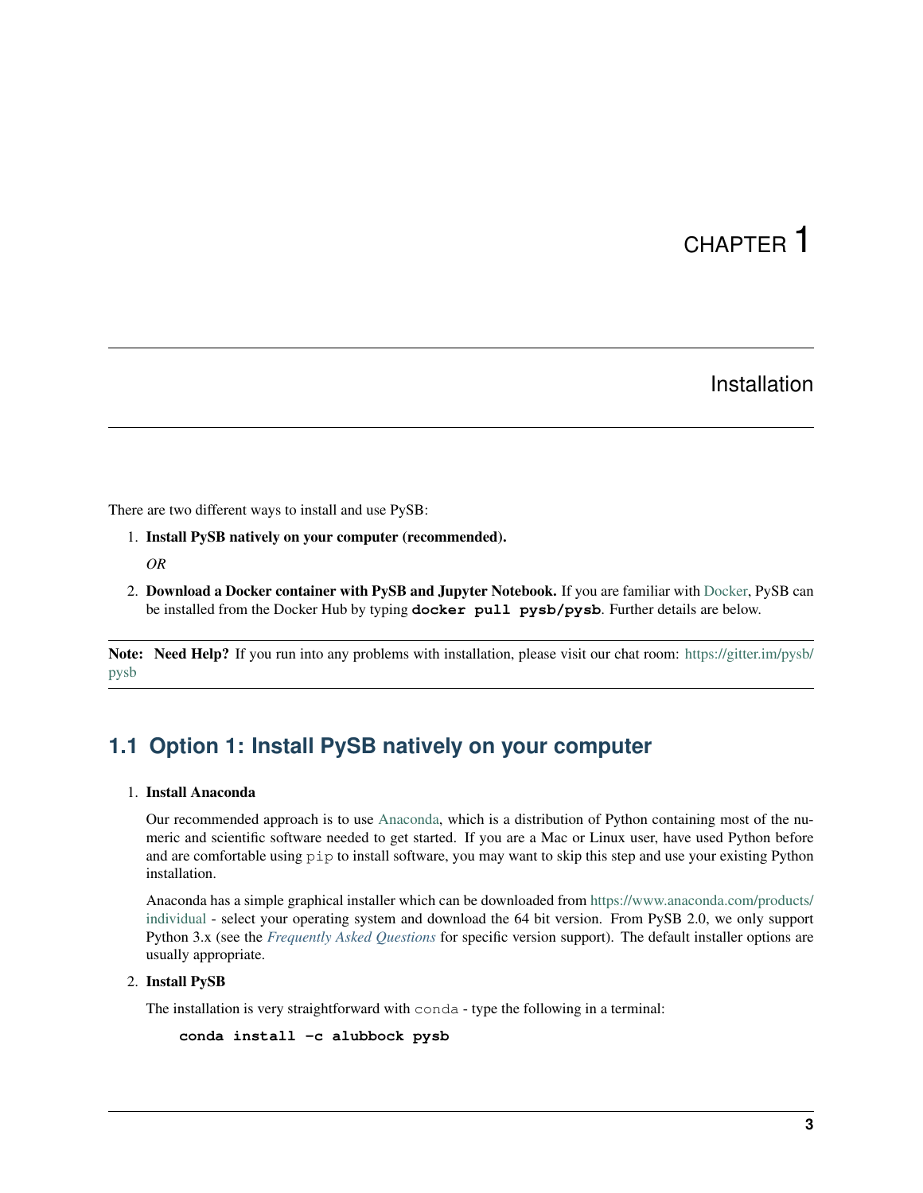# CHAPTER 1

# Installation

There are two different ways to install and use PySB:

1. **Install PySB natively on your computer (recommended).**

   *OR*

2. **Download a Docker container with PySB and Jupyter Notebook.** If you are familiar with Docker, PySB can be installed from the Docker Hub by typing **`docker pull pysb/pysb`**. Further details are below.

**Note: Need Help?** If you run into any problems with installation, please visit our chat room: https://gitter.im/pysb/pysb

## 1.1 Option 1: Install PySB natively on your computer

1. **Install Anaconda**

   Our recommended approach is to use Anaconda, which is a distribution of Python containing most of the numeric and scientific software needed to get started. If you are a Mac or Linux user, have used Python before and are comfortable using `pip` to install software, you may want to skip this step and use your existing Python installation.

   Anaconda has a simple graphical installer which can be downloaded from https://www.anaconda.com/products/individual - select your operating system and download the 64 bit version. From PySB 2.0, we only support Python 3.x (see the *Frequently Asked Questions* for specific version support). The default installer options are usually appropriate.

2. **Install PySB**

   The installation is very straightforward with `conda` - type the following in a terminal:

   ```
   conda install -c alubbock pysb
   ```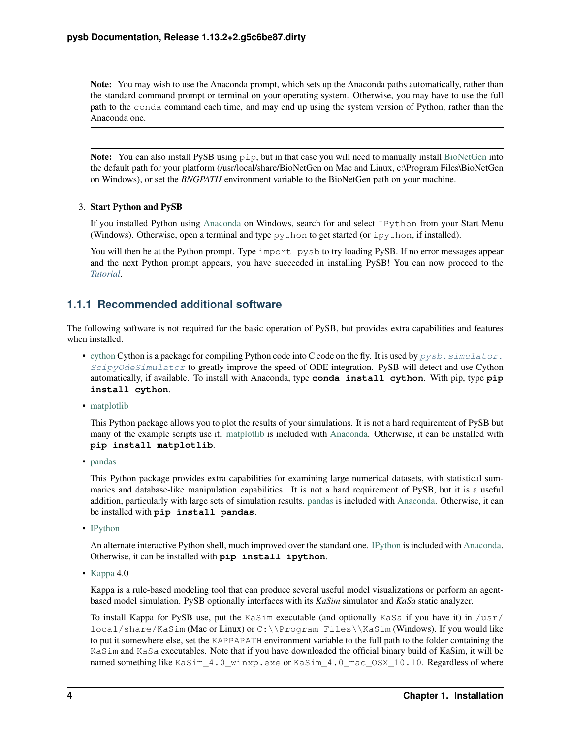**Note:** You may wish to use the Anaconda prompt, which sets up the Anaconda paths automatically, rather than the standard command prompt or terminal on your operating system. Otherwise, you may have to use the full path to the `conda` command each time, and may end up using the system version of Python, rather than the Anaconda one.

**Note:** You can also install PySB using `pip`, but in that case you will need to manually install BioNetGen into the default path for your platform (/usr/local/share/BioNetGen on Mac and Linux, c:\Program Files\BioNetGen on Windows), or set the *BNGPATH* environment variable to the BioNetGen path on your machine.

3. **Start Python and PySB**

   If you installed Python using Anaconda on Windows, search for and select `IPython` from your Start Menu (Windows). Otherwise, open a terminal and type `python` to get started (or `ipython`, if installed).

   You will then be at the Python prompt. Type `import pysb` to try loading PySB. If no error messages appear and the next Python prompt appears, you have succeeded in installing PySB! You can now proceed to the *Tutorial*.

### 1.1.1 Recommended additional software

The following software is not required for the basic operation of PySB, but provides extra capabilities and features when installed.

- cython Cython is a package for compiling Python code into C code on the fly. It is used by `pysb.simulator.ScipyOdeSimulator` to greatly improve the speed of ODE integration. PySB will detect and use Cython automatically, if available. To install with Anaconda, type **`conda install cython`**. With pip, type **`pip install cython`**.

- matplotlib

  This Python package allows you to plot the results of your simulations. It is not a hard requirement of PySB but many of the example scripts use it. matplotlib is included with Anaconda. Otherwise, it can be installed with **`pip install matplotlib`**.

- pandas

  This Python package provides extra capabilities for examining large numerical datasets, with statistical summaries and database-like manipulation capabilities. It is not a hard requirement of PySB, but it is a useful addition, particularly with large sets of simulation results. pandas is included with Anaconda. Otherwise, it can be installed with **`pip install pandas`**.

- IPython

  An alternate interactive Python shell, much improved over the standard one. IPython is included with Anaconda. Otherwise, it can be installed with **`pip install ipython`**.

- Kappa 4.0

  Kappa is a rule-based modeling tool that can produce several useful model visualizations or perform an agent-based model simulation. PySB optionally interfaces with its *KaSim* simulator and *KaSa* static analyzer.

  To install Kappa for PySB use, put the `KaSim` executable (and optionally `KaSa` if you have it) in `/usr/local/share/KaSim` (Mac or Linux) or `C:\\Program Files\\KaSim` (Windows). If you would like to put it somewhere else, set the `KAPPAPATH` environment variable to the full path to the folder containing the `KaSim` and `KaSa` executables. Note that if you have downloaded the official binary build of KaSim, it will be named something like `KaSim_4.0_winxp.exe` or `KaSim_4.0_mac_OSX_10.10`. Regardless of where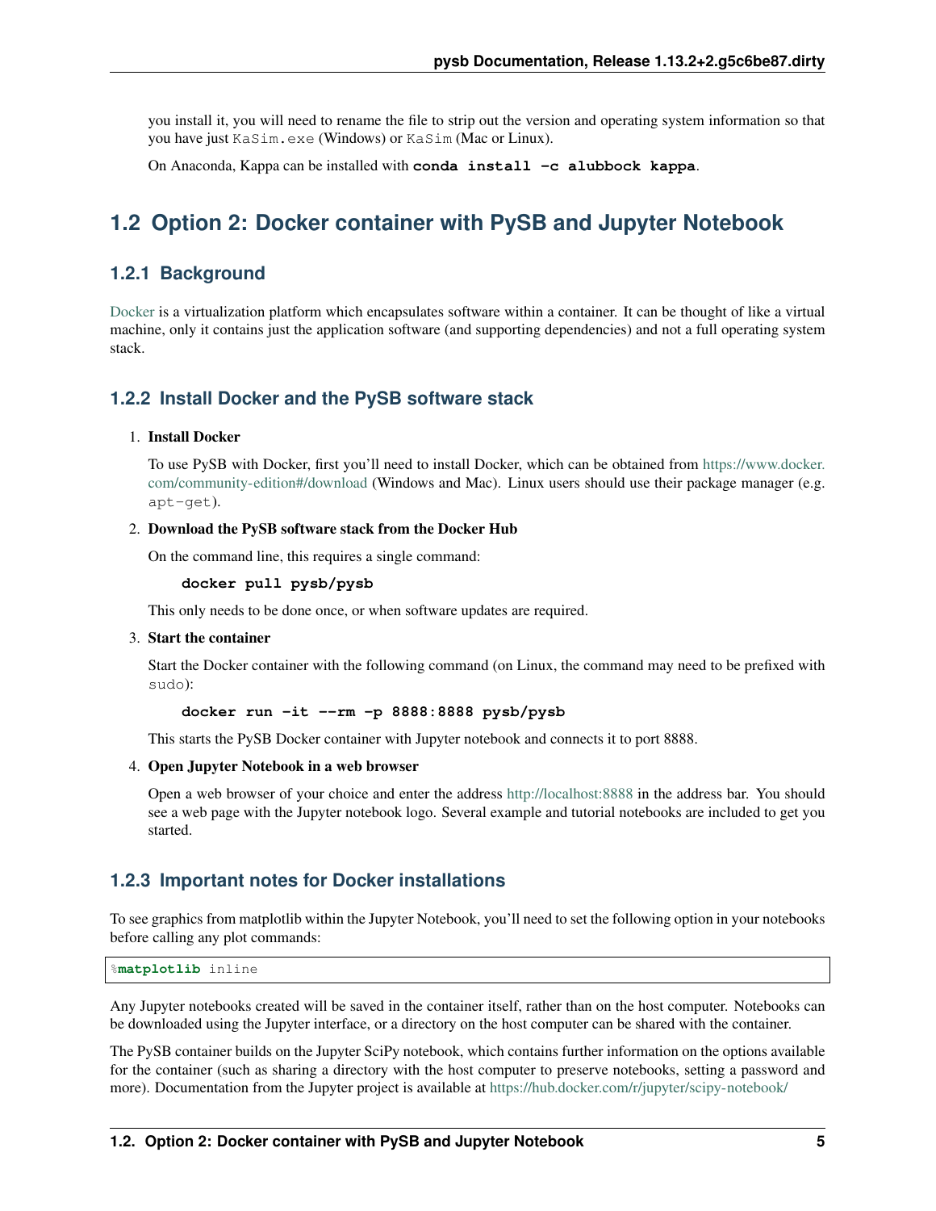you install it, you will need to rename the file to strip out the version and operating system information so that you have just `KaSim.exe` (Windows) or `KaSim` (Mac or Linux).

On Anaconda, Kappa can be installed with **conda install -c alubbock kappa**.

## 1.2 Option 2: Docker container with PySB and Jupyter Notebook

### 1.2.1 Background

Docker is a virtualization platform which encapsulates software within a container. It can be thought of like a virtual machine, only it contains just the application software (and supporting dependencies) and not a full operating system stack.

### 1.2.2 Install Docker and the PySB software stack

1. **Install Docker**

   To use PySB with Docker, first you'll need to install Docker, which can be obtained from https://www.docker.com/community-edition#/download (Windows and Mac). Linux users should use their package manager (e.g. `apt-get`).

2. **Download the PySB software stack from the Docker Hub**

   On the command line, this requires a single command:

   ```
   docker pull pysb/pysb
   ```

   This only needs to be done once, or when software updates are required.

3. **Start the container**

   Start the Docker container with the following command (on Linux, the command may need to be prefixed with `sudo`):

   ```
   docker run -it --rm -p 8888:8888 pysb/pysb
   ```

   This starts the PySB Docker container with Jupyter notebook and connects it to port 8888.

4. **Open Jupyter Notebook in a web browser**

   Open a web browser of your choice and enter the address http://localhost:8888 in the address bar. You should see a web page with the Jupyter notebook logo. Several example and tutorial notebooks are included to get you started.

### 1.2.3 Important notes for Docker installations

To see graphics from matplotlib within the Jupyter Notebook, you'll need to set the following option in your notebooks before calling any plot commands:

```
%matplotlib inline
```

Any Jupyter notebooks created will be saved in the container itself, rather than on the host computer. Notebooks can be downloaded using the Jupyter interface, or a directory on the host computer can be shared with the container.

The PySB container builds on the Jupyter SciPy notebook, which contains further information on the options available for the container (such as sharing a directory with the host computer to preserve notebooks, setting a password and more). Documentation from the Jupyter project is available at https://hub.docker.com/r/jupyter/scipy-notebook/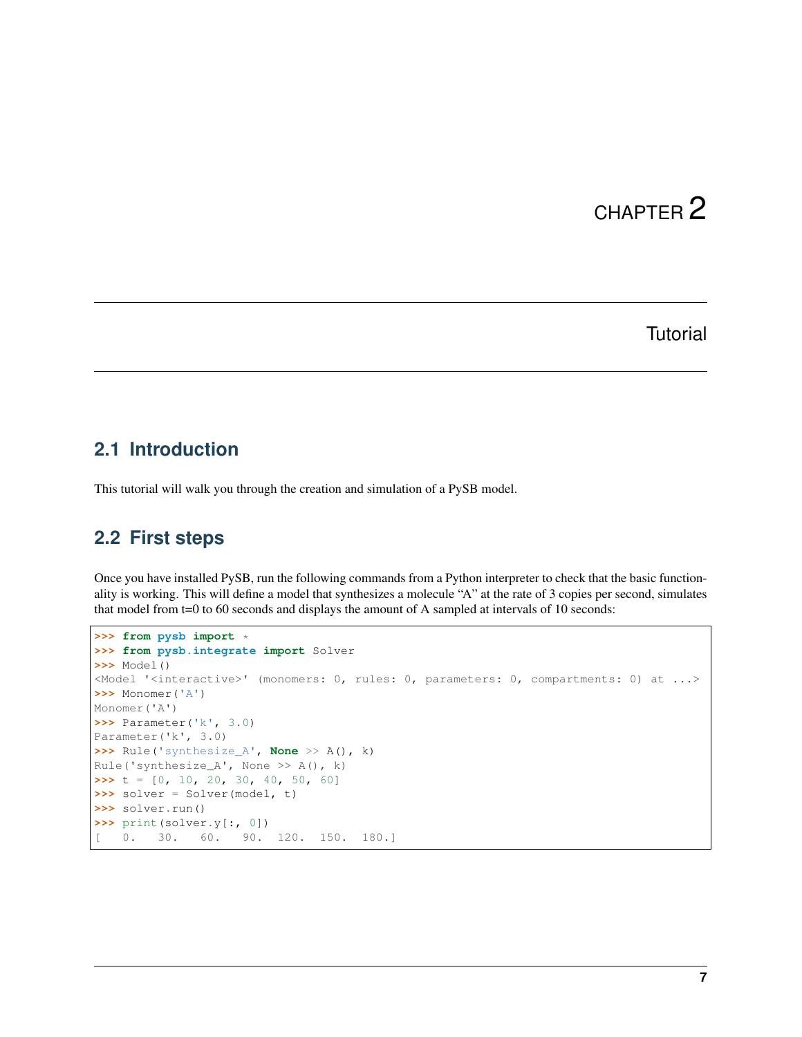// Chapter heading
# CHAPTER 2

# Tutorial

## 2.1 Introduction

This tutorial will walk you through the creation and simulation of a PySB model.

## 2.2 First steps

Once you have installed PySB, run the following commands from a Python interpreter to check that the basic functionality is working. This will define a model that synthesizes a molecule "A" at the rate of 3 copies per second, simulates that model from t=0 to 60 seconds and displays the amount of A sampled at intervals of 10 seconds:

```
>>> from pysb import *
>>> from pysb.integrate import Solver
>>> Model()
<Model '<interactive>' (monomers: 0, rules: 0, parameters: 0, compartments: 0) at ...>
>>> Monomer('A')
Monomer('A')
>>> Parameter('k', 3.0)
Parameter('k', 3.0)
>>> Rule('synthesize_A', None >> A(), k)
Rule('synthesize_A', None >> A(), k)
>>> t = [0, 10, 20, 30, 40, 50, 60]
>>> solver = Solver(model, t)
>>> solver.run()
>>> print(solver.y[:, 0])
[   0.   30.   60.   90.  120.  150.  180.]
```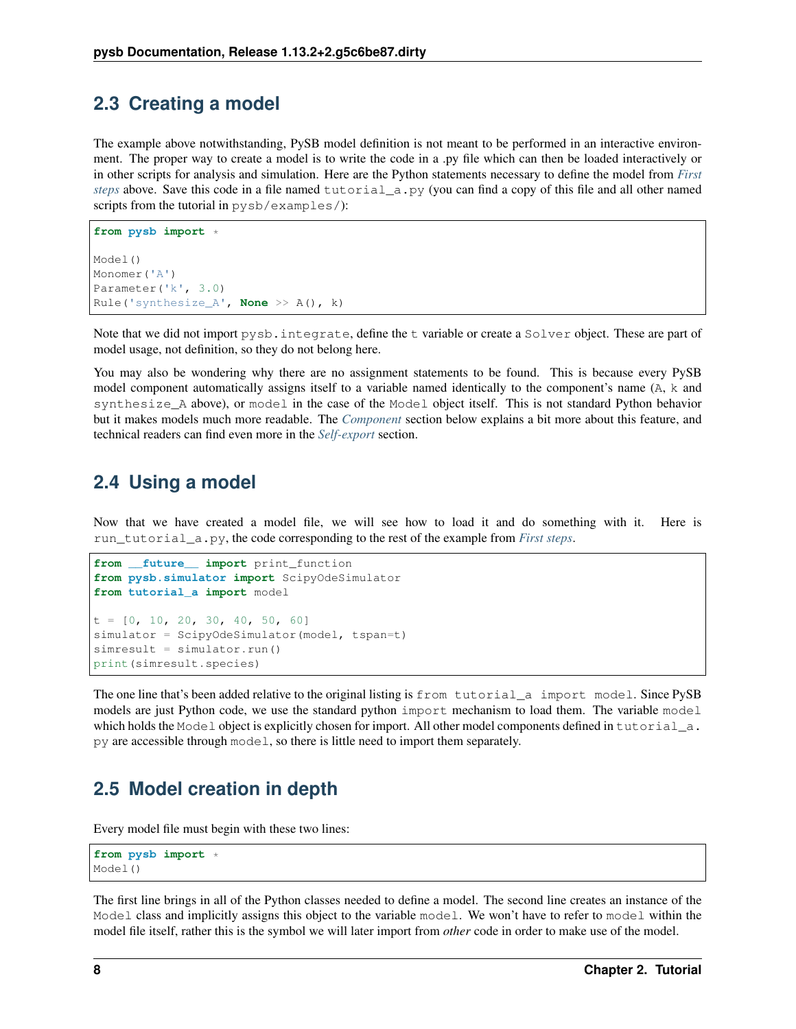## 2.3 Creating a model

The example above notwithstanding, PySB model definition is not meant to be performed in an interactive environment. The proper way to create a model is to write the code in a .py file which can then be loaded interactively or in other scripts for analysis and simulation. Here are the Python statements necessary to define the model from *First steps* above. Save this code in a file named `tutorial_a.py` (you can find a copy of this file and all other named scripts from the tutorial in `pysb/examples/`):

```
from pysb import *

Model()
Monomer('A')
Parameter('k', 3.0)
Rule('synthesize_A', None >> A(), k)
```

Note that we did not import `pysb.integrate`, define the `t` variable or create a `Solver` object. These are part of model usage, not definition, so they do not belong here.

You may also be wondering why there are no assignment statements to be found. This is because every PySB model component automatically assigns itself to a variable named identically to the component's name (`A`, `k` and `synthesize_A` above), or `model` in the case of the `Model` object itself. This is not standard Python behavior but it makes models much more readable. The *Component* section below explains a bit more about this feature, and technical readers can find even more in the *Self-export* section.

## 2.4 Using a model

Now that we have created a model file, we will see how to load it and do something with it. Here is `run_tutorial_a.py`, the code corresponding to the rest of the example from *First steps*.

```
from __future__ import print_function
from pysb.simulator import ScipyOdeSimulator
from tutorial_a import model

t = [0, 10, 20, 30, 40, 50, 60]
simulator = ScipyOdeSimulator(model, tspan=t)
simresult = simulator.run()
print(simresult.species)
```

The one line that's been added relative to the original listing is `from tutorial_a import model`. Since PySB models are just Python code, we use the standard python `import` mechanism to load them. The variable `model` which holds the `Model` object is explicitly chosen for import. All other model components defined in `tutorial_a.py` are accessible through `model`, so there is little need to import them separately.

## 2.5 Model creation in depth

Every model file must begin with these two lines:

```
from pysb import *
Model()
```

The first line brings in all of the Python classes needed to define a model. The second line creates an instance of the `Model` class and implicitly assigns this object to the variable `model`. We won't have to refer to `model` within the model file itself, rather this is the symbol we will later import from *other* code in order to make use of the model.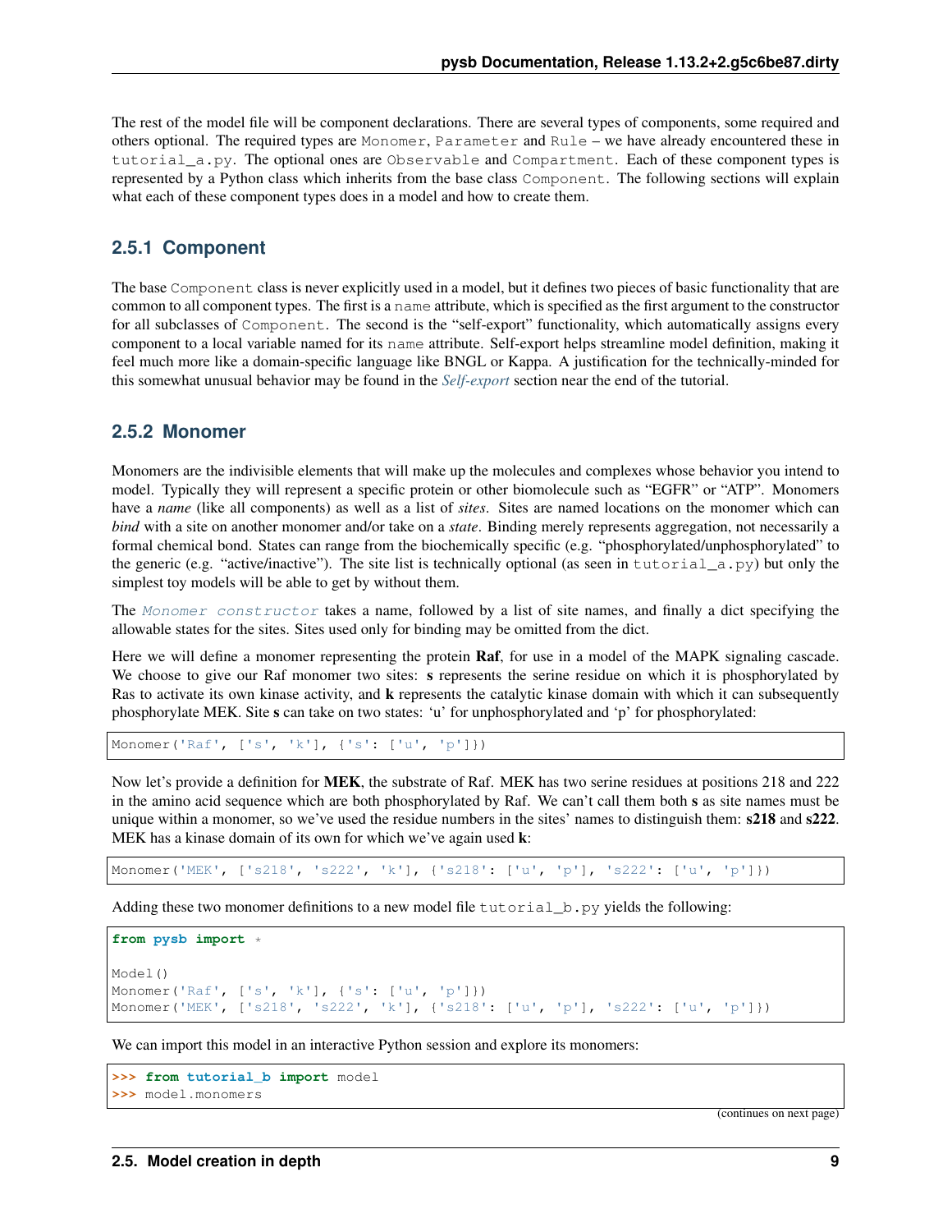The rest of the model file will be component declarations. There are several types of components, some required and others optional. The required types are `Monomer`, `Parameter` and `Rule` – we have already encountered these in `tutorial_a.py`. The optional ones are `Observable` and `Compartment`. Each of these component types is represented by a Python class which inherits from the base class `Component`. The following sections will explain what each of these component types does in a model and how to create them.

### 2.5.1 Component

The base `Component` class is never explicitly used in a model, but it defines two pieces of basic functionality that are common to all component types. The first is a `name` attribute, which is specified as the first argument to the constructor for all subclasses of `Component`. The second is the "self-export" functionality, which automatically assigns every component to a local variable named for its `name` attribute. Self-export helps streamline model definition, making it feel much more like a domain-specific language like BNGL or Kappa. A justification for the technically-minded for this somewhat unusual behavior may be found in the *Self-export* section near the end of the tutorial.

### 2.5.2 Monomer

Monomers are the indivisible elements that will make up the molecules and complexes whose behavior you intend to model. Typically they will represent a specific protein or other biomolecule such as "EGFR" or "ATP". Monomers have a *name* (like all components) as well as a list of *sites*. Sites are named locations on the monomer which can *bind* with a site on another monomer and/or take on a *state*. Binding merely represents aggregation, not necessarily a formal chemical bond. States can range from the biochemically specific (e.g. "phosphorylated/unphosphorylated" to the generic (e.g. "active/inactive"). The site list is technically optional (as seen in `tutorial_a.py`) but only the simplest toy models will be able to get by without them.

The *Monomer constructor* takes a name, followed by a list of site names, and finally a dict specifying the allowable states for the sites. Sites used only for binding may be omitted from the dict.

Here we will define a monomer representing the protein **Raf**, for use in a model of the MAPK signaling cascade. We choose to give our Raf monomer two sites: **s** represents the serine residue on which it is phosphorylated by Ras to activate its own kinase activity, and **k** represents the catalytic kinase domain with which it can subsequently phosphorylate MEK. Site **s** can take on two states: 'u' for unphosphorylated and 'p' for phosphorylated:

```
Monomer('Raf', ['s', 'k'], {'s': ['u', 'p']})
```

Now let's provide a definition for **MEK**, the substrate of Raf. MEK has two serine residues at positions 218 and 222 in the amino acid sequence which are both phosphorylated by Raf. We can't call them both **s** as site names must be unique within a monomer, so we've used the residue numbers in the sites' names to distinguish them: **s218** and **s222**. MEK has a kinase domain of its own for which we've again used **k**:

```
Monomer('MEK', ['s218', 's222', 'k'], {'s218': ['u', 'p'], 's222': ['u', 'p']})
```

Adding these two monomer definitions to a new model file `tutorial_b.py` yields the following:

```
from pysb import *

Model()
Monomer('Raf', ['s', 'k'], {'s': ['u', 'p']})
Monomer('MEK', ['s218', 's222', 'k'], {'s218': ['u', 'p'], 's222': ['u', 'p']})
```

We can import this model in an interactive Python session and explore its monomers:

```
>>> from tutorial_b import model
>>> model.monomers
```

(continues on next page)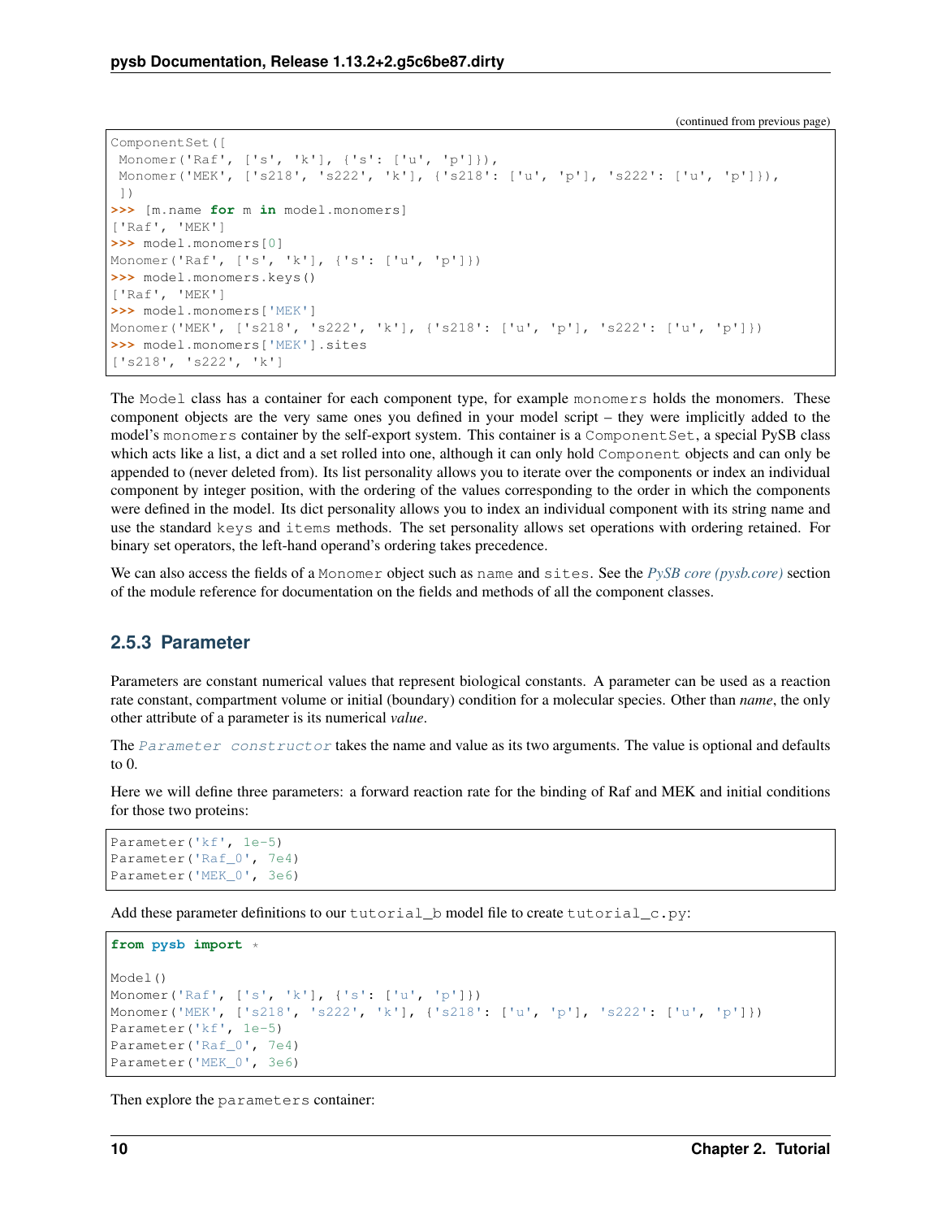(continued from previous page)

```
ComponentSet([
 Monomer('Raf', ['s', 'k'], {'s': ['u', 'p']}),
 Monomer('MEK', ['s218', 's222', 'k'], {'s218': ['u', 'p'], 's222': ['u', 'p']}),
 ])
>>> [m.name for m in model.monomers]
['Raf', 'MEK']
>>> model.monomers[0]
Monomer('Raf', ['s', 'k'], {'s': ['u', 'p']})
>>> model.monomers.keys()
['Raf', 'MEK']
>>> model.monomers['MEK']
Monomer('MEK', ['s218', 's222', 'k'], {'s218': ['u', 'p'], 's222': ['u', 'p']})
>>> model.monomers['MEK'].sites
['s218', 's222', 'k']
```

The `Model` class has a container for each component type, for example `monomers` holds the monomers. These component objects are the very same ones you defined in your model script – they were implicitly added to the model's `monomers` container by the self-export system. This container is a `ComponentSet`, a special PySB class which acts like a list, a dict and a set rolled into one, although it can only hold `Component` objects and can only be appended to (never deleted from). Its list personality allows you to iterate over the components or index an individual component by integer position, with the ordering of the values corresponding to the order in which the components were defined in the model. Its dict personality allows you to index an individual component with its string name and use the standard `keys` and `items` methods. The set personality allows set operations with ordering retained. For binary set operators, the left-hand operand's ordering takes precedence.

We can also access the fields of a `Monomer` object such as `name` and `sites`. See the *PySB core (pysb.core)* section of the module reference for documentation on the fields and methods of all the component classes.

### 2.5.3 Parameter

Parameters are constant numerical values that represent biological constants. A parameter can be used as a reaction rate constant, compartment volume or initial (boundary) condition for a molecular species. Other than *name*, the only other attribute of a parameter is its numerical *value*.

The `Parameter constructor` takes the name and value as its two arguments. The value is optional and defaults to 0.

Here we will define three parameters: a forward reaction rate for the binding of Raf and MEK and initial conditions for those two proteins:

```
Parameter('kf', 1e-5)
Parameter('Raf_0', 7e4)
Parameter('MEK_0', 3e6)
```

Add these parameter definitions to our `tutorial_b` model file to create `tutorial_c.py`:

```
from pysb import *

Model()
Monomer('Raf', ['s', 'k'], {'s': ['u', 'p']})
Monomer('MEK', ['s218', 's222', 'k'], {'s218': ['u', 'p'], 's222': ['u', 'p']})
Parameter('kf', 1e-5)
Parameter('Raf_0', 7e4)
Parameter('MEK_0', 3e6)
```

Then explore the `parameters` container: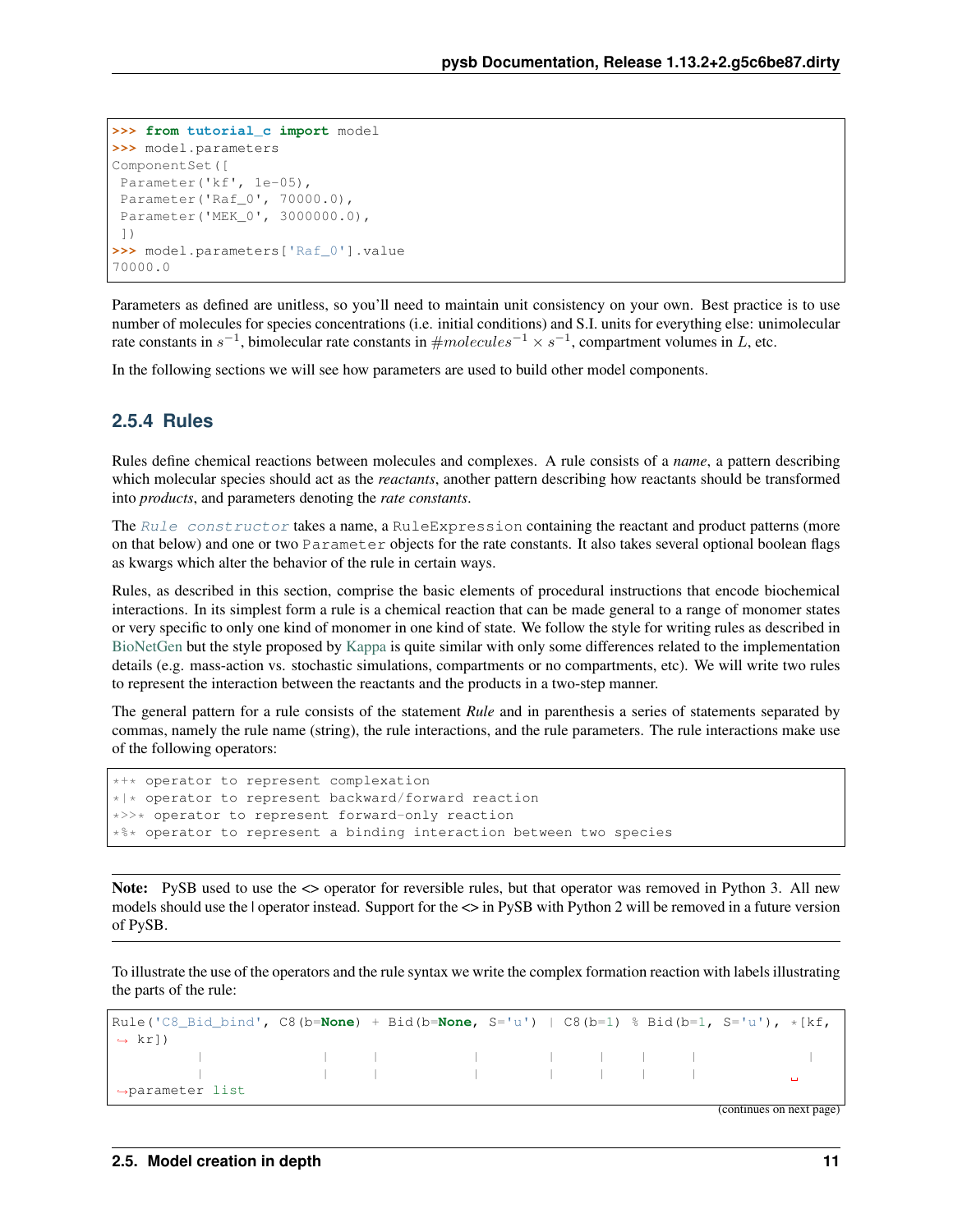```
>>> from tutorial_c import model
>>> model.parameters
ComponentSet([
 Parameter('kf', 1e-05),
 Parameter('Raf_0', 70000.0),
 Parameter('MEK_0', 3000000.0),
 ])
>>> model.parameters['Raf_0'].value
70000.0
```

Parameters as defined are unitless, so you'll need to maintain unit consistency on your own. Best practice is to use number of molecules for species concentrations (i.e. initial conditions) and S.I. units for everything else: unimolecular rate constants in $s^{-1}$, bimolecular rate constants in $\#molecules^{-1} \times s^{-1}$, compartment volumes in $L$, etc.

In the following sections we will see how parameters are used to build other model components.

### 2.5.4 Rules

Rules define chemical reactions between molecules and complexes. A rule consists of a *name*, a pattern describing which molecular species should act as the *reactants*, another pattern describing how reactants should be transformed into *products*, and parameters denoting the *rate constants*.

The *Rule constructor* takes a name, a `RuleExpression` containing the reactant and product patterns (more on that below) and one or two `Parameter` objects for the rate constants. It also takes several optional boolean flags as kwargs which alter the behavior of the rule in certain ways.

Rules, as described in this section, comprise the basic elements of procedural instructions that encode biochemical interactions. In its simplest form a rule is a chemical reaction that can be made general to a range of monomer states or very specific to only one kind of monomer in one kind of state. We follow the style for writing rules as described in BioNetGen but the style proposed by Kappa is quite similar with only some differences related to the implementation details (e.g. mass-action vs. stochastic simulations, compartments or no compartments, etc). We will write two rules to represent the interaction between the reactants and the products in a two-step manner.

The general pattern for a rule consists of the statement *Rule* and in parenthesis a series of statements separated by commas, namely the rule name (string), the rule interactions, and the rule parameters. The rule interactions make use of the following operators:

```
*+* operator to represent complexation
*|* operator to represent backward/forward reaction
*>>* operator to represent forward-only reaction
*%* operator to represent a binding interaction between two species
```

**Note:** PySB used to use the <> operator for reversible rules, but that operator was removed in Python 3. All new models should use the | operator instead. Support for the <> in PySB with Python 2 will be removed in a future version of PySB.

To illustrate the use of the operators and the rule syntax we write the complex formation reaction with labels illustrating the parts of the rule:

```
Rule('C8_Bid_bind', C8(b=None) + Bid(b=None, S='u') | C8(b=1) % Bid(b=1, S='u'), *[kf,
→ kr])
          |                |     |           |         |     |    |      |              |
          |                |     |           |         |     |    |      |              
→parameter list
```

(continues on next page)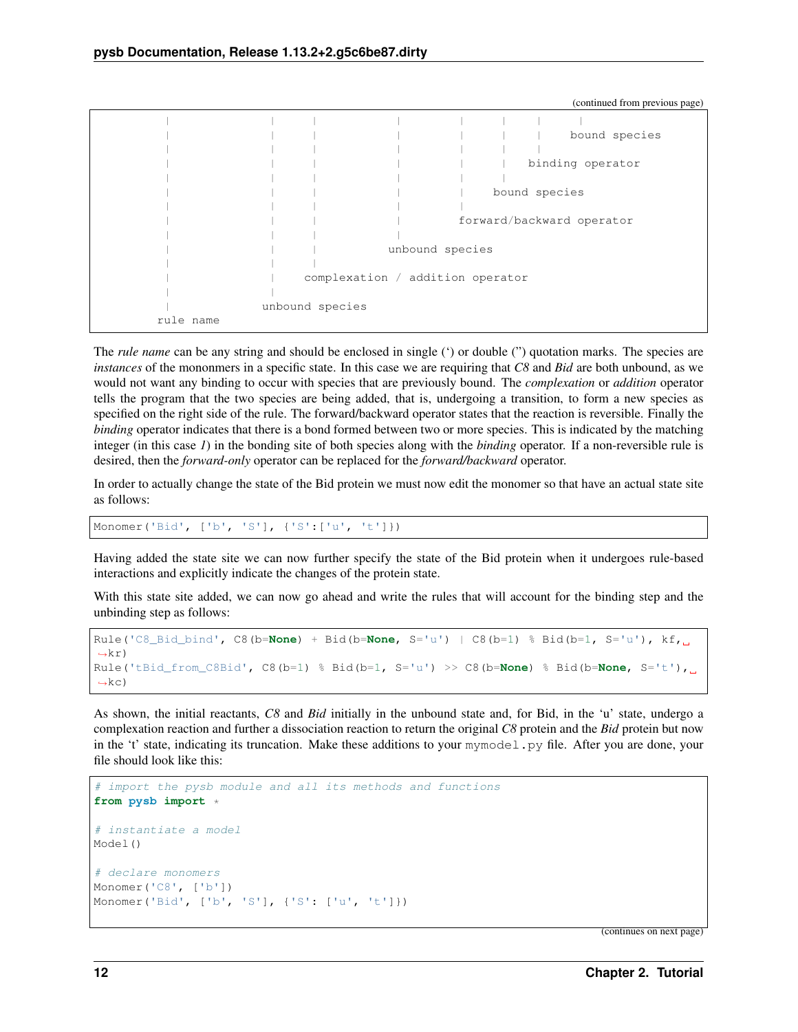(continued from previous page)

```
     |              |      |           |        |     |     |
     |              |      |           |        |     |     bound species
     |              |      |           |        |     |
     |              |      |           |        |     binding operator
     |              |      |           |        |     |
     |              |      |           |        |    bound species
     |              |      |           |        |
     |              |      |           |       forward/backward operator
     |              |      |           |
     |              |      |          unbound species
     |              |      |
     |              |     complexation / addition operator
     |              |
     |             unbound species
    rule name
```

The *rule name* can be any string and should be enclosed in single (') or double (") quotation marks. The species are *instances* of the mononmers in a specific state. In this case we are requiring that *C8* and *Bid* are both unbound, as we would not want any binding to occur with species that are previously bound. The *complexation* or *addition* operator tells the program that the two species are being added, that is, undergoing a transition, to form a new species as specified on the right side of the rule. The forward/backward operator states that the reaction is reversible. Finally the *binding* operator indicates that there is a bond formed between two or more species. This is indicated by the matching integer (in this case *1*) in the bonding site of both species along with the *binding* operator. If a non-reversible rule is desired, then the *forward-only* operator can be replaced for the *forward/backward* operator.

In order to actually change the state of the Bid protein we must now edit the monomer so that have an actual state site as follows:

```
Monomer('Bid', ['b', 'S'], {'S':['u', 't']})
```

Having added the state site we can now further specify the state of the Bid protein when it undergoes rule-based interactions and explicitly indicate the changes of the protein state.

With this state site added, we can now go ahead and write the rules that will account for the binding step and the unbinding step as follows:

```
Rule('C8_Bid_bind', C8(b=None) + Bid(b=None, S='u') | C8(b=1) % Bid(b=1, S='u'), kf, kr)
Rule('tBid_from_C8Bid', C8(b=1) % Bid(b=1, S='u') >> C8(b=None) % Bid(b=None, S='t'), kc)
```

As shown, the initial reactants, *C8* and *Bid* initially in the unbound state and, for Bid, in the 'u' state, undergo a complexation reaction and further a dissociation reaction to return the original *C8* protein and the *Bid* protein but now in the 't' state, indicating its truncation. Make these additions to your `mymodel.py` file. After you are done, your file should look like this:

```
# import the pysb module and all its methods and functions
from pysb import *

# instantiate a model
Model()

# declare monomers
Monomer('C8', ['b'])
Monomer('Bid', ['b', 'S'], {'S': ['u', 't']})
```

(continues on next page)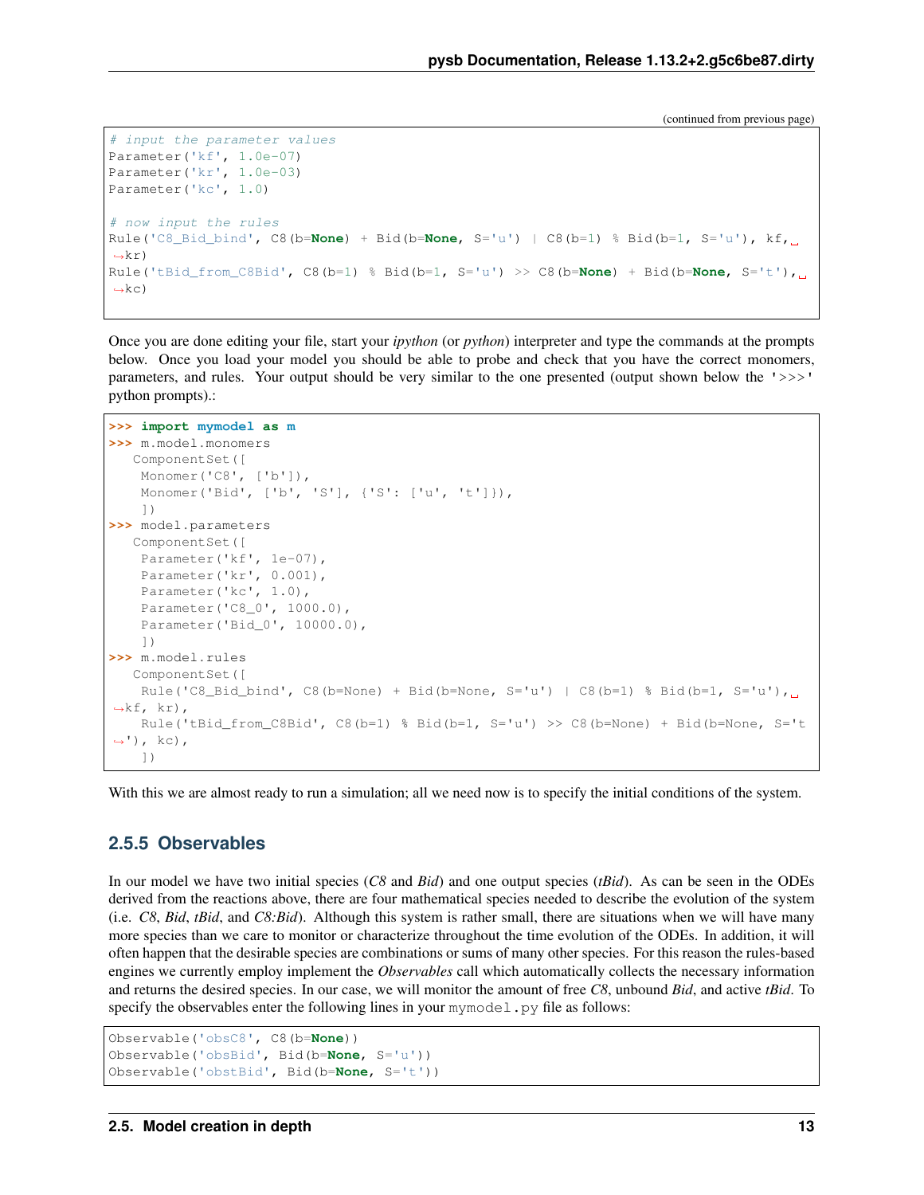(continued from previous page)

```
# input the parameter values
Parameter('kf', 1.0e-07)
Parameter('kr', 1.0e-03)
Parameter('kc', 1.0)

# now input the rules
Rule('C8_Bid_bind', C8(b=None) + Bid(b=None, S='u') | C8(b=1) % Bid(b=1, S='u'), kf,
    kr)
Rule('tBid_from_C8Bid', C8(b=1) % Bid(b=1, S='u') >> C8(b=None) + Bid(b=None, S='t'),
    kc)
```

Once you are done editing your file, start your *ipython* (or *python*) interpreter and type the commands at the prompts below. Once you load your model you should be able to probe and check that you have the correct monomers, parameters, and rules. Your output should be very similar to the one presented (output shown below the '>>>' python prompts).:

```
>>> import mymodel as m
>>> m.model.monomers
   ComponentSet([
    Monomer('C8', ['b']),
    Monomer('Bid', ['b', 'S'], {'S': ['u', 't']}),
    ])
>>> model.parameters
   ComponentSet([
    Parameter('kf', 1e-07),
    Parameter('kr', 0.001),
    Parameter('kc', 1.0),
    Parameter('C8_0', 1000.0),
    Parameter('Bid_0', 10000.0),
    ])
>>> m.model.rules
   ComponentSet([
    Rule('C8_Bid_bind', C8(b=None) + Bid(b=None, S='u') | C8(b=1) % Bid(b=1, S='u'),
   kf, kr),
    Rule('tBid_from_C8Bid', C8(b=1) % Bid(b=1, S='u') >> C8(b=None) + Bid(b=None, S='t
   '), kc),
    ])
```

With this we are almost ready to run a simulation; all we need now is to specify the initial conditions of the system.

### 2.5.5 Observables

In our model we have two initial species (*C8* and *Bid*) and one output species (*tBid*). As can be seen in the ODEs derived from the reactions above, there are four mathematical species needed to describe the evolution of the system (i.e. *C8*, *Bid*, *tBid*, and *C8:Bid*). Although this system is rather small, there are situations when we will have many more species than we care to monitor or characterize throughout the time evolution of the ODEs. In addition, it will often happen that the desirable species are combinations or sums of many other species. For this reason the rules-based engines we currently employ implement the *Observables* call which automatically collects the necessary information and returns the desired species. In our case, we will monitor the amount of free *C8*, unbound *Bid*, and active *tBid*. To specify the observables enter the following lines in your `mymodel.py` file as follows:

```
Observable('obsC8', C8(b=None))
Observable('obsBid', Bid(b=None, S='u'))
Observable('obstBid', Bid(b=None, S='t'))
```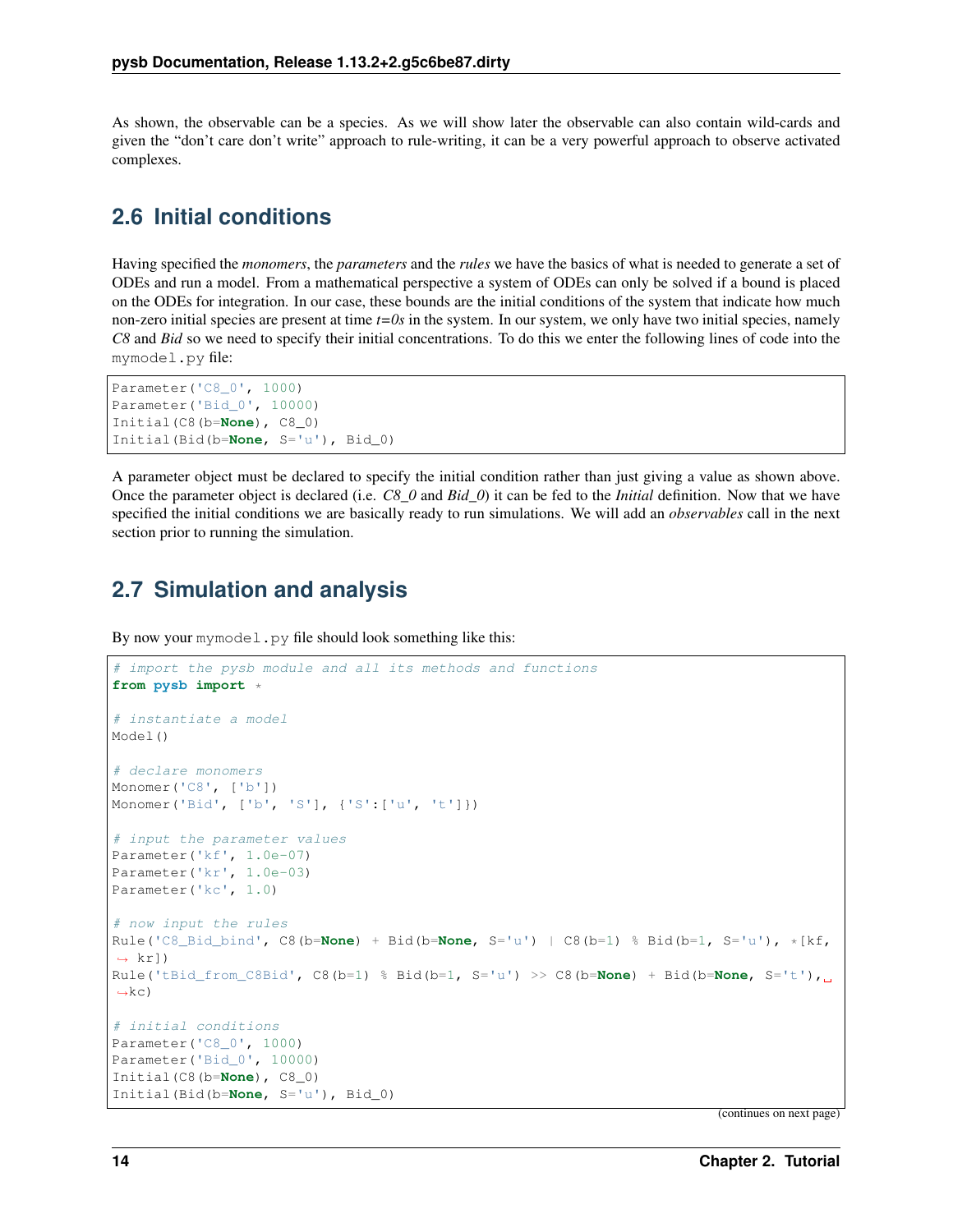As shown, the observable can be a species. As we will show later the observable can also contain wild-cards and given the "don't care don't write" approach to rule-writing, it can be a very powerful approach to observe activated complexes.

## 2.6 Initial conditions

Having specified the *monomers*, the *parameters* and the *rules* we have the basics of what is needed to generate a set of ODEs and run a model. From a mathematical perspective a system of ODEs can only be solved if a bound is placed on the ODEs for integration. In our case, these bounds are the initial conditions of the system that indicate how much non-zero initial species are present at time *t=0s* in the system. In our system, we only have two initial species, namely *C8* and *Bid* so we need to specify their initial concentrations. To do this we enter the following lines of code into the `mymodel.py` file:

```
Parameter('C8_0', 1000)
Parameter('Bid_0', 10000)
Initial(C8(b=None), C8_0)
Initial(Bid(b=None, S='u'), Bid_0)
```

A parameter object must be declared to specify the initial condition rather than just giving a value as shown above. Once the parameter object is declared (i.e. *C8_0* and *Bid_0*) it can be fed to the *Initial* definition. Now that we have specified the initial conditions we are basically ready to run simulations. We will add an *observables* call in the next section prior to running the simulation.

## 2.7 Simulation and analysis

By now your `mymodel.py` file should look something like this:

```
# import the pysb module and all its methods and functions
from pysb import *

# instantiate a model
Model()

# declare monomers
Monomer('C8', ['b'])
Monomer('Bid', ['b', 'S'], {'S':['u', 't']})

# input the parameter values
Parameter('kf', 1.0e-07)
Parameter('kr', 1.0e-03)
Parameter('kc', 1.0)

# now input the rules
Rule('C8_Bid_bind', C8(b=None) + Bid(b=None, S='u') | C8(b=1) % Bid(b=1, S='u'), *[kf,
→ kr])
Rule('tBid_from_C8Bid', C8(b=1) % Bid(b=1, S='u') >> C8(b=None) + Bid(b=None, S='t'),
→kc)

# initial conditions
Parameter('C8_0', 1000)
Parameter('Bid_0', 10000)
Initial(C8(b=None), C8_0)
Initial(Bid(b=None, S='u'), Bid_0)
```

(continues on next page)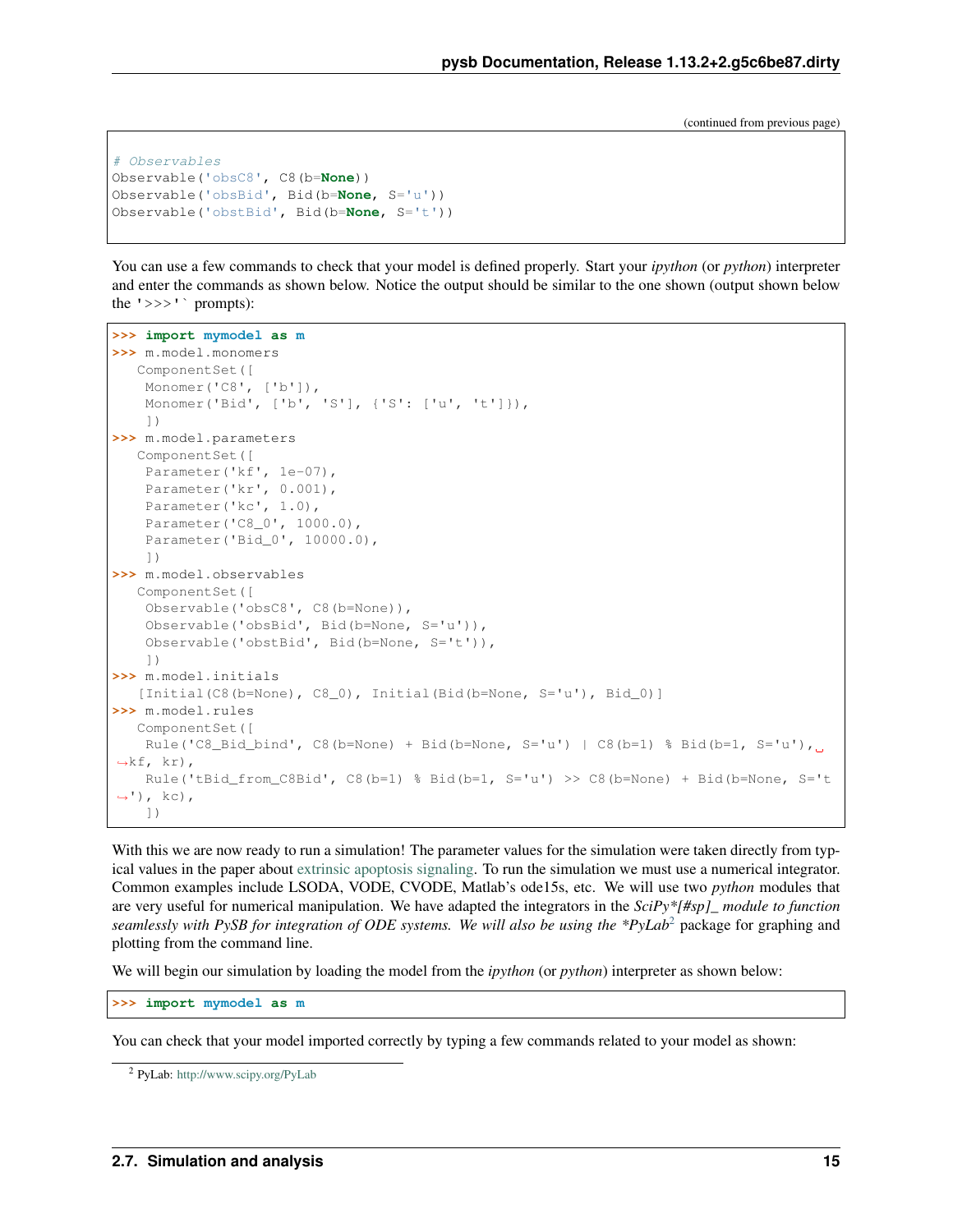(continued from previous page)

```
# Observables
Observable('obsC8', C8(b=None))
Observable('obsBid', Bid(b=None, S='u'))
Observable('obstBid', Bid(b=None, S='t'))
```

You can use a few commands to check that your model is defined properly. Start your *ipython* (or *python*) interpreter and enter the commands as shown below. Notice the output should be similar to the one shown (output shown below the '>>>'` prompts):

```
>>> import mymodel as m
>>> m.model.monomers
   ComponentSet([
    Monomer('C8', ['b']),
    Monomer('Bid', ['b', 'S'], {'S': ['u', 't']}),
    ])
>>> m.model.parameters
   ComponentSet([
    Parameter('kf', 1e-07),
    Parameter('kr', 0.001),
    Parameter('kc', 1.0),
    Parameter('C8_0', 1000.0),
    Parameter('Bid_0', 10000.0),
    ])
>>> m.model.observables
   ComponentSet([
    Observable('obsC8', C8(b=None)),
    Observable('obsBid', Bid(b=None, S='u')),
    Observable('obstBid', Bid(b=None, S='t')),
    ])
>>> m.model.initials
   [Initial(C8(b=None), C8_0), Initial(Bid(b=None, S='u'), Bid_0)]
>>> m.model.rules
   ComponentSet([
    Rule('C8_Bid_bind', C8(b=None) + Bid(b=None, S='u') | C8(b=1) % Bid(b=1, S='u'),
↪kf, kr),
    Rule('tBid_from_C8Bid', C8(b=1) % Bid(b=1, S='u') >> C8(b=None) + Bid(b=None, S='t
↪'), kc),
    ])
```

With this we are now ready to run a simulation! The parameter values for the simulation were taken directly from typical values in the paper about extrinsic apoptosis signaling. To run the simulation we must use a numerical integrator. Common examples include LSODA, VODE, CVODE, Matlab's ode15s, etc. We will use two *python* modules that are very useful for numerical manipulation. We have adapted the integrators in the *SciPy*[#sp]_ module to function seamlessly with PySB for integration of ODE systems. We will also be using the *PyLab*[2] package for graphing and plotting from the command line.

We will begin our simulation by loading the model from the *ipython* (or *python*) interpreter as shown below:

```
>>> import mymodel as m
```

You can check that your model imported correctly by typing a few commands related to your model as shown:

[2] PyLab: http://www.scipy.org/PyLab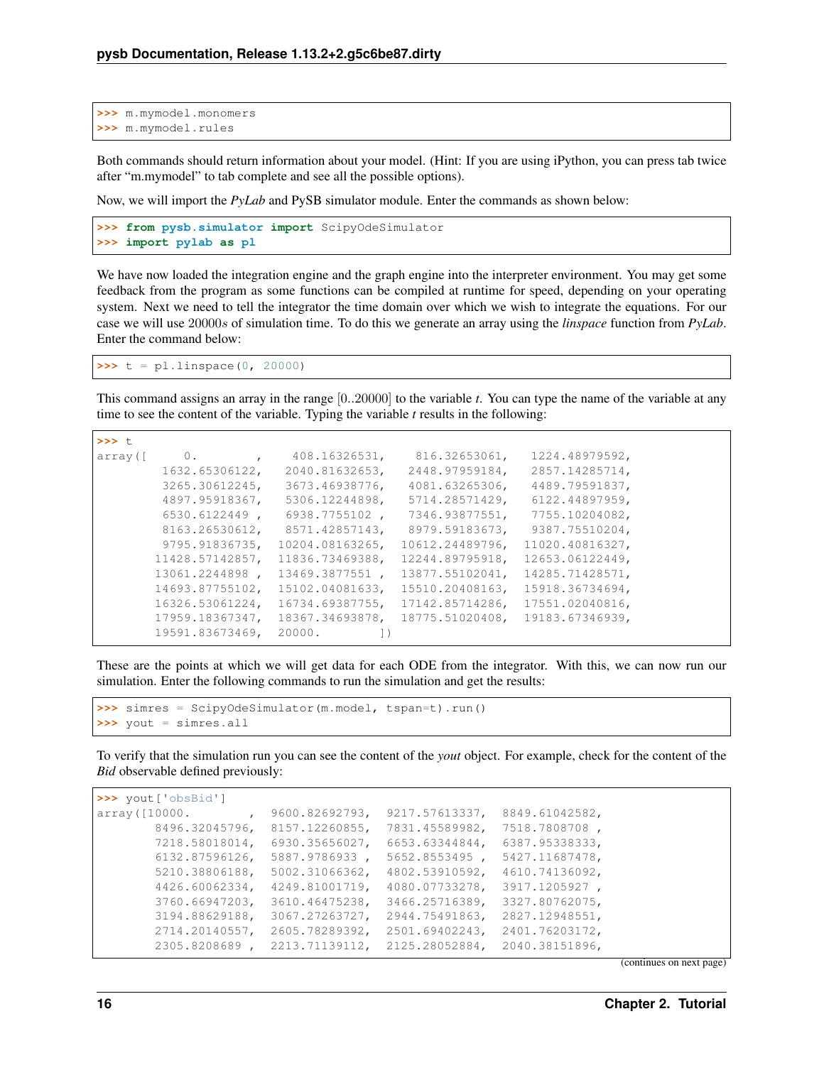```
>>> m.mymodel.monomers
>>> m.mymodel.rules
```

Both commands should return information about your model. (Hint: If you are using iPython, you can press tab twice after "m.mymodel" to tab complete and see all the possible options).

Now, we will import the *PyLab* and PySB simulator module. Enter the commands as shown below:

```
>>> from pysb.simulator import ScipyOdeSimulator
>>> import pylab as pl
```

We have now loaded the integration engine and the graph engine into the interpreter environment. You may get some feedback from the program as some functions can be compiled at runtime for speed, depending on your operating system. Next we need to tell the integrator the time domain over which we wish to integrate the equations. For our case we will use $20000s$ of simulation time. To do this we generate an array using the *linspace* function from *PyLab*. Enter the command below:

```
>>> t = pl.linspace(0, 20000)
```

This command assigns an array in the range $[0..20000]$ to the variable *t*. You can type the name of the variable at any time to see the content of the variable. Typing the variable *t* results in the following:

```
>>> t
array([     0.        ,    408.16326531,    816.32653061,   1224.48979592,
         1632.65306122,   2040.81632653,   2448.97959184,   2857.14285714,
         3265.30612245,   3673.46938776,   4081.63265306,   4489.79591837,
         4897.95918367,   5306.12244898,   5714.28571429,   6122.44897959,
         6530.6122449 ,   6938.7755102 ,   7346.93877551,   7755.10204082,
         8163.26530612,   8571.42857143,   8979.59183673,   9387.75510204,
         9795.91836735,  10204.08163265,  10612.24489796,  11020.40816327,
        11428.57142857,  11836.73469388,  12244.89795918,  12653.06122449,
        13061.2244898 ,  13469.3877551 ,  13877.55102041,  14285.71428571,
        14693.87755102,  15102.04081633,  15510.20408163,  15918.36734694,
        16326.53061224,  16734.69387755,  17142.85714286,  17551.02040816,
        17959.18367347,  18367.34693878,  18775.51020408,  19183.67346939,
        19591.83673469,  20000.        ])
```

These are the points at which we will get data for each ODE from the integrator. With this, we can now run our simulation. Enter the following commands to run the simulation and get the results:

```
>>> simres = ScipyOdeSimulator(m.model, tspan=t).run()
>>> yout = simres.all
```

To verify that the simulation run you can see the content of the *yout* object. For example, check for the content of the *Bid* observable defined previously:

```
>>> yout['obsBid']
array([10000.        ,  9600.82692793,  9217.57613337,  8849.61042582,
        8496.32045796,  8157.12260855,  7831.45589982,  7518.7808708 ,
        7218.58018014,  6930.35656027,  6653.63344844,  6387.95338333,
        6132.87596126,  5887.9786933 ,  5652.8553495 ,  5427.11687478,
        5210.38806188,  5002.31066362,  4802.53910592,  4610.74136092,
        4426.60062334,  4249.81001719,  4080.07733278,  3917.1205927 ,
        3760.66947203,  3610.46475238,  3466.25716389,  3327.80762075,
        3194.88629188,  3067.27263727,  2944.75491863,  2827.12948551,
        2714.20140557,  2605.78289392,  2501.69402243,  2401.76203172,
        2305.8208689 ,  2213.71139112,  2125.28052884,  2040.38151896,
```

(continues on next page)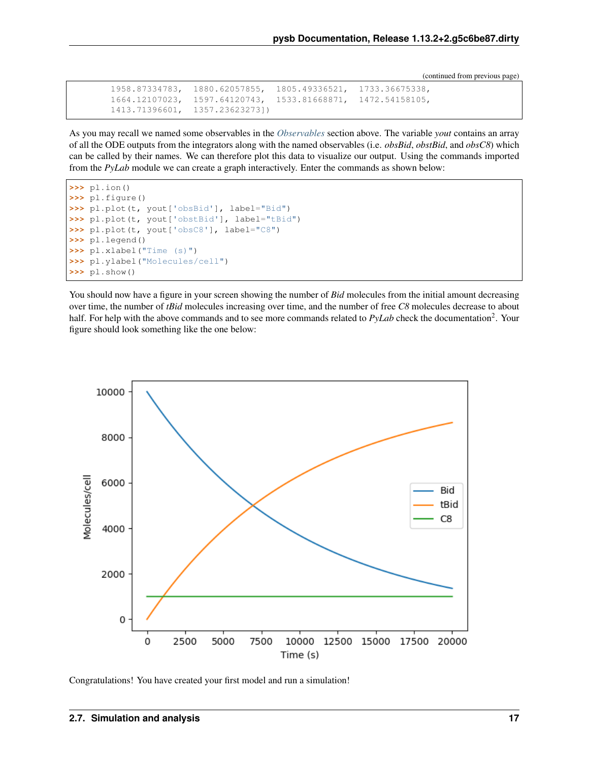```
       1958.87334783,  1880.62057855,  1805.49336521,  1733.36675338,
       1664.12107023,  1597.64120743,  1533.81668871,  1472.54158105,
       1413.71396601,  1357.23623273])
```

As you may recall we named some observables in the *Observables* section above. The variable *yout* contains an array of all the ODE outputs from the integrators along with the named observables (i.e. *obsBid*, *obstBid*, and *obsC8*) which can be called by their names. We can therefore plot this data to visualize our output. Using the commands imported from the *PyLab* module we can create a graph interactively. Enter the commands as shown below:

```
>>> pl.ion()
>>> pl.figure()
>>> pl.plot(t, yout['obsBid'], label="Bid")
>>> pl.plot(t, yout['obstBid'], label="tBid")
>>> pl.plot(t, yout['obsC8'], label="C8")
>>> pl.legend()
>>> pl.xlabel("Time (s)")
>>> pl.ylabel("Molecules/cell")
>>> pl.show()
```

You should now have a figure in your screen showing the number of *Bid* molecules from the initial amount decreasing over time, the number of *tBid* molecules increasing over time, and the number of free *C8* molecules decrease to about half. For help with the above commands and to see more commands related to *PyLab* check the documentation[2]. Your figure should look something like the one below:

Congratulations! You have created your first model and run a simulation!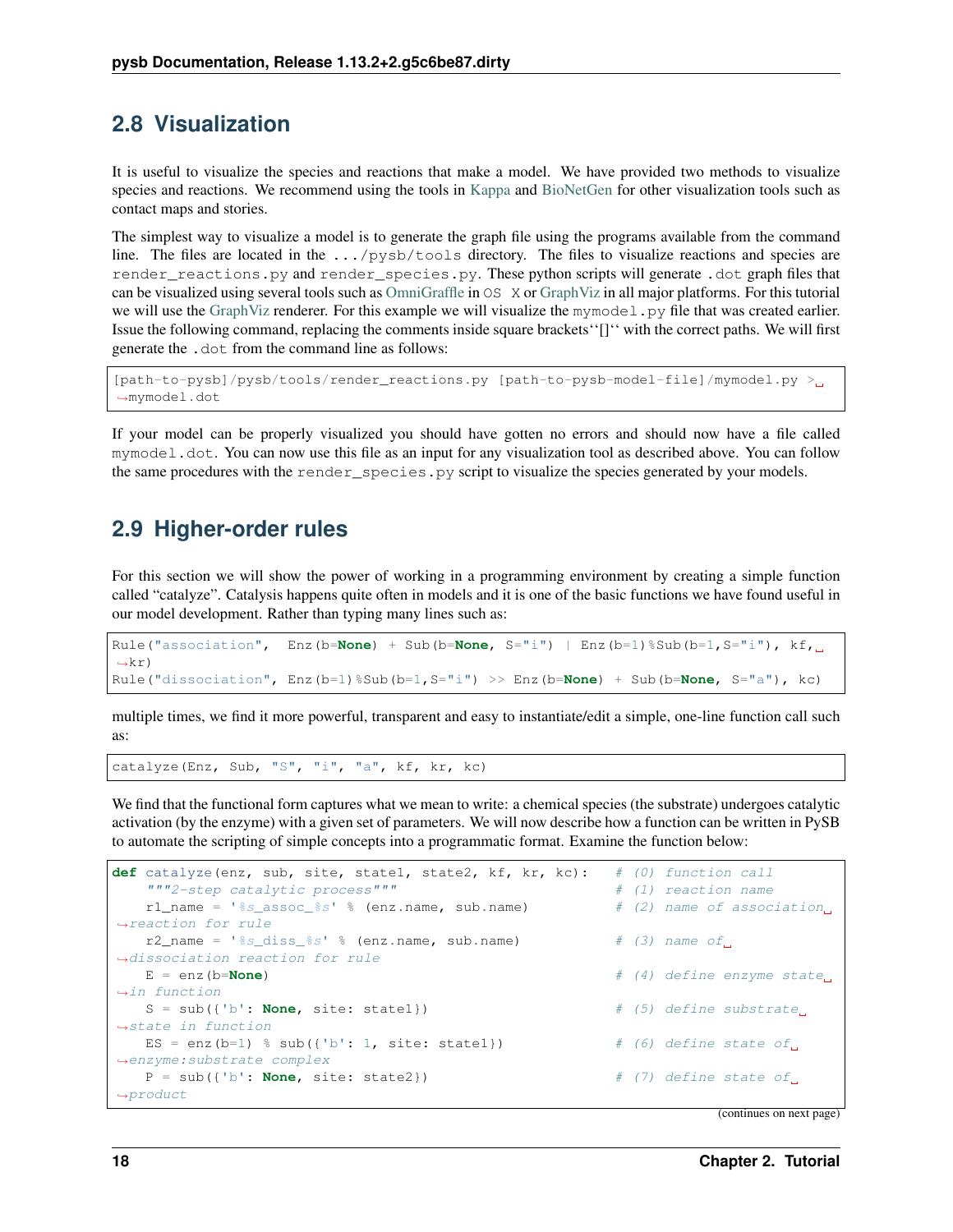## 2.8 Visualization

It is useful to visualize the species and reactions that make a model. We have provided two methods to visualize species and reactions. We recommend using the tools in Kappa and BioNetGen for other visualization tools such as contact maps and stories.

The simplest way to visualize a model is to generate the graph file using the programs available from the command line. The files are located in the `.../pysb/tools` directory. The files to visualize reactions and species are `render_reactions.py` and `render_species.py`. These python scripts will generate `.dot` graph files that can be visualized using several tools such as OmniGraffle in `OS X` or GraphViz in all major platforms. For this tutorial we will use the GraphViz renderer. For this example we will visualize the `mymodel.py` file that was created earlier. Issue the following command, replacing the comments inside square brackets``[]`` with the correct paths. We will first generate the `.dot` from the command line as follows:

```
[path-to-pysb]/pysb/tools/render_reactions.py [path-to-pysb-model-file]/mymodel.py > mymodel.dot
```

If your model can be properly visualized you should have gotten no errors and should now have a file called `mymodel.dot`. You can now use this file as an input for any visualization tool as described above. You can follow the same procedures with the `render_species.py` script to visualize the species generated by your models.

## 2.9 Higher-order rules

For this section we will show the power of working in a programming environment by creating a simple function called "catalyze". Catalysis happens quite often in models and it is one of the basic functions we have found useful in our model development. Rather than typing many lines such as:

```
Rule("association",  Enz(b=None) + Sub(b=None, S="i") | Enz(b=1)%Sub(b=1,S="i"), kf, kr)
Rule("dissociation", Enz(b=1)%Sub(b=1,S="i") >> Enz(b=None) + Sub(b=None, S="a"), kc)
```

multiple times, we find it more powerful, transparent and easy to instantiate/edit a simple, one-line function call such as:

```
catalyze(Enz, Sub, "S", "i", "a", kf, kr, kc)
```

We find that the functional form captures what we mean to write: a chemical species (the substrate) undergoes catalytic activation (by the enzyme) with a given set of parameters. We will now describe how a function can be written in PySB to automate the scripting of simple concepts into a programmatic format. Examine the function below:

```
def catalyze(enz, sub, site, state1, state2, kf, kr, kc):   # (0) function call
    """2-step catalytic process"""                          # (1) reaction name
    r1_name = '%s_assoc_%s' % (enz.name, sub.name)          # (2) name of association reaction for rule
    r2_name = '%s_diss_%s' % (enz.name, sub.name)           # (3) name of dissociation reaction for rule
    E = enz(b=None)                                         # (4) define enzyme state in function
    S = sub({'b': None, site: state1})                      # (5) define substrate state in function
    ES = enz(b=1) % sub({'b': 1, site: state1})             # (6) define state of enzyme:substrate complex
    P = sub({'b': None, site: state2})                      # (7) define state of product
```

(continues on next page)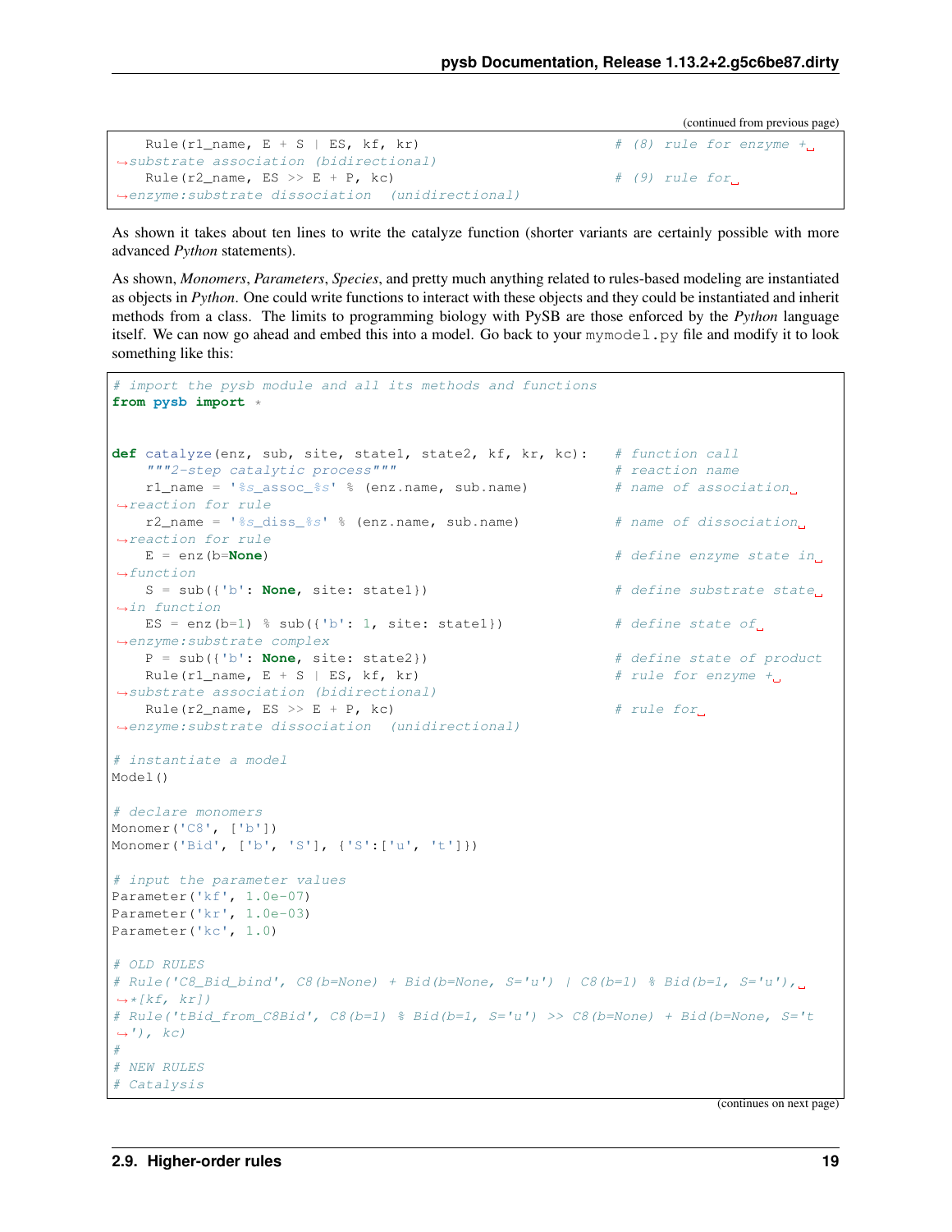(continued from previous page)

```
    Rule(r1_name, E + S | ES, kf, kr)                    # (8) rule for enzyme +␣
↪substrate association (bidirectional)
    Rule(r2_name, ES >> E + P, kc)                       # (9) rule for␣
↪enzyme:substrate dissociation  (unidirectional)
```

As shown it takes about ten lines to write the catalyze function (shorter variants are certainly possible with more advanced *Python* statements).

As shown, *Monomers*, *Parameters*, *Species*, and pretty much anything related to rules-based modeling are instantiated as objects in *Python*. One could write functions to interact with these objects and they could be instantiated and inherit methods from a class. The limits to programming biology with PySB are those enforced by the *Python* language itself. We can now go ahead and embed this into a model. Go back to your `mymodel.py` file and modify it to look something like this:

```
# import the pysb module and all its methods and functions
from pysb import *


def catalyze(enz, sub, site, state1, state2, kf, kr, kc):   # function call
    """2-step catalytic process"""                          # reaction name
    r1_name = '%s_assoc_%s' % (enz.name, sub.name)          # name of association␣
↪reaction for rule
    r2_name = '%s_diss_%s' % (enz.name, sub.name)           # name of dissociation␣
↪reaction for rule
    E = enz(b=None)                                         # define enzyme state in␣
↪function
    S = sub({'b': None, site: state1})                      # define substrate state␣
↪in function
    ES = enz(b=1) % sub({'b': 1, site: state1})             # define state of␣
↪enzyme:substrate complex
    P = sub({'b': None, site: state2})                      # define state of product
    Rule(r1_name, E + S | ES, kf, kr)                       # rule for enzyme +␣
↪substrate association (bidirectional)
    Rule(r2_name, ES >> E + P, kc)                          # rule for␣
↪enzyme:substrate dissociation  (unidirectional)

# instantiate a model
Model()

# declare monomers
Monomer('C8', ['b'])
Monomer('Bid', ['b', 'S'], {'S':['u', 't']})

# input the parameter values
Parameter('kf', 1.0e-07)
Parameter('kr', 1.0e-03)
Parameter('kc', 1.0)

# OLD RULES
# Rule('C8_Bid_bind', C8(b=None) + Bid(b=None, S='u') | C8(b=1) % Bid(b=1, S='u'),␣
↪*[kf, kr])
# Rule('tBid_from_C8Bid', C8(b=1) % Bid(b=1, S='u') >> C8(b=None) + Bid(b=None, S='t
↪'), kc)
#
# NEW RULES
# Catalysis
```

(continues on next page)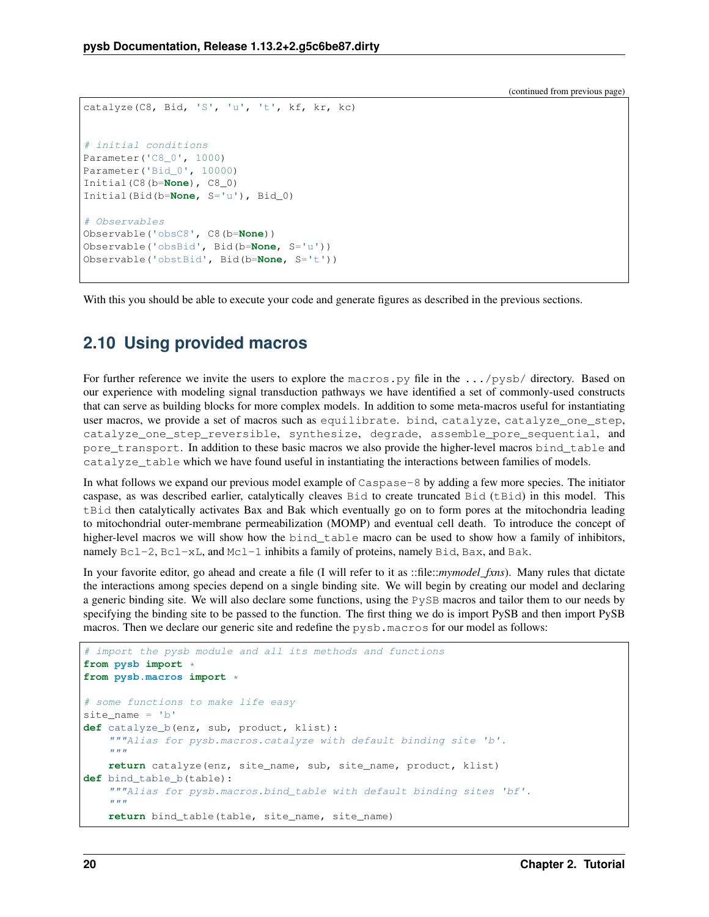(continued from previous page)

```
catalyze(C8, Bid, 'S', 'u', 't', kf, kr, kc)


# initial conditions
Parameter('C8_0', 1000)
Parameter('Bid_0', 10000)
Initial(C8(b=None), C8_0)
Initial(Bid(b=None, S='u'), Bid_0)

# Observables
Observable('obsC8', C8(b=None))
Observable('obsBid', Bid(b=None, S='u'))
Observable('obstBid', Bid(b=None, S='t'))
```

With this you should be able to execute your code and generate figures as described in the previous sections.

## 2.10 Using provided macros

For further reference we invite the users to explore the `macros.py` file in the `.../pysb/` directory. Based on our experience with modeling signal transduction pathways we have identified a set of commonly-used constructs that can serve as building blocks for more complex models. In addition to some meta-macros useful for instantiating user macros, we provide a set of macros such as `equilibrate`. `bind`, `catalyze`, `catalyze_one_step`, `catalyze_one_step_reversible`, `synthesize`, `degrade`, `assemble_pore_sequential`, and `pore_transport`. In addition to these basic macros we also provide the higher-level macros `bind_table` and `catalyze_table` which we have found useful in instantiating the interactions between families of models.

In what follows we expand our previous model example of `Caspase-8` by adding a few more species. The initiator caspase, as was described earlier, catalytically cleaves `Bid` to create truncated `Bid` (`tBid`) in this model. This `tBid` then catalytically activates Bax and Bak which eventually go on to form pores at the mitochondria leading to mitochondrial outer-membrane permeabilization (MOMP) and eventual cell death. To introduce the concept of higher-level macros we will show how the `bind_table` macro can be used to show how a family of inhibitors, namely `Bcl-2`, `Bcl-xL`, and `Mcl-1` inhibits a family of proteins, namely `Bid`, `Bax`, and `Bak`.

In your favorite editor, go ahead and create a file (I will refer to it as ::file::*mymodel_fxns*). Many rules that dictate the interactions among species depend on a single binding site. We will begin by creating our model and declaring a generic binding site. We will also declare some functions, using the `PySB` macros and tailor them to our needs by specifying the binding site to be passed to the function. The first thing we do is import PySB and then import PySB macros. Then we declare our generic site and redefine the `pysb.macros` for our model as follows:

```
# import the pysb module and all its methods and functions
from pysb import *
from pysb.macros import *

# some functions to make life easy
site_name = 'b'
def catalyze_b(enz, sub, product, klist):
    """Alias for pysb.macros.catalyze with default binding site 'b'.
    """
    return catalyze(enz, site_name, sub, site_name, product, klist)
def bind_table_b(table):
    """Alias for pysb.macros.bind_table with default binding sites 'bf'.
    """
    return bind_table(table, site_name, site_name)
```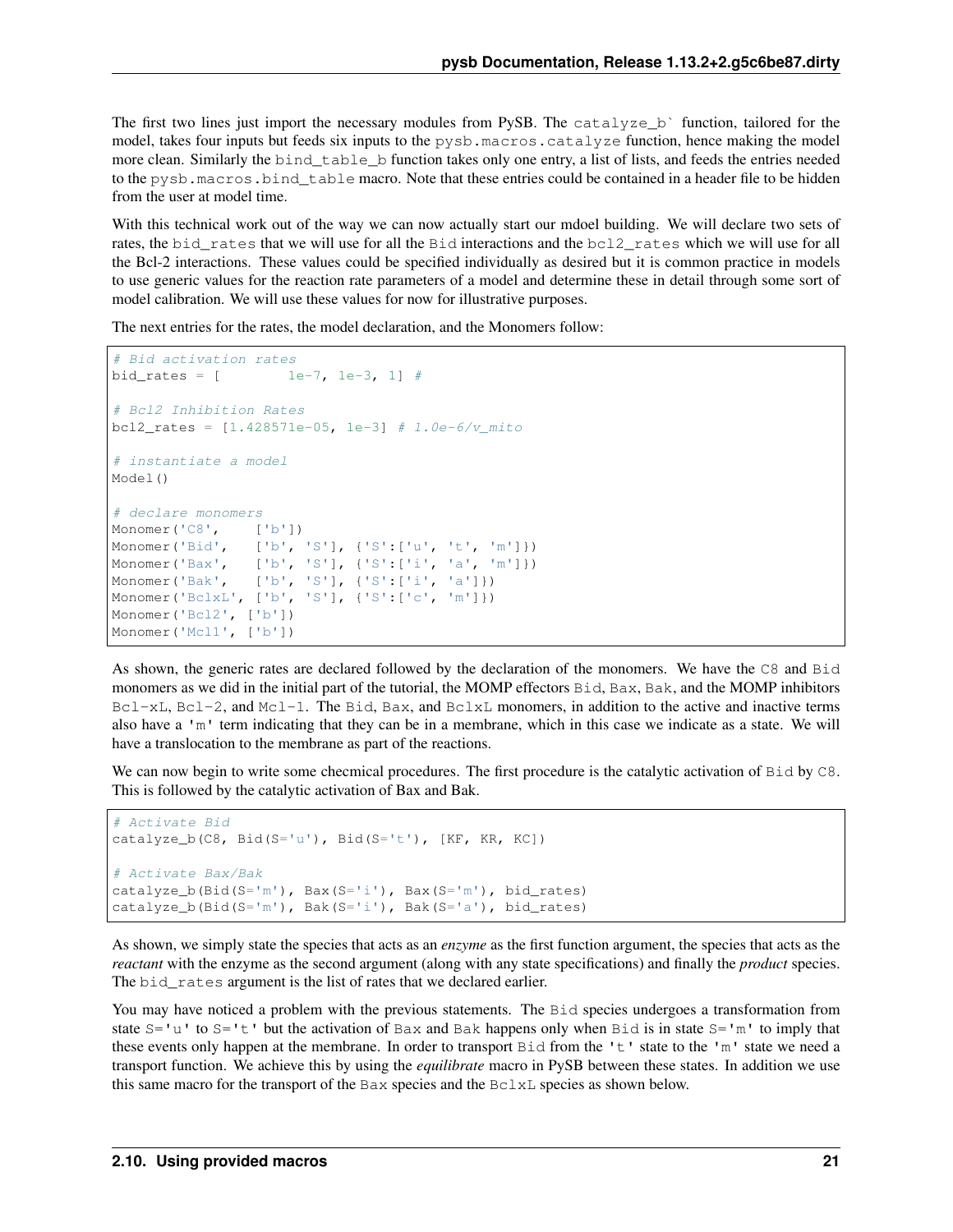The first two lines just import the necessary modules from PySB. The `catalyze_b`` function, tailored for the model, takes four inputs but feeds six inputs to the `pysb.macros.catalyze` function, hence making the model more clean. Similarly the `bind_table_b` function takes only one entry, a list of lists, and feeds the entries needed to the `pysb.macros.bind_table` macro. Note that these entries could be contained in a header file to be hidden from the user at model time.

With this technical work out of the way we can now actually start our mdoel building. We will declare two sets of rates, the `bid_rates` that we will use for all the `Bid` interactions and the `bcl2_rates` which we will use for all the Bcl-2 interactions. These values could be specified individually as desired but it is common practice in models to use generic values for the reaction rate parameters of a model and determine these in detail through some sort of model calibration. We will use these values for now for illustrative purposes.

The next entries for the rates, the model declaration, and the Monomers follow:

```
# Bid activation rates
bid_rates = [        1e-7, 1e-3, 1] #

# Bcl2 Inhibition Rates
bcl2_rates = [1.428571e-05, 1e-3] # 1.0e-6/v_mito

# instantiate a model
Model()

# declare monomers
Monomer('C8',    ['b'])
Monomer('Bid',   ['b', 'S'], {'S':['u', 't', 'm']})
Monomer('Bax',   ['b', 'S'], {'S':['i', 'a', 'm']})
Monomer('Bak',   ['b', 'S'], {'S':['i', 'a']})
Monomer('BclxL', ['b', 'S'], {'S':['c', 'm']})
Monomer('Bcl2', ['b'])
Monomer('Mcl1', ['b'])
```

As shown, the generic rates are declared followed by the declaration of the monomers. We have the `C8` and `Bid` monomers as we did in the initial part of the tutorial, the MOMP effectors `Bid`, `Bax`, `Bak`, and the MOMP inhibitors `Bcl-xL`, `Bcl-2`, and `Mcl-1`. The `Bid`, `Bax`, and `BclxL` monomers, in addition to the active and inactive terms also have a `'m'` term indicating that they can be in a membrane, which in this case we indicate as a state. We will have a translocation to the membrane as part of the reactions.

We can now begin to write some checmical procedures. The first procedure is the catalytic activation of `Bid` by `C8`. This is followed by the catalytic activation of Bax and Bak.

```
# Activate Bid
catalyze_b(C8, Bid(S='u'), Bid(S='t'), [KF, KR, KC])

# Activate Bax/Bak
catalyze_b(Bid(S='m'), Bax(S='i'), Bax(S='m'), bid_rates)
catalyze_b(Bid(S='m'), Bak(S='i'), Bak(S='a'), bid_rates)
```

As shown, we simply state the species that acts as an *enzyme* as the first function argument, the species that acts as the *reactant* with the enzyme as the second argument (along with any state specifications) and finally the *product* species. The `bid_rates` argument is the list of rates that we declared earlier.

You may have noticed a problem with the previous statements. The `Bid` species undergoes a transformation from state `S='u'` to `S='t'` but the activation of `Bax` and `Bak` happens only when `Bid` is in state `S='m'` to imply that these events only happen at the membrane. In order to transport `Bid` from the `'t'` state to the `'m'` state we need a transport function. We achieve this by using the *equilibrate* macro in PySB between these states. In addition we use this same macro for the transport of the `Bax` species and the `BclxL` species as shown below.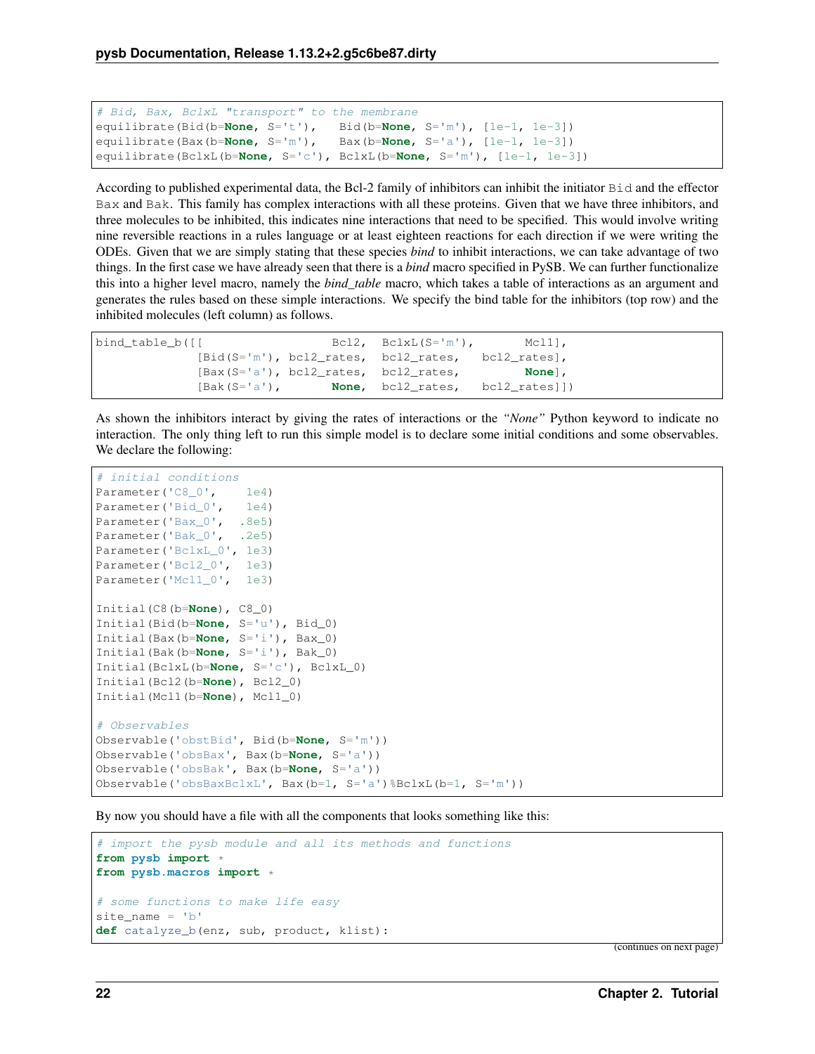```
# Bid, Bax, BclxL "transport" to the membrane
equilibrate(Bid(b=None, S='t'),   Bid(b=None, S='m'), [1e-1, 1e-3])
equilibrate(Bax(b=None, S='m'),   Bax(b=None, S='a'), [1e-1, 1e-3])
equilibrate(BclxL(b=None, S='c'), BclxL(b=None, S='m'), [1e-1, 1e-3])
```

According to published experimental data, the Bcl-2 family of inhibitors can inhibit the initiator `Bid` and the effector `Bax` and `Bak`. This family has complex interactions with all these proteins. Given that we have three inhibitors, and three molecules to be inhibited, this indicates nine interactions that need to be specified. This would involve writing nine reversible reactions in a rules language or at least eighteen reactions for each direction if we were writing the ODEs. Given that we are simply stating that these species *bind* to inhibit interactions, we can take advantage of two things. In the first case we have already seen that there is a *bind* macro specified in PySB. We can further functionalize this into a higher level macro, namely the *bind_table* macro, which takes a table of interactions as an argument and generates the rules based on these simple interactions. We specify the bind table for the inhibitors (top row) and the inhibited molecules (left column) as follows.

```
bind_table_b([[                      Bcl2,  BclxL(S='m'),       Mcl1],
              [Bid(S='m'), bcl2_rates,  bcl2_rates,   bcl2_rates],
              [Bax(S='a'), bcl2_rates,  bcl2_rates,         None],
              [Bak(S='a'),       None,  bcl2_rates,   bcl2_rates]])
```

As shown the inhibitors interact by giving the rates of interactions or the *"None"* Python keyword to indicate no interaction. The only thing left to run this simple model is to declare some initial conditions and some observables. We declare the following:

```
# initial conditions
Parameter('C8_0',    1e4)
Parameter('Bid_0',   1e4)
Parameter('Bax_0',  .8e5)
Parameter('Bak_0',  .2e5)
Parameter('BclxL_0', 1e3)
Parameter('Bcl2_0',  1e3)
Parameter('Mcl1_0',  1e3)

Initial(C8(b=None), C8_0)
Initial(Bid(b=None, S='u'), Bid_0)
Initial(Bax(b=None, S='i'), Bax_0)
Initial(Bak(b=None, S='i'), Bak_0)
Initial(BclxL(b=None, S='c'), BclxL_0)
Initial(Bcl2(b=None), Bcl2_0)
Initial(Mcl1(b=None), Mcl1_0)

# Observables
Observable('obstBid', Bid(b=None, S='m'))
Observable('obsBax', Bax(b=None, S='a'))
Observable('obsBak', Bax(b=None, S='a'))
Observable('obsBaxBclxL', Bax(b=1, S='a')%BclxL(b=1, S='m'))
```

By now you should have a file with all the components that looks something like this:

```
# import the pysb module and all its methods and functions
from pysb import *
from pysb.macros import *

# some functions to make life easy
site_name = 'b'
def catalyze_b(enz, sub, product, klist):
```

(continues on next page)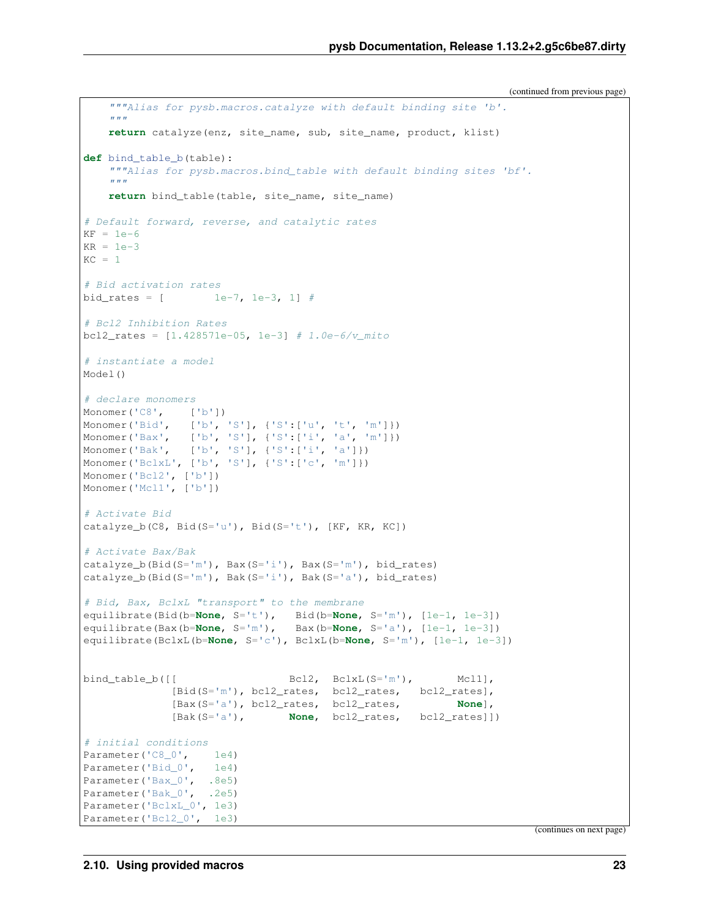(continued from previous page)

```
    """Alias for pysb.macros.catalyze with default binding site 'b'.
    """
    return catalyze(enz, site_name, sub, site_name, product, klist)

def bind_table_b(table):
    """Alias for pysb.macros.bind_table with default binding sites 'bf'.
    """
    return bind_table(table, site_name, site_name)

# Default forward, reverse, and catalytic rates
KF = 1e-6
KR = 1e-3
KC = 1

# Bid activation rates
bid_rates = [        1e-7, 1e-3, 1] #

# Bcl2 Inhibition Rates
bcl2_rates = [1.428571e-05, 1e-3] # 1.0e-6/v_mito

# instantiate a model
Model()

# declare monomers
Monomer('C8',    ['b'])
Monomer('Bid',   ['b', 'S'], {'S':['u', 't', 'm']})
Monomer('Bax',   ['b', 'S'], {'S':['i', 'a', 'm']})
Monomer('Bak',   ['b', 'S'], {'S':['i', 'a']})
Monomer('BclxL', ['b', 'S'], {'S':['c', 'm']})
Monomer('Bcl2', ['b'])
Monomer('Mcl1', ['b'])

# Activate Bid
catalyze_b(C8, Bid(S='u'), Bid(S='t'), [KF, KR, KC])

# Activate Bax/Bak
catalyze_b(Bid(S='m'), Bax(S='i'), Bax(S='m'), bid_rates)
catalyze_b(Bid(S='m'), Bak(S='i'), Bak(S='a'), bid_rates)

# Bid, Bax, BclxL "transport" to the membrane
equilibrate(Bid(b=None, S='t'),   Bid(b=None, S='m'), [1e-1, 1e-3])
equilibrate(Bax(b=None, S='m'),   Bax(b=None, S='a'), [1e-1, 1e-3])
equilibrate(BclxL(b=None, S='c'), BclxL(b=None, S='m'), [1e-1, 1e-3])


bind_table_b([[                  Bcl2,  BclxL(S='m'),       Mcl1],
              [Bid(S='m'), bcl2_rates,  bcl2_rates,   bcl2_rates],
              [Bax(S='a'), bcl2_rates,  bcl2_rates,         None],
              [Bak(S='a'),       None,  bcl2_rates,   bcl2_rates]])

# initial conditions
Parameter('C8_0',    1e4)
Parameter('Bid_0',   1e4)
Parameter('Bax_0',  .8e5)
Parameter('Bak_0',  .2e5)
Parameter('BclxL_0', 1e3)
Parameter('Bcl2_0',  1e3)
```

(continues on next page)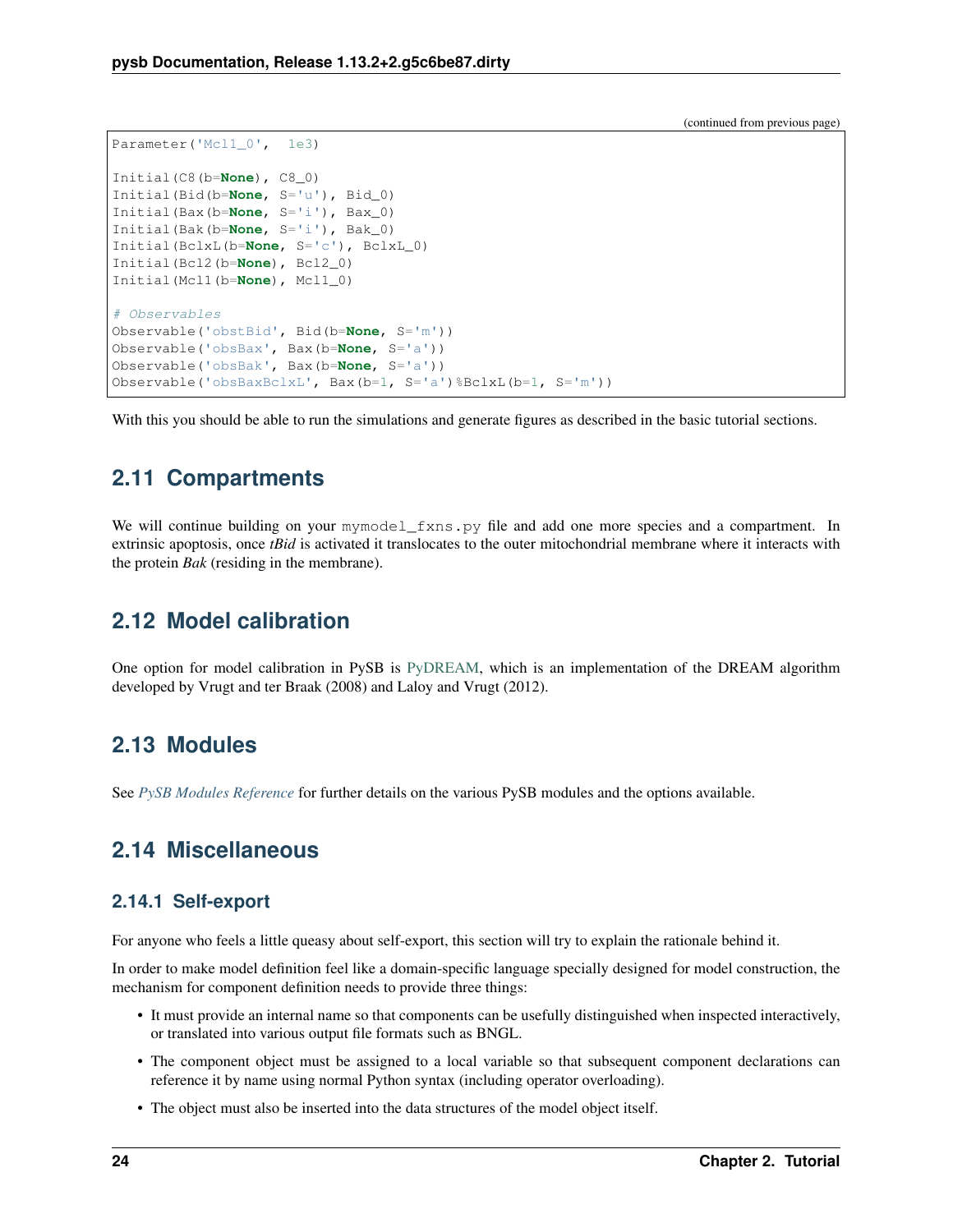(continued from previous page)

```
Parameter('Mcl1_0',  1e3)

Initial(C8(b=None), C8_0)
Initial(Bid(b=None, S='u'), Bid_0)
Initial(Bax(b=None, S='i'), Bax_0)
Initial(Bak(b=None, S='i'), Bak_0)
Initial(BclxL(b=None, S='c'), BclxL_0)
Initial(Bcl2(b=None), Bcl2_0)
Initial(Mcl1(b=None), Mcl1_0)

# Observables
Observable('obstBid', Bid(b=None, S='m'))
Observable('obsBax', Bax(b=None, S='a'))
Observable('obsBak', Bax(b=None, S='a'))
Observable('obsBaxBclxL', Bax(b=1, S='a')%BclxL(b=1, S='m'))
```

With this you should be able to run the simulations and generate figures as described in the basic tutorial sections.

## 2.11 Compartments

We will continue building on your `mymodel_fxns.py` file and add one more species and a compartment. In extrinsic apoptosis, once *tBid* is activated it translocates to the outer mitochondrial membrane where it interacts with the protein *Bak* (residing in the membrane).

## 2.12 Model calibration

One option for model calibration in PySB is PyDREAM, which is an implementation of the DREAM algorithm developed by Vrugt and ter Braak (2008) and Laloy and Vrugt (2012).

## 2.13 Modules

See *PySB Modules Reference* for further details on the various PySB modules and the options available.

## 2.14 Miscellaneous

### 2.14.1 Self-export

For anyone who feels a little queasy about self-export, this section will try to explain the rationale behind it.

In order to make model definition feel like a domain-specific language specially designed for model construction, the mechanism for component definition needs to provide three things:

- It must provide an internal name so that components can be usefully distinguished when inspected interactively, or translated into various output file formats such as BNGL.
- The component object must be assigned to a local variable so that subsequent component declarations can reference it by name using normal Python syntax (including operator overloading).
- The object must also be inserted into the data structures of the model object itself.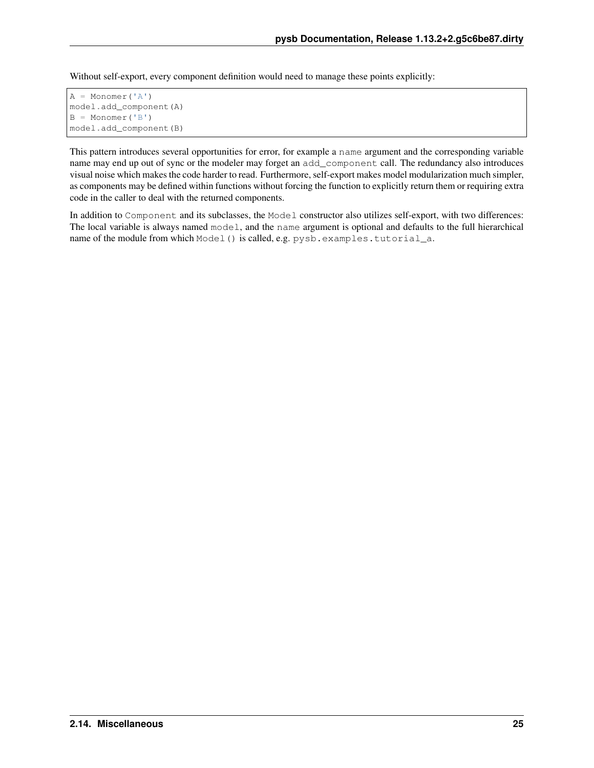Without self-export, every component definition would need to manage these points explicitly:

```
A = Monomer('A')
model.add_component(A)
B = Monomer('B')
model.add_component(B)
```

This pattern introduces several opportunities for error, for example a `name` argument and the corresponding variable name may end up out of sync or the modeler may forget an `add_component` call. The redundancy also introduces visual noise which makes the code harder to read. Furthermore, self-export makes model modularization much simpler, as components may be defined within functions without forcing the function to explicitly return them or requiring extra code in the caller to deal with the returned components.

In addition to `Component` and its subclasses, the `Model` constructor also utilizes self-export, with two differences: The local variable is always named `model`, and the `name` argument is optional and defaults to the full hierarchical name of the module from which `Model()` is called, e.g. `pysb.examples.tutorial_a`.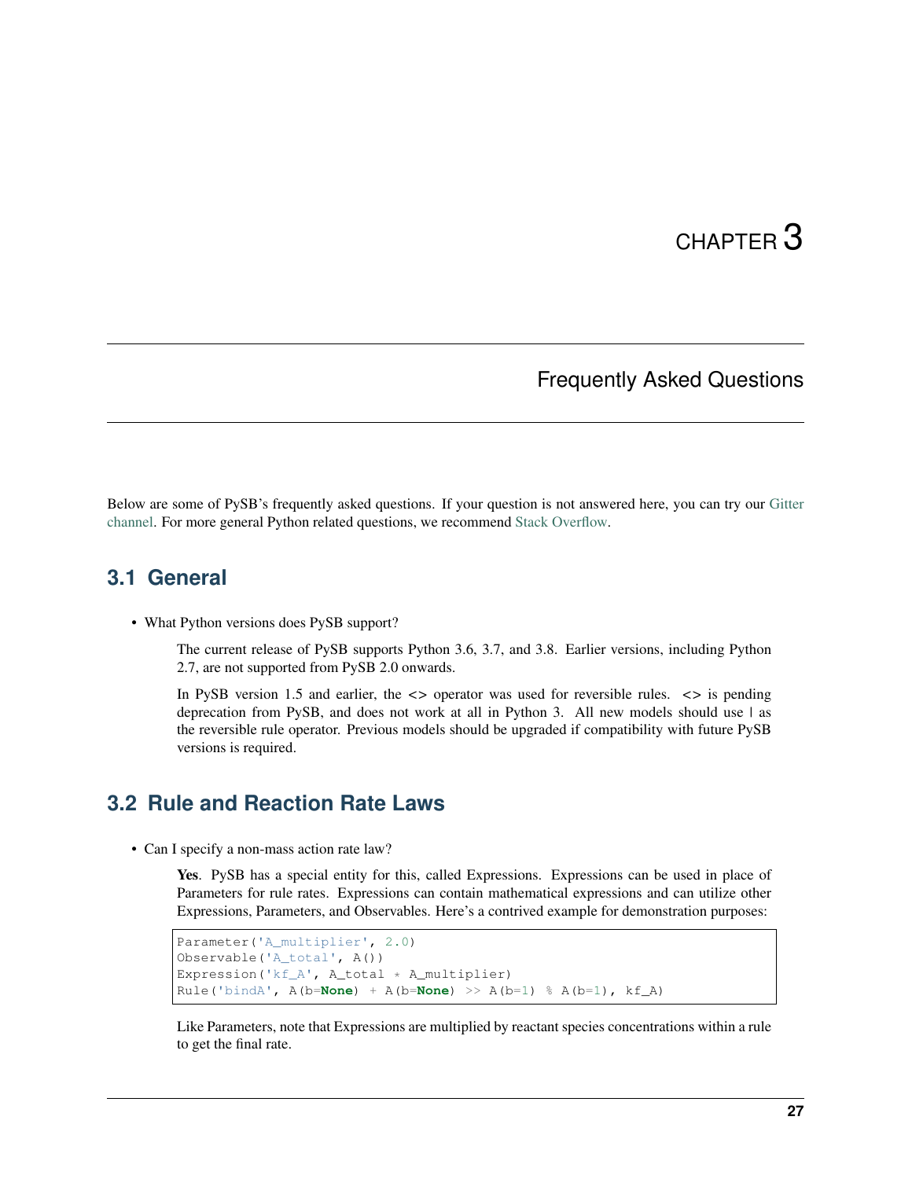# CHAPTER 3

# Frequently Asked Questions

Below are some of PySB's frequently asked questions. If your question is not answered here, you can try our Gitter channel. For more general Python related questions, we recommend Stack Overflow.

## 3.1 General

- What Python versions does PySB support?

  The current release of PySB supports Python 3.6, 3.7, and 3.8. Earlier versions, including Python 2.7, are not supported from PySB 2.0 onwards.

  In PySB version 1.5 and earlier, the `<>` operator was used for reversible rules. `<>` is pending deprecation from PySB, and does not work at all in Python 3. All new models should use `|` as the reversible rule operator. Previous models should be upgraded if compatibility with future PySB versions is required.

## 3.2 Rule and Reaction Rate Laws

- Can I specify a non-mass action rate law?

  **Yes**. PySB has a special entity for this, called Expressions. Expressions can be used in place of Parameters for rule rates. Expressions can contain mathematical expressions and can utilize other Expressions, Parameters, and Observables. Here's a contrived example for demonstration purposes:

  ```
  Parameter('A_multiplier', 2.0)
  Observable('A_total', A())
  Expression('kf_A', A_total * A_multiplier)
  Rule('bindA', A(b=None) + A(b=None) >> A(b=1) % A(b=1), kf_A)
  ```

  Like Parameters, note that Expressions are multiplied by reactant species concentrations within a rule to get the final rate.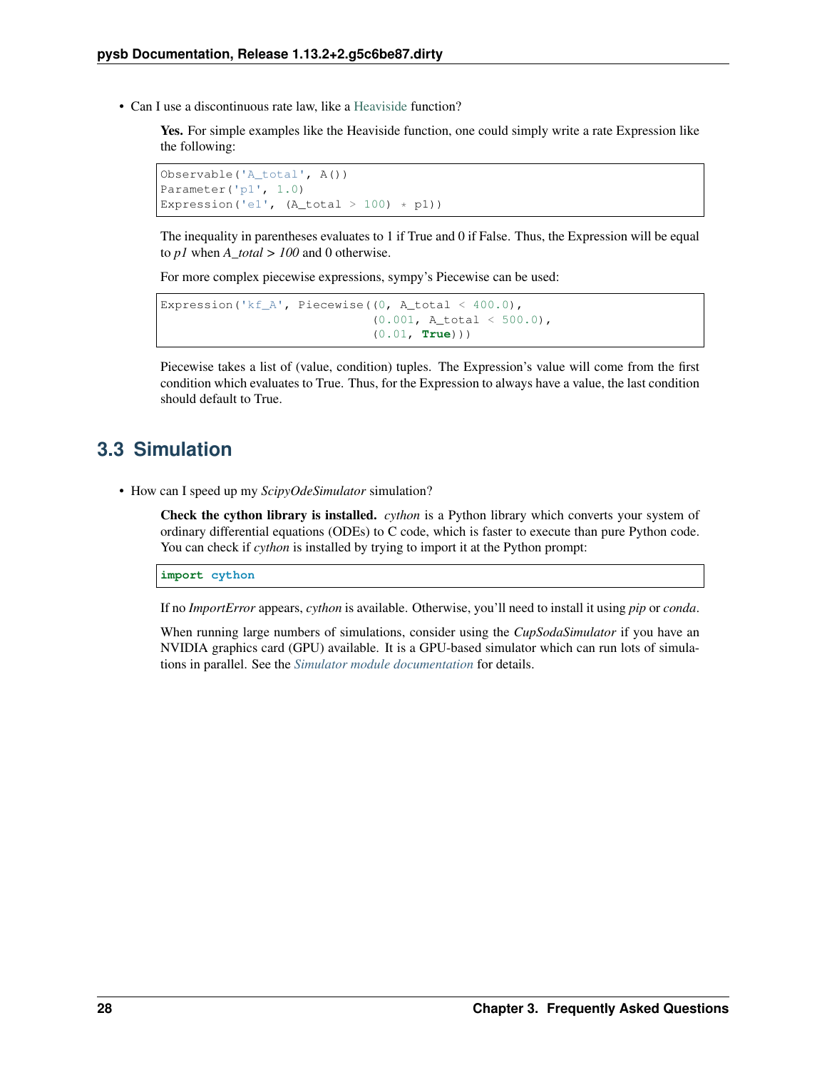- Can I use a discontinuous rate law, like a Heaviside function?

  **Yes.** For simple examples like the Heaviside function, one could simply write a rate Expression like the following:

  ```
  Observable('A_total', A())
  Parameter('p1', 1.0)
  Expression('e1', (A_total > 100) * p1))
  ```

  The inequality in parentheses evaluates to 1 if True and 0 if False. Thus, the Expression will be equal to *p1* when *A_total > 100* and 0 otherwise.

  For more complex piecewise expressions, sympy's Piecewise can be used:

  ```
  Expression('kf_A', Piecewise((0, A_total < 400.0),
                               (0.001, A_total < 500.0),
                               (0.01, True)))
  ```

  Piecewise takes a list of (value, condition) tuples. The Expression's value will come from the first condition which evaluates to True. Thus, for the Expression to always have a value, the last condition should default to True.

## 3.3 Simulation

- How can I speed up my *ScipyOdeSimulator* simulation?

  **Check the cython library is installed.** *cython* is a Python library which converts your system of ordinary differential equations (ODEs) to C code, which is faster to execute than pure Python code. You can check if *cython* is installed by trying to import it at the Python prompt:

  ```
  import cython
  ```

  If no *ImportError* appears, *cython* is available. Otherwise, you'll need to install it using *pip* or *conda*.

  When running large numbers of simulations, consider using the *CupSodaSimulator* if you have an NVIDIA graphics card (GPU) available. It is a GPU-based simulator which can run lots of simulations in parallel. See the *Simulator module documentation* for details.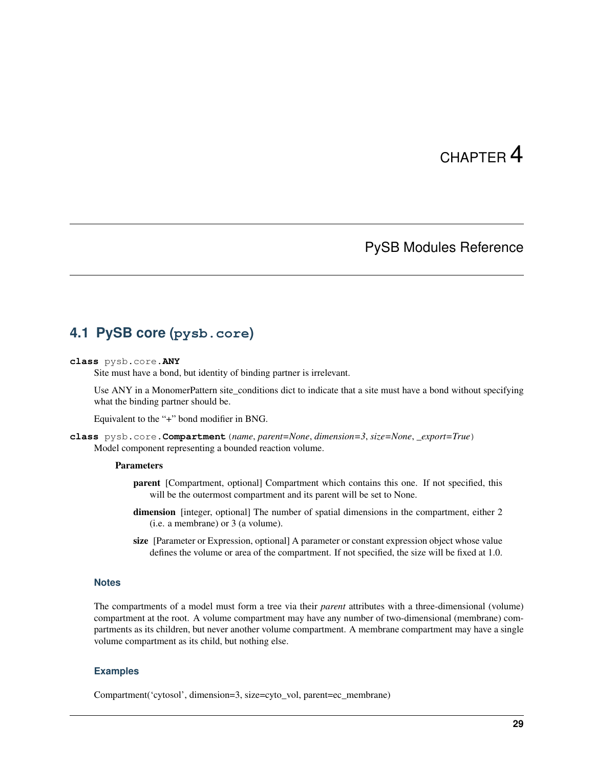# CHAPTER 4

# PySB Modules Reference

## 4.1 PySB core (`pysb.core`)

**class** pysb.core.**ANY**

Site must have a bond, but identity of binding partner is irrelevant.

Use ANY in a MonomerPattern site_conditions dict to indicate that a site must have a bond without specifying what the binding partner should be.

Equivalent to the "+" bond modifier in BNG.

**class** pysb.core.**Compartment**(*name*, *parent=None*, *dimension=3*, *size=None*, *_export=True*)

Model component representing a bounded reaction volume.

**Parameters**

- **parent** [Compartment, optional] Compartment which contains this one. If not specified, this will be the outermost compartment and its parent will be set to None.
- **dimension** [integer, optional] The number of spatial dimensions in the compartment, either 2 (i.e. a membrane) or 3 (a volume).
- **size** [Parameter or Expression, optional] A parameter or constant expression object whose value defines the volume or area of the compartment. If not specified, the size will be fixed at 1.0.

### Notes

The compartments of a model must form a tree via their *parent* attributes with a three-dimensional (volume) compartment at the root. A volume compartment may have any number of two-dimensional (membrane) compartments as its children, but never another volume compartment. A membrane compartment may have a single volume compartment as its child, but nothing else.

### Examples

Compartment('cytosol', dimension=3, size=cyto_vol, parent=ec_membrane)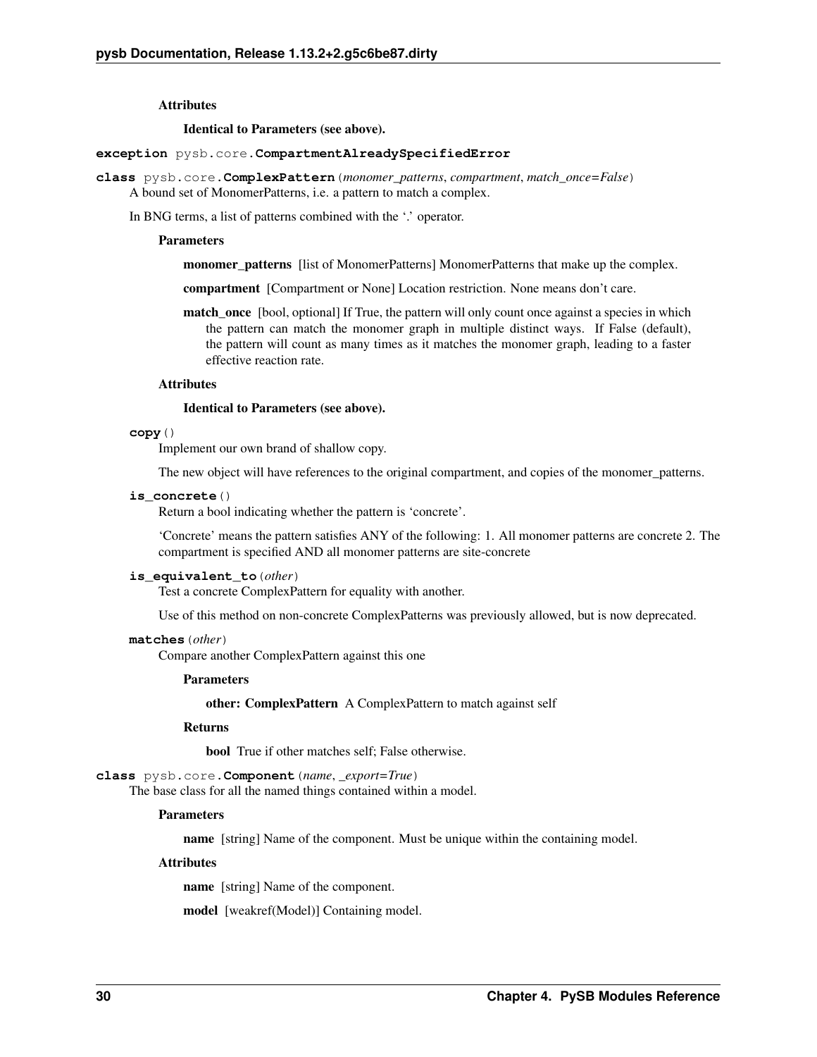**Attributes**

**Identical to Parameters (see above).**

**exception** pysb.core.**CompartmentAlreadySpecifiedError**

**class** pysb.core.**ComplexPattern**(*monomer_patterns*, *compartment*, *match_once=False*)

A bound set of MonomerPatterns, i.e. a pattern to match a complex.

In BNG terms, a list of patterns combined with the '.' operator.

**Parameters**

**monomer_patterns** [list of MonomerPatterns] MonomerPatterns that make up the complex.

**compartment** [Compartment or None] Location restriction. None means don't care.

**match_once** [bool, optional] If True, the pattern will only count once against a species in which the pattern can match the monomer graph in multiple distinct ways. If False (default), the pattern will count as many times as it matches the monomer graph, leading to a faster effective reaction rate.

**Attributes**

**Identical to Parameters (see above).**

**copy**()

Implement our own brand of shallow copy.

The new object will have references to the original compartment, and copies of the monomer_patterns.

**is_concrete**()

Return a bool indicating whether the pattern is 'concrete'.

'Concrete' means the pattern satisfies ANY of the following: 1. All monomer patterns are concrete 2. The compartment is specified AND all monomer patterns are site-concrete

**is_equivalent_to**(*other*)

Test a concrete ComplexPattern for equality with another.

Use of this method on non-concrete ComplexPatterns was previously allowed, but is now deprecated.

**matches**(*other*)

Compare another ComplexPattern against this one

**Parameters**

**other: ComplexPattern** A ComplexPattern to match against self

**Returns**

**bool** True if other matches self; False otherwise.

**class** pysb.core.**Component**(*name*, *_export=True*)

The base class for all the named things contained within a model.

**Parameters**

**name** [string] Name of the component. Must be unique within the containing model.

**Attributes**

**name** [string] Name of the component.

**model** [weakref(Model)] Containing model.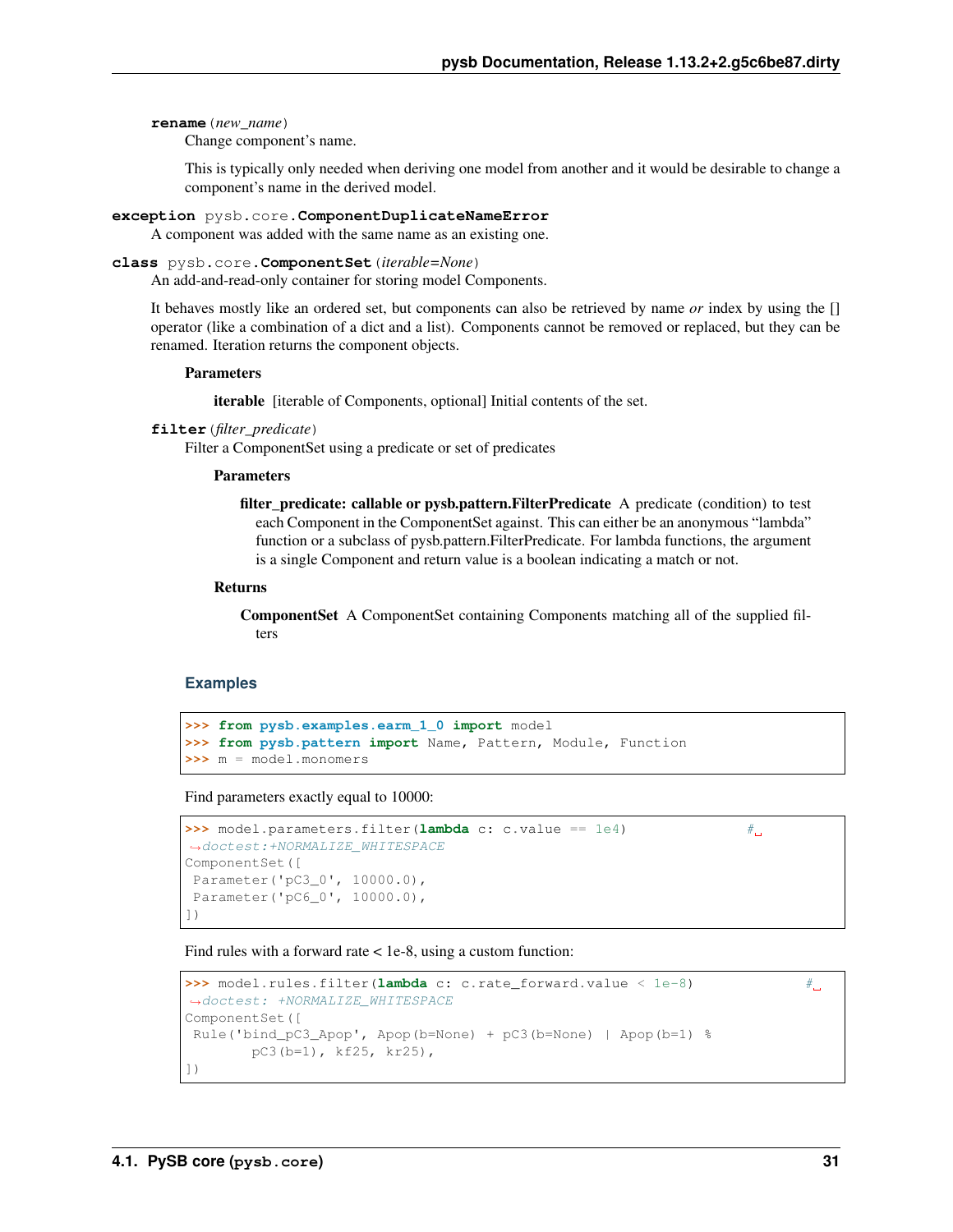**rename**(*new_name*)

Change component's name.

This is typically only needed when deriving one model from another and it would be desirable to change a component's name in the derived model.

**exception** pysb.core.**ComponentDuplicateNameError**

A component was added with the same name as an existing one.

**class** pysb.core.**ComponentSet**(*iterable=None*)

An add-and-read-only container for storing model Components.

It behaves mostly like an ordered set, but components can also be retrieved by name *or* index by using the [] operator (like a combination of a dict and a list). Components cannot be removed or replaced, but they can be renamed. Iteration returns the component objects.

**Parameters**

**iterable** [iterable of Components, optional] Initial contents of the set.

**filter**(*filter_predicate*)

Filter a ComponentSet using a predicate or set of predicates

**Parameters**

**filter_predicate: callable or pysb.pattern.FilterPredicate** A predicate (condition) to test each Component in the ComponentSet against. This can either be an anonymous "lambda" function or a subclass of pysb.pattern.FilterPredicate. For lambda functions, the argument is a single Component and return value is a boolean indicating a match or not.

**Returns**

**ComponentSet** A ComponentSet containing Components matching all of the supplied filters

### Examples

```
>>> from pysb.examples.earm_1_0 import model
>>> from pysb.pattern import Name, Pattern, Module, Function
>>> m = model.monomers
```

Find parameters exactly equal to 10000:

```
>>> model.parameters.filter(lambda c: c.value == 1e4)          # doctest:+NORMALIZE_WHITESPACE
ComponentSet([
 Parameter('pC3_0', 10000.0),
 Parameter('pC6_0', 10000.0),
])
```

Find rules with a forward rate < 1e-8, using a custom function:

```
>>> model.rules.filter(lambda c: c.rate_forward.value < 1e-8)          # doctest: +NORMALIZE_WHITESPACE
ComponentSet([
 Rule('bind_pC3_Apop', Apop(b=None) + pC3(b=None) | Apop(b=1) %
        pC3(b=1), kf25, kr25),
])
```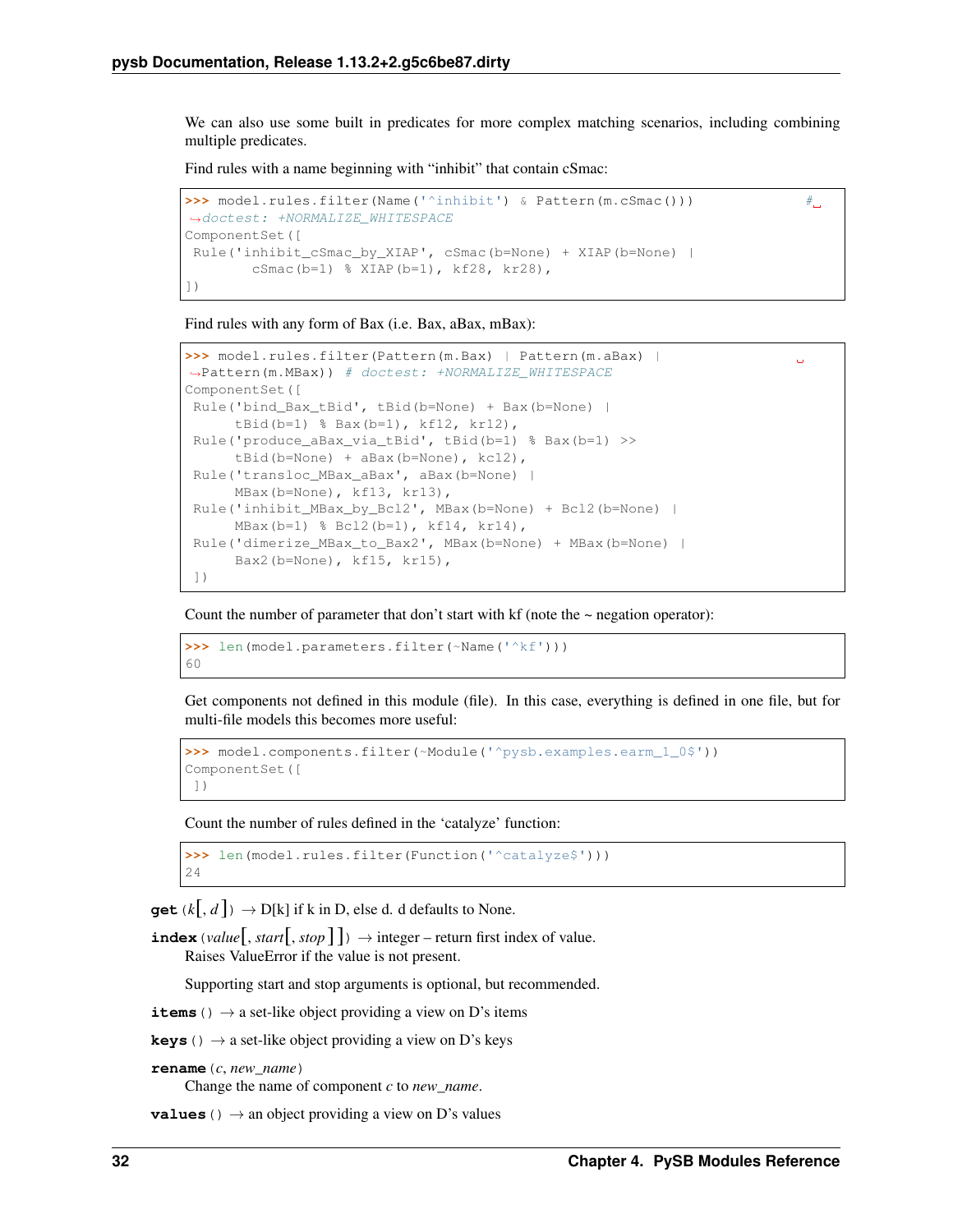We can also use some built in predicates for more complex matching scenarios, including combining multiple predicates.

Find rules with a name beginning with "inhibit" that contain cSmac:

```
>>> model.rules.filter(Name('^inhibit') & Pattern(m.cSmac()))                # doctest: +NORMALIZE_WHITESPACE
ComponentSet([
 Rule('inhibit_cSmac_by_XIAP', cSmac(b=None) + XIAP(b=None) |
        cSmac(b=1) % XIAP(b=1), kf28, kr28),
])
```

Find rules with any form of Bax (i.e. Bax, aBax, mBax):

```
>>> model.rules.filter(Pattern(m.Bax) | Pattern(m.aBax) |
Pattern(m.MBax)) # doctest: +NORMALIZE_WHITESPACE
ComponentSet([
 Rule('bind_Bax_tBid', tBid(b=None) + Bax(b=None) |
      tBid(b=1) % Bax(b=1), kf12, kr12),
 Rule('produce_aBax_via_tBid', tBid(b=1) % Bax(b=1) >>
      tBid(b=None) + aBax(b=None), kc12),
 Rule('transloc_MBax_aBax', aBax(b=None) |
      MBax(b=None), kf13, kr13),
 Rule('inhibit_MBax_by_Bcl2', MBax(b=None) + Bcl2(b=None) |
      MBax(b=1) % Bcl2(b=1), kf14, kr14),
 Rule('dimerize_MBax_to_Bax2', MBax(b=None) + MBax(b=None) |
      Bax2(b=None), kf15, kr15),
 ])
```

Count the number of parameter that don't start with kf (note the ~ negation operator):

```
>>> len(model.parameters.filter(~Name('^kf')))
60
```

Get components not defined in this module (file). In this case, everything is defined in one file, but for multi-file models this becomes more useful:

```
>>> model.components.filter(~Module('^pysb.examples.earm_1_0$'))
ComponentSet([
 ])
```

Count the number of rules defined in the 'catalyze' function:

```
>>> len(model.rules.filter(Function('^catalyze$')))
24
```

**get** (*k*[, *d* ]) → D[k] if k in D, else d. d defaults to None.

**index** (*value*[, *start*[, *stop* ]]) → integer – return first index of value.
Raises ValueError if the value is not present.

Supporting start and stop arguments is optional, but recommended.

**items** () → a set-like object providing a view on D's items

**keys** () → a set-like object providing a view on D's keys

**rename** (*c*, *new_name*)
Change the name of component *c* to *new_name*.

**values** () → an object providing a view on D's values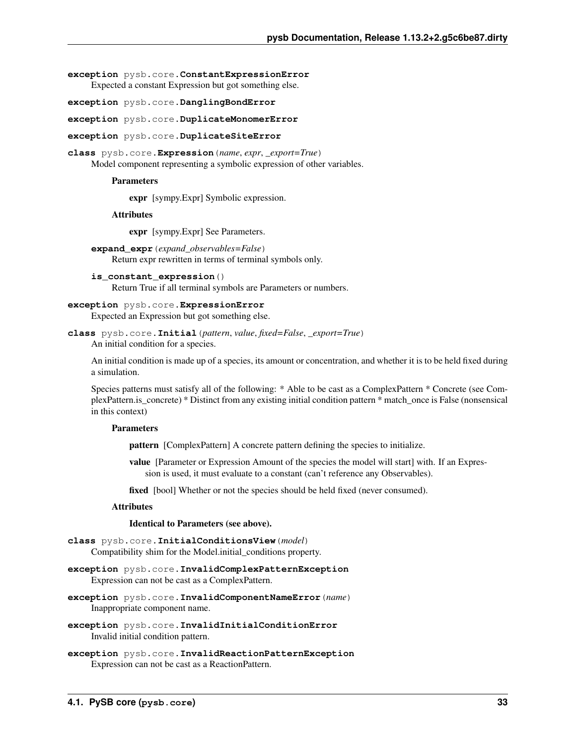**exception** pysb.core.**ConstantExpressionError**

Expected a constant Expression but got something else.

**exception** pysb.core.**DanglingBondError**

**exception** pysb.core.**DuplicateMonomerError**

**exception** pysb.core.**DuplicateSiteError**

**class** pysb.core.**Expression**(*name*, *expr*, *_export=True*)

Model component representing a symbolic expression of other variables.

**Parameters**

**expr** [sympy.Expr] Symbolic expression.

**Attributes**

**expr** [sympy.Expr] See Parameters.

**expand_expr**(*expand_observables=False*)

Return expr rewritten in terms of terminal symbols only.

**is_constant_expression**()

Return True if all terminal symbols are Parameters or numbers.

**exception** pysb.core.**ExpressionError**

Expected an Expression but got something else.

**class** pysb.core.**Initial**(*pattern*, *value*, *fixed=False*, *_export=True*)

An initial condition for a species.

An initial condition is made up of a species, its amount or concentration, and whether it is to be held fixed during a simulation.

Species patterns must satisfy all of the following: * Able to be cast as a ComplexPattern * Concrete (see ComplexPattern.is_concrete) * Distinct from any existing initial condition pattern * match_once is False (nonsensical in this context)

**Parameters**

**pattern** [ComplexPattern] A concrete pattern defining the species to initialize.

**value** [Parameter or Expression Amount of the species the model will start] with. If an Expression is used, it must evaluate to a constant (can't reference any Observables).

**fixed** [bool] Whether or not the species should be held fixed (never consumed).

**Attributes**

**Identical to Parameters (see above).**

**class** pysb.core.**InitialConditionsView**(*model*)

Compatibility shim for the Model.initial_conditions property.

**exception** pysb.core.**InvalidComplexPatternException**

Expression can not be cast as a ComplexPattern.

**exception** pysb.core.**InvalidComponentNameError**(*name*)

Inappropriate component name.

**exception** pysb.core.**InvalidInitialConditionError**

Invalid initial condition pattern.

**exception** pysb.core.**InvalidReactionPatternException**

Expression can not be cast as a ReactionPattern.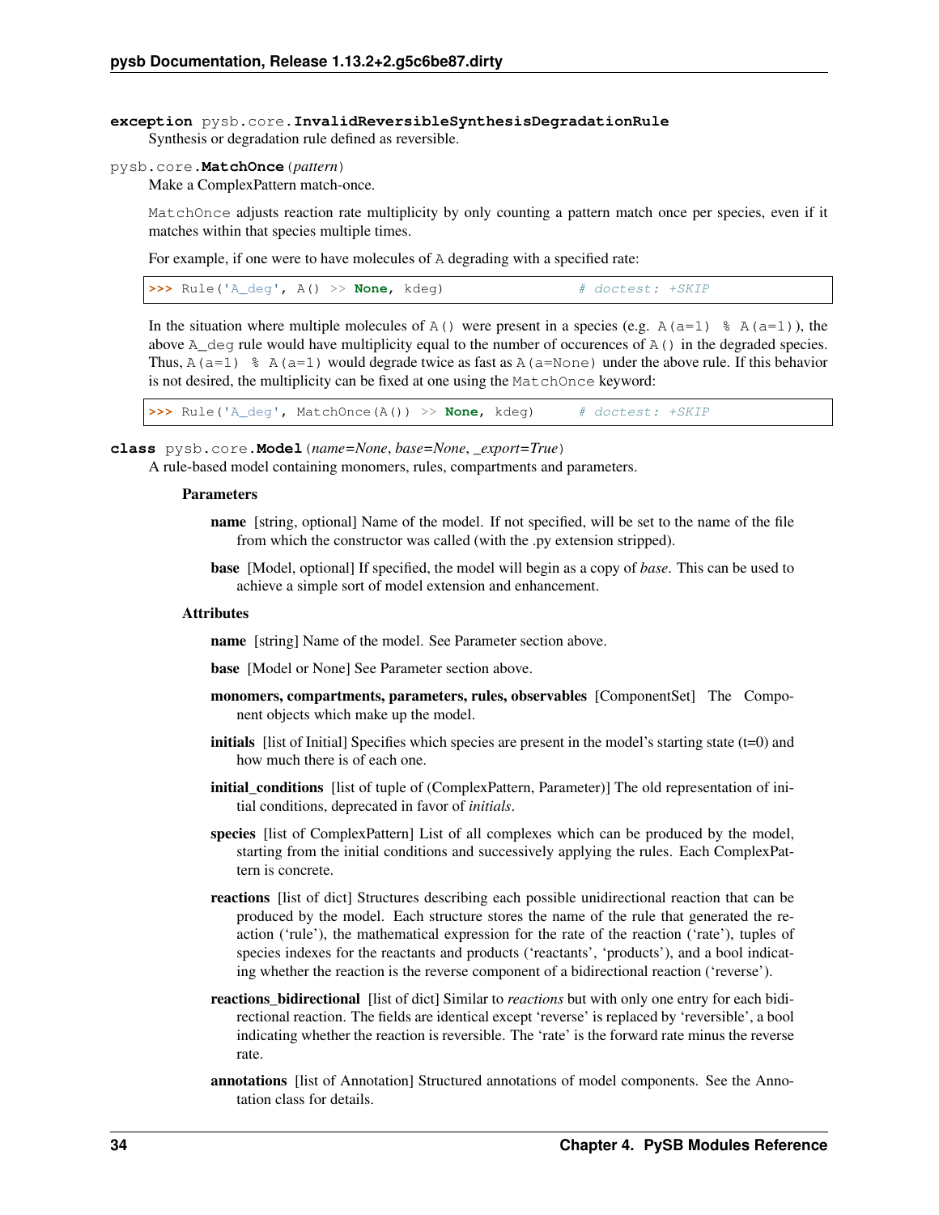**exception** pysb.core.**InvalidReversibleSynthesisDegradationRule**

Synthesis or degradation rule defined as reversible.

pysb.core.**MatchOnce**(*pattern*)

Make a ComplexPattern match-once.

`MatchOnce` adjusts reaction rate multiplicity by only counting a pattern match once per species, even if it matches within that species multiple times.

For example, if one were to have molecules of `A` degrading with a specified rate:

```
>>> Rule('A_deg', A() >> None, kdeg)               # doctest: +SKIP
```

In the situation where multiple molecules of `A()` were present in a species (e.g. `A(a=1) % A(a=1)`), the above `A_deg` rule would have multiplicity equal to the number of occurences of `A()` in the degraded species. Thus, `A(a=1) % A(a=1)` would degrade twice as fast as `A(a=None)` under the above rule. If this behavior is not desired, the multiplicity can be fixed at one using the `MatchOnce` keyword:

```
>>> Rule('A_deg', MatchOnce(A()) >> None, kdeg)    # doctest: +SKIP
```

**class** pysb.core.**Model**(*name=None*, *base=None*, *_export=True*)

A rule-based model containing monomers, rules, compartments and parameters.

**Parameters**

**name** [string, optional] Name of the model. If not specified, will be set to the name of the file from which the constructor was called (with the .py extension stripped).

**base** [Model, optional] If specified, the model will begin as a copy of *base*. This can be used to achieve a simple sort of model extension and enhancement.

**Attributes**

**name** [string] Name of the model. See Parameter section above.

**base** [Model or None] See Parameter section above.

**monomers, compartments, parameters, rules, observables** [ComponentSet] The Component objects which make up the model.

**initials** [list of Initial] Specifies which species are present in the model's starting state (t=0) and how much there is of each one.

**initial_conditions** [list of tuple of (ComplexPattern, Parameter)] The old representation of initial conditions, deprecated in favor of *initials*.

**species** [list of ComplexPattern] List of all complexes which can be produced by the model, starting from the initial conditions and successively applying the rules. Each ComplexPattern is concrete.

**reactions** [list of dict] Structures describing each possible unidirectional reaction that can be produced by the model. Each structure stores the name of the rule that generated the reaction ('rule'), the mathematical expression for the rate of the reaction ('rate'), tuples of species indexes for the reactants and products ('reactants', 'products'), and a bool indicating whether the reaction is the reverse component of a bidirectional reaction ('reverse').

**reactions_bidirectional** [list of dict] Similar to *reactions* but with only one entry for each bidirectional reaction. The fields are identical except 'reverse' is replaced by 'reversible', a bool indicating whether the reaction is reversible. The 'rate' is the forward rate minus the reverse rate.

**annotations** [list of Annotation] Structured annotations of model components. See the Annotation class for details.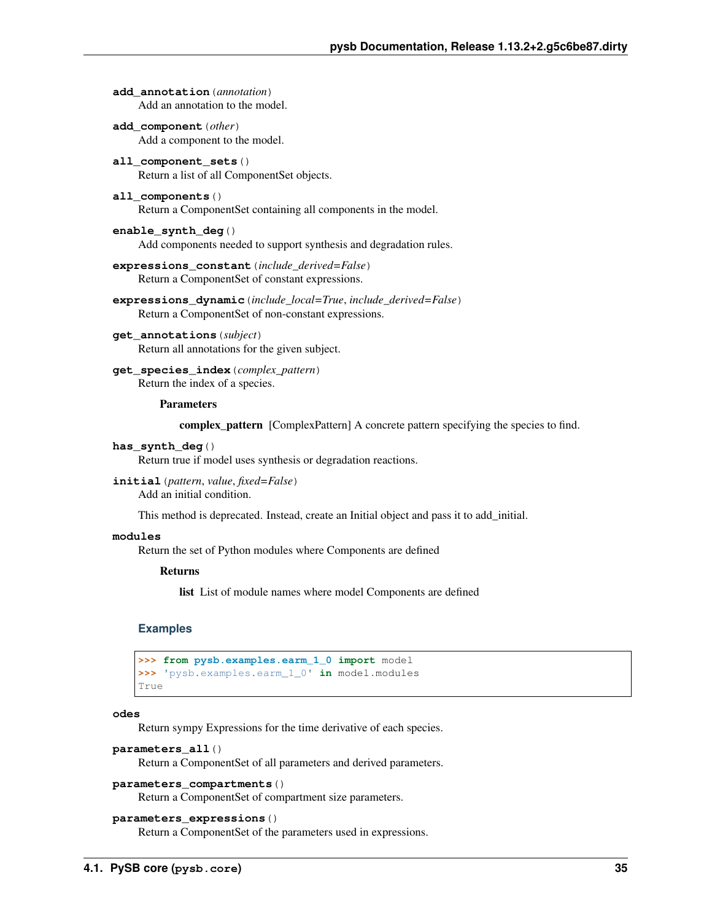**add_annotation**(*annotation*)
Add an annotation to the model.

**add_component**(*other*)
Add a component to the model.

**all_component_sets**()
Return a list of all ComponentSet objects.

**all_components**()
Return a ComponentSet containing all components in the model.

**enable_synth_deg**()
Add components needed to support synthesis and degradation rules.

**expressions_constant**(*include_derived=False*)
Return a ComponentSet of constant expressions.

**expressions_dynamic**(*include_local=True*, *include_derived=False*)
Return a ComponentSet of non-constant expressions.

**get_annotations**(*subject*)
Return all annotations for the given subject.

**get_species_index**(*complex_pattern*)
Return the index of a species.

**Parameters**

**complex_pattern** [ComplexPattern] A concrete pattern specifying the species to find.

**has_synth_deg**()
Return true if model uses synthesis or degradation reactions.

**initial**(*pattern*, *value*, *fixed=False*)
Add an initial condition.

This method is deprecated. Instead, create an Initial object and pass it to add_initial.

**modules**
Return the set of Python modules where Components are defined

**Returns**

**list** List of module names where model Components are defined

### Examples

```
>>> from pysb.examples.earm_1_0 import model
>>> 'pysb.examples.earm_1_0' in model.modules
True
```

**odes**
Return sympy Expressions for the time derivative of each species.

**parameters_all**()
Return a ComponentSet of all parameters and derived parameters.

**parameters_compartments**()
Return a ComponentSet of compartment size parameters.

**parameters_expressions**()
Return a ComponentSet of the parameters used in expressions.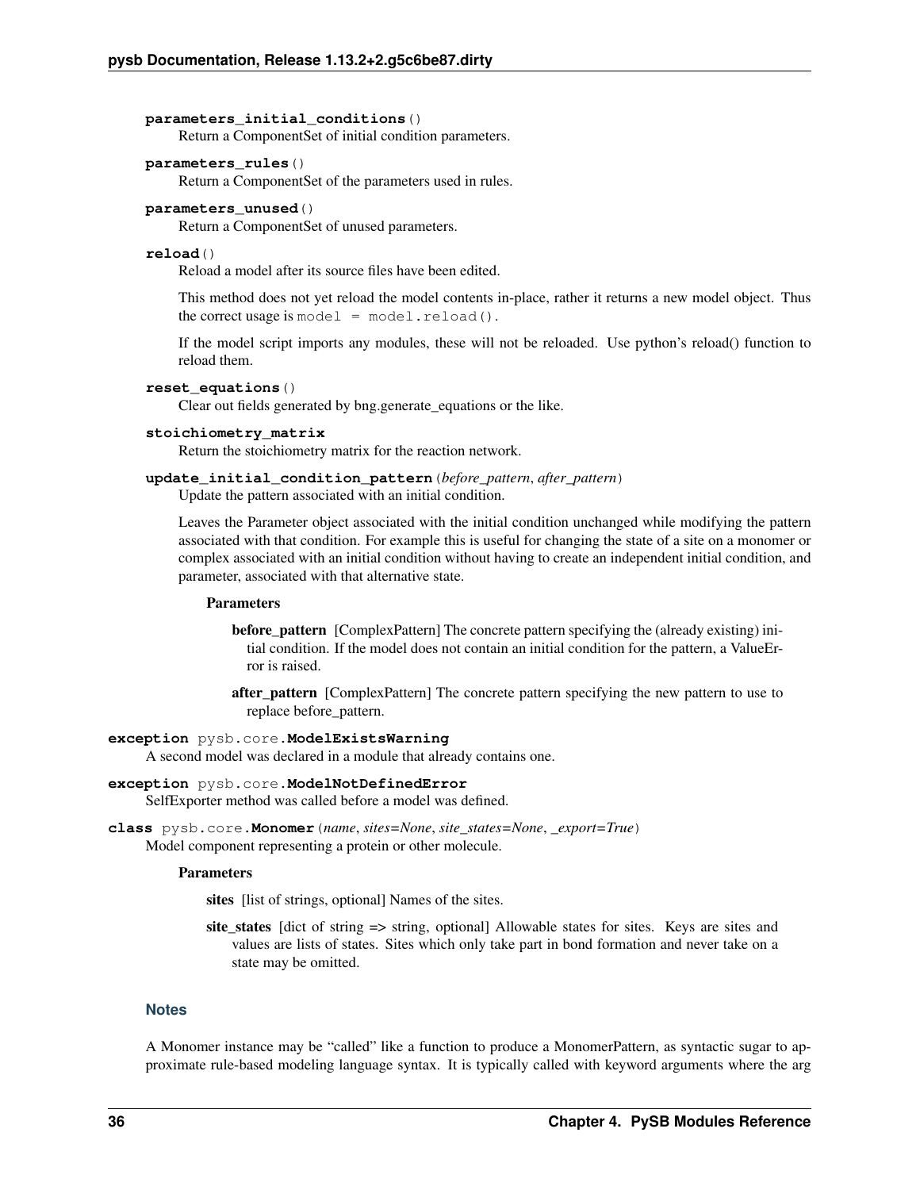**parameters_initial_conditions**()

Return a ComponentSet of initial condition parameters.

**parameters_rules**()

Return a ComponentSet of the parameters used in rules.

**parameters_unused**()

Return a ComponentSet of unused parameters.

**reload**()

Reload a model after its source files have been edited.

This method does not yet reload the model contents in-place, rather it returns a new model object. Thus the correct usage is `model = model.reload()`.

If the model script imports any modules, these will not be reloaded. Use python's reload() function to reload them.

**reset_equations**()

Clear out fields generated by bng.generate_equations or the like.

**stoichiometry_matrix**

Return the stoichiometry matrix for the reaction network.

**update_initial_condition_pattern**(*before_pattern*, *after_pattern*)

Update the pattern associated with an initial condition.

Leaves the Parameter object associated with the initial condition unchanged while modifying the pattern associated with that condition. For example this is useful for changing the state of a site on a monomer or complex associated with an initial condition without having to create an independent initial condition, and parameter, associated with that alternative state.

**Parameters**

- **before_pattern** [ComplexPattern] The concrete pattern specifying the (already existing) initial condition. If the model does not contain an initial condition for the pattern, a ValueError is raised.
- **after_pattern** [ComplexPattern] The concrete pattern specifying the new pattern to use to replace before_pattern.

**exception** pysb.core.**ModelExistsWarning**

A second model was declared in a module that already contains one.

**exception** pysb.core.**ModelNotDefinedError**

SelfExporter method was called before a model was defined.

**class** pysb.core.**Monomer**(*name*, *sites=None*, *site_states=None*, *_export=True*)

Model component representing a protein or other molecule.

**Parameters**

- **sites** [list of strings, optional] Names of the sites.
- **site_states** [dict of string => string, optional] Allowable states for sites. Keys are sites and values are lists of states. Sites which only take part in bond formation and never take on a state may be omitted.

### Notes

A Monomer instance may be "called" like a function to produce a MonomerPattern, as syntactic sugar to approximate rule-based modeling language syntax. It is typically called with keyword arguments where the arg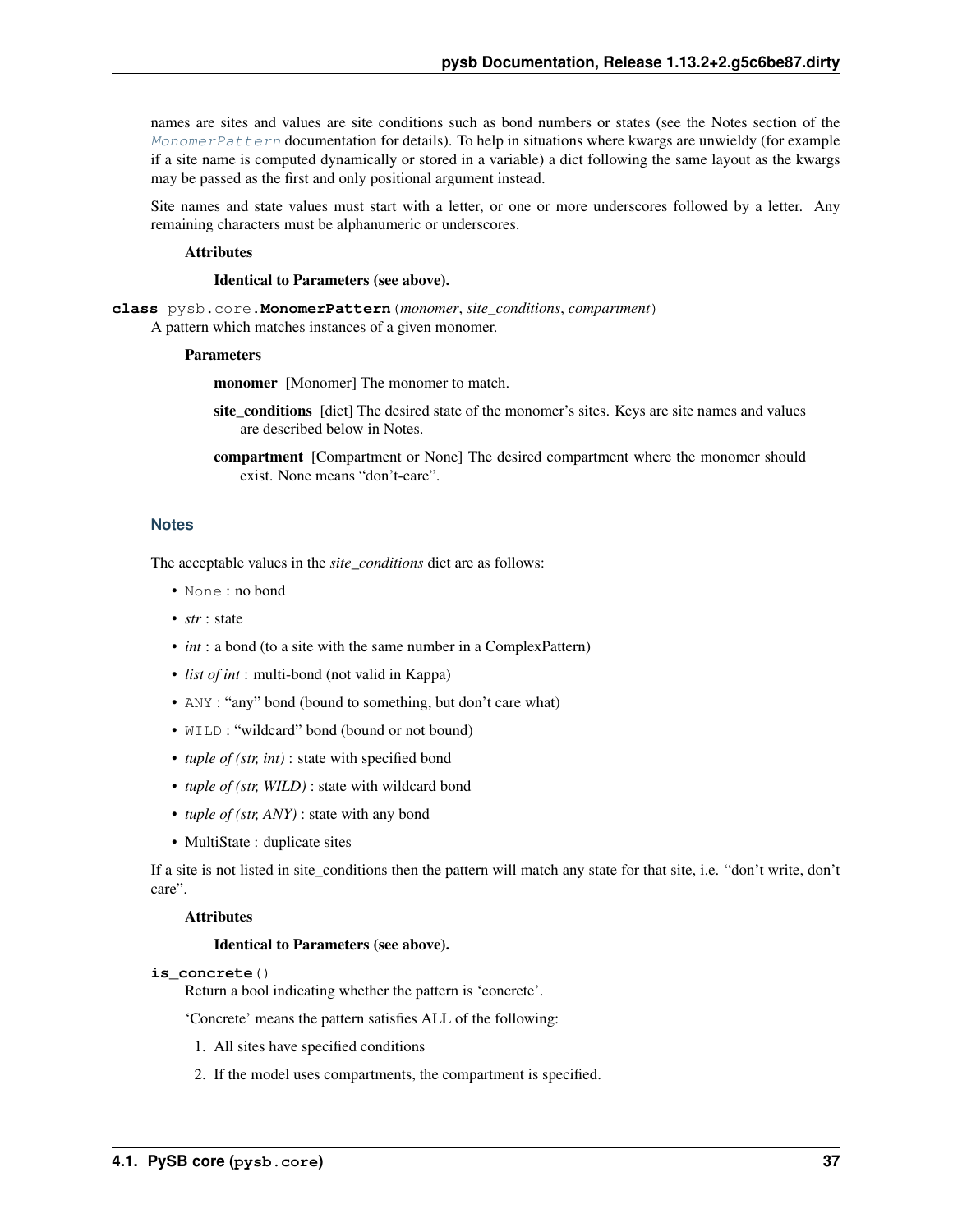names are sites and values are site conditions such as bond numbers or states (see the Notes section of the *MonomerPattern* documentation for details). To help in situations where kwargs are unwieldy (for example if a site name is computed dynamically or stored in a variable) a dict following the same layout as the kwargs may be passed as the first and only positional argument instead.

Site names and state values must start with a letter, or one or more underscores followed by a letter. Any remaining characters must be alphanumeric or underscores.

**Attributes**

**Identical to Parameters (see above).**

**class** pysb.core.**MonomerPattern**(*monomer*, *site_conditions*, *compartment*)

A pattern which matches instances of a given monomer.

**Parameters**

**monomer** [Monomer] The monomer to match.

**site_conditions** [dict] The desired state of the monomer's sites. Keys are site names and values are described below in Notes.

**compartment** [Compartment or None] The desired compartment where the monomer should exist. None means "don't-care".

### Notes

The acceptable values in the *site_conditions* dict are as follows:

- `None` : no bond
- *str* : state
- *int* : a bond (to a site with the same number in a ComplexPattern)
- *list of int* : multi-bond (not valid in Kappa)
- `ANY` : "any" bond (bound to something, but don't care what)
- `WILD` : "wildcard" bond (bound or not bound)
- *tuple of (str, int)* : state with specified bond
- *tuple of (str, WILD)* : state with wildcard bond
- *tuple of (str, ANY)* : state with any bond
- MultiState : duplicate sites

If a site is not listed in site_conditions then the pattern will match any state for that site, i.e. "don't write, don't care".

**Attributes**

**Identical to Parameters (see above).**

**is_concrete**()

Return a bool indicating whether the pattern is 'concrete'.

'Concrete' means the pattern satisfies ALL of the following:

1. All sites have specified conditions
2. If the model uses compartments, the compartment is specified.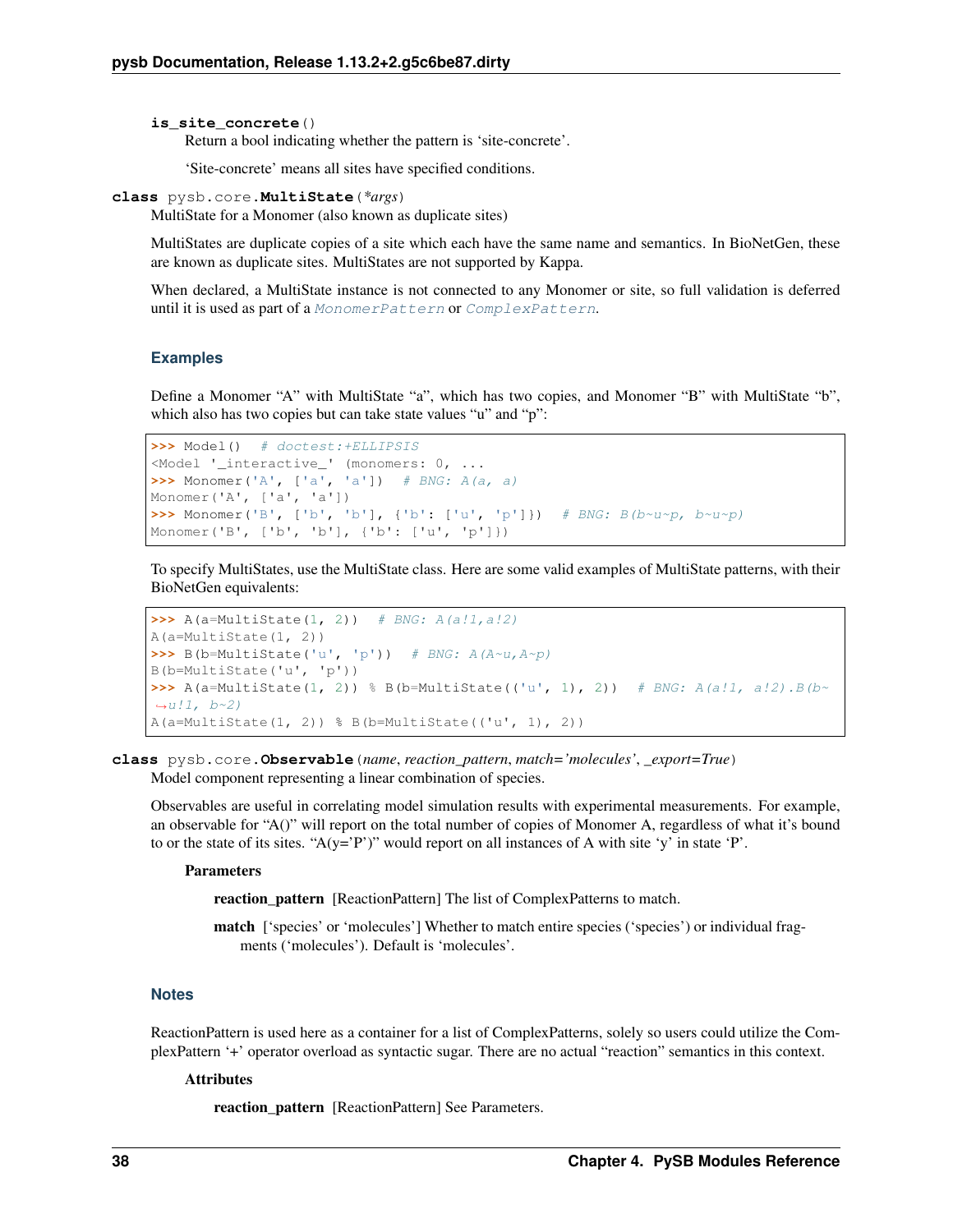**is_site_concrete**()

Return a bool indicating whether the pattern is 'site-concrete'.

'Site-concrete' means all sites have specified conditions.

**class** pysb.core.**MultiState**(*\*args*)

MultiState for a Monomer (also known as duplicate sites)

MultiStates are duplicate copies of a site which each have the same name and semantics. In BioNetGen, these are known as duplicate sites. MultiStates are not supported by Kappa.

When declared, a MultiState instance is not connected to any Monomer or site, so full validation is deferred until it is used as part of a `MonomerPattern` or `ComplexPattern`.

### Examples

Define a Monomer "A" with MultiState "a", which has two copies, and Monomer "B" with MultiState "b", which also has two copies but can take state values "u" and "p":

```
>>> Model()  # doctest:+ELLIPSIS
<Model '_interactive_' (monomers: 0, ...
>>> Monomer('A', ['a', 'a'])  # BNG: A(a, a)
Monomer('A', ['a', 'a'])
>>> Monomer('B', ['b', 'b'], {'b': ['u', 'p']})  # BNG: B(b~u~p, b~u~p)
Monomer('B', ['b', 'b'], {'b': ['u', 'p']})
```

To specify MultiStates, use the MultiState class. Here are some valid examples of MultiState patterns, with their BioNetGen equivalents:

```
>>> A(a=MultiState(1, 2))  # BNG: A(a!1,a!2)
A(a=MultiState(1, 2))
>>> B(b=MultiState('u', 'p'))  # BNG: A(A~u,A~p)
B(b=MultiState('u', 'p'))
>>> A(a=MultiState(1, 2)) % B(b=MultiState(('u', 1), 2))  # BNG: A(a!1, a!2).B(b~u!1, b~2)
A(a=MultiState(1, 2)) % B(b=MultiState(('u', 1), 2))
```

**class** pysb.core.**Observable**(*name*, *reaction_pattern*, *match='molecules'*, *_export=True*)

Model component representing a linear combination of species.

Observables are useful in correlating model simulation results with experimental measurements. For example, an observable for "A()" will report on the total number of copies of Monomer A, regardless of what it's bound to or the state of its sites. "A(y='P')" would report on all instances of A with site 'y' in state 'P'.

**Parameters**

**reaction_pattern** [ReactionPattern] The list of ComplexPatterns to match.

**match** ['species' or 'molecules'] Whether to match entire species ('species') or individual fragments ('molecules'). Default is 'molecules'.

### Notes

ReactionPattern is used here as a container for a list of ComplexPatterns, solely so users could utilize the ComplexPattern '+' operator overload as syntactic sugar. There are no actual "reaction" semantics in this context.

**Attributes**

**reaction_pattern** [ReactionPattern] See Parameters.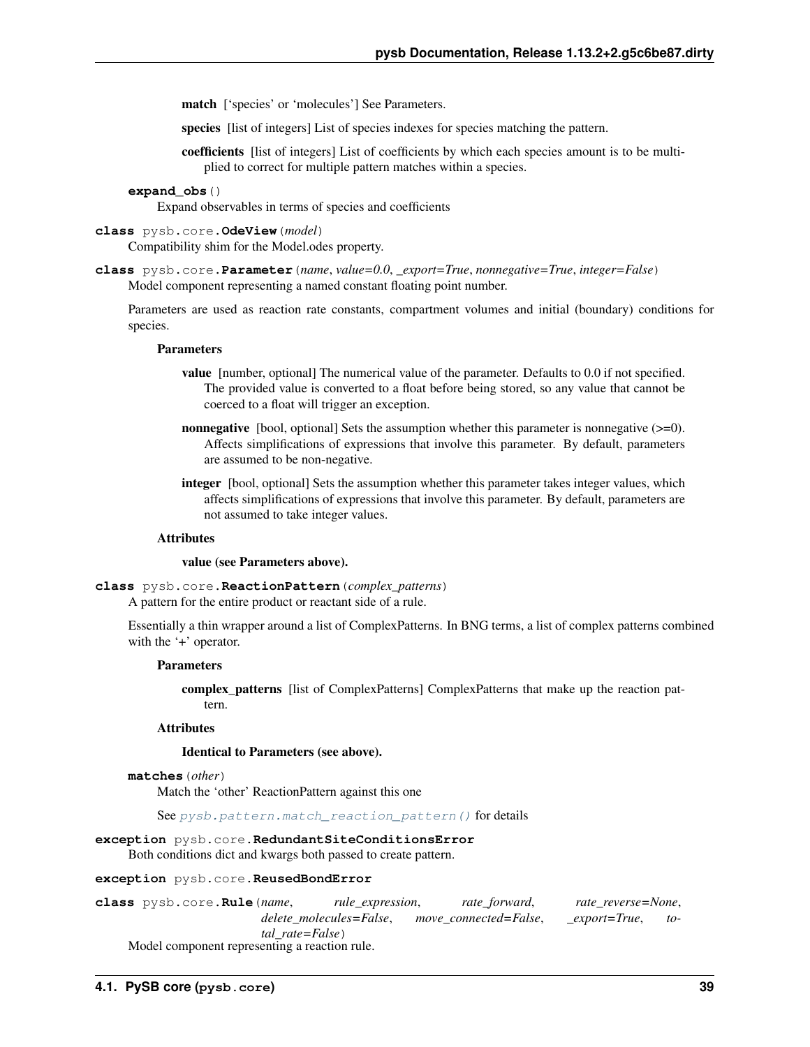**match** [‘species’ or ‘molecules’] See Parameters.

**species** [list of integers] List of species indexes for species matching the pattern.

**coefficients** [list of integers] List of coefficients by which each species amount is to be multiplied to correct for multiple pattern matches within a species.

**expand_obs**()

Expand observables in terms of species and coefficients

**class** pysb.core.**OdeView**(*model*)

Compatibility shim for the Model.odes property.

**class** pysb.core.**Parameter**(*name*, *value=0.0*, *_export=True*, *nonnegative=True*, *integer=False*)

Model component representing a named constant floating point number.

Parameters are used as reaction rate constants, compartment volumes and initial (boundary) conditions for species.

**Parameters**

**value** [number, optional] The numerical value of the parameter. Defaults to 0.0 if not specified. The provided value is converted to a float before being stored, so any value that cannot be coerced to a float will trigger an exception.

**nonnegative** [bool, optional] Sets the assumption whether this parameter is nonnegative (>=0). Affects simplifications of expressions that involve this parameter. By default, parameters are assumed to be non-negative.

**integer** [bool, optional] Sets the assumption whether this parameter takes integer values, which affects simplifications of expressions that involve this parameter. By default, parameters are not assumed to take integer values.

**Attributes**

**value (see Parameters above).**

**class** pysb.core.**ReactionPattern**(*complex_patterns*)

A pattern for the entire product or reactant side of a rule.

Essentially a thin wrapper around a list of ComplexPatterns. In BNG terms, a list of complex patterns combined with the ‘+’ operator.

**Parameters**

**complex_patterns** [list of ComplexPatterns] ComplexPatterns that make up the reaction pattern.

**Attributes**

**Identical to Parameters (see above).**

**matches**(*other*)

Match the ‘other’ ReactionPattern against this one

See *pysb.pattern.match_reaction_pattern()* for details

**exception** pysb.core.**RedundantSiteConditionsError**

Both conditions dict and kwargs both passed to create pattern.

**exception** pysb.core.**ReusedBondError**

**class** pysb.core.**Rule**(*name*, *rule_expression*, *rate_forward*, *rate_reverse=None*, *delete_molecules=False*, *move_connected=False*, *_export=True*, *total_rate=False*)

Model component representing a reaction rule.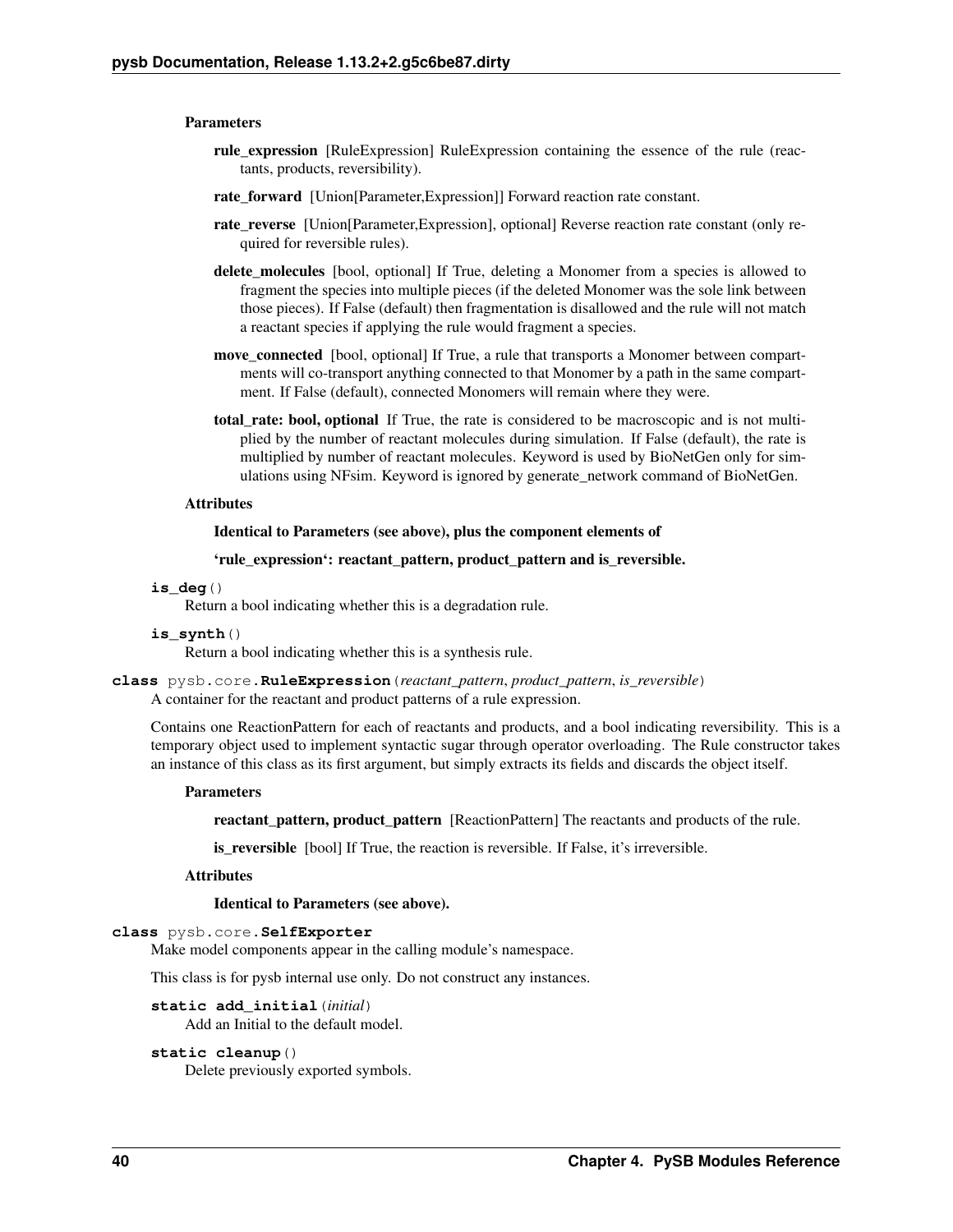**Parameters**

**rule_expression** [RuleExpression] RuleExpression containing the essence of the rule (reactants, products, reversibility).

**rate_forward** [Union[Parameter,Expression]] Forward reaction rate constant.

**rate_reverse** [Union[Parameter,Expression], optional] Reverse reaction rate constant (only required for reversible rules).

**delete_molecules** [bool, optional] If True, deleting a Monomer from a species is allowed to fragment the species into multiple pieces (if the deleted Monomer was the sole link between those pieces). If False (default) then fragmentation is disallowed and the rule will not match a reactant species if applying the rule would fragment a species.

**move_connected** [bool, optional] If True, a rule that transports a Monomer between compartments will co-transport anything connected to that Monomer by a path in the same compartment. If False (default), connected Monomers will remain where they were.

**total_rate: bool, optional** If True, the rate is considered to be macroscopic and is not multiplied by the number of reactant molecules during simulation. If False (default), the rate is multiplied by number of reactant molecules. Keyword is used by BioNetGen only for simulations using NFsim. Keyword is ignored by generate_network command of BioNetGen.

**Attributes**

**Identical to Parameters (see above), plus the component elements of**

**'rule_expression': reactant_pattern, product_pattern and is_reversible.**

**is_deg**()

Return a bool indicating whether this is a degradation rule.

**is_synth**()

Return a bool indicating whether this is a synthesis rule.

**class** pysb.core.**RuleExpression**(*reactant_pattern*, *product_pattern*, *is_reversible*)

A container for the reactant and product patterns of a rule expression.

Contains one ReactionPattern for each of reactants and products, and a bool indicating reversibility. This is a temporary object used to implement syntactic sugar through operator overloading. The Rule constructor takes an instance of this class as its first argument, but simply extracts its fields and discards the object itself.

**Parameters**

**reactant_pattern, product_pattern** [ReactionPattern] The reactants and products of the rule.

**is_reversible** [bool] If True, the reaction is reversible. If False, it's irreversible.

**Attributes**

**Identical to Parameters (see above).**

**class** pysb.core.**SelfExporter**

Make model components appear in the calling module's namespace.

This class is for pysb internal use only. Do not construct any instances.

**static add_initial**(*initial*)

Add an Initial to the default model.

**static cleanup**()

Delete previously exported symbols.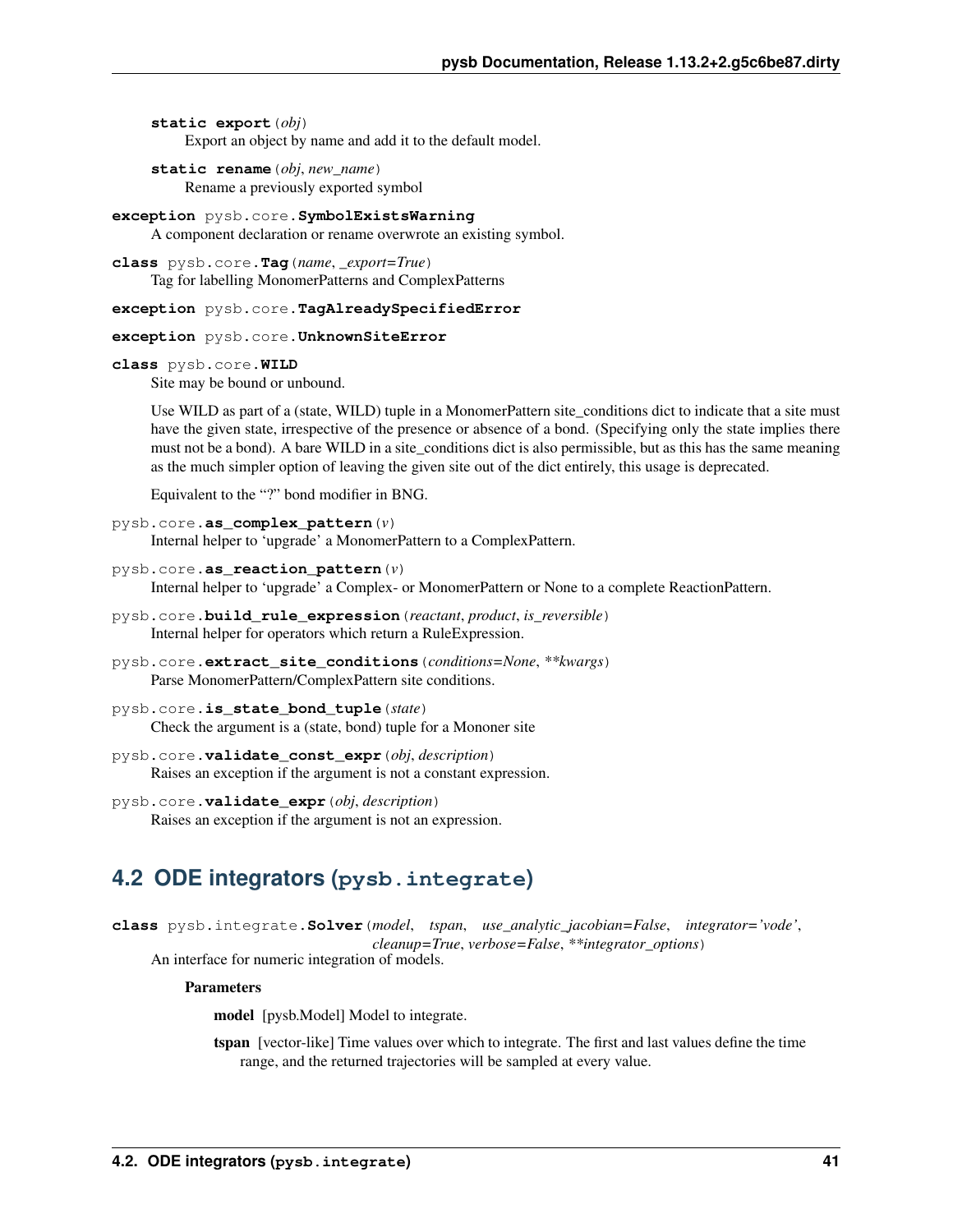**static export**(*obj*)
Export an object by name and add it to the default model.

**static rename**(*obj*, *new_name*)
Rename a previously exported symbol

**exception** pysb.core.**SymbolExistsWarning**
A component declaration or rename overwrote an existing symbol.

**class** pysb.core.**Tag**(*name*, *_export=True*)
Tag for labelling MonomerPatterns and ComplexPatterns

**exception** pysb.core.**TagAlreadySpecifiedError**

**exception** pysb.core.**UnknownSiteError**

**class** pysb.core.**WILD**
Site may be bound or unbound.

Use WILD as part of a (state, WILD) tuple in a MonomerPattern site_conditions dict to indicate that a site must have the given state, irrespective of the presence or absence of a bond. (Specifying only the state implies there must not be a bond). A bare WILD in a site_conditions dict is also permissible, but as this has the same meaning as the much simpler option of leaving the given site out of the dict entirely, this usage is deprecated.

Equivalent to the "?" bond modifier in BNG.

pysb.core.**as_complex_pattern**(*v*)
Internal helper to 'upgrade' a MonomerPattern to a ComplexPattern.

pysb.core.**as_reaction_pattern**(*v*)
Internal helper to 'upgrade' a Complex- or MonomerPattern or None to a complete ReactionPattern.

pysb.core.**build_rule_expression**(*reactant*, *product*, *is_reversible*)
Internal helper for operators which return a RuleExpression.

pysb.core.**extract_site_conditions**(*conditions=None*, ***kwargs*)
Parse MonomerPattern/ComplexPattern site conditions.

pysb.core.**is_state_bond_tuple**(*state*)
Check the argument is a (state, bond) tuple for a Mononer site

pysb.core.**validate_const_expr**(*obj*, *description*)
Raises an exception if the argument is not a constant expression.

pysb.core.**validate_expr**(*obj*, *description*)
Raises an exception if the argument is not an expression.

## 4.2 ODE integrators (`pysb.integrate`)

**class** pysb.integrate.**Solver**(*model*, *tspan*, *use_analytic_jacobian=False*, *integrator='vode'*, *cleanup=True*, *verbose=False*, ***integrator_options*)
An interface for numeric integration of models.

**Parameters**

**model** [pysb.Model] Model to integrate.

**tspan** [vector-like] Time values over which to integrate. The first and last values define the time range, and the returned trajectories will be sampled at every value.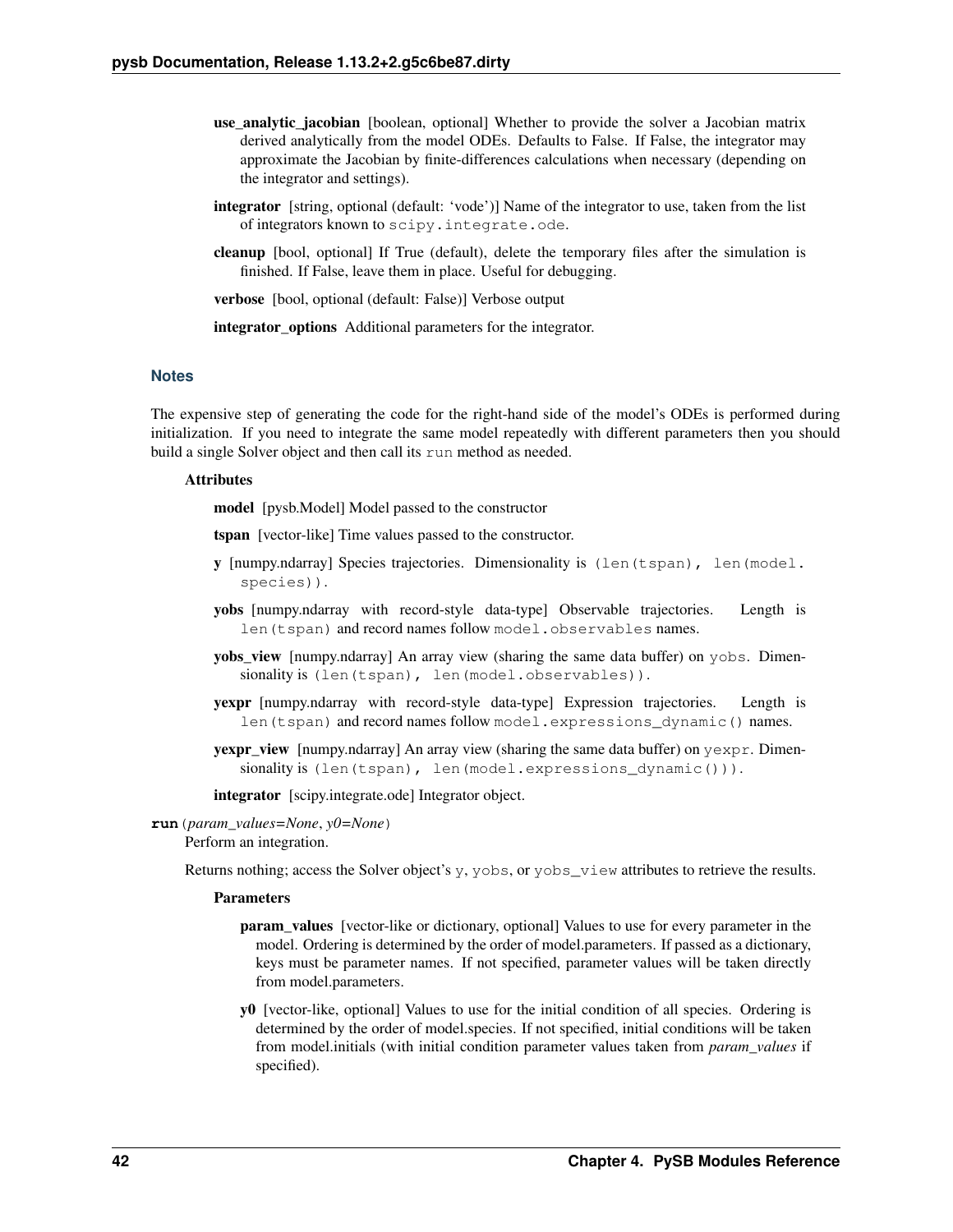**use_analytic_jacobian** [boolean, optional] Whether to provide the solver a Jacobian matrix derived analytically from the model ODEs. Defaults to False. If False, the integrator may approximate the Jacobian by finite-differences calculations when necessary (depending on the integrator and settings).

**integrator** [string, optional (default: 'vode')] Name of the integrator to use, taken from the list of integrators known to `scipy.integrate.ode`.

**cleanup** [bool, optional] If True (default), delete the temporary files after the simulation is finished. If False, leave them in place. Useful for debugging.

**verbose** [bool, optional (default: False)] Verbose output

**integrator_options** Additional parameters for the integrator.

### Notes

The expensive step of generating the code for the right-hand side of the model's ODEs is performed during initialization. If you need to integrate the same model repeatedly with different parameters then you should build a single Solver object and then call its `run` method as needed.

**Attributes**

**model** [pysb.Model] Model passed to the constructor

**tspan** [vector-like] Time values passed to the constructor.

**y** [numpy.ndarray] Species trajectories. Dimensionality is `(len(tspan), len(model.species))`.

**yobs** [numpy.ndarray with record-style data-type] Observable trajectories. Length is `len(tspan)` and record names follow `model.observables` names.

**yobs_view** [numpy.ndarray] An array view (sharing the same data buffer) on `yobs`. Dimensionality is `(len(tspan), len(model.observables))`.

**yexpr** [numpy.ndarray with record-style data-type] Expression trajectories. Length is `len(tspan)` and record names follow `model.expressions_dynamic()` names.

**yexpr_view** [numpy.ndarray] An array view (sharing the same data buffer) on `yexpr`. Dimensionality is `(len(tspan), len(model.expressions_dynamic()))`.

**integrator** [scipy.integrate.ode] Integrator object.

**run**(*param_values=None*, *y0=None*)

Perform an integration.

Returns nothing; access the Solver object's `y`, `yobs`, or `yobs_view` attributes to retrieve the results.

**Parameters**

**param_values** [vector-like or dictionary, optional] Values to use for every parameter in the model. Ordering is determined by the order of model.parameters. If passed as a dictionary, keys must be parameter names. If not specified, parameter values will be taken directly from model.parameters.

**y0** [vector-like, optional] Values to use for the initial condition of all species. Ordering is determined by the order of model.species. If not specified, initial conditions will be taken from model.initials (with initial condition parameter values taken from *param_values* if specified).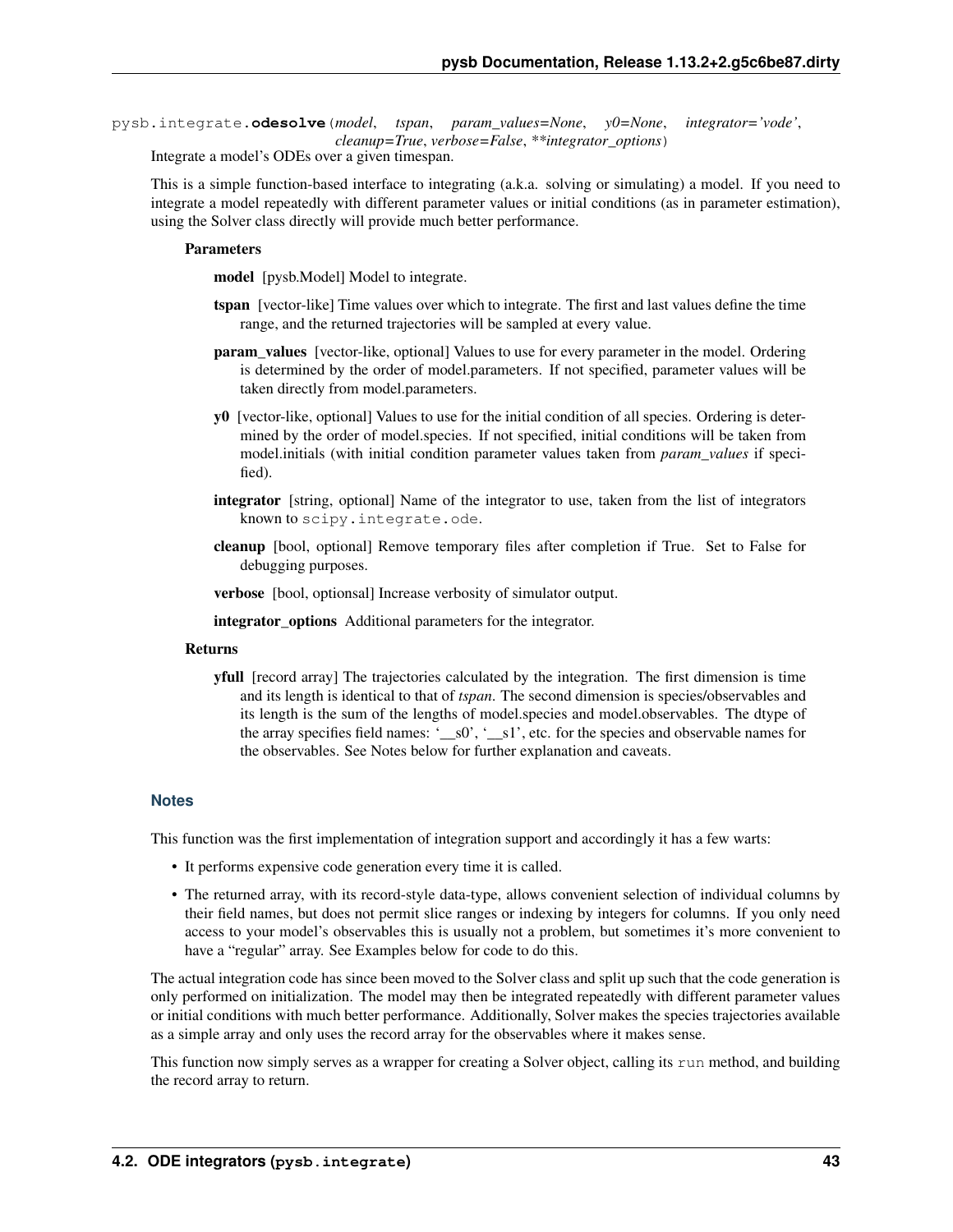pysb.integrate.**odesolve**(*model*, *tspan*, *param_values=None*, *y0=None*, *integrator='vode'*, *cleanup=True*, *verbose=False*, ***integrator_options*)

Integrate a model's ODEs over a given timespan.

This is a simple function-based interface to integrating (a.k.a. solving or simulating) a model. If you need to integrate a model repeatedly with different parameter values or initial conditions (as in parameter estimation), using the Solver class directly will provide much better performance.

**Parameters**

- **model** [pysb.Model] Model to integrate.
- **tspan** [vector-like] Time values over which to integrate. The first and last values define the time range, and the returned trajectories will be sampled at every value.
- **param_values** [vector-like, optional] Values to use for every parameter in the model. Ordering is determined by the order of model.parameters. If not specified, parameter values will be taken directly from model.parameters.
- **y0** [vector-like, optional] Values to use for the initial condition of all species. Ordering is determined by the order of model.species. If not specified, initial conditions will be taken from model.initials (with initial condition parameter values taken from *param_values* if specified).
- **integrator** [string, optional] Name of the integrator to use, taken from the list of integrators known to `scipy.integrate.ode`.
- **cleanup** [bool, optional] Remove temporary files after completion if True. Set to False for debugging purposes.
- **verbose** [bool, optionsal] Increase verbosity of simulator output.
- **integrator_options** Additional parameters for the integrator.

**Returns**

- **yfull** [record array] The trajectories calculated by the integration. The first dimension is time and its length is identical to that of *tspan*. The second dimension is species/observables and its length is the sum of the lengths of model.species and model.observables. The dtype of the array specifies field names: '__s0', '__s1', etc. for the species and observable names for the observables. See Notes below for further explanation and caveats.

### Notes

This function was the first implementation of integration support and accordingly it has a few warts:

- It performs expensive code generation every time it is called.
- The returned array, with its record-style data-type, allows convenient selection of individual columns by their field names, but does not permit slice ranges or indexing by integers for columns. If you only need access to your model's observables this is usually not a problem, but sometimes it's more convenient to have a "regular" array. See Examples below for code to do this.

The actual integration code has since been moved to the Solver class and split up such that the code generation is only performed on initialization. The model may then be integrated repeatedly with different parameter values or initial conditions with much better performance. Additionally, Solver makes the species trajectories available as a simple array and only uses the record array for the observables where it makes sense.

This function now simply serves as a wrapper for creating a Solver object, calling its `run` method, and building the record array to return.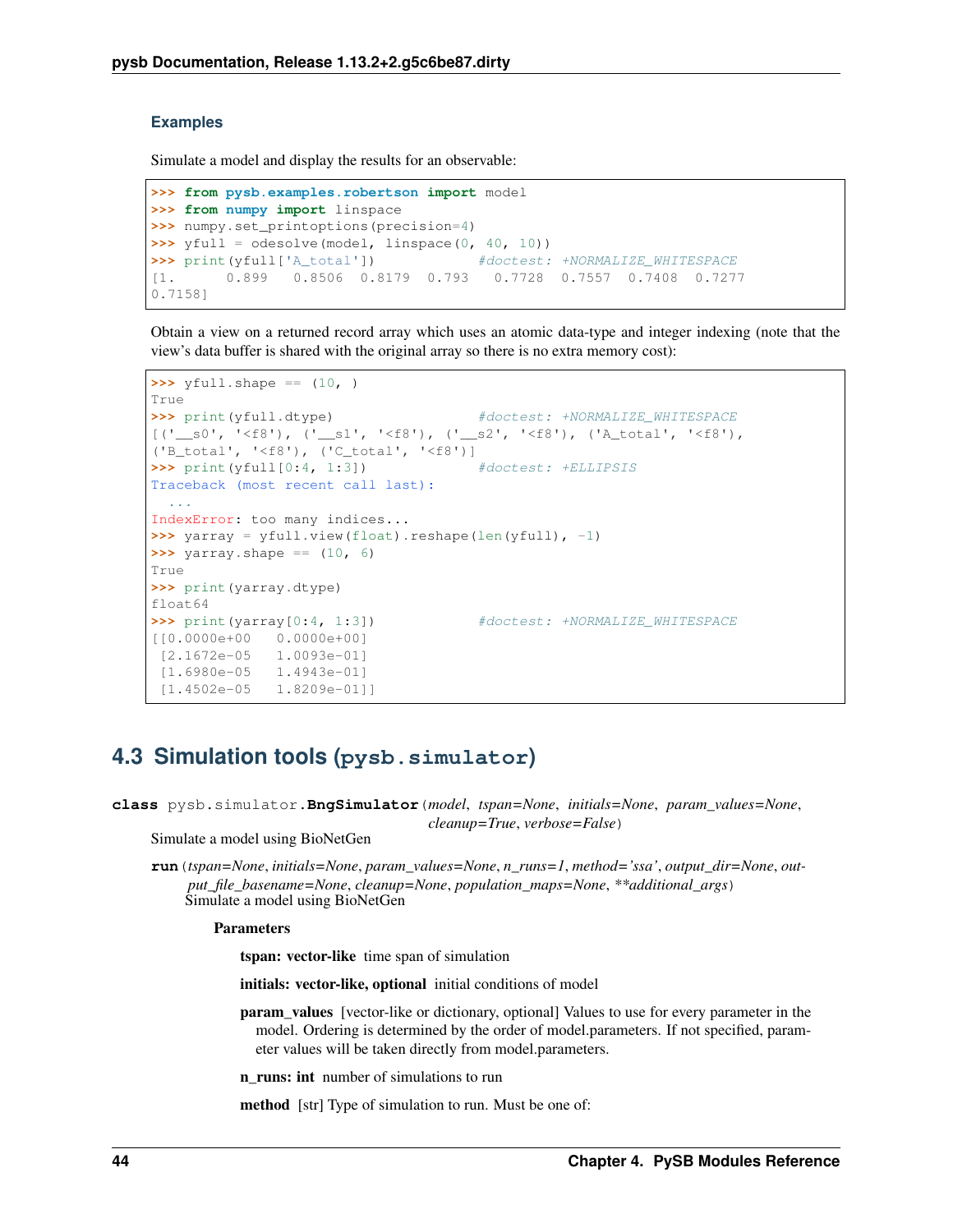### Examples

Simulate a model and display the results for an observable:

```
>>> from pysb.examples.robertson import model
>>> from numpy import linspace
>>> numpy.set_printoptions(precision=4)
>>> yfull = odesolve(model, linspace(0, 40, 10))
>>> print(yfull['A_total'])            #doctest: +NORMALIZE_WHITESPACE
[1.      0.899   0.8506  0.8179  0.793   0.7728  0.7557  0.7408  0.7277
0.7158]
```

Obtain a view on a returned record array which uses an atomic data-type and integer indexing (note that the view's data buffer is shared with the original array so there is no extra memory cost):

```
>>> yfull.shape == (10, )
True
>>> print(yfull.dtype)                 #doctest: +NORMALIZE_WHITESPACE
[('__s0', '<f8'), ('__s1', '<f8'), ('__s2', '<f8'), ('A_total', '<f8'),
('B_total', '<f8'), ('C_total', '<f8')]
>>> print(yfull[0:4, 1:3])             #doctest: +ELLIPSIS
Traceback (most recent call last):
  ...
IndexError: too many indices...
>>> yarray = yfull.view(float).reshape(len(yfull), -1)
>>> yarray.shape == (10, 6)
True
>>> print(yarray.dtype)
float64
>>> print(yarray[0:4, 1:3])            #doctest: +NORMALIZE_WHITESPACE
[[0.0000e+00   0.0000e+00]
 [2.1672e-05   1.0093e-01]
 [1.6980e-05   1.4943e-01]
 [1.4502e-05   1.8209e-01]]
```

## 4.3 Simulation tools (`pysb.simulator`)

**class** pysb.simulator.**BngSimulator**(*model*, *tspan=None*, *initials=None*, *param_values=None*, *cleanup=True*, *verbose=False*)

Simulate a model using BioNetGen

**run**(*tspan=None*, *initials=None*, *param_values=None*, *n_runs=1*, *method='ssa'*, *output_dir=None*, *output_file_basename=None*, *cleanup=None*, *population_maps=None*, *\*\*additional_args*)

Simulate a model using BioNetGen

**Parameters**

**tspan: vector-like** time span of simulation

**initials: vector-like, optional** initial conditions of model

**param_values** [vector-like or dictionary, optional] Values to use for every parameter in the model. Ordering is determined by the order of model.parameters. If not specified, parameter values will be taken directly from model.parameters.

**n_runs: int** number of simulations to run

**method** [str] Type of simulation to run. Must be one of: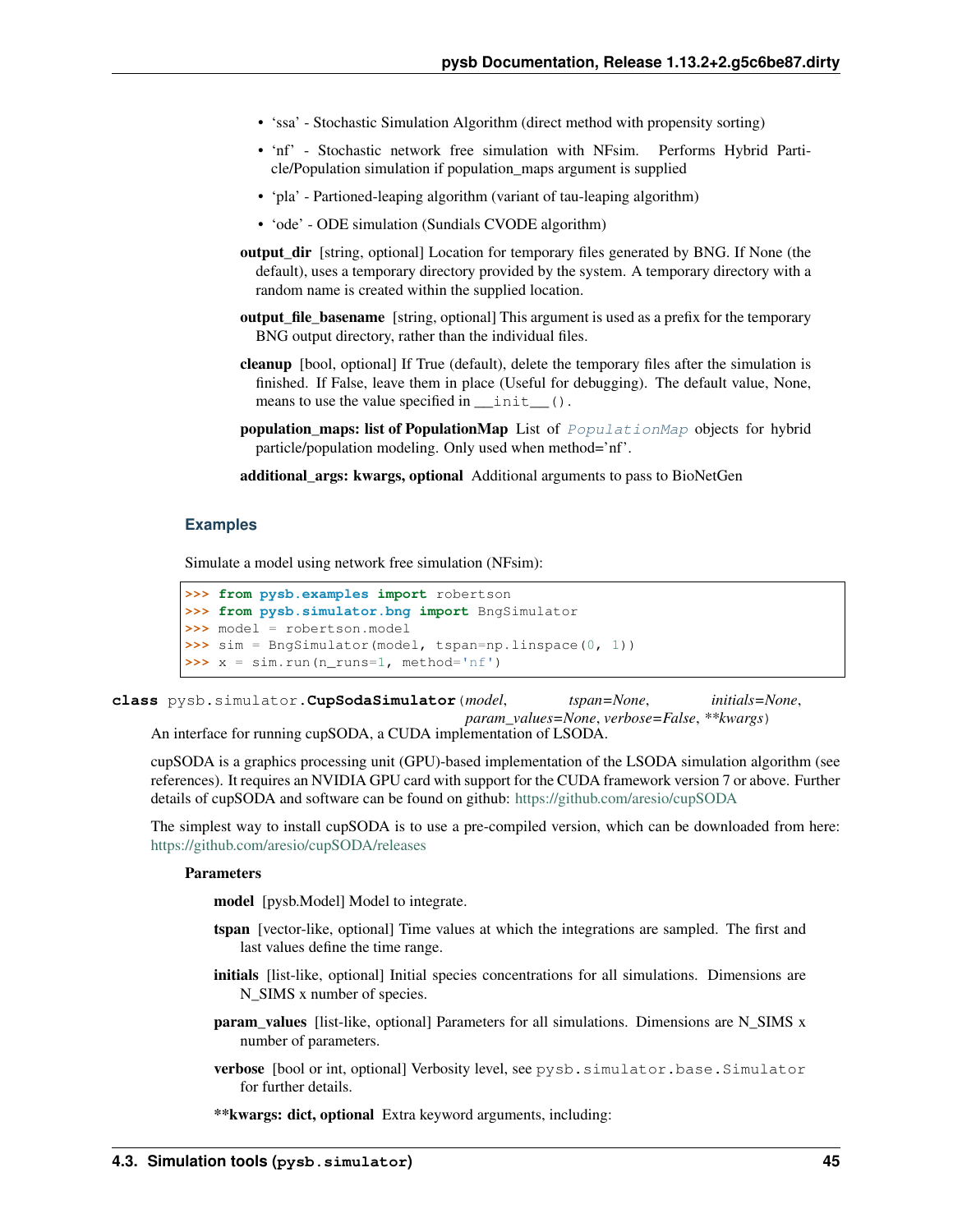- 'ssa' - Stochastic Simulation Algorithm (direct method with propensity sorting)
- 'nf' - Stochastic network free simulation with NFsim. Performs Hybrid Particle/Population simulation if population_maps argument is supplied
- 'pla' - Partioned-leaping algorithm (variant of tau-leaping algorithm)
- 'ode' - ODE simulation (Sundials CVODE algorithm)

**output_dir** [string, optional] Location for temporary files generated by BNG. If None (the default), uses a temporary directory provided by the system. A temporary directory with a random name is created within the supplied location.

**output_file_basename** [string, optional] This argument is used as a prefix for the temporary BNG output directory, rather than the individual files.

**cleanup** [bool, optional] If True (default), delete the temporary files after the simulation is finished. If False, leave them in place (Useful for debugging). The default value, None, means to use the value specified in `__init__()`.

**population_maps: list of PopulationMap** List of `PopulationMap` objects for hybrid particle/population modeling. Only used when method='nf'.

**additional_args: kwargs, optional** Additional arguments to pass to BioNetGen

### Examples

Simulate a model using network free simulation (NFsim):

```
>>> from pysb.examples import robertson
>>> from pysb.simulator.bng import BngSimulator
>>> model = robertson.model
>>> sim = BngSimulator(model, tspan=np.linspace(0, 1))
>>> x = sim.run(n_runs=1, method='nf')
```

**class** pysb.simulator.**CupSodaSimulator**(*model*, *tspan=None*, *initials=None*, *param_values=None*, *verbose=False*, ***kwargs*)

An interface for running cupSODA, a CUDA implementation of LSODA.

cupSODA is a graphics processing unit (GPU)-based implementation of the LSODA simulation algorithm (see references). It requires an NVIDIA GPU card with support for the CUDA framework version 7 or above. Further details of cupSODA and software can be found on github: https://github.com/aresio/cupSODA

The simplest way to install cupSODA is to use a pre-compiled version, which can be downloaded from here: https://github.com/aresio/cupSODA/releases

**Parameters**

**model** [pysb.Model] Model to integrate.

**tspan** [vector-like, optional] Time values at which the integrations are sampled. The first and last values define the time range.

**initials** [list-like, optional] Initial species concentrations for all simulations. Dimensions are N_SIMS x number of species.

**param_values** [list-like, optional] Parameters for all simulations. Dimensions are N_SIMS x number of parameters.

**verbose** [bool or int, optional] Verbosity level, see `pysb.simulator.base.Simulator` for further details.

****kwargs: dict, optional** Extra keyword arguments, including: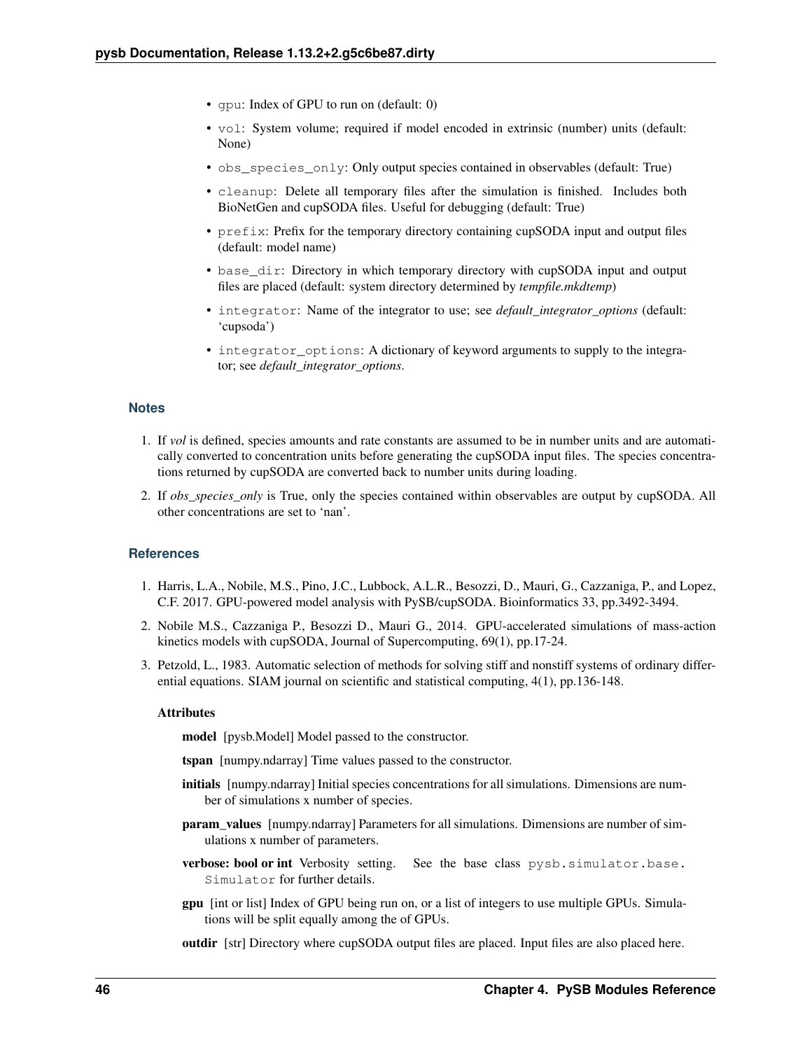- `gpu`: Index of GPU to run on (default: 0)
- `vol`: System volume; required if model encoded in extrinsic (number) units (default: None)
- `obs_species_only`: Only output species contained in observables (default: True)
- `cleanup`: Delete all temporary files after the simulation is finished. Includes both BioNetGen and cupSODA files. Useful for debugging (default: True)
- `prefix`: Prefix for the temporary directory containing cupSODA input and output files (default: model name)
- `base_dir`: Directory in which temporary directory with cupSODA input and output files are placed (default: system directory determined by *tempfile.mkdtemp*)
- `integrator`: Name of the integrator to use; see *default_integrator_options* (default: 'cupsoda')
- `integrator_options`: A dictionary of keyword arguments to supply to the integrator; see *default_integrator_options*.

### Notes

1. If *vol* is defined, species amounts and rate constants are assumed to be in number units and are automatically converted to concentration units before generating the cupSODA input files. The species concentrations returned by cupSODA are converted back to number units during loading.
2. If *obs_species_only* is True, only the species contained within observables are output by cupSODA. All other concentrations are set to 'nan'.

### References

1. Harris, L.A., Nobile, M.S., Pino, J.C., Lubbock, A.L.R., Besozzi, D., Mauri, G., Cazzaniga, P., and Lopez, C.F. 2017. GPU-powered model analysis with PySB/cupSODA. Bioinformatics 33, pp.3492-3494.
2. Nobile M.S., Cazzaniga P., Besozzi D., Mauri G., 2014. GPU-accelerated simulations of mass-action kinetics models with cupSODA, Journal of Supercomputing, 69(1), pp.17-24.
3. Petzold, L., 1983. Automatic selection of methods for solving stiff and nonstiff systems of ordinary differential equations. SIAM journal on scientific and statistical computing, 4(1), pp.136-148.

**Attributes**

**model** [pysb.Model] Model passed to the constructor.

**tspan** [numpy.ndarray] Time values passed to the constructor.

**initials** [numpy.ndarray] Initial species concentrations for all simulations. Dimensions are number of simulations x number of species.

**param_values** [numpy.ndarray] Parameters for all simulations. Dimensions are number of simulations x number of parameters.

**verbose: bool or int** Verbosity setting. See the base class `pysb.simulator.base.Simulator` for further details.

**gpu** [int or list] Index of GPU being run on, or a list of integers to use multiple GPUs. Simulations will be split equally among the of GPUs.

**outdir** [str] Directory where cupSODA output files are placed. Input files are also placed here.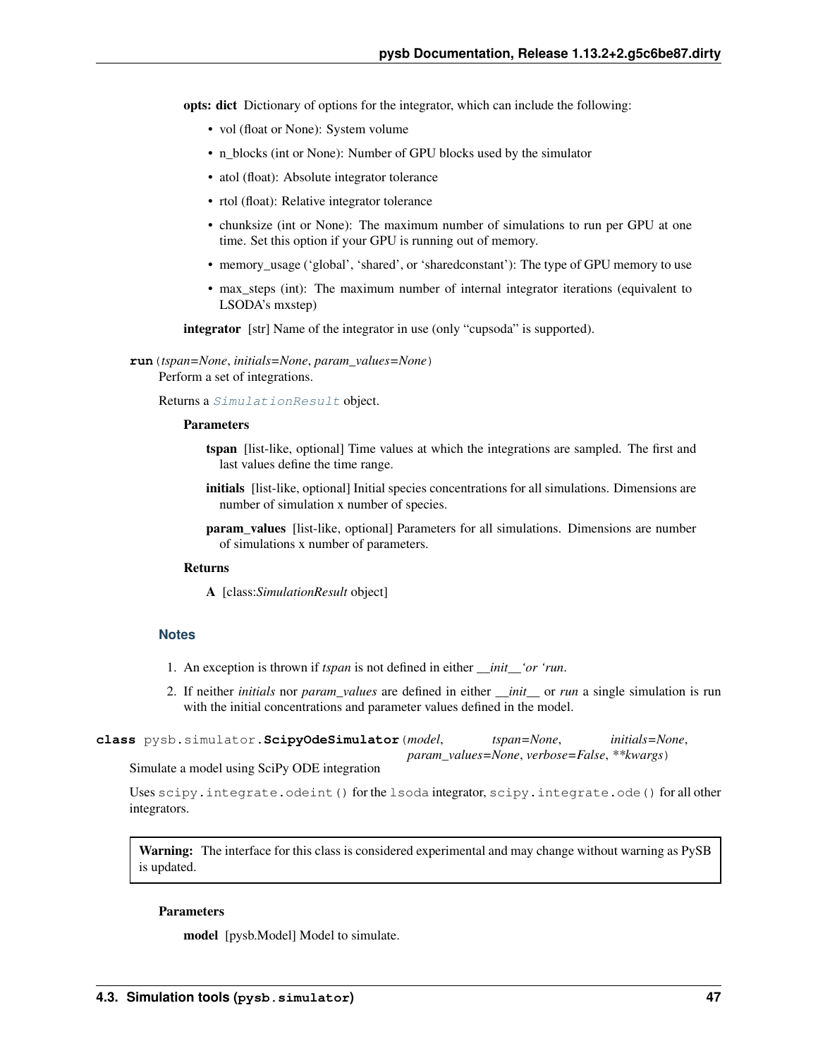**opts: dict** Dictionary of options for the integrator, which can include the following:

- vol (float or None): System volume
- n_blocks (int or None): Number of GPU blocks used by the simulator
- atol (float): Absolute integrator tolerance
- rtol (float): Relative integrator tolerance
- chunksize (int or None): The maximum number of simulations to run per GPU at one time. Set this option if your GPU is running out of memory.
- memory_usage ('global', 'shared', or 'sharedconstant'): The type of GPU memory to use
- max_steps (int): The maximum number of internal integrator iterations (equivalent to LSODA's mxstep)

**integrator** [str] Name of the integrator in use (only "cupsoda" is supported).

**run**(*tspan=None*, *initials=None*, *param_values=None*)

Perform a set of integrations.

Returns a `SimulationResult` object.

**Parameters**

**tspan** [list-like, optional] Time values at which the integrations are sampled. The first and last values define the time range.

**initials** [list-like, optional] Initial species concentrations for all simulations. Dimensions are number of simulation x number of species.

**param_values** [list-like, optional] Parameters for all simulations. Dimensions are number of simulations x number of parameters.

**Returns**

**A** [class:*SimulationResult* object]

### Notes

1. An exception is thrown if *tspan* is not defined in either *__init__'or 'run*.
2. If neither *initials* nor *param_values* are defined in either *__init__* or *run* a single simulation is run with the initial concentrations and parameter values defined in the model.

**class** pysb.simulator.**ScipyOdeSimulator**(*model*, *tspan=None*, *initials=None*, *param_values=None*, *verbose=False*, *\*\*kwargs*)

Simulate a model using SciPy ODE integration

Uses `scipy.integrate.odeint()` for the `lsoda` integrator, `scipy.integrate.ode()` for all other integrators.

> **Warning:** The interface for this class is considered experimental and may change without warning as PySB is updated.

**Parameters**

**model** [pysb.Model] Model to simulate.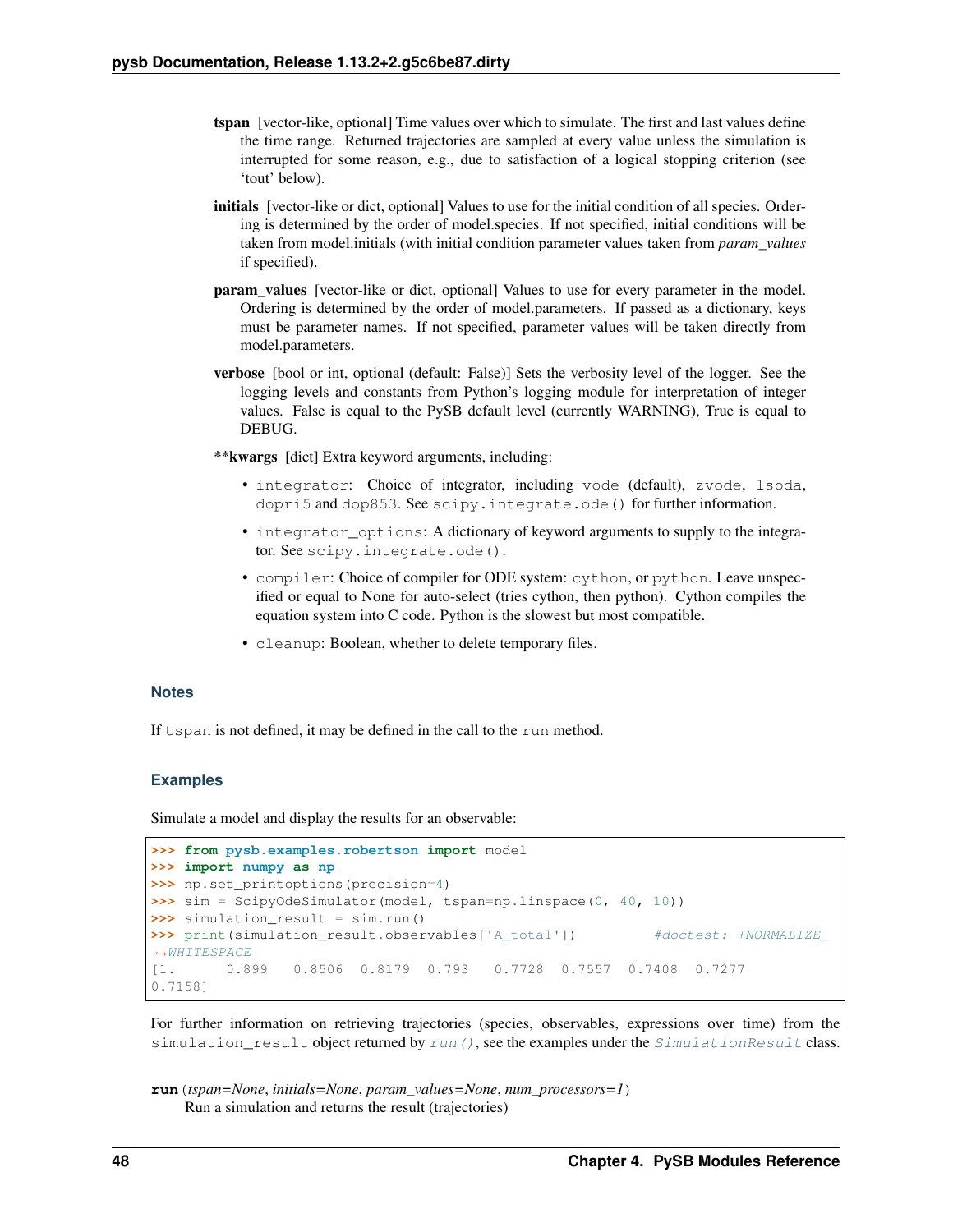**tspan** [vector-like, optional] Time values over which to simulate. The first and last values define the time range. Returned trajectories are sampled at every value unless the simulation is interrupted for some reason, e.g., due to satisfaction of a logical stopping criterion (see 'tout' below).

**initials** [vector-like or dict, optional] Values to use for the initial condition of all species. Ordering is determined by the order of model.species. If not specified, initial conditions will be taken from model.initials (with initial condition parameter values taken from *param_values* if specified).

**param_values** [vector-like or dict, optional] Values to use for every parameter in the model. Ordering is determined by the order of model.parameters. If passed as a dictionary, keys must be parameter names. If not specified, parameter values will be taken directly from model.parameters.

**verbose** [bool or int, optional (default: False)] Sets the verbosity level of the logger. See the logging levels and constants from Python's logging module for interpretation of integer values. False is equal to the PySB default level (currently WARNING), True is equal to DEBUG.

****kwargs** [dict] Extra keyword arguments, including:

- `integrator`: Choice of integrator, including `vode` (default), `zvode`, `lsoda`, `dopri5` and `dop853`. See `scipy.integrate.ode()` for further information.
- `integrator_options`: A dictionary of keyword arguments to supply to the integrator. See `scipy.integrate.ode()`.
- `compiler`: Choice of compiler for ODE system: `cython`, or `python`. Leave unspecified or equal to None for auto-select (tries cython, then python). Cython compiles the equation system into C code. Python is the slowest but most compatible.
- `cleanup`: Boolean, whether to delete temporary files.

### Notes

If `tspan` is not defined, it may be defined in the call to the `run` method.

### Examples

Simulate a model and display the results for an observable:

```
>>> from pysb.examples.robertson import model
>>> import numpy as np
>>> np.set_printoptions(precision=4)
>>> sim = ScipyOdeSimulator(model, tspan=np.linspace(0, 40, 10))
>>> simulation_result = sim.run()
>>> print(simulation_result.observables['A_total'])         #doctest: +NORMALIZE_
↪WHITESPACE
[1.      0.899   0.8506  0.8179  0.793   0.7728  0.7557  0.7408  0.7277
0.7158]
```

For further information on retrieving trajectories (species, observables, expressions over time) from the `simulation_result` object returned by `run()`, see the examples under the `SimulationResult` class.

**run**(*tspan=None*, *initials=None*, *param_values=None*, *num_processors=1*)
Run a simulation and returns the result (trajectories)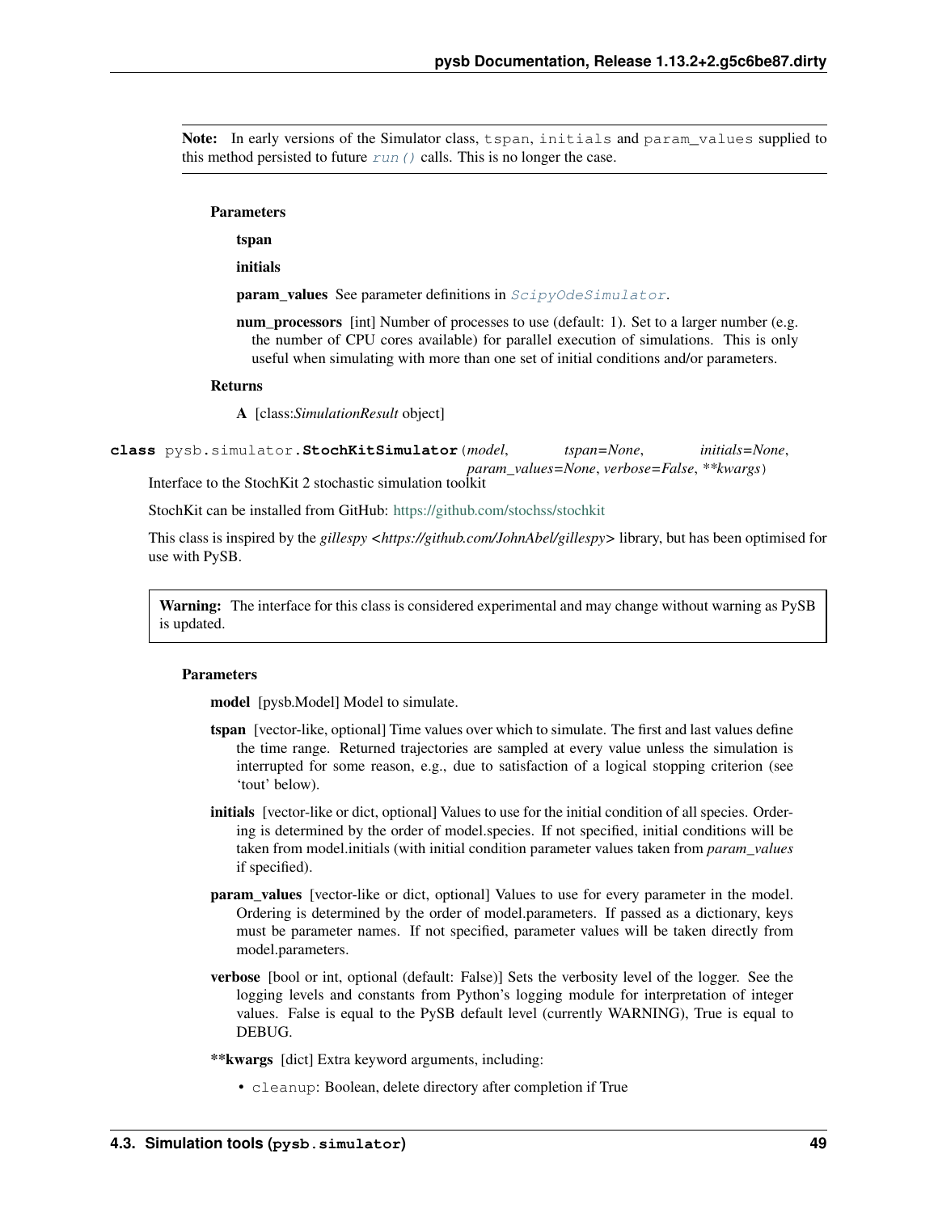**Note:** In early versions of the Simulator class, `tspan`, `initials` and `param_values` supplied to this method persisted to future `run()` calls. This is no longer the case.

**Parameters**

**tspan**

**initials**

**param_values** See parameter definitions in `ScipyOdeSimulator`.

**num_processors** [int] Number of processes to use (default: 1). Set to a larger number (e.g. the number of CPU cores available) for parallel execution of simulations. This is only useful when simulating with more than one set of initial conditions and/or parameters.

**Returns**

**A** [class:*SimulationResult* object]

**class** pysb.simulator.**StochKitSimulator**(*model*, *tspan=None*, *initials=None*, *param_values=None*, *verbose=False*, *\*\*kwargs*)

Interface to the StochKit 2 stochastic simulation toolkit

StochKit can be installed from GitHub: https://github.com/stochss/stochkit

This class is inspired by the *gillespy <https://github.com/JohnAbel/gillespy>* library, but has been optimised for use with PySB.

**Warning:** The interface for this class is considered experimental and may change without warning as PySB is updated.

**Parameters**

**model** [pysb.Model] Model to simulate.

**tspan** [vector-like, optional] Time values over which to simulate. The first and last values define the time range. Returned trajectories are sampled at every value unless the simulation is interrupted for some reason, e.g., due to satisfaction of a logical stopping criterion (see 'tout' below).

**initials** [vector-like or dict, optional] Values to use for the initial condition of all species. Ordering is determined by the order of model.species. If not specified, initial conditions will be taken from model.initials (with initial condition parameter values taken from *param_values* if specified).

**param_values** [vector-like or dict, optional] Values to use for every parameter in the model. Ordering is determined by the order of model.parameters. If passed as a dictionary, keys must be parameter names. If not specified, parameter values will be taken directly from model.parameters.

**verbose** [bool or int, optional (default: False)] Sets the verbosity level of the logger. See the logging levels and constants from Python's logging module for interpretation of integer values. False is equal to the PySB default level (currently WARNING), True is equal to DEBUG.

**\*\*kwargs** [dict] Extra keyword arguments, including:

- `cleanup`: Boolean, delete directory after completion if True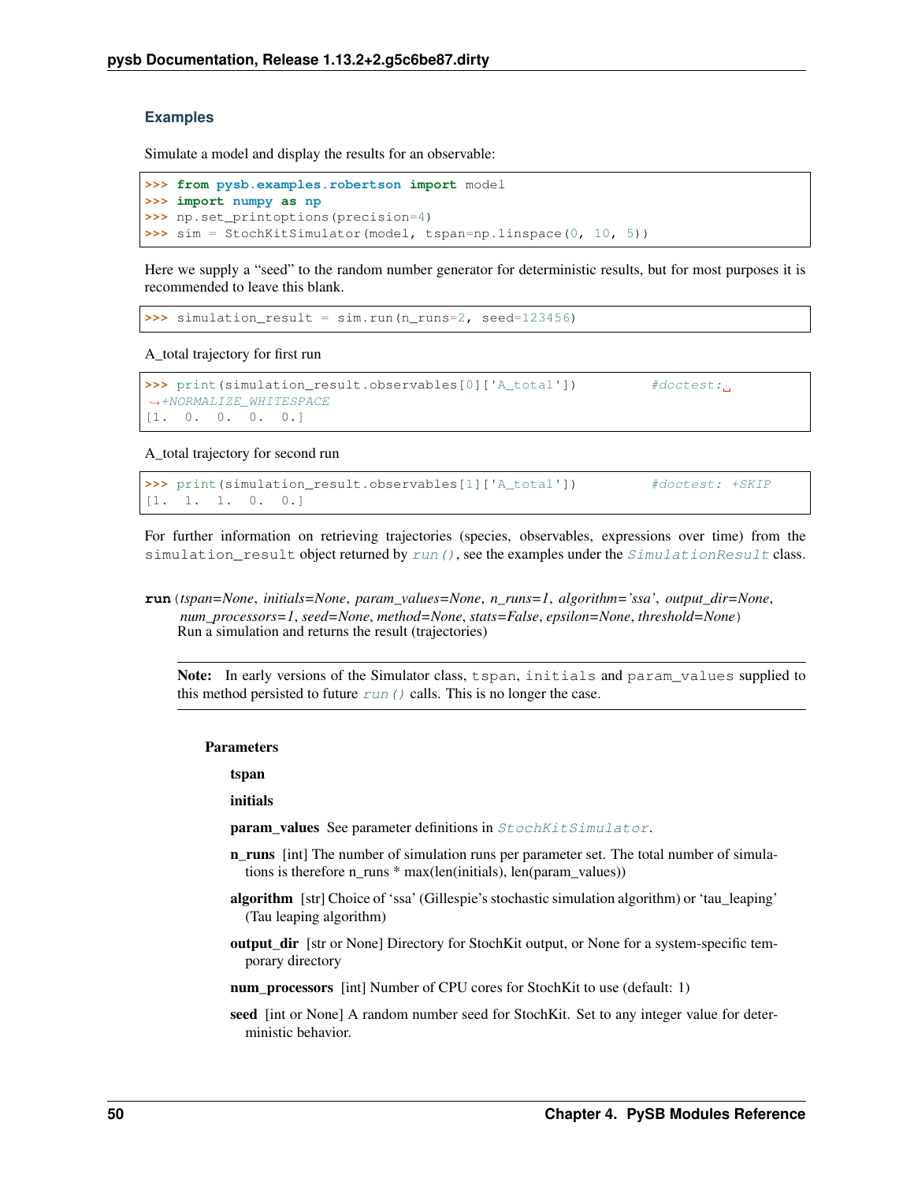### Examples

Simulate a model and display the results for an observable:

```
>>> from pysb.examples.robertson import model
>>> import numpy as np
>>> np.set_printoptions(precision=4)
>>> sim = StochKitSimulator(model, tspan=np.linspace(0, 10, 5))
```

Here we supply a "seed" to the random number generator for deterministic results, but for most purposes it is recommended to leave this blank.

```
>>> simulation_result = sim.run(n_runs=2, seed=123456)
```

A_total trajectory for first run

```
>>> print(simulation_result.observables[0]['A_total'])          #doctest: +NORMALIZE_WHITESPACE
[1.  0.  0.  0.  0.]
```

A_total trajectory for second run

```
>>> print(simulation_result.observables[1]['A_total'])          #doctest: +SKIP
[1.  1.  1.  0.  0.]
```

For further information on retrieving trajectories (species, observables, expressions over time) from the `simulation_result` object returned by `run()`, see the examples under the `SimulationResult` class.

**run**(*tspan=None*, *initials=None*, *param_values=None*, *n_runs=1*, *algorithm='ssa'*, *output_dir=None*, *num_processors=1*, *seed=None*, *method=None*, *stats=False*, *epsilon=None*, *threshold=None*)

Run a simulation and returns the result (trajectories)

**Note:** In early versions of the Simulator class, `tspan`, `initials` and `param_values` supplied to this method persisted to future `run()` calls. This is no longer the case.

**Parameters**

**tspan**

**initials**

**param_values** See parameter definitions in `StochKitSimulator`.

**n_runs** [int] The number of simulation runs per parameter set. The total number of simulations is therefore n_runs * max(len(initials), len(param_values))

**algorithm** [str] Choice of 'ssa' (Gillespie's stochastic simulation algorithm) or 'tau_leaping' (Tau leaping algorithm)

**output_dir** [str or None] Directory for StochKit output, or None for a system-specific temporary directory

**num_processors** [int] Number of CPU cores for StochKit to use (default: 1)

**seed** [int or None] A random number seed for StochKit. Set to any integer value for deterministic behavior.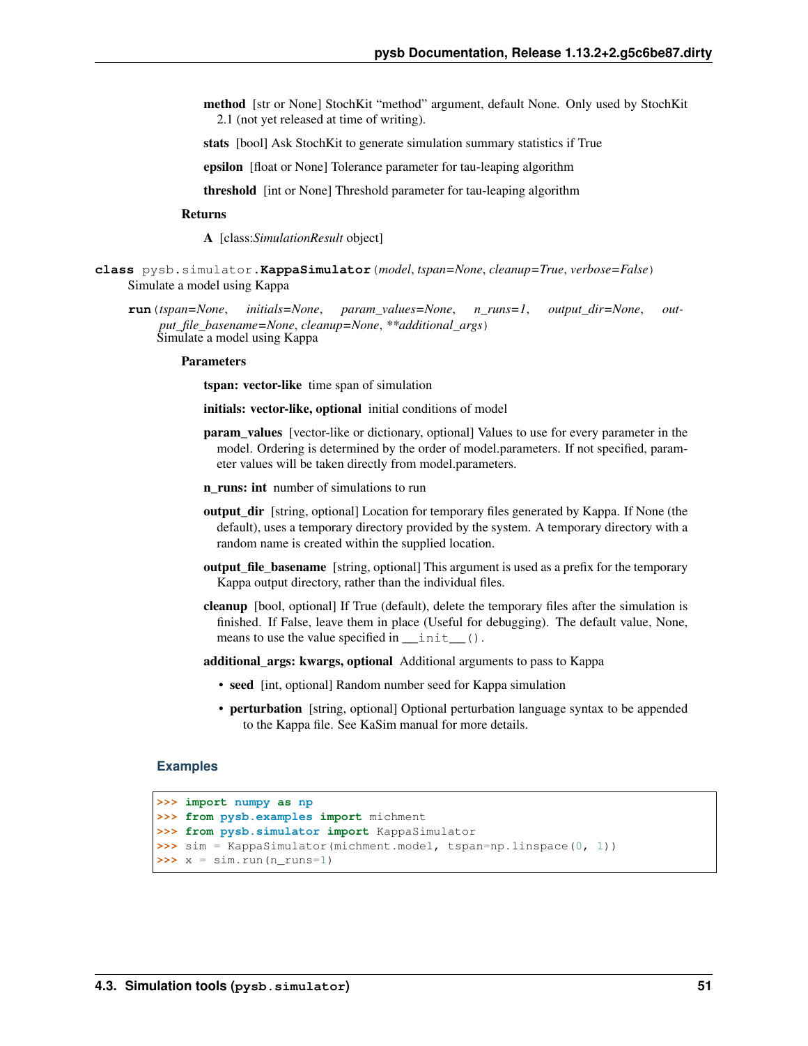**method** [str or None] StochKit "method" argument, default None. Only used by StochKit 2.1 (not yet released at time of writing).

**stats** [bool] Ask StochKit to generate simulation summary statistics if True

**epsilon** [float or None] Tolerance parameter for tau-leaping algorithm

**threshold** [int or None] Threshold parameter for tau-leaping algorithm

**Returns**

**A** [class:*SimulationResult* object]

**class** pysb.simulator.**KappaSimulator**(*model*, *tspan=None*, *cleanup=True*, *verbose=False*)

Simulate a model using Kappa

**run**(*tspan=None*, *initials=None*, *param_values=None*, *n_runs=1*, *output_dir=None*, *output_file_basename=None*, *cleanup=None*, ***additional_args*)

Simulate a model using Kappa

**Parameters**

**tspan: vector-like** time span of simulation

**initials: vector-like, optional** initial conditions of model

**param_values** [vector-like or dictionary, optional] Values to use for every parameter in the model. Ordering is determined by the order of model.parameters. If not specified, parameter values will be taken directly from model.parameters.

**n_runs: int** number of simulations to run

**output_dir** [string, optional] Location for temporary files generated by Kappa. If None (the default), uses a temporary directory provided by the system. A temporary directory with a random name is created within the supplied location.

**output_file_basename** [string, optional] This argument is used as a prefix for the temporary Kappa output directory, rather than the individual files.

**cleanup** [bool, optional] If True (default), delete the temporary files after the simulation is finished. If False, leave them in place (Useful for debugging). The default value, None, means to use the value specified in `__init__()`.

**additional_args: kwargs, optional** Additional arguments to pass to Kappa

- **seed** [int, optional] Random number seed for Kappa simulation
- **perturbation** [string, optional] Optional perturbation language syntax to be appended to the Kappa file. See KaSim manual for more details.

### Examples

```
>>> import numpy as np
>>> from pysb.examples import michment
>>> from pysb.simulator import KappaSimulator
>>> sim = KappaSimulator(michment.model, tspan=np.linspace(0, 1))
>>> x = sim.run(n_runs=1)
```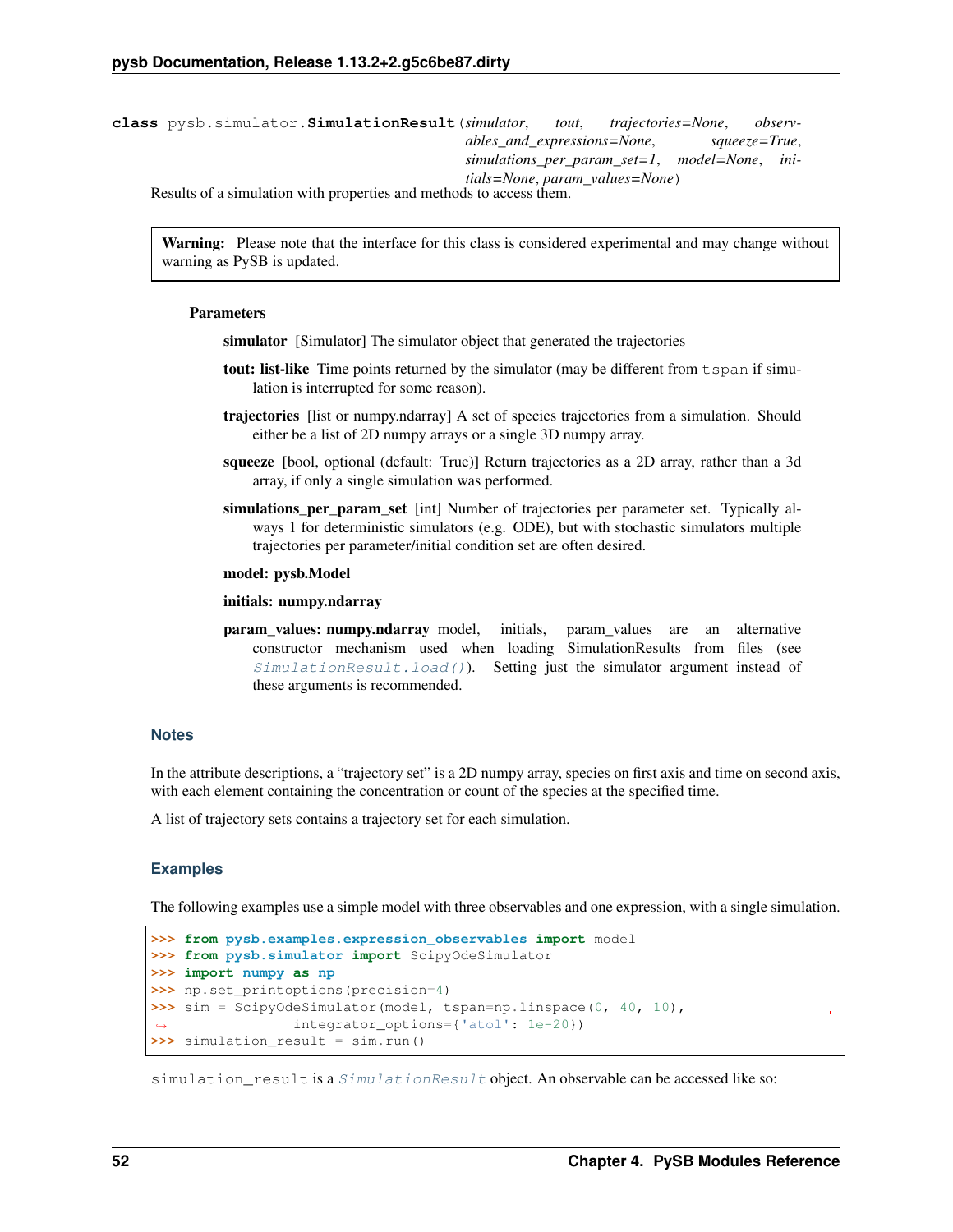**class** pysb.simulator.**SimulationResult**(*simulator*, *tout*, *trajectories=None*, *observables_and_expressions=None*, *squeeze=True*, *simulations_per_param_set=1*, *model=None*, *initials=None*, *param_values=None*)

Results of a simulation with properties and methods to access them.

> **Warning:** Please note that the interface for this class is considered experimental and may change without warning as PySB is updated.

**Parameters**

**simulator** [Simulator] The simulator object that generated the trajectories

**tout: list-like** Time points returned by the simulator (may be different from `tspan` if simulation is interrupted for some reason).

**trajectories** [list or numpy.ndarray] A set of species trajectories from a simulation. Should either be a list of 2D numpy arrays or a single 3D numpy array.

**squeeze** [bool, optional (default: True)] Return trajectories as a 2D array, rather than a 3d array, if only a single simulation was performed.

**simulations_per_param_set** [int] Number of trajectories per parameter set. Typically always 1 for deterministic simulators (e.g. ODE), but with stochastic simulators multiple trajectories per parameter/initial condition set are often desired.

**model: pysb.Model**

**initials: numpy.ndarray**

**param_values: numpy.ndarray** model, initials, param_values are an alternative constructor mechanism used when loading SimulationResults from files (see `SimulationResult.load()`). Setting just the simulator argument instead of these arguments is recommended.

### Notes

In the attribute descriptions, a "trajectory set" is a 2D numpy array, species on first axis and time on second axis, with each element containing the concentration or count of the species at the specified time.

A list of trajectory sets contains a trajectory set for each simulation.

### Examples

The following examples use a simple model with three observables and one expression, with a single simulation.

```
>>> from pysb.examples.expression_observables import model
>>> from pysb.simulator import ScipyOdeSimulator
>>> import numpy as np
>>> np.set_printoptions(precision=4)
>>> sim = ScipyOdeSimulator(model, tspan=np.linspace(0, 40, 10),
...                         integrator_options={'atol': 1e-20})
>>> simulation_result = sim.run()
```

`simulation_result` is a `SimulationResult` object. An observable can be accessed like so: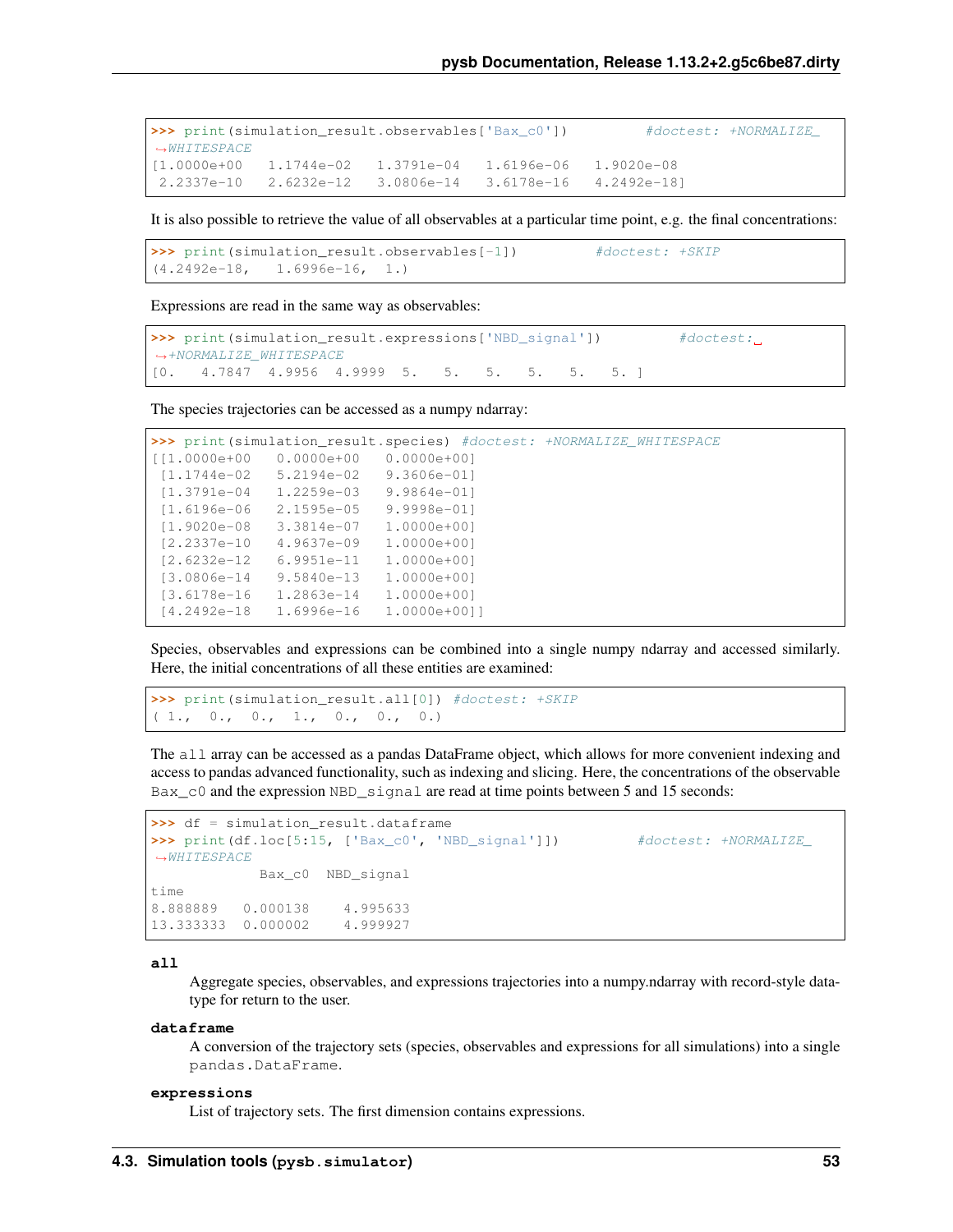```
>>> print(simulation_result.observables['Bax_c0'])          #doctest: +NORMALIZE_WHITESPACE
[1.0000e+00   1.1744e-02   1.3791e-04   1.6196e-06   1.9020e-08
 2.2337e-10   2.6232e-12   3.0806e-14   3.6178e-16   4.2492e-18]
```

It is also possible to retrieve the value of all observables at a particular time point, e.g. the final concentrations:

```
>>> print(simulation_result.observables[-1])          #doctest: +SKIP
(4.2492e-18,   1.6996e-16,   1.)
```

Expressions are read in the same way as observables:

```
>>> print(simulation_result.expressions['NBD_signal'])          #doctest: +NORMALIZE_WHITESPACE
[0.   4.7847  4.9956  4.9999  5.    5.    5.    5.    5.    5. ]
```

The species trajectories can be accessed as a numpy ndarray:

```
>>> print(simulation_result.species) #doctest: +NORMALIZE_WHITESPACE
[[1.0000e+00   0.0000e+00   0.0000e+00]
 [1.1744e-02   5.2194e-02   9.3606e-01]
 [1.3791e-04   1.2259e-03   9.9864e-01]
 [1.6196e-06   2.1595e-05   9.9998e-01]
 [1.9020e-08   3.3814e-07   1.0000e+00]
 [2.2337e-10   4.9637e-09   1.0000e+00]
 [2.6232e-12   6.9951e-11   1.0000e+00]
 [3.0806e-14   9.5840e-13   1.0000e+00]
 [3.6178e-16   1.2863e-14   1.0000e+00]
 [4.2492e-18   1.6996e-16   1.0000e+00]]
```

Species, observables and expressions can be combined into a single numpy ndarray and accessed similarly. Here, the initial concentrations of all these entities are examined:

```
>>> print(simulation_result.all[0]) #doctest: +SKIP
( 1.,   0.,   0.,   1.,   0.,   0.,   0.)
```

The `all` array can be accessed as a pandas DataFrame object, which allows for more convenient indexing and access to pandas advanced functionality, such as indexing and slicing. Here, the concentrations of the observable `Bax_c0` and the expression `NBD_signal` are read at time points between 5 and 15 seconds:

```
>>> df = simulation_result.dataframe
>>> print(df.loc[5:15, ['Bax_c0', 'NBD_signal']])          #doctest: +NORMALIZE_WHITESPACE
             Bax_c0  NBD_signal
time
8.888889   0.000138    4.995633
13.333333  0.000002    4.999927
```

**all**

Aggregate species, observables, and expressions trajectories into a numpy.ndarray with record-style datatype for return to the user.

**dataframe**

A conversion of the trajectory sets (species, observables and expressions for all simulations) into a single `pandas.DataFrame`.

**expressions**

List of trajectory sets. The first dimension contains expressions.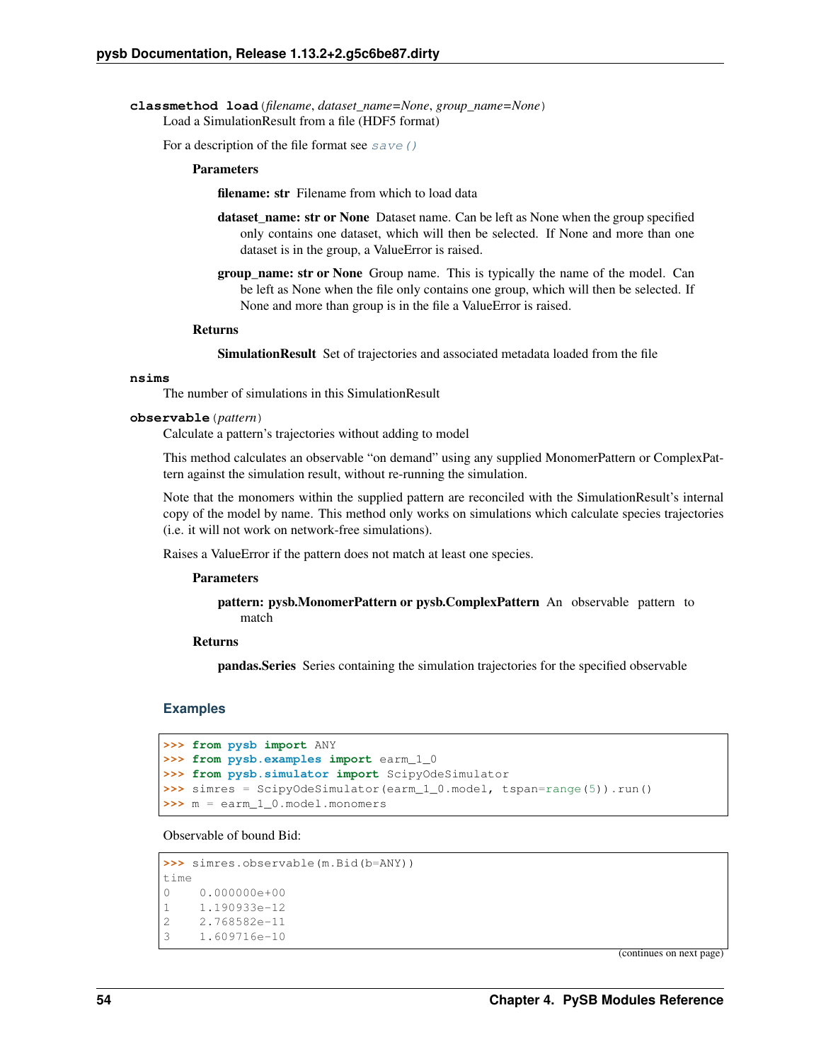**classmethod load**(*filename*, *dataset_name=None*, *group_name=None*)

Load a SimulationResult from a file (HDF5 format)

For a description of the file format see `save()`

**Parameters**

**filename: str** Filename from which to load data

**dataset_name: str or None** Dataset name. Can be left as None when the group specified only contains one dataset, which will then be selected. If None and more than one dataset is in the group, a ValueError is raised.

**group_name: str or None** Group name. This is typically the name of the model. Can be left as None when the file only contains one group, which will then be selected. If None and more than group is in the file a ValueError is raised.

**Returns**

**SimulationResult** Set of trajectories and associated metadata loaded from the file

**nsims**

The number of simulations in this SimulationResult

**observable**(*pattern*)

Calculate a pattern's trajectories without adding to model

This method calculates an observable "on demand" using any supplied MonomerPattern or ComplexPattern against the simulation result, without re-running the simulation.

Note that the monomers within the supplied pattern are reconciled with the SimulationResult's internal copy of the model by name. This method only works on simulations which calculate species trajectories (i.e. it will not work on network-free simulations).

Raises a ValueError if the pattern does not match at least one species.

**Parameters**

**pattern: pysb.MonomerPattern or pysb.ComplexPattern** An observable pattern to match

**Returns**

**pandas.Series** Series containing the simulation trajectories for the specified observable

### Examples

```
>>> from pysb import ANY
>>> from pysb.examples import earm_1_0
>>> from pysb.simulator import ScipyOdeSimulator
>>> simres = ScipyOdeSimulator(earm_1_0.model, tspan=range(5)).run()
>>> m = earm_1_0.model.monomers
```

Observable of bound Bid:

```
>>> simres.observable(m.Bid(b=ANY))
time
0    0.000000e+00
1    1.190933e-12
2    2.768582e-11
3    1.609716e-10
```

(continues on next page)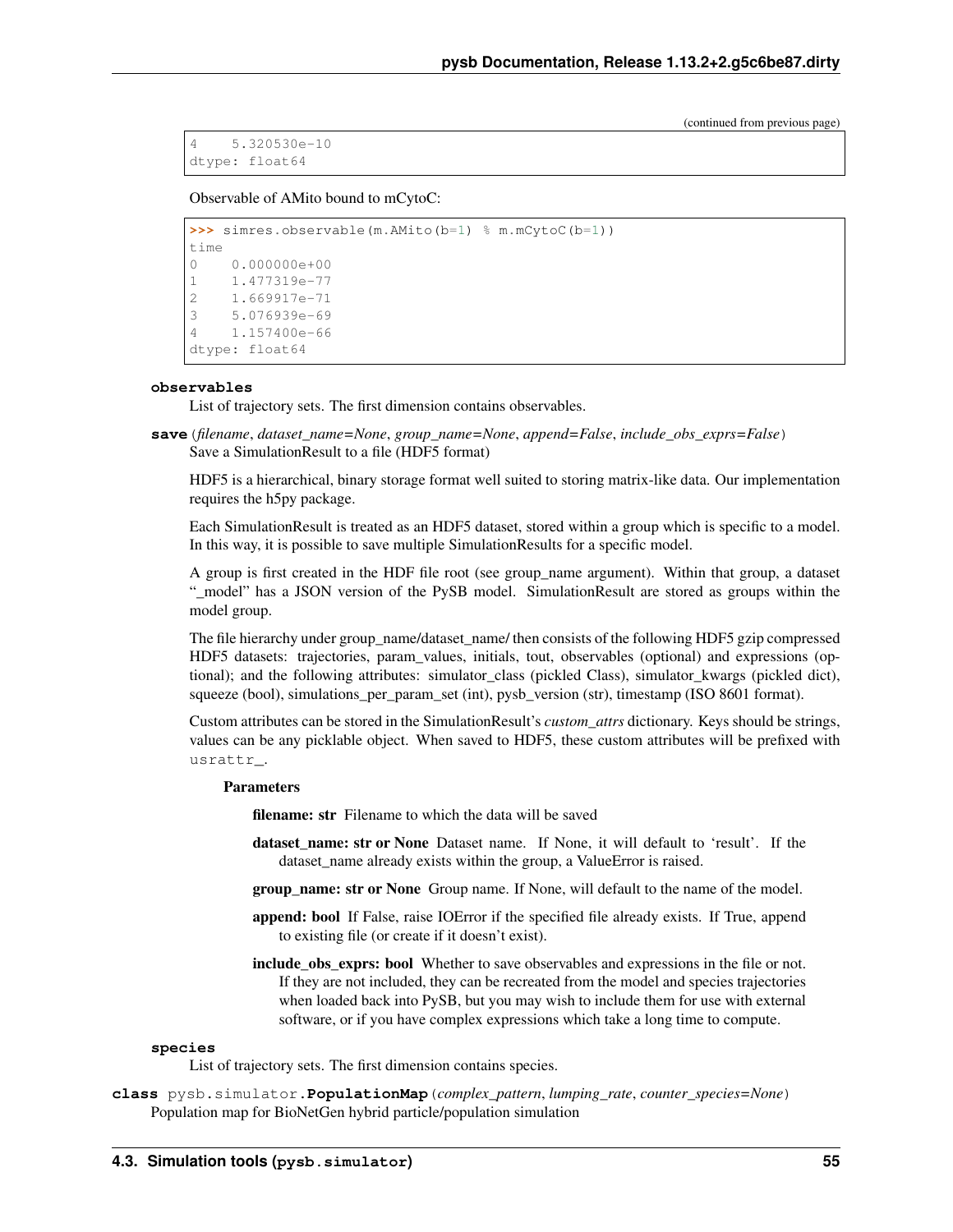(continued from previous page)

```
4    5.320530e-10
dtype: float64
```

Observable of AMito bound to mCytoC:

```
>>> simres.observable(m.AMito(b=1) % m.mCytoC(b=1))
time
0    0.000000e+00
1    1.477319e-77
2    1.669917e-71
3    5.076939e-69
4    1.157400e-66
dtype: float64
```

**observables**
List of trajectory sets. The first dimension contains observables.

**save** (*filename*, *dataset_name=None*, *group_name=None*, *append=False*, *include_obs_exprs=False*)
Save a SimulationResult to a file (HDF5 format)

HDF5 is a hierarchical, binary storage format well suited to storing matrix-like data. Our implementation requires the h5py package.

Each SimulationResult is treated as an HDF5 dataset, stored within a group which is specific to a model. In this way, it is possible to save multiple SimulationResults for a specific model.

A group is first created in the HDF file root (see group_name argument). Within that group, a dataset "_model" has a JSON version of the PySB model. SimulationResult are stored as groups within the model group.

The file hierarchy under group_name/dataset_name/ then consists of the following HDF5 gzip compressed HDF5 datasets: trajectories, param_values, initials, tout, observables (optional) and expressions (optional); and the following attributes: simulator_class (pickled Class), simulator_kwargs (pickled dict), squeeze (bool), simulations_per_param_set (int), pysb_version (str), timestamp (ISO 8601 format).

Custom attributes can be stored in the SimulationResult's *custom_attrs* dictionary. Keys should be strings, values can be any picklable object. When saved to HDF5, these custom attributes will be prefixed with `usrattr_`.

**Parameters**

- **filename: str** Filename to which the data will be saved
- **dataset_name: str or None** Dataset name. If None, it will default to 'result'. If the dataset_name already exists within the group, a ValueError is raised.
- **group_name: str or None** Group name. If None, will default to the name of the model.
- **append: bool** If False, raise IOError if the specified file already exists. If True, append to existing file (or create if it doesn't exist).
- **include_obs_exprs: bool** Whether to save observables and expressions in the file or not. If they are not included, they can be recreated from the model and species trajectories when loaded back into PySB, but you may wish to include them for use with external software, or if you have complex expressions which take a long time to compute.

**species**
List of trajectory sets. The first dimension contains species.

**class** pysb.simulator.**PopulationMap** (*complex_pattern*, *lumping_rate*, *counter_species=None*)
Population map for BioNetGen hybrid particle/population simulation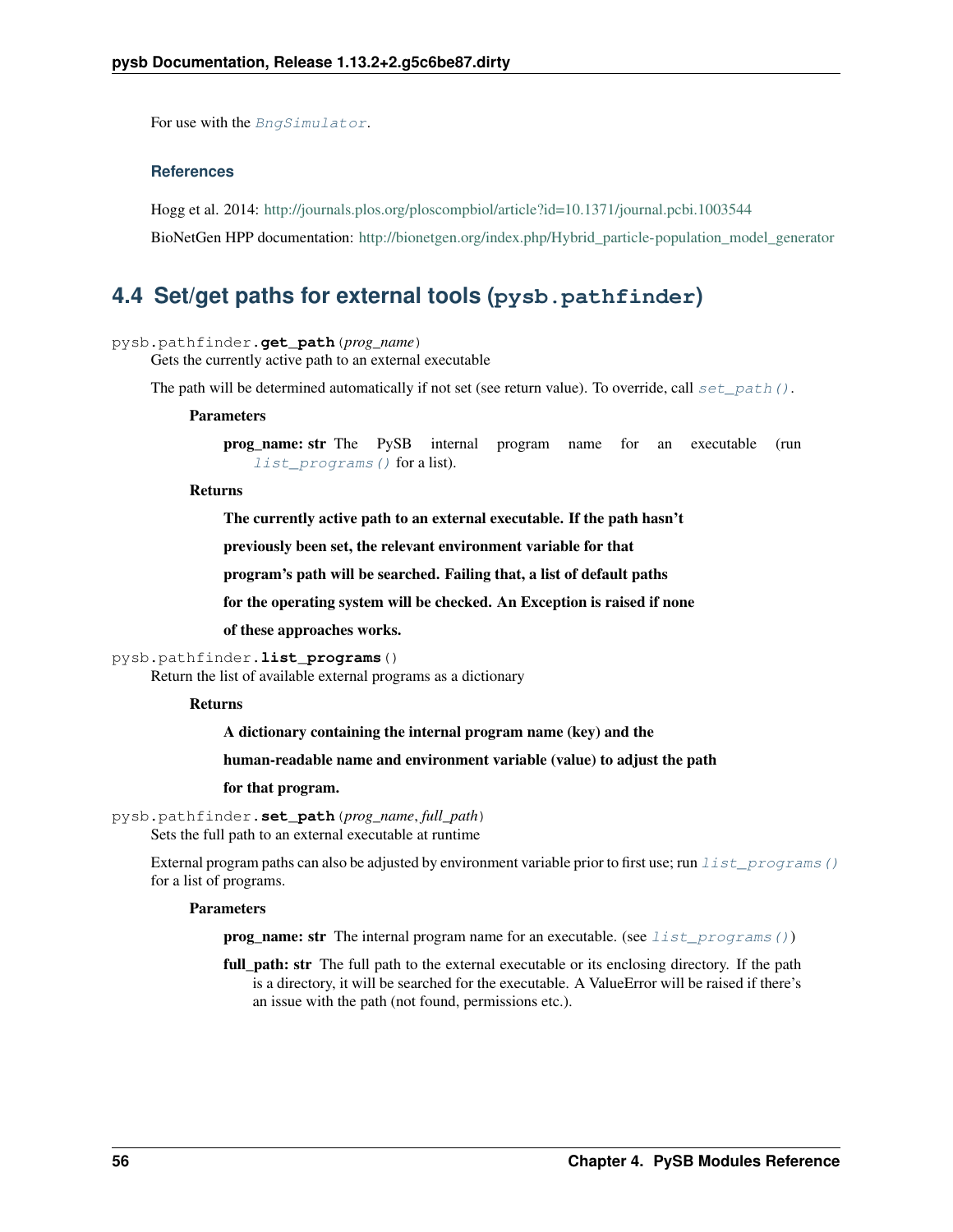For use with the `BngSimulator`.

#### References

Hogg et al. 2014: http://journals.plos.org/ploscompbiol/article?id=10.1371/journal.pcbi.1003544

BioNetGen HPP documentation: http://bionetgen.org/index.php/Hybrid_particle-population_model_generator

## 4.4 Set/get paths for external tools (pysb.pathfinder)

`pysb.pathfinder.get_path(prog_name)`

Gets the currently active path to an external executable

The path will be determined automatically if not set (see return value). To override, call `set_path()`.

**Parameters**

**prog_name: str** The PySB internal program name for an executable (run `list_programs()` for a list).

**Returns**

**The currently active path to an external executable. If the path hasn't previously been set, the relevant environment variable for that program's path will be searched. Failing that, a list of default paths for the operating system will be checked. An Exception is raised if none of these approaches works.**

`pysb.pathfinder.list_programs()`

Return the list of available external programs as a dictionary

**Returns**

**A dictionary containing the internal program name (key) and the human-readable name and environment variable (value) to adjust the path for that program.**

`pysb.pathfinder.set_path(prog_name, full_path)`

Sets the full path to an external executable at runtime

External program paths can also be adjusted by environment variable prior to first use; run `list_programs()` for a list of programs.

**Parameters**

**prog_name: str** The internal program name for an executable. (see `list_programs()`)

**full_path: str** The full path to the external executable or its enclosing directory. If the path is a directory, it will be searched for the executable. A ValueError will be raised if there's an issue with the path (not found, permissions etc.).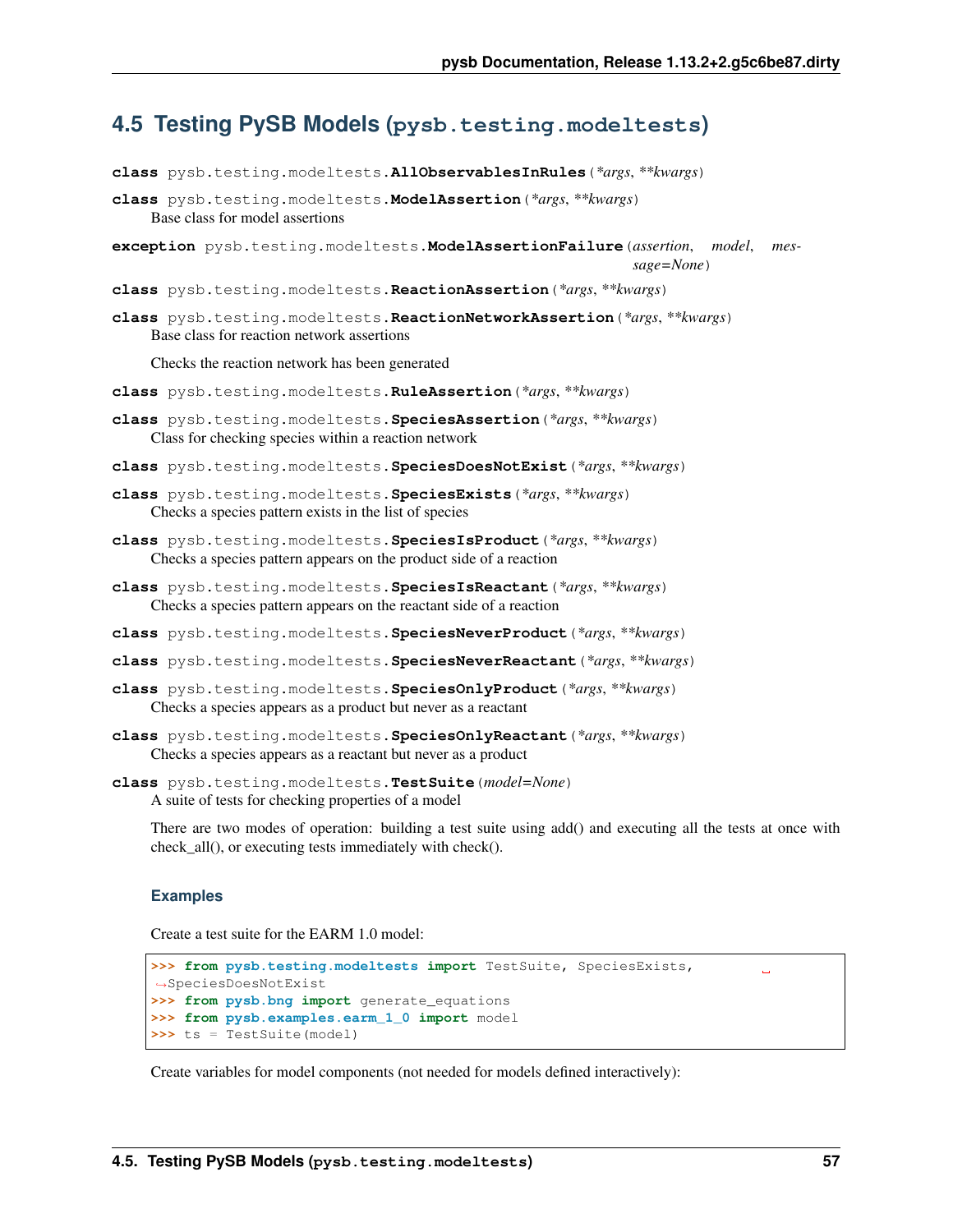## 4.5 Testing PySB Models (`pysb.testing.modeltests`)

**class** `pysb.testing.modeltests.`**AllObservablesInRules**(*\*args, \*\*kwargs*)

**class** `pysb.testing.modeltests.`**ModelAssertion**(*\*args, \*\*kwargs*)
Base class for model assertions

**exception** `pysb.testing.modeltests.`**ModelAssertionFailure**(*assertion, model, message=None*)

**class** `pysb.testing.modeltests.`**ReactionAssertion**(*\*args, \*\*kwargs*)

**class** `pysb.testing.modeltests.`**ReactionNetworkAssertion**(*\*args, \*\*kwargs*)
Base class for reaction network assertions

Checks the reaction network has been generated

**class** `pysb.testing.modeltests.`**RuleAssertion**(*\*args, \*\*kwargs*)

**class** `pysb.testing.modeltests.`**SpeciesAssertion**(*\*args, \*\*kwargs*)
Class for checking species within a reaction network

**class** `pysb.testing.modeltests.`**SpeciesDoesNotExist**(*\*args, \*\*kwargs*)

**class** `pysb.testing.modeltests.`**SpeciesExists**(*\*args, \*\*kwargs*)
Checks a species pattern exists in the list of species

**class** `pysb.testing.modeltests.`**SpeciesIsProduct**(*\*args, \*\*kwargs*)
Checks a species pattern appears on the product side of a reaction

**class** `pysb.testing.modeltests.`**SpeciesIsReactant**(*\*args, \*\*kwargs*)
Checks a species pattern appears on the reactant side of a reaction

**class** `pysb.testing.modeltests.`**SpeciesNeverProduct**(*\*args, \*\*kwargs*)

**class** `pysb.testing.modeltests.`**SpeciesNeverReactant**(*\*args, \*\*kwargs*)

**class** `pysb.testing.modeltests.`**SpeciesOnlyProduct**(*\*args, \*\*kwargs*)
Checks a species appears as a product but never as a reactant

**class** `pysb.testing.modeltests.`**SpeciesOnlyReactant**(*\*args, \*\*kwargs*)
Checks a species appears as a reactant but never as a product

**class** `pysb.testing.modeltests.`**TestSuite**(*model=None*)
A suite of tests for checking properties of a model

There are two modes of operation: building a test suite using add() and executing all the tests at once with check_all(), or executing tests immediately with check().

### Examples

Create a test suite for the EARM 1.0 model:

```
>>> from pysb.testing.modeltests import TestSuite, SpeciesExists,
→SpeciesDoesNotExist
>>> from pysb.bng import generate_equations
>>> from pysb.examples.earm_1_0 import model
>>> ts = TestSuite(model)
```

Create variables for model components (not needed for models defined interactively):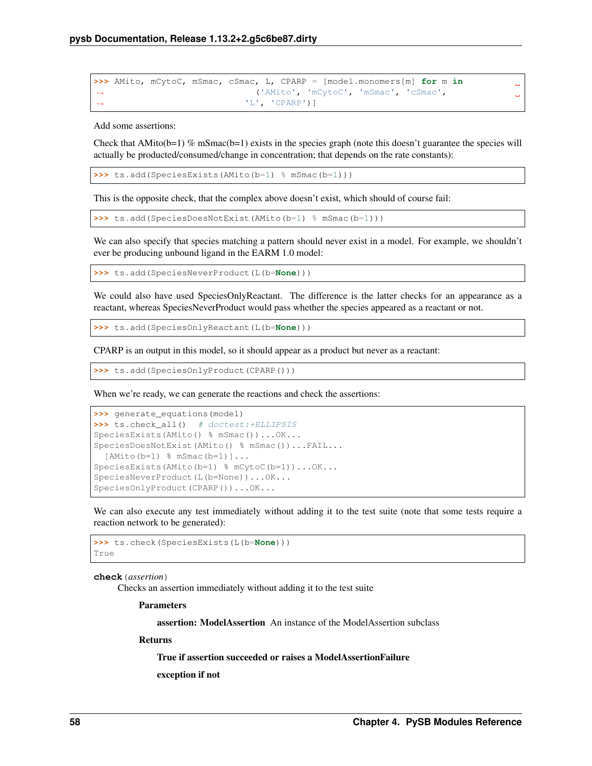```
>>> AMito, mCytoC, mSmac, cSmac, L, CPARP = [model.monomers[m] for m in
                              ('AMito', 'mCytoC', 'mSmac', 'cSmac',
                             'L', 'CPARP')]
```

Add some assertions:

Check that AMito(b=1) % mSmac(b=1) exists in the species graph (note this doesn't guarantee the species will actually be producted/consumed/change in concentration; that depends on the rate constants):

```
>>> ts.add(SpeciesExists(AMito(b=1) % mSmac(b=1)))
```

This is the opposite check, that the complex above doesn't exist, which should of course fail:

```
>>> ts.add(SpeciesDoesNotExist(AMito(b=1) % mSmac(b=1)))
```

We can also specify that species matching a pattern should never exist in a model. For example, we shouldn't ever be producing unbound ligand in the EARM 1.0 model:

```
>>> ts.add(SpeciesNeverProduct(L(b=None)))
```

We could also have used SpeciesOnlyReactant. The difference is the latter checks for an appearance as a reactant, whereas SpeciesNeverProduct would pass whether the species appeared as a reactant or not.

```
>>> ts.add(SpeciesOnlyReactant(L(b=None)))
```

CPARP is an output in this model, so it should appear as a product but never as a reactant:

```
>>> ts.add(SpeciesOnlyProduct(CPARP()))
```

When we're ready, we can generate the reactions and check the assertions:

```
>>> generate_equations(model)
>>> ts.check_all()  # doctest:+ELLIPSIS
SpeciesExists(AMito() % mSmac())...OK...
SpeciesDoesNotExist(AMito() % mSmac())...FAIL...
  [AMito(b=1) % mSmac(b=1)]...
SpeciesExists(AMito(b=1) % mCytoC(b=1))...OK...
SpeciesNeverProduct(L(b=None))...OK...
SpeciesOnlyProduct(CPARP())...OK...
```

We can also execute any test immediately without adding it to the test suite (note that some tests require a reaction network to be generated):

```
>>> ts.check(SpeciesExists(L(b=None)))
True
```

**check**(*assertion*)

Checks an assertion immediately without adding it to the test suite

**Parameters**

**assertion: ModelAssertion** An instance of the ModelAssertion subclass

**Returns**

**True if assertion succeeded or raises a ModelAssertionFailure**

**exception if not**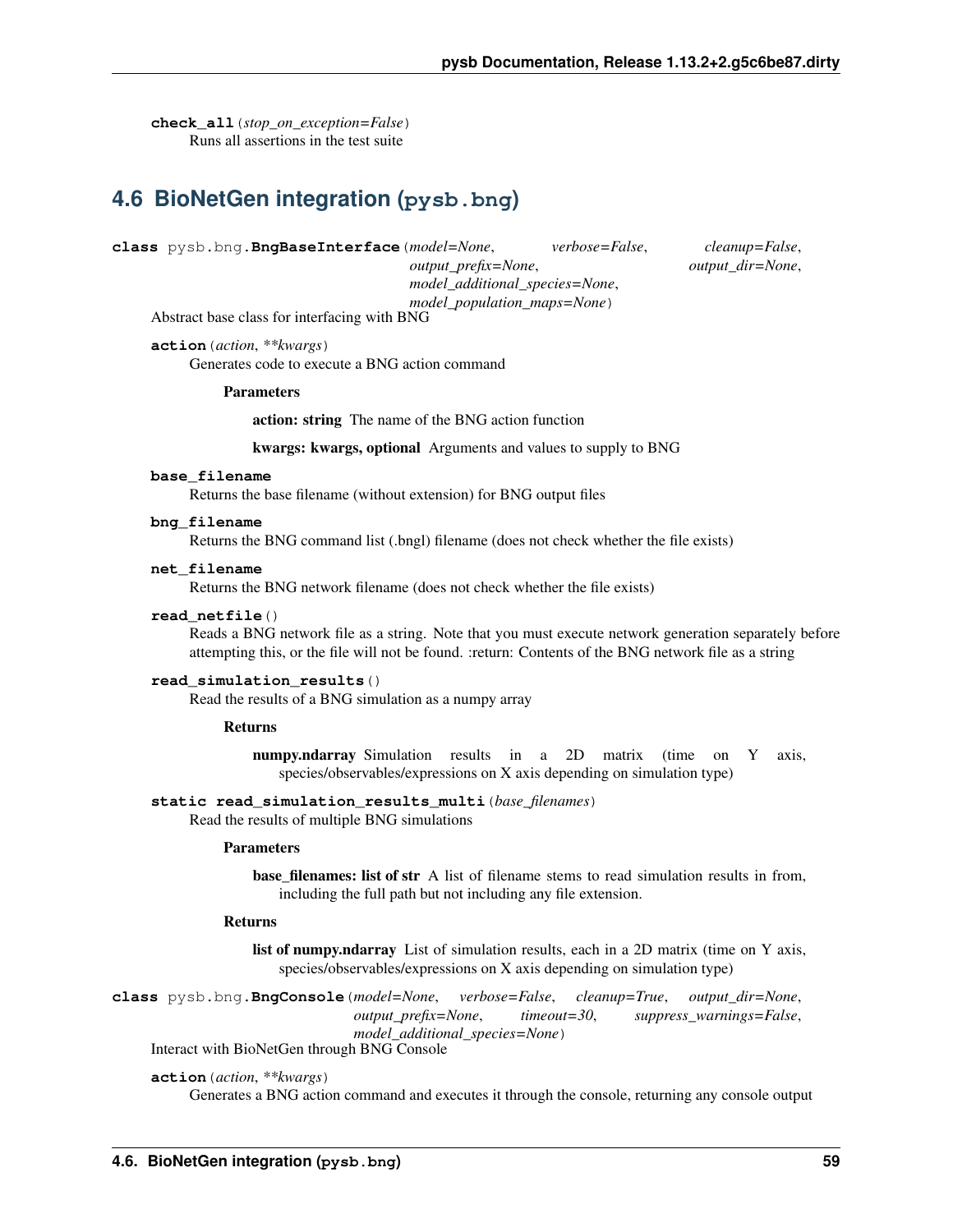**check_all**(*stop_on_exception=False*)
Runs all assertions in the test suite

## 4.6 BioNetGen integration (`pysb.bng`)

**class** pysb.bng.**BngBaseInterface**(*model=None*, *verbose=False*, *cleanup=False*, *output_prefix=None*, *output_dir=None*, *model_additional_species=None*, *model_population_maps=None*)
Abstract base class for interfacing with BNG

**action**(*action*, ***kwargs*)
Generates code to execute a BNG action command

**Parameters**

**action: string** The name of the BNG action function

**kwargs: kwargs, optional** Arguments and values to supply to BNG

**base_filename**
Returns the base filename (without extension) for BNG output files

**bng_filename**
Returns the BNG command list (.bngl) filename (does not check whether the file exists)

**net_filename**
Returns the BNG network filename (does not check whether the file exists)

**read_netfile**()
Reads a BNG network file as a string. Note that you must execute network generation separately before attempting this, or the file will not be found. :return: Contents of the BNG network file as a string

**read_simulation_results**()
Read the results of a BNG simulation as a numpy array

**Returns**

**numpy.ndarray** Simulation results in a 2D matrix (time on Y axis, species/observables/expressions on X axis depending on simulation type)

**static read_simulation_results_multi**(*base_filenames*)
Read the results of multiple BNG simulations

**Parameters**

**base_filenames: list of str** A list of filename stems to read simulation results in from, including the full path but not including any file extension.

**Returns**

**list of numpy.ndarray** List of simulation results, each in a 2D matrix (time on Y axis, species/observables/expressions on X axis depending on simulation type)

**class** pysb.bng.**BngConsole**(*model=None*, *verbose=False*, *cleanup=True*, *output_dir=None*, *output_prefix=None*, *timeout=30*, *suppress_warnings=False*, *model_additional_species=None*)
Interact with BioNetGen through BNG Console

**action**(*action*, ***kwargs*)
Generates a BNG action command and executes it through the console, returning any console output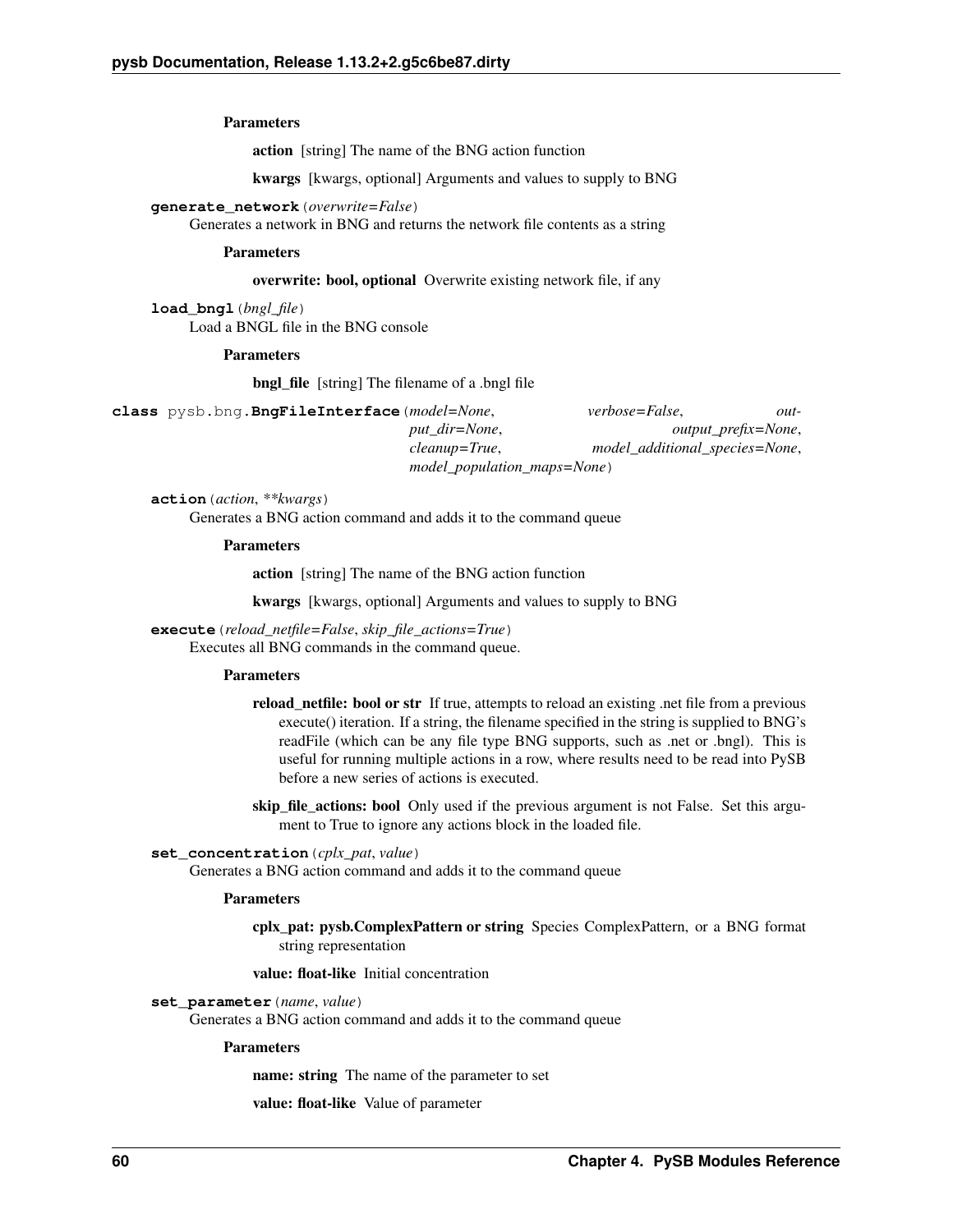**Parameters**

**action** [string] The name of the BNG action function

**kwargs** [kwargs, optional] Arguments and values to supply to BNG

**generate_network**(*overwrite=False*)
Generates a network in BNG and returns the network file contents as a string

**Parameters**

**overwrite: bool, optional** Overwrite existing network file, if any

**load_bngl**(*bngl_file*)
Load a BNGL file in the BNG console

**Parameters**

**bngl_file** [string] The filename of a .bngl file

**class** pysb.bng.**BngFileInterface**(*model=None*, *verbose=False*, *output_dir=None*, *output_prefix=None*, *cleanup=True*, *model_additional_species=None*, *model_population_maps=None*)

**action**(*action*, *\*\*kwargs*)
Generates a BNG action command and adds it to the command queue

**Parameters**

**action** [string] The name of the BNG action function

**kwargs** [kwargs, optional] Arguments and values to supply to BNG

**execute**(*reload_netfile=False*, *skip_file_actions=True*)
Executes all BNG commands in the command queue.

**Parameters**

**reload_netfile: bool or str** If true, attempts to reload an existing .net file from a previous execute() iteration. If a string, the filename specified in the string is supplied to BNG's readFile (which can be any file type BNG supports, such as .net or .bngl). This is useful for running multiple actions in a row, where results need to be read into PySB before a new series of actions is executed.

**skip_file_actions: bool** Only used if the previous argument is not False. Set this argument to True to ignore any actions block in the loaded file.

**set_concentration**(*cplx_pat*, *value*)
Generates a BNG action command and adds it to the command queue

**Parameters**

**cplx_pat: pysb.ComplexPattern or string** Species ComplexPattern, or a BNG format string representation

**value: float-like** Initial concentration

**set_parameter**(*name*, *value*)
Generates a BNG action command and adds it to the command queue

**Parameters**

**name: string** The name of the parameter to set

**value: float-like** Value of parameter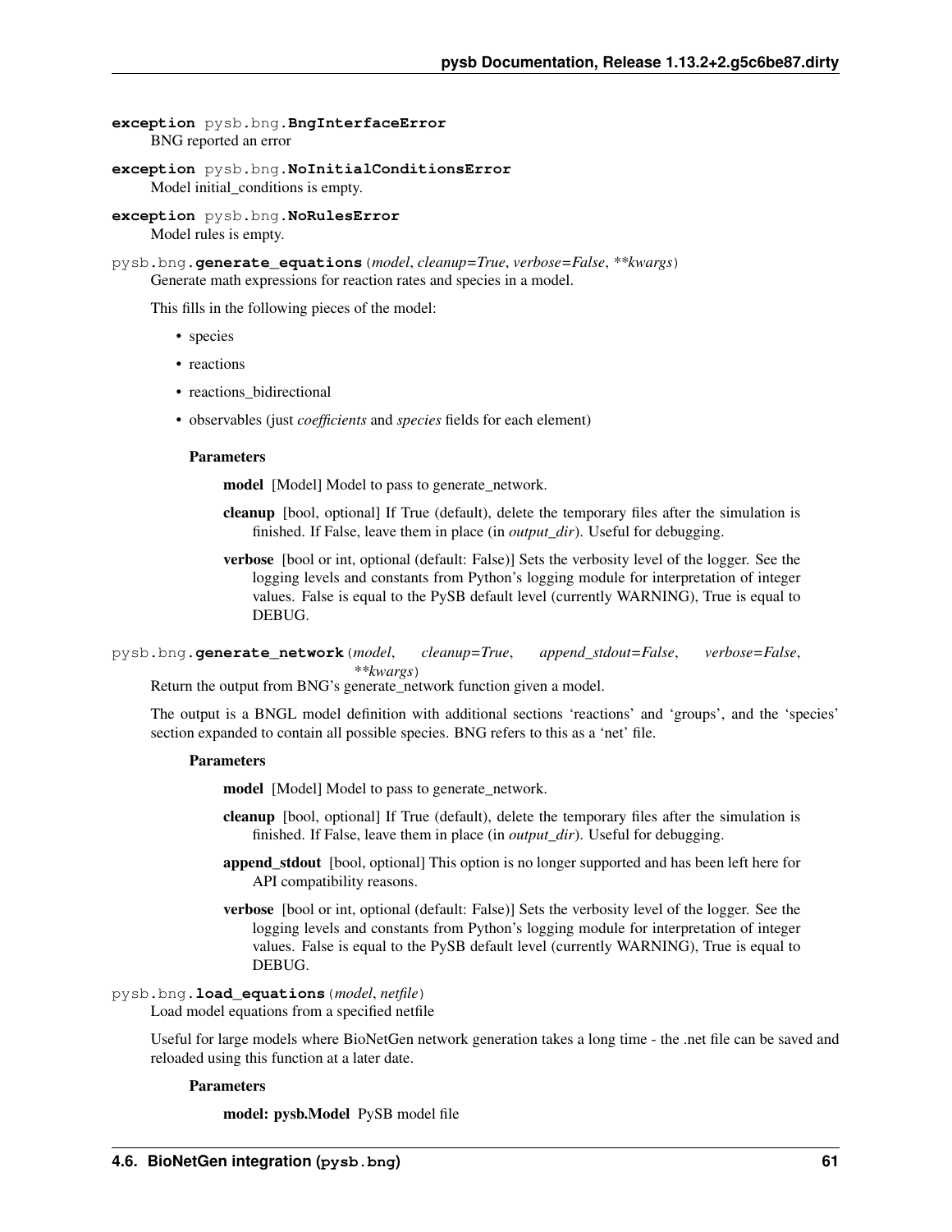**exception** pysb.bng.**BngInterfaceError**
BNG reported an error

**exception** pysb.bng.**NoInitialConditionsError**
Model initial_conditions is empty.

**exception** pysb.bng.**NoRulesError**
Model rules is empty.

pysb.bng.**generate_equations**(*model*, *cleanup=True*, *verbose=False*, *\*\*kwargs*)
Generate math expressions for reaction rates and species in a model.

This fills in the following pieces of the model:

- species
- reactions
- reactions_bidirectional
- observables (just *coefficients* and *species* fields for each element)

**Parameters**

**model** [Model] Model to pass to generate_network.

**cleanup** [bool, optional] If True (default), delete the temporary files after the simulation is finished. If False, leave them in place (in *output_dir*). Useful for debugging.

**verbose** [bool or int, optional (default: False)] Sets the verbosity level of the logger. See the logging levels and constants from Python's logging module for interpretation of integer values. False is equal to the PySB default level (currently WARNING), True is equal to DEBUG.

pysb.bng.**generate_network**(*model*, *cleanup=True*, *append_stdout=False*, *verbose=False*, *\*\*kwargs*)
Return the output from BNG's generate_network function given a model.

The output is a BNGL model definition with additional sections 'reactions' and 'groups', and the 'species' section expanded to contain all possible species. BNG refers to this as a 'net' file.

**Parameters**

**model** [Model] Model to pass to generate_network.

**cleanup** [bool, optional] If True (default), delete the temporary files after the simulation is finished. If False, leave them in place (in *output_dir*). Useful for debugging.

**append_stdout** [bool, optional] This option is no longer supported and has been left here for API compatibility reasons.

**verbose** [bool or int, optional (default: False)] Sets the verbosity level of the logger. See the logging levels and constants from Python's logging module for interpretation of integer values. False is equal to the PySB default level (currently WARNING), True is equal to DEBUG.

pysb.bng.**load_equations**(*model*, *netfile*)
Load model equations from a specified netfile

Useful for large models where BioNetGen network generation takes a long time - the .net file can be saved and reloaded using this function at a later date.

**Parameters**

**model: pysb.Model** PySB model file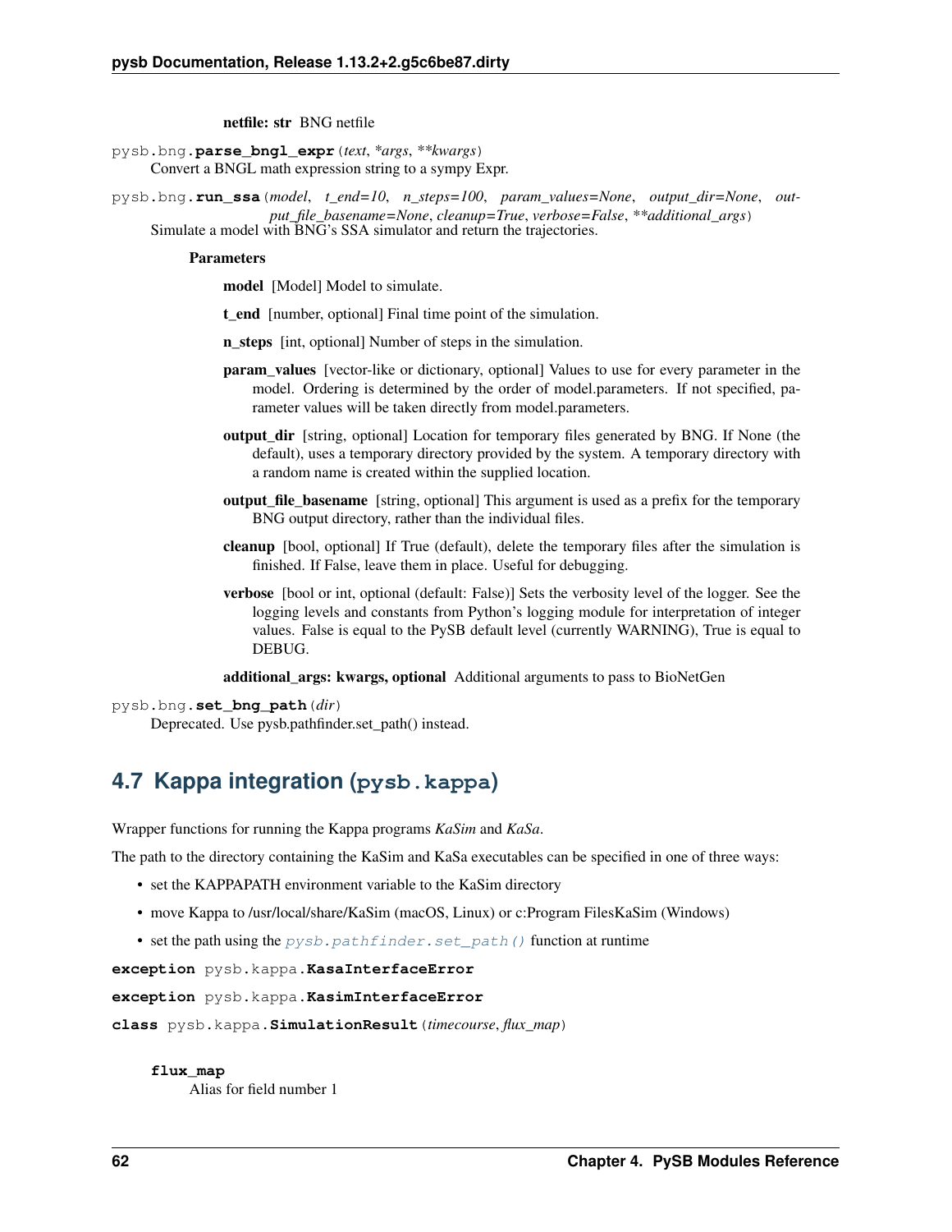**netfile: str** BNG netfile

```
pysb.bng.parse_bngl_expr(text, *args, **kwargs)
```

Convert a BNGL math expression string to a sympy Expr.

```
pysb.bng.run_ssa(model, t_end=10, n_steps=100, param_values=None, output_dir=None, output_file_basename=None, cleanup=True, verbose=False, **additional_args)
```

Simulate a model with BNG's SSA simulator and return the trajectories.

**Parameters**

**model** [Model] Model to simulate.

**t_end** [number, optional] Final time point of the simulation.

**n_steps** [int, optional] Number of steps in the simulation.

**param_values** [vector-like or dictionary, optional] Values to use for every parameter in the model. Ordering is determined by the order of model.parameters. If not specified, parameter values will be taken directly from model.parameters.

**output_dir** [string, optional] Location for temporary files generated by BNG. If None (the default), uses a temporary directory provided by the system. A temporary directory with a random name is created within the supplied location.

**output_file_basename** [string, optional] This argument is used as a prefix for the temporary BNG output directory, rather than the individual files.

**cleanup** [bool, optional] If True (default), delete the temporary files after the simulation is finished. If False, leave them in place. Useful for debugging.

**verbose** [bool or int, optional (default: False)] Sets the verbosity level of the logger. See the logging levels and constants from Python's logging module for interpretation of integer values. False is equal to the PySB default level (currently WARNING), True is equal to DEBUG.

**additional_args: kwargs, optional** Additional arguments to pass to BioNetGen

```
pysb.bng.set_bng_path(dir)
```

Deprecated. Use pysb.pathfinder.set_path() instead.

## 4.7 Kappa integration (pysb.kappa)

Wrapper functions for running the Kappa programs *KaSim* and *KaSa*.

The path to the directory containing the KaSim and KaSa executables can be specified in one of three ways:

- set the KAPPAPATH environment variable to the KaSim directory
- move Kappa to /usr/local/share/KaSim (macOS, Linux) or c:Program FilesKaSim (Windows)
- set the path using the *pysb.pathfinder.set_path()* function at runtime

```
exception pysb.kappa.KasaInterfaceError
```

```
exception pysb.kappa.KasimInterfaceError
```

```
class pysb.kappa.SimulationResult(timecourse, flux_map)
```

**flux_map**

Alias for field number 1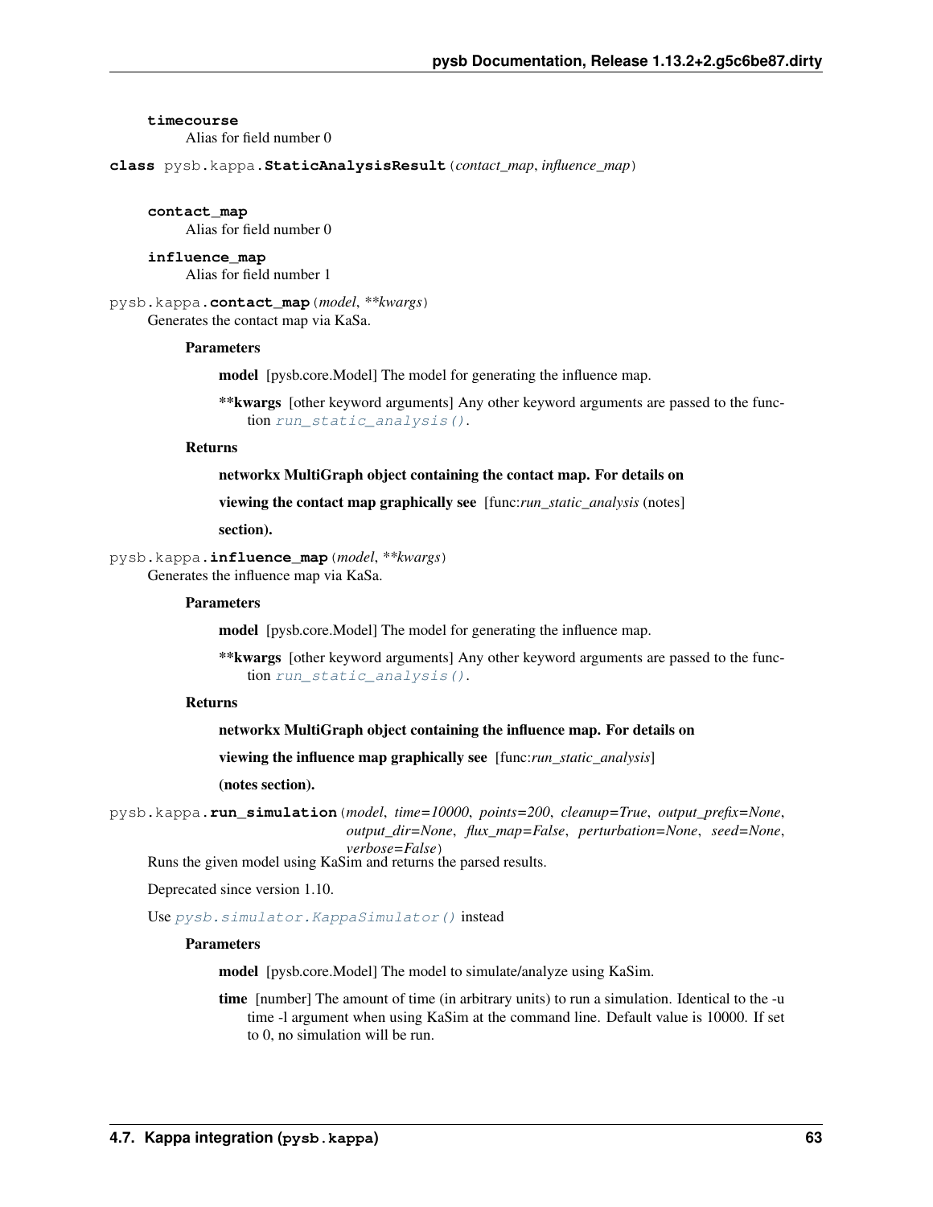**timecourse**
Alias for field number 0

**class** pysb.kappa.**StaticAnalysisResult**(*contact_map*, *influence_map*)

**contact_map**
Alias for field number 0

**influence_map**
Alias for field number 1

pysb.kappa.**contact_map**(*model*, ***kwargs*)
Generates the contact map via KaSa.

**Parameters**

**model** [pysb.core.Model] The model for generating the influence map.

****kwargs** [other keyword arguments] Any other keyword arguments are passed to the function `run_static_analysis()`.

**Returns**

**networkx MultiGraph object containing the contact map. For details on**

**viewing the contact map graphically see** [func:*run_static_analysis* (notes]

**section).**

pysb.kappa.**influence_map**(*model*, ***kwargs*)
Generates the influence map via KaSa.

**Parameters**

**model** [pysb.core.Model] The model for generating the influence map.

****kwargs** [other keyword arguments] Any other keyword arguments are passed to the function `run_static_analysis()`.

**Returns**

**networkx MultiGraph object containing the influence map. For details on**

**viewing the influence map graphically see** [func:*run_static_analysis*]

**(notes section).**

pysb.kappa.**run_simulation**(*model*, *time=10000*, *points=200*, *cleanup=True*, *output_prefix=None*, *output_dir=None*, *flux_map=False*, *perturbation=None*, *seed=None*, *verbose=False*)
Runs the given model using KaSim and returns the parsed results.

Deprecated since version 1.10.

Use `pysb.simulator.KappaSimulator()` instead

**Parameters**

**model** [pysb.core.Model] The model to simulate/analyze using KaSim.

**time** [number] The amount of time (in arbitrary units) to run a simulation. Identical to the -u time -l argument when using KaSim at the command line. Default value is 10000. If set to 0, no simulation will be run.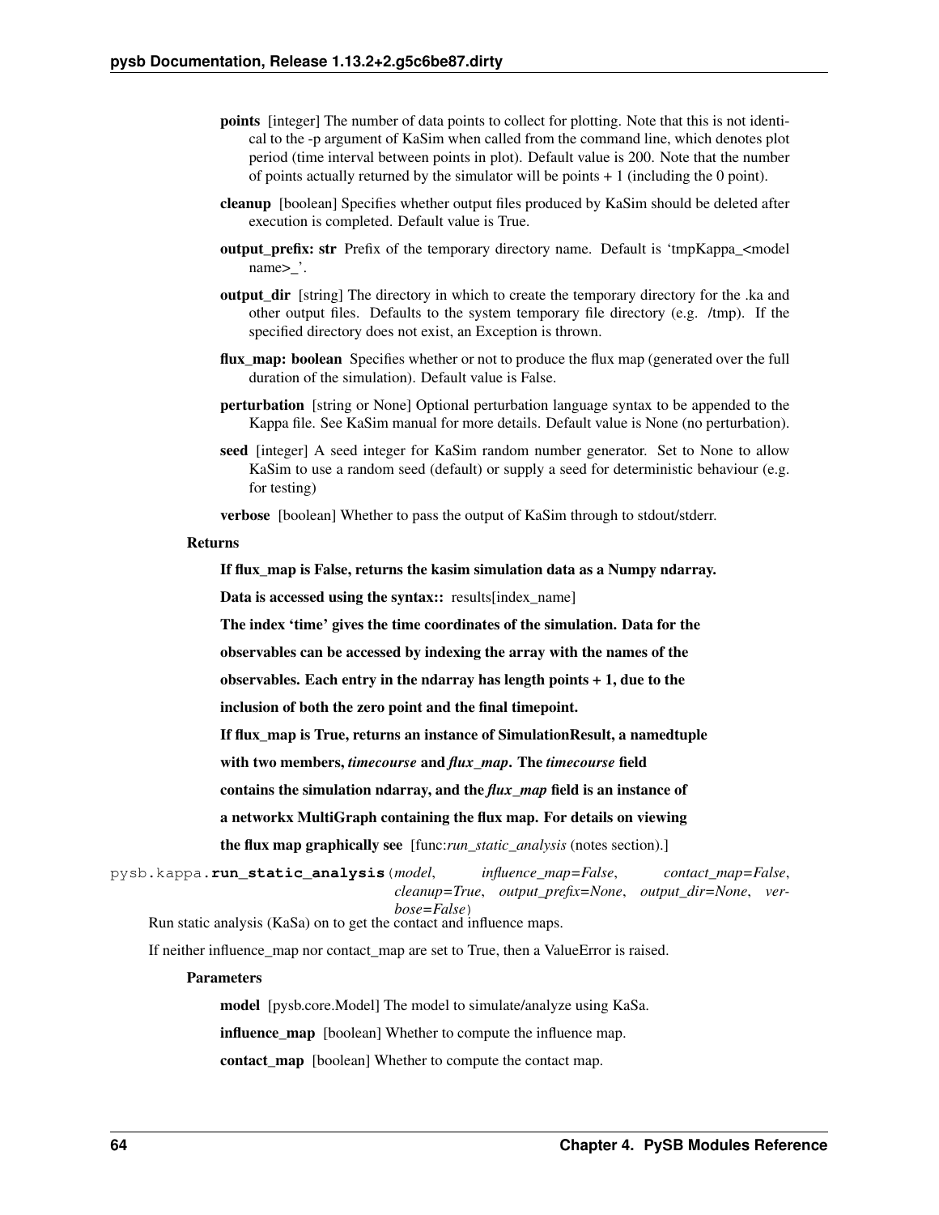**points** [integer] The number of data points to collect for plotting. Note that this is not identical to the -p argument of KaSim when called from the command line, which denotes plot period (time interval between points in plot). Default value is 200. Note that the number of points actually returned by the simulator will be points + 1 (including the 0 point).

**cleanup** [boolean] Specifies whether output files produced by KaSim should be deleted after execution is completed. Default value is True.

**output_prefix: str** Prefix of the temporary directory name. Default is 'tmpKappa_<model name>_'.

**output_dir** [string] The directory in which to create the temporary directory for the .ka and other output files. Defaults to the system temporary file directory (e.g. /tmp). If the specified directory does not exist, an Exception is thrown.

**flux_map: boolean** Specifies whether or not to produce the flux map (generated over the full duration of the simulation). Default value is False.

**perturbation** [string or None] Optional perturbation language syntax to be appended to the Kappa file. See KaSim manual for more details. Default value is None (no perturbation).

**seed** [integer] A seed integer for KaSim random number generator. Set to None to allow KaSim to use a random seed (default) or supply a seed for deterministic behaviour (e.g. for testing)

**verbose** [boolean] Whether to pass the output of KaSim through to stdout/stderr.

**Returns**

**If flux_map is False, returns the kasim simulation data as a Numpy ndarray.**

**Data is accessed using the syntax::** results[index_name]

**The index 'time' gives the time coordinates of the simulation. Data for the observables can be accessed by indexing the array with the names of the observables. Each entry in the ndarray has length points + 1, due to the inclusion of both the zero point and the final timepoint.**

**If flux_map is True, returns an instance of SimulationResult, a namedtuple with two members, *timecourse* and *flux_map*. The *timecourse* field contains the simulation ndarray, and the *flux_map* field is an instance of a networkx MultiGraph containing the flux map. For details on viewing the flux map graphically see** [func:*run_static_analysis* (notes section).]

pysb.kappa.**run_static_analysis**(*model*, *influence_map=False*, *contact_map=False*, *cleanup=True*, *output_prefix=None*, *output_dir=None*, *verbose=False*)

Run static analysis (KaSa) on to get the contact and influence maps.

If neither influence_map nor contact_map are set to True, then a ValueError is raised.

**Parameters**

**model** [pysb.core.Model] The model to simulate/analyze using KaSa.

**influence_map** [boolean] Whether to compute the influence map.

**contact_map** [boolean] Whether to compute the contact map.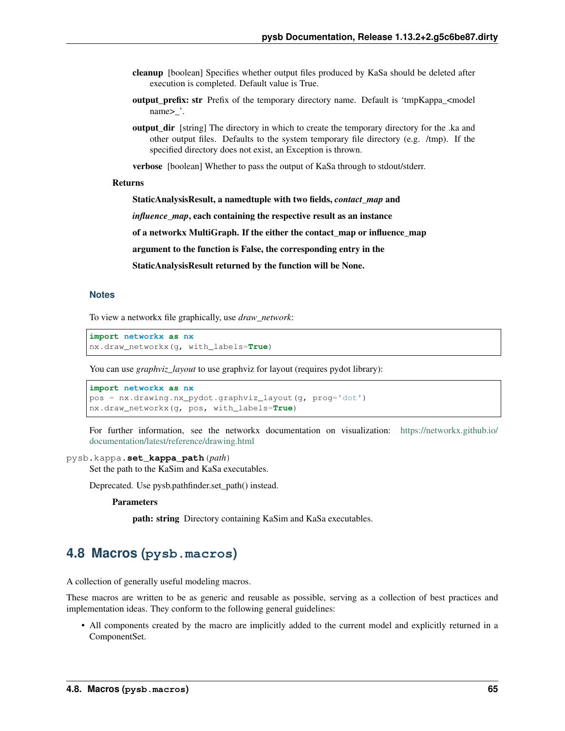**cleanup** [boolean] Specifies whether output files produced by KaSa should be deleted after execution is completed. Default value is True.

**output_prefix: str** Prefix of the temporary directory name. Default is 'tmpKappa_<model name>_'.

**output_dir** [string] The directory in which to create the temporary directory for the .ka and other output files. Defaults to the system temporary file directory (e.g. /tmp). If the specified directory does not exist, an Exception is thrown.

**verbose** [boolean] Whether to pass the output of KaSa through to stdout/stderr.

**Returns**

**StaticAnalysisResult, a namedtuple with two fields, *contact_map* and**

***influence_map*, each containing the respective result as an instance**

**of a networkx MultiGraph. If the either the contact_map or influence_map**

**argument to the function is False, the corresponding entry in the**

**StaticAnalysisResult returned by the function will be None.**

### Notes

To view a networkx file graphically, use *draw_network*:

```
import networkx as nx
nx.draw_networkx(g, with_labels=True)
```

You can use *graphviz_layout* to use graphviz for layout (requires pydot library):

```
import networkx as nx
pos = nx.drawing.nx_pydot.graphviz_layout(g, prog='dot')
nx.draw_networkx(g, pos, with_labels=True)
```

For further information, see the networkx documentation on visualization: https://networkx.github.io/documentation/latest/reference/drawing.html

`pysb.kappa.`**`set_kappa_path`**`(path)`

Set the path to the KaSim and KaSa executables.

Deprecated. Use pysb.pathfinder.set_path() instead.

**Parameters**

**path: string** Directory containing KaSim and KaSa executables.

## 4.8 Macros (`pysb.macros`)

A collection of generally useful modeling macros.

These macros are written to be as generic and reusable as possible, serving as a collection of best practices and implementation ideas. They conform to the following general guidelines:

- All components created by the macro are implicitly added to the current model and explicitly returned in a ComponentSet.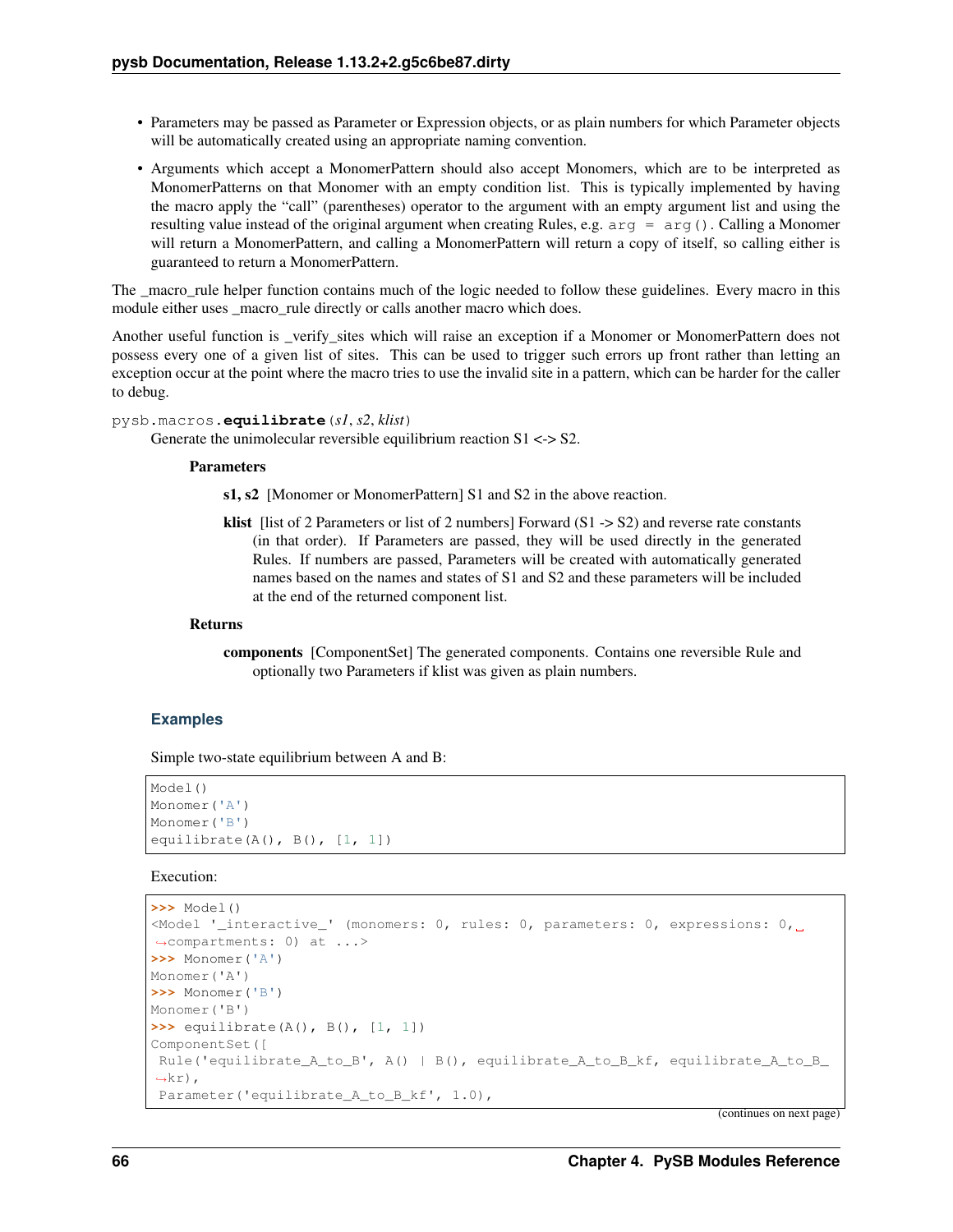- Parameters may be passed as Parameter or Expression objects, or as plain numbers for which Parameter objects will be automatically created using an appropriate naming convention.
- Arguments which accept a MonomerPattern should also accept Monomers, which are to be interpreted as MonomerPatterns on that Monomer with an empty condition list. This is typically implemented by having the macro apply the "call" (parentheses) operator to the argument with an empty argument list and using the resulting value instead of the original argument when creating Rules, e.g. `arg = arg()`. Calling a Monomer will return a MonomerPattern, and calling a MonomerPattern will return a copy of itself, so calling either is guaranteed to return a MonomerPattern.

The _macro_rule helper function contains much of the logic needed to follow these guidelines. Every macro in this module either uses _macro_rule directly or calls another macro which does.

Another useful function is _verify_sites which will raise an exception if a Monomer or MonomerPattern does not possess every one of a given list of sites. This can be used to trigger such errors up front rather than letting an exception occur at the point where the macro tries to use the invalid site in a pattern, which can be harder for the caller to debug.

`pysb.macros.`**`equilibrate`**(*s1*, *s2*, *klist*)

Generate the unimolecular reversible equilibrium reaction S1 <-> S2.

**Parameters**

**s1, s2** [Monomer or MonomerPattern] S1 and S2 in the above reaction.

**klist** [list of 2 Parameters or list of 2 numbers] Forward (S1 -> S2) and reverse rate constants (in that order). If Parameters are passed, they will be used directly in the generated Rules. If numbers are passed, Parameters will be created with automatically generated names based on the names and states of S1 and S2 and these parameters will be included at the end of the returned component list.

**Returns**

**components** [ComponentSet] The generated components. Contains one reversible Rule and optionally two Parameters if klist was given as plain numbers.

### Examples

Simple two-state equilibrium between A and B:

```
Model()
Monomer('A')
Monomer('B')
equilibrate(A(), B(), [1, 1])
```

Execution:

```
>>> Model()
<Model '_interactive_' (monomers: 0, rules: 0, parameters: 0, expressions: 0, compartments: 0) at ...>
>>> Monomer('A')
Monomer('A')
>>> Monomer('B')
Monomer('B')
>>> equilibrate(A(), B(), [1, 1])
ComponentSet([
 Rule('equilibrate_A_to_B', A() | B(), equilibrate_A_to_B_kf, equilibrate_A_to_B_kr),
 Parameter('equilibrate_A_to_B_kf', 1.0),
```

(continues on next page)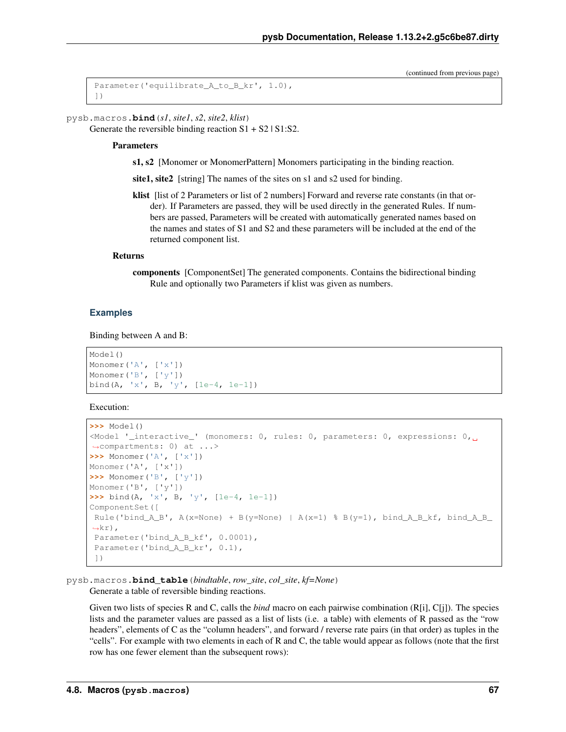(continued from previous page)

```
Parameter('equilibrate_A_to_B_kr', 1.0),
])
```

pysb.macros.**bind**(*s1*, *site1*, *s2*, *site2*, *klist*)

Generate the reversible binding reaction S1 + S2 | S1:S2.

**Parameters**

**s1, s2** [Monomer or MonomerPattern] Monomers participating in the binding reaction.

**site1, site2** [string] The names of the sites on s1 and s2 used for binding.

**klist** [list of 2 Parameters or list of 2 numbers] Forward and reverse rate constants (in that order). If Parameters are passed, they will be used directly in the generated Rules. If numbers are passed, Parameters will be created with automatically generated names based on the names and states of S1 and S2 and these parameters will be included at the end of the returned component list.

**Returns**

**components** [ComponentSet] The generated components. Contains the bidirectional binding Rule and optionally two Parameters if klist was given as numbers.

### Examples

Binding between A and B:

```
Model()
Monomer('A', ['x'])
Monomer('B', ['y'])
bind(A, 'x', B, 'y', [1e-4, 1e-1])
```

Execution:

```
>>> Model()
<Model '_interactive_' (monomers: 0, rules: 0, parameters: 0, expressions: 0,
↪compartments: 0) at ...>
>>> Monomer('A', ['x'])
Monomer('A', ['x'])
>>> Monomer('B', ['y'])
Monomer('B', ['y'])
>>> bind(A, 'x', B, 'y', [1e-4, 1e-1])
ComponentSet([
 Rule('bind_A_B', A(x=None) + B(y=None) | A(x=1) % B(y=1), bind_A_B_kf, bind_A_B_
↪kr),
 Parameter('bind_A_B_kf', 0.0001),
 Parameter('bind_A_B_kr', 0.1),
 ])
```

pysb.macros.**bind_table**(*bindtable*, *row_site*, *col_site*, *kf=None*)

Generate a table of reversible binding reactions.

Given two lists of species R and C, calls the *bind* macro on each pairwise combination (R[i], C[j]). The species lists and the parameter values are passed as a list of lists (i.e. a table) with elements of R passed as the "row headers", elements of C as the "column headers", and forward / reverse rate pairs (in that order) as tuples in the "cells". For example with two elements in each of R and C, the table would appear as follows (note that the first row has one fewer element than the subsequent rows):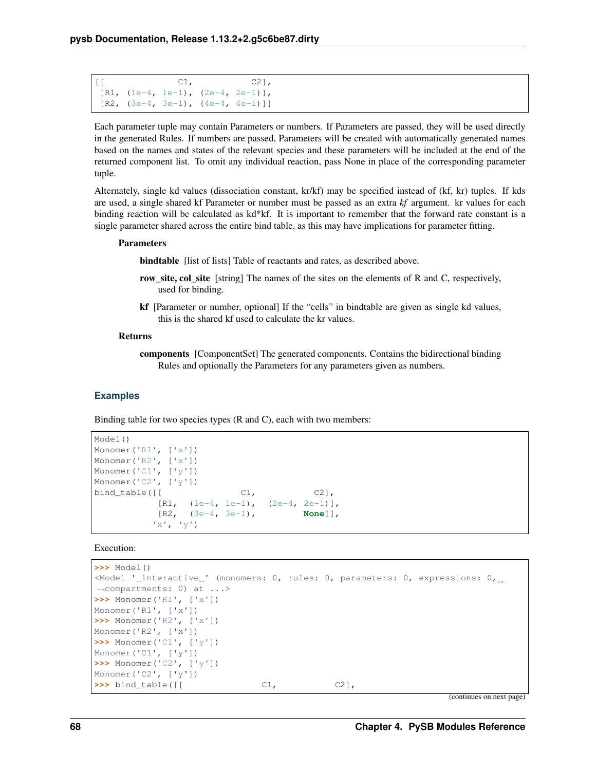```
[[              C1,           C2],
 [R1, (1e-4, 1e-1), (2e-4, 2e-1)],
 [R2, (3e-4, 3e-1), (4e-4, 4e-1)]]
```

Each parameter tuple may contain Parameters or numbers. If Parameters are passed, they will be used directly in the generated Rules. If numbers are passed, Parameters will be created with automatically generated names based on the names and states of the relevant species and these parameters will be included at the end of the returned component list. To omit any individual reaction, pass None in place of the corresponding parameter tuple.

Alternately, single kd values (dissociation constant, kr/kf) may be specified instead of (kf, kr) tuples. If kds are used, a single shared kf Parameter or number must be passed as an extra *kf* argument. kr values for each binding reaction will be calculated as kd*kf. It is important to remember that the forward rate constant is a single parameter shared across the entire bind table, as this may have implications for parameter fitting.

**Parameters**

- **bindtable** [list of lists] Table of reactants and rates, as described above.
- **row_site, col_site** [string] The names of the sites on the elements of R and C, respectively, used for binding.
- **kf** [Parameter or number, optional] If the "cells" in bindtable are given as single kd values, this is the shared kf used to calculate the kr values.

**Returns**

- **components** [ComponentSet] The generated components. Contains the bidirectional binding Rules and optionally the Parameters for any parameters given as numbers.

### Examples

Binding table for two species types (R and C), each with two members:

```
Model()
Monomer('R1', ['x'])
Monomer('R2', ['x'])
Monomer('C1', ['y'])
Monomer('C2', ['y'])
bind_table([[               C1,           C2],
            [R1,  (1e-4, 1e-1),  (2e-4, 2e-1)],
            [R2,  (3e-4, 3e-1),         None]],
           'x', 'y')
```

Execution:

```
>>> Model()
<Model '_interactive_' (monomers: 0, rules: 0, parameters: 0, expressions: 0,
compartments: 0) at ...>
>>> Monomer('R1', ['x'])
Monomer('R1', ['x'])
>>> Monomer('R2', ['x'])
Monomer('R2', ['x'])
>>> Monomer('C1', ['y'])
Monomer('C1', ['y'])
>>> Monomer('C2', ['y'])
Monomer('C2', ['y'])
>>> bind_table([[               C1,           C2],
```

(continues on next page)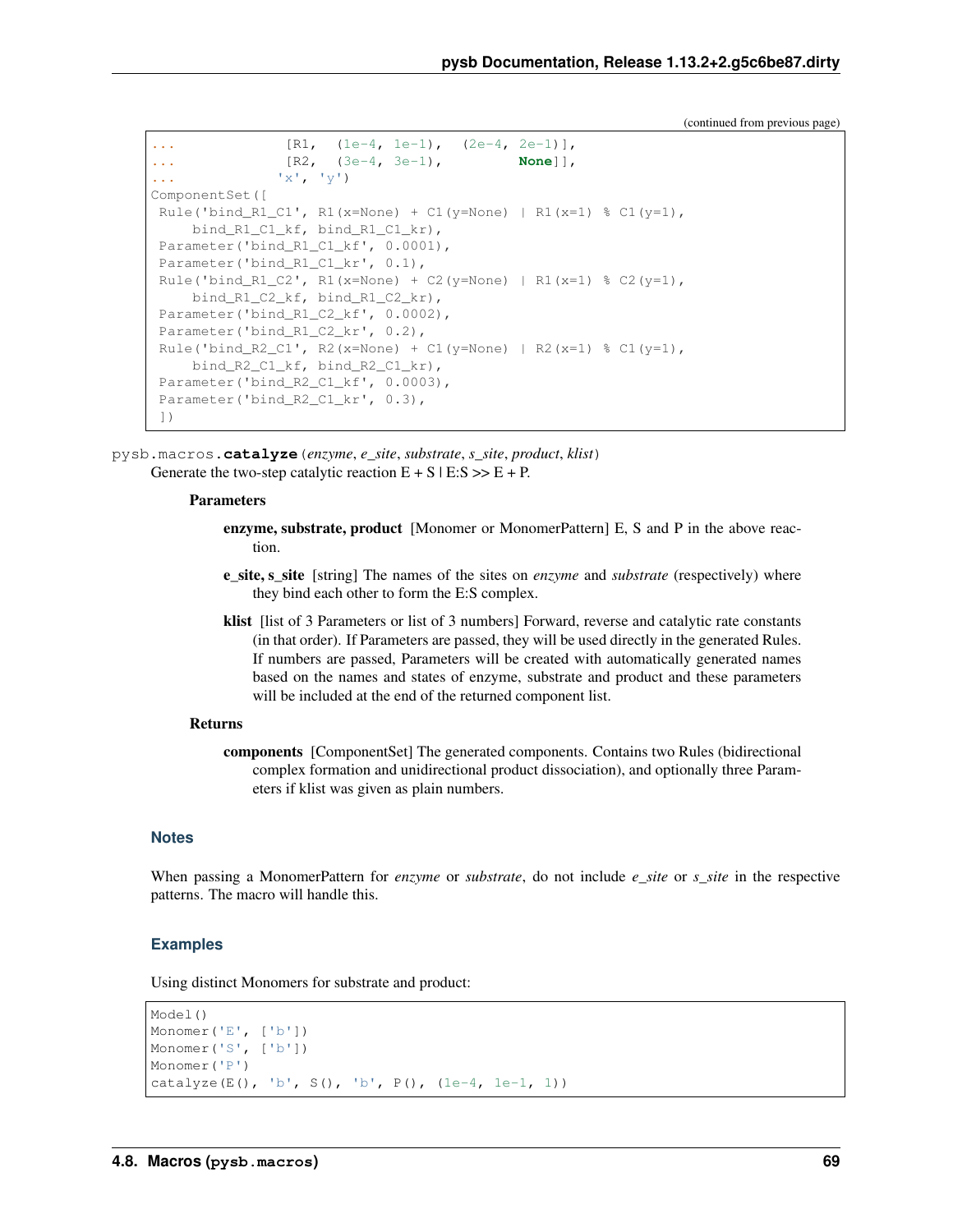(continued from previous page)

```
...             [R1,  (1e-4, 1e-1),  (2e-4, 2e-1)],
...             [R2,  (3e-4, 3e-1),         None]],
...            'x', 'y')
ComponentSet([
 Rule('bind_R1_C1', R1(x=None) + C1(y=None) | R1(x=1) % C1(y=1),
     bind_R1_C1_kf, bind_R1_C1_kr),
 Parameter('bind_R1_C1_kf', 0.0001),
 Parameter('bind_R1_C1_kr', 0.1),
 Rule('bind_R1_C2', R1(x=None) + C2(y=None) | R1(x=1) % C2(y=1),
     bind_R1_C2_kf, bind_R1_C2_kr),
 Parameter('bind_R1_C2_kf', 0.0002),
 Parameter('bind_R1_C2_kr', 0.2),
 Rule('bind_R2_C1', R2(x=None) + C1(y=None) | R2(x=1) % C1(y=1),
     bind_R2_C1_kf, bind_R2_C1_kr),
 Parameter('bind_R2_C1_kf', 0.0003),
 Parameter('bind_R2_C1_kr', 0.3),
 ])
```

pysb.macros.**catalyze**(*enzyme*, *e_site*, *substrate*, *s_site*, *product*, *klist*)

Generate the two-step catalytic reaction E + S | E:S >> E + P.

**Parameters**

- **enzyme, substrate, product** [Monomer or MonomerPattern] E, S and P in the above reaction.
- **e_site, s_site** [string] The names of the sites on *enzyme* and *substrate* (respectively) where they bind each other to form the E:S complex.
- **klist** [list of 3 Parameters or list of 3 numbers] Forward, reverse and catalytic rate constants (in that order). If Parameters are passed, they will be used directly in the generated Rules. If numbers are passed, Parameters will be created with automatically generated names based on the names and states of enzyme, substrate and product and these parameters will be included at the end of the returned component list.

**Returns**

- **components** [ComponentSet] The generated components. Contains two Rules (bidirectional complex formation and unidirectional product dissociation), and optionally three Parameters if klist was given as plain numbers.

### Notes

When passing a MonomerPattern for *enzyme* or *substrate*, do not include *e_site* or *s_site* in the respective patterns. The macro will handle this.

### Examples

Using distinct Monomers for substrate and product:

```
Model()
Monomer('E', ['b'])
Monomer('S', ['b'])
Monomer('P')
catalyze(E(), 'b', S(), 'b', P(), (1e-4, 1e-1, 1))
```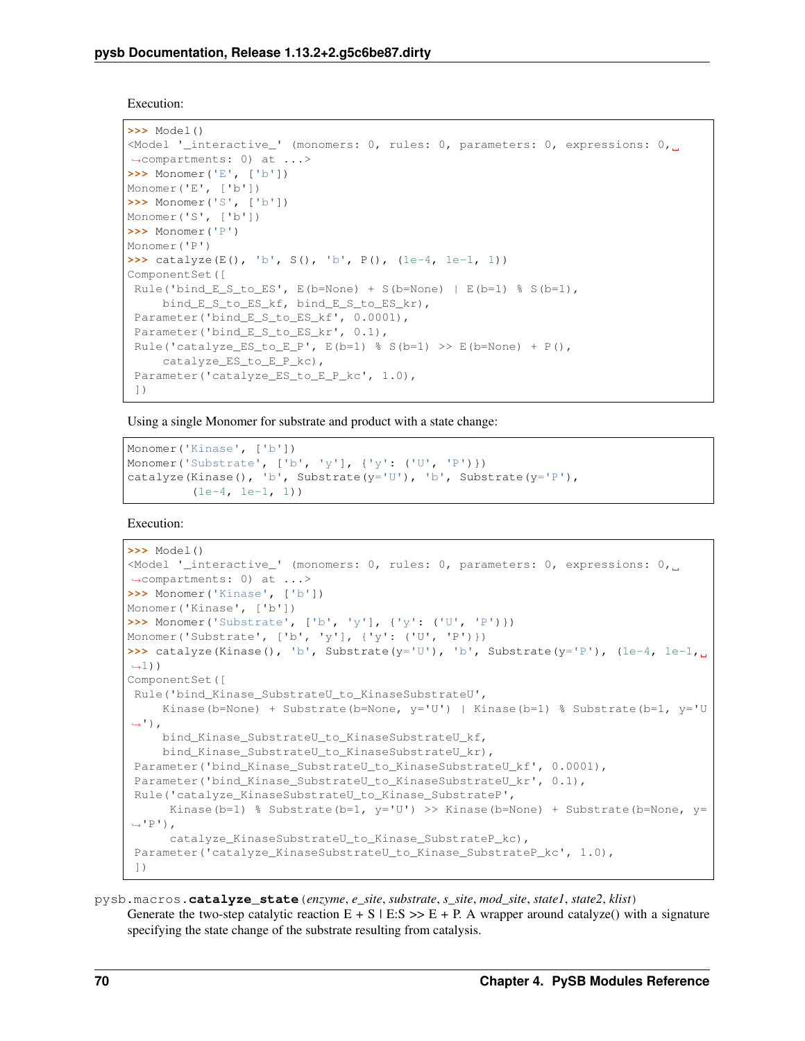Execution:

```
>>> Model()
<Model '_interactive_' (monomers: 0, rules: 0, parameters: 0, expressions: 0,␣
↪compartments: 0) at ...>
>>> Monomer('E', ['b'])
Monomer('E', ['b'])
>>> Monomer('S', ['b'])
Monomer('S', ['b'])
>>> Monomer('P')
Monomer('P')
>>> catalyze(E(), 'b', S(), 'b', P(), (1e-4, 1e-1, 1))
ComponentSet([
 Rule('bind_E_S_to_ES', E(b=None) + S(b=None) | E(b=1) % S(b=1),
     bind_E_S_to_ES_kf, bind_E_S_to_ES_kr),
 Parameter('bind_E_S_to_ES_kf', 0.0001),
 Parameter('bind_E_S_to_ES_kr', 0.1),
 Rule('catalyze_ES_to_E_P', E(b=1) % S(b=1) >> E(b=None) + P(),
     catalyze_ES_to_E_P_kc),
 Parameter('catalyze_ES_to_E_P_kc', 1.0),
 ])
```

Using a single Monomer for substrate and product with a state change:

```
Monomer('Kinase', ['b'])
Monomer('Substrate', ['b', 'y'], {'y': ('U', 'P')})
catalyze(Kinase(), 'b', Substrate(y='U'), 'b', Substrate(y='P'),
         (1e-4, 1e-1, 1))
```

Execution:

```
>>> Model()
<Model '_interactive_' (monomers: 0, rules: 0, parameters: 0, expressions: 0,␣
↪compartments: 0) at ...>
>>> Monomer('Kinase', ['b'])
Monomer('Kinase', ['b'])
>>> Monomer('Substrate', ['b', 'y'], {'y': ('U', 'P')})
Monomer('Substrate', ['b', 'y'], {'y': ('U', 'P')})
>>> catalyze(Kinase(), 'b', Substrate(y='U'), 'b', Substrate(y='P'), (1e-4, 1e-1,␣
↪1))
ComponentSet([
 Rule('bind_Kinase_SubstrateU_to_KinaseSubstrateU',
     Kinase(b=None) + Substrate(b=None, y='U') | Kinase(b=1) % Substrate(b=1, y='U
↪'),
     bind_Kinase_SubstrateU_to_KinaseSubstrateU_kf,
     bind_Kinase_SubstrateU_to_KinaseSubstrateU_kr),
 Parameter('bind_Kinase_SubstrateU_to_KinaseSubstrateU_kf', 0.0001),
 Parameter('bind_Kinase_SubstrateU_to_KinaseSubstrateU_kr', 0.1),
 Rule('catalyze_KinaseSubstrateU_to_Kinase_SubstrateP',
      Kinase(b=1) % Substrate(b=1, y='U') >> Kinase(b=None) + Substrate(b=None, y=
↪'P'),
      catalyze_KinaseSubstrateU_to_Kinase_SubstrateP_kc),
 Parameter('catalyze_KinaseSubstrateU_to_Kinase_SubstrateP_kc', 1.0),
 ])
```

pysb.macros.**catalyze_state**(*enzyme*, *e_site*, *substrate*, *s_site*, *mod_site*, *state1*, *state2*, *klist*)

Generate the two-step catalytic reaction E + S | E:S >> E + P. A wrapper around catalyze() with a signature specifying the state change of the substrate resulting from catalysis.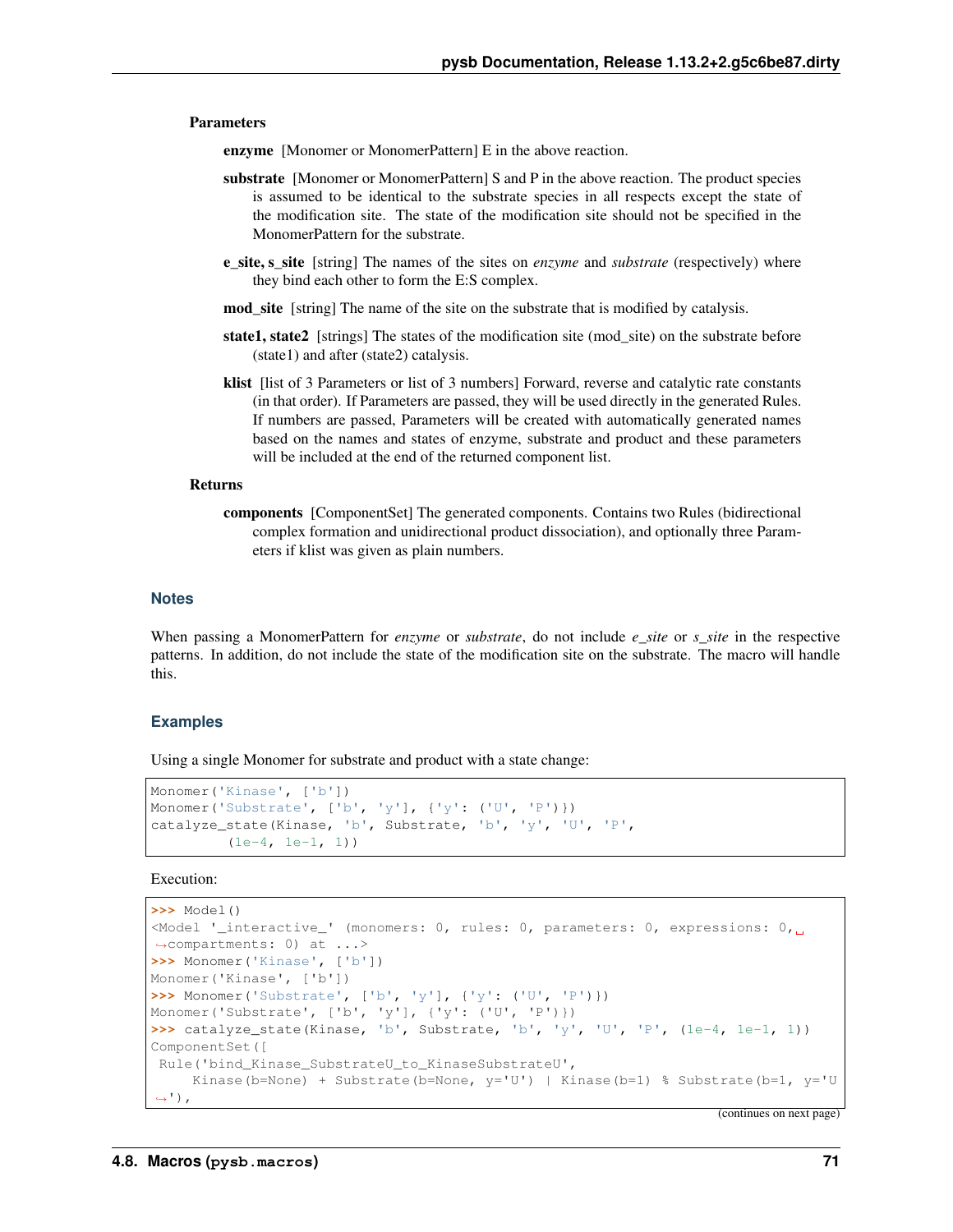**Parameters**

**enzyme** [Monomer or MonomerPattern] E in the above reaction.

**substrate** [Monomer or MonomerPattern] S and P in the above reaction. The product species is assumed to be identical to the substrate species in all respects except the state of the modification site. The state of the modification site should not be specified in the MonomerPattern for the substrate.

**e_site, s_site** [string] The names of the sites on *enzyme* and *substrate* (respectively) where they bind each other to form the E:S complex.

**mod_site** [string] The name of the site on the substrate that is modified by catalysis.

**state1, state2** [strings] The states of the modification site (mod_site) on the substrate before (state1) and after (state2) catalysis.

**klist** [list of 3 Parameters or list of 3 numbers] Forward, reverse and catalytic rate constants (in that order). If Parameters are passed, they will be used directly in the generated Rules. If numbers are passed, Parameters will be created with automatically generated names based on the names and states of enzyme, substrate and product and these parameters will be included at the end of the returned component list.

**Returns**

**components** [ComponentSet] The generated components. Contains two Rules (bidirectional complex formation and unidirectional product dissociation), and optionally three Parameters if klist was given as plain numbers.

### Notes

When passing a MonomerPattern for *enzyme* or *substrate*, do not include *e_site* or *s_site* in the respective patterns. In addition, do not include the state of the modification site on the substrate. The macro will handle this.

### Examples

Using a single Monomer for substrate and product with a state change:

```
Monomer('Kinase', ['b'])
Monomer('Substrate', ['b', 'y'], {'y': ('U', 'P')})
catalyze_state(Kinase, 'b', Substrate, 'b', 'y', 'U', 'P',
         (1e-4, 1e-1, 1))
```

Execution:

```
>>> Model()
<Model '_interactive_' (monomers: 0, rules: 0, parameters: 0, expressions: 0,
↪compartments: 0) at ...>
>>> Monomer('Kinase', ['b'])
Monomer('Kinase', ['b'])
>>> Monomer('Substrate', ['b', 'y'], {'y': ('U', 'P')})
Monomer('Substrate', ['b', 'y'], {'y': ('U', 'P')})
>>> catalyze_state(Kinase, 'b', Substrate, 'b', 'y', 'U', 'P', (1e-4, 1e-1, 1))
ComponentSet([
 Rule('bind_Kinase_SubstrateU_to_KinaseSubstrateU',
     Kinase(b=None) + Substrate(b=None, y='U') | Kinase(b=1) % Substrate(b=1, y='U
↪'),
```

(continues on next page)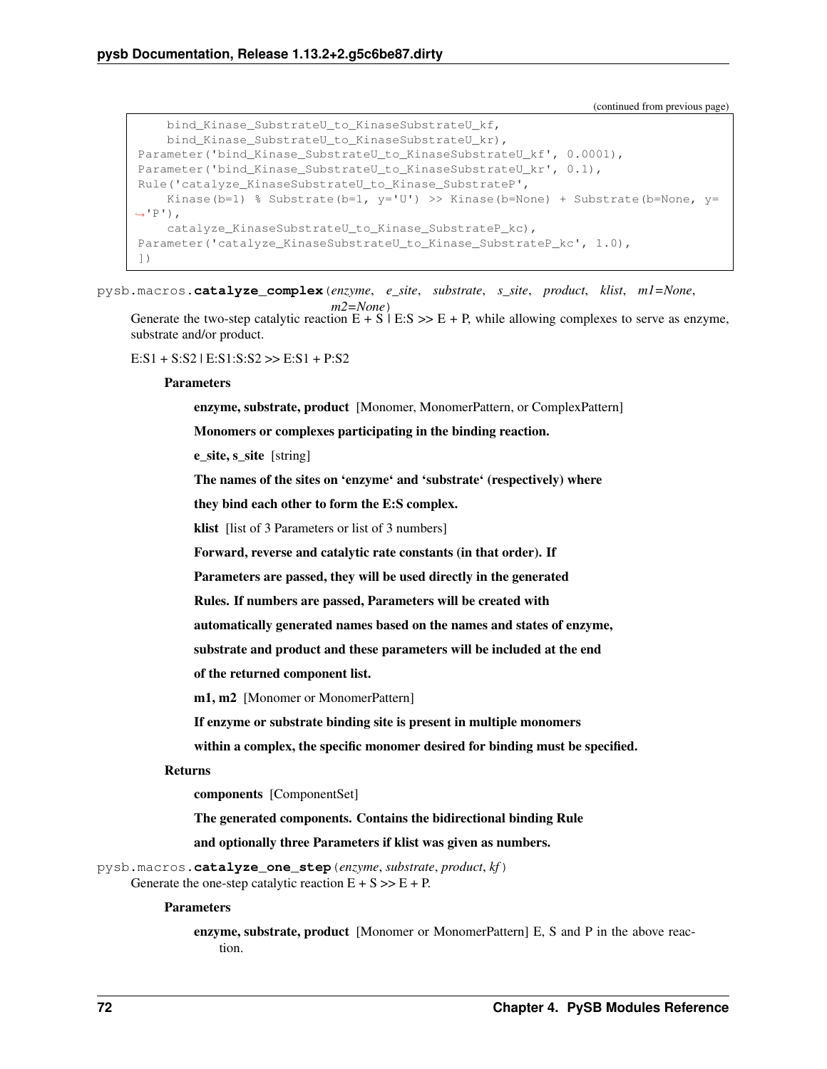(continued from previous page)

```
    bind_Kinase_SubstrateU_to_KinaseSubstrateU_kf,
    bind_Kinase_SubstrateU_to_KinaseSubstrateU_kr),
Parameter('bind_Kinase_SubstrateU_to_KinaseSubstrateU_kf', 0.0001),
Parameter('bind_Kinase_SubstrateU_to_KinaseSubstrateU_kr', 0.1),
Rule('catalyze_KinaseSubstrateU_to_Kinase_SubstrateP',
    Kinase(b=1) % Substrate(b=1, y='U') >> Kinase(b=None) + Substrate(b=None, y=
↪'P'),
    catalyze_KinaseSubstrateU_to_Kinase_SubstrateP_kc),
Parameter('catalyze_KinaseSubstrateU_to_Kinase_SubstrateP_kc', 1.0),
])
```

pysb.macros.**catalyze_complex**(*enzyme*, *e_site*, *substrate*, *s_site*, *product*, *klist*, *m1=None*, *m2=None*)

Generate the two-step catalytic reaction E + S | E:S >> E + P, while allowing complexes to serve as enzyme, substrate and/or product.

E:S1 + S:S2 | E:S1:S:S2 >> E:S1 + P:S2

**Parameters**

**enzyme, substrate, product** [Monomer, MonomerPattern, or ComplexPattern]

**Monomers or complexes participating in the binding reaction.**

**e_site, s_site** [string]

**The names of the sites on 'enzyme' and 'substrate' (respectively) where**

**they bind each other to form the E:S complex.**

**klist** [list of 3 Parameters or list of 3 numbers]

**Forward, reverse and catalytic rate constants (in that order). If**

**Parameters are passed, they will be used directly in the generated**

**Rules. If numbers are passed, Parameters will be created with**

**automatically generated names based on the names and states of enzyme,**

**substrate and product and these parameters will be included at the end**

**of the returned component list.**

**m1, m2** [Monomer or MonomerPattern]

**If enzyme or substrate binding site is present in multiple monomers**

**within a complex, the specific monomer desired for binding must be specified.**

**Returns**

**components** [ComponentSet]

**The generated components. Contains the bidirectional binding Rule**

**and optionally three Parameters if klist was given as numbers.**

pysb.macros.**catalyze_one_step**(*enzyme*, *substrate*, *product*, *kf*)

Generate the one-step catalytic reaction E + S >> E + P.

**Parameters**

**enzyme, substrate, product** [Monomer or MonomerPattern] E, S and P in the above reaction.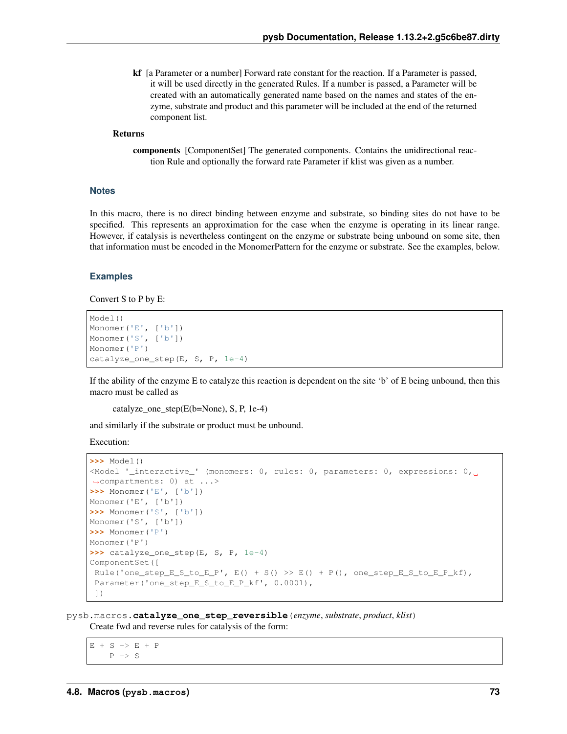**kf** [a Parameter or a number] Forward rate constant for the reaction. If a Parameter is passed, it will be used directly in the generated Rules. If a number is passed, a Parameter will be created with an automatically generated name based on the names and states of the enzyme, substrate and product and this parameter will be included at the end of the returned component list.

**Returns**

**components** [ComponentSet] The generated components. Contains the unidirectional reaction Rule and optionally the forward rate Parameter if klist was given as a number.

### Notes

In this macro, there is no direct binding between enzyme and substrate, so binding sites do not have to be specified. This represents an approximation for the case when the enzyme is operating in its linear range. However, if catalysis is nevertheless contingent on the enzyme or substrate being unbound on some site, then that information must be encoded in the MonomerPattern for the enzyme or substrate. See the examples, below.

### Examples

Convert S to P by E:

```
Model()
Monomer('E', ['b'])
Monomer('S', ['b'])
Monomer('P')
catalyze_one_step(E, S, P, 1e-4)
```

If the ability of the enzyme E to catalyze this reaction is dependent on the site 'b' of E being unbound, then this macro must be called as

catalyze_one_step(E(b=None), S, P, 1e-4)

and similarly if the substrate or product must be unbound.

Execution:

```
>>> Model()
<Model '_interactive_' (monomers: 0, rules: 0, parameters: 0, expressions: 0, compartments: 0) at ...>
>>> Monomer('E', ['b'])
Monomer('E', ['b'])
>>> Monomer('S', ['b'])
Monomer('S', ['b'])
>>> Monomer('P')
Monomer('P')
>>> catalyze_one_step(E, S, P, 1e-4)
ComponentSet([
 Rule('one_step_E_S_to_E_P', E() + S() >> E() + P(), one_step_E_S_to_E_P_kf),
 Parameter('one_step_E_S_to_E_P_kf', 0.0001),
 ])
```

pysb.macros.**catalyze_one_step_reversible**(*enzyme*, *substrate*, *product*, *klist*)

Create fwd and reverse rules for catalysis of the form:

```
E + S -> E + P
    P -> S
```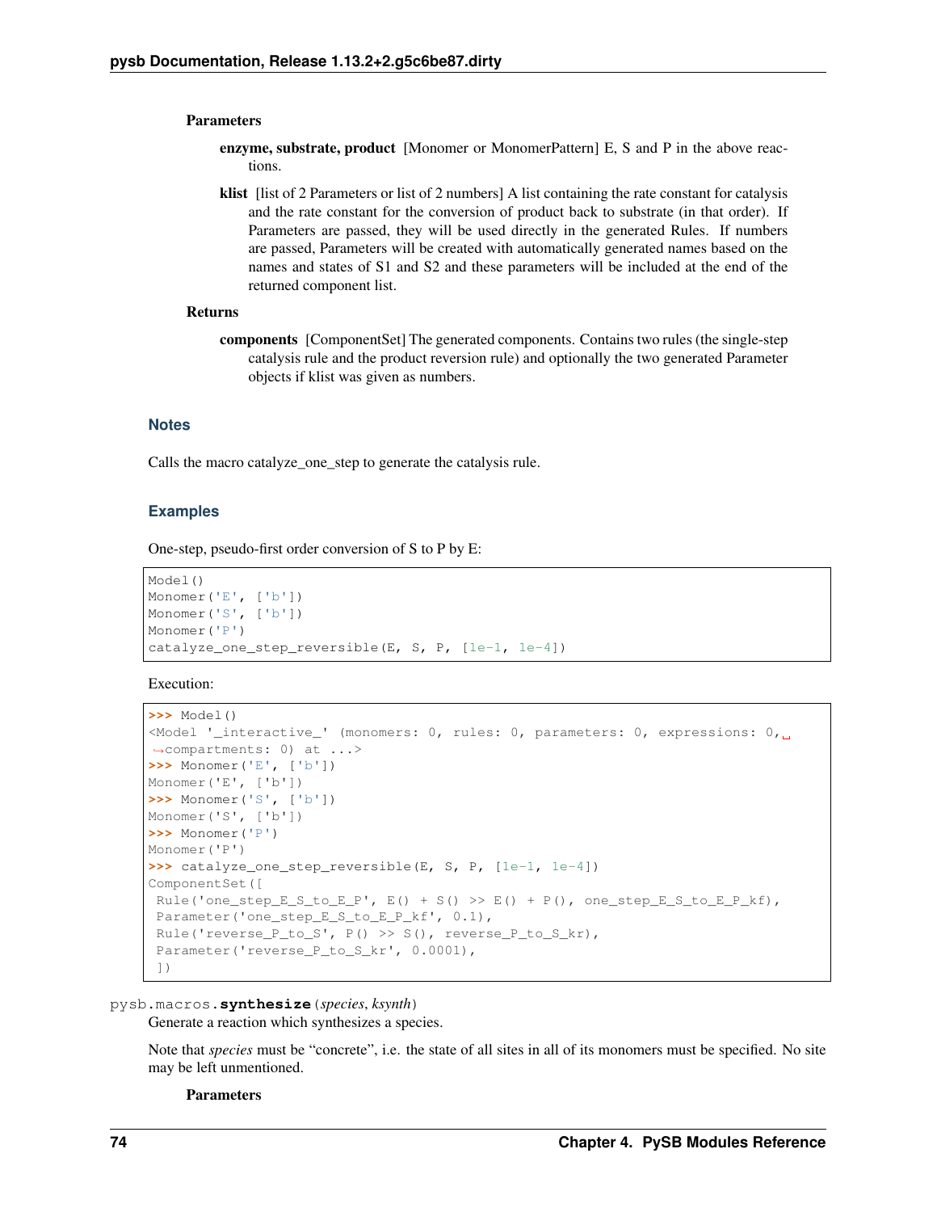**Parameters**

**enzyme, substrate, product** [Monomer or MonomerPattern] E, S and P in the above reactions.

**klist** [list of 2 Parameters or list of 2 numbers] A list containing the rate constant for catalysis and the rate constant for the conversion of product back to substrate (in that order). If Parameters are passed, they will be used directly in the generated Rules. If numbers are passed, Parameters will be created with automatically generated names based on the names and states of S1 and S2 and these parameters will be included at the end of the returned component list.

**Returns**

**components** [ComponentSet] The generated components. Contains two rules (the single-step catalysis rule and the product reversion rule) and optionally the two generated Parameter objects if klist was given as numbers.

### Notes

Calls the macro catalyze_one_step to generate the catalysis rule.

### Examples

One-step, pseudo-first order conversion of S to P by E:

```
Model()
Monomer('E', ['b'])
Monomer('S', ['b'])
Monomer('P')
catalyze_one_step_reversible(E, S, P, [1e-1, 1e-4])
```

Execution:

```
>>> Model()
<Model '_interactive_' (monomers: 0, rules: 0, parameters: 0, expressions: 0, compartments: 0) at ...>
>>> Monomer('E', ['b'])
Monomer('E', ['b'])
>>> Monomer('S', ['b'])
Monomer('S', ['b'])
>>> Monomer('P')
Monomer('P')
>>> catalyze_one_step_reversible(E, S, P, [1e-1, 1e-4])
ComponentSet([
 Rule('one_step_E_S_to_E_P', E() + S() >> E() + P(), one_step_E_S_to_E_P_kf),
 Parameter('one_step_E_S_to_E_P_kf', 0.1),
 Rule('reverse_P_to_S', P() >> S(), reverse_P_to_S_kr),
 Parameter('reverse_P_to_S_kr', 0.0001),
 ])
```

pysb.macros.**synthesize**(*species*, *ksynth*)

Generate a reaction which synthesizes a species.

Note that *species* must be "concrete", i.e. the state of all sites in all of its monomers must be specified. No site may be left unmentioned.

**Parameters**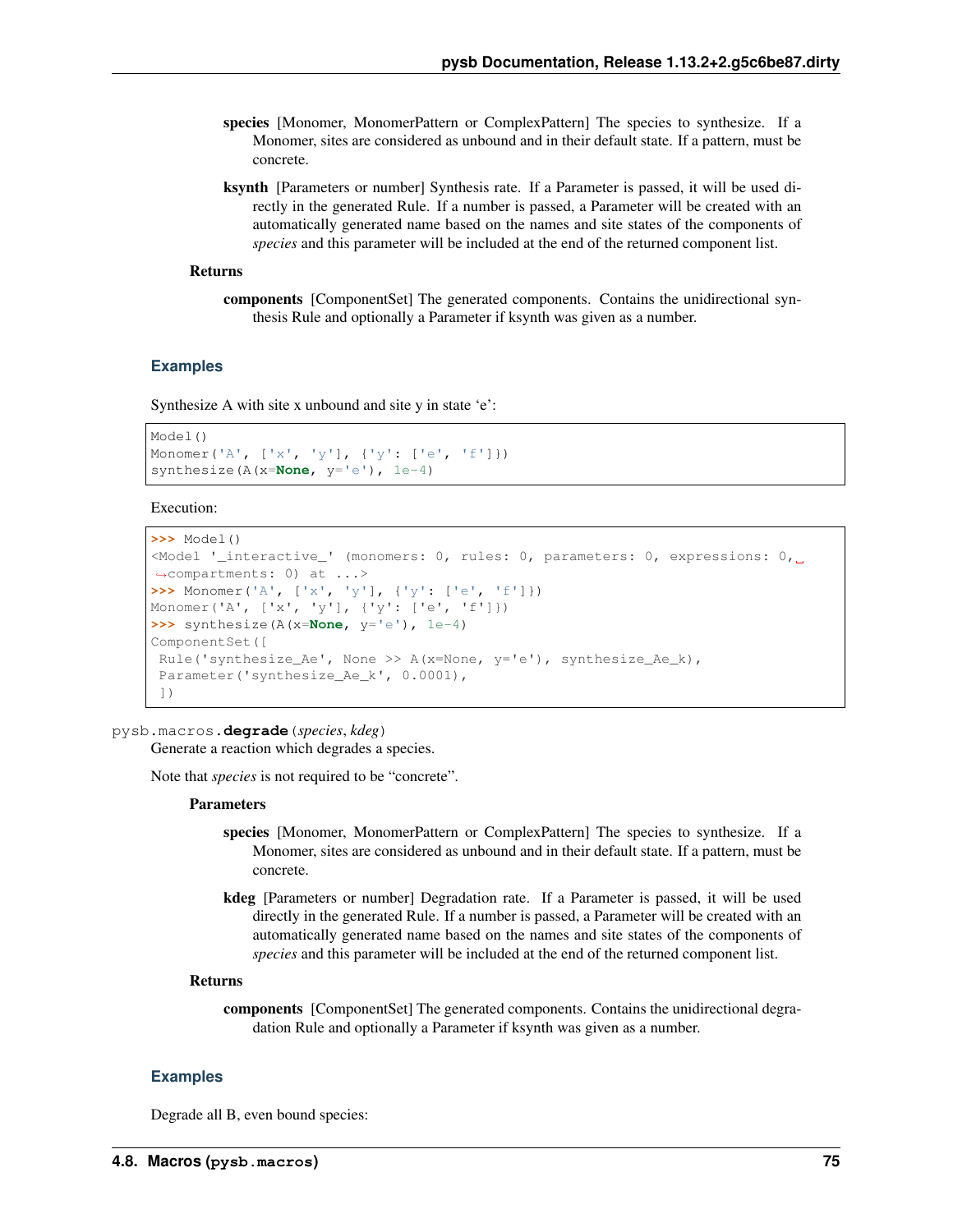**species** [Monomer, MonomerPattern or ComplexPattern] The species to synthesize. If a Monomer, sites are considered as unbound and in their default state. If a pattern, must be concrete.

**ksynth** [Parameters or number] Synthesis rate. If a Parameter is passed, it will be used directly in the generated Rule. If a number is passed, a Parameter will be created with an automatically generated name based on the names and site states of the components of *species* and this parameter will be included at the end of the returned component list.

**Returns**

**components** [ComponentSet] The generated components. Contains the unidirectional synthesis Rule and optionally a Parameter if ksynth was given as a number.

### Examples

Synthesize A with site x unbound and site y in state 'e':

```
Model()
Monomer('A', ['x', 'y'], {'y': ['e', 'f']})
synthesize(A(x=None, y='e'), 1e-4)
```

Execution:

```
>>> Model()
<Model '_interactive_' (monomers: 0, rules: 0, parameters: 0, expressions: 0, compartments: 0) at ...>
>>> Monomer('A', ['x', 'y'], {'y': ['e', 'f']})
Monomer('A', ['x', 'y'], {'y': ['e', 'f']})
>>> synthesize(A(x=None, y='e'), 1e-4)
ComponentSet([
 Rule('synthesize_Ae', None >> A(x=None, y='e'), synthesize_Ae_k),
 Parameter('synthesize_Ae_k', 0.0001),
 ])
```

pysb.macros.**degrade**(*species*, *kdeg*)

Generate a reaction which degrades a species.

Note that *species* is not required to be "concrete".

**Parameters**

**species** [Monomer, MonomerPattern or ComplexPattern] The species to synthesize. If a Monomer, sites are considered as unbound and in their default state. If a pattern, must be concrete.

**kdeg** [Parameters or number] Degradation rate. If a Parameter is passed, it will be used directly in the generated Rule. If a number is passed, a Parameter will be created with an automatically generated name based on the names and site states of the components of *species* and this parameter will be included at the end of the returned component list.

**Returns**

**components** [ComponentSet] The generated components. Contains the unidirectional degradation Rule and optionally a Parameter if ksynth was given as a number.

### Examples

Degrade all B, even bound species: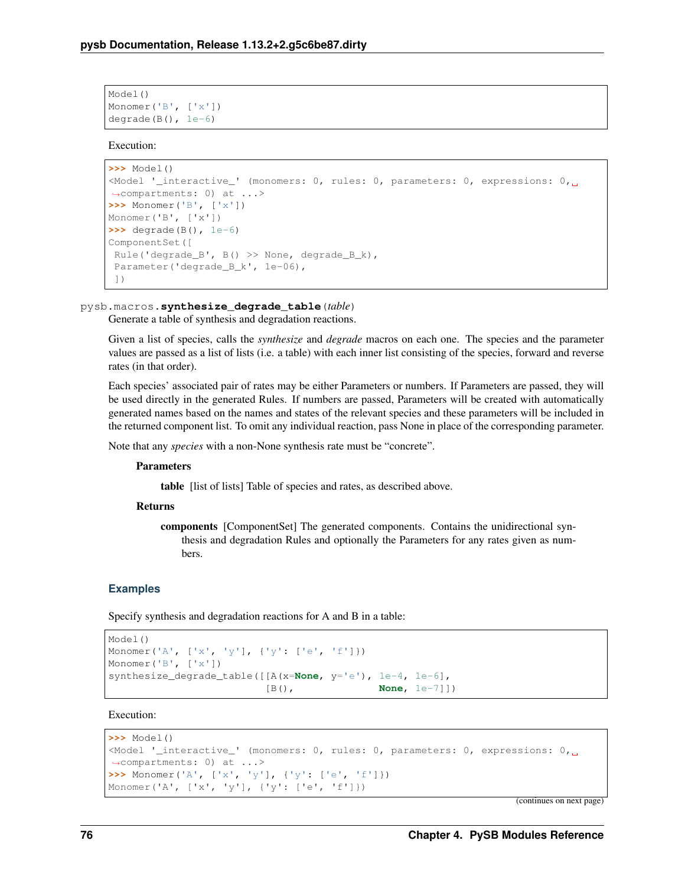```
Model()
Monomer('B', ['x'])
degrade(B(), 1e-6)
```

Execution:

```
>>> Model()
<Model '_interactive_' (monomers: 0, rules: 0, parameters: 0, expressions: 0,
↪compartments: 0) at ...>
>>> Monomer('B', ['x'])
Monomer('B', ['x'])
>>> degrade(B(), 1e-6)
ComponentSet([
 Rule('degrade_B', B() >> None, degrade_B_k),
 Parameter('degrade_B_k', 1e-06),
 ])
```

pysb.macros.**synthesize_degrade_table**(*table*)

Generate a table of synthesis and degradation reactions.

Given a list of species, calls the *synthesize* and *degrade* macros on each one. The species and the parameter values are passed as a list of lists (i.e. a table) with each inner list consisting of the species, forward and reverse rates (in that order).

Each species' associated pair of rates may be either Parameters or numbers. If Parameters are passed, they will be used directly in the generated Rules. If numbers are passed, Parameters will be created with automatically generated names based on the names and states of the relevant species and these parameters will be included in the returned component list. To omit any individual reaction, pass None in place of the corresponding parameter.

Note that any *species* with a non-None synthesis rate must be "concrete".

**Parameters**

**table** [list of lists] Table of species and rates, as described above.

**Returns**

**components** [ComponentSet] The generated components. Contains the unidirectional synthesis and degradation Rules and optionally the Parameters for any rates given as numbers.

### Examples

Specify synthesis and degradation reactions for A and B in a table:

```
Model()
Monomer('A', ['x', 'y'], {'y': ['e', 'f']})
Monomer('B', ['x'])
synthesize_degrade_table([[A(x=None, y='e'), 1e-4, 1e-6],
                          [B(),              None, 1e-7]])
```

Execution:

```
>>> Model()
<Model '_interactive_' (monomers: 0, rules: 0, parameters: 0, expressions: 0,
↪compartments: 0) at ...>
>>> Monomer('A', ['x', 'y'], {'y': ['e', 'f']})
Monomer('A', ['x', 'y'], {'y': ['e', 'f']})
```

(continues on next page)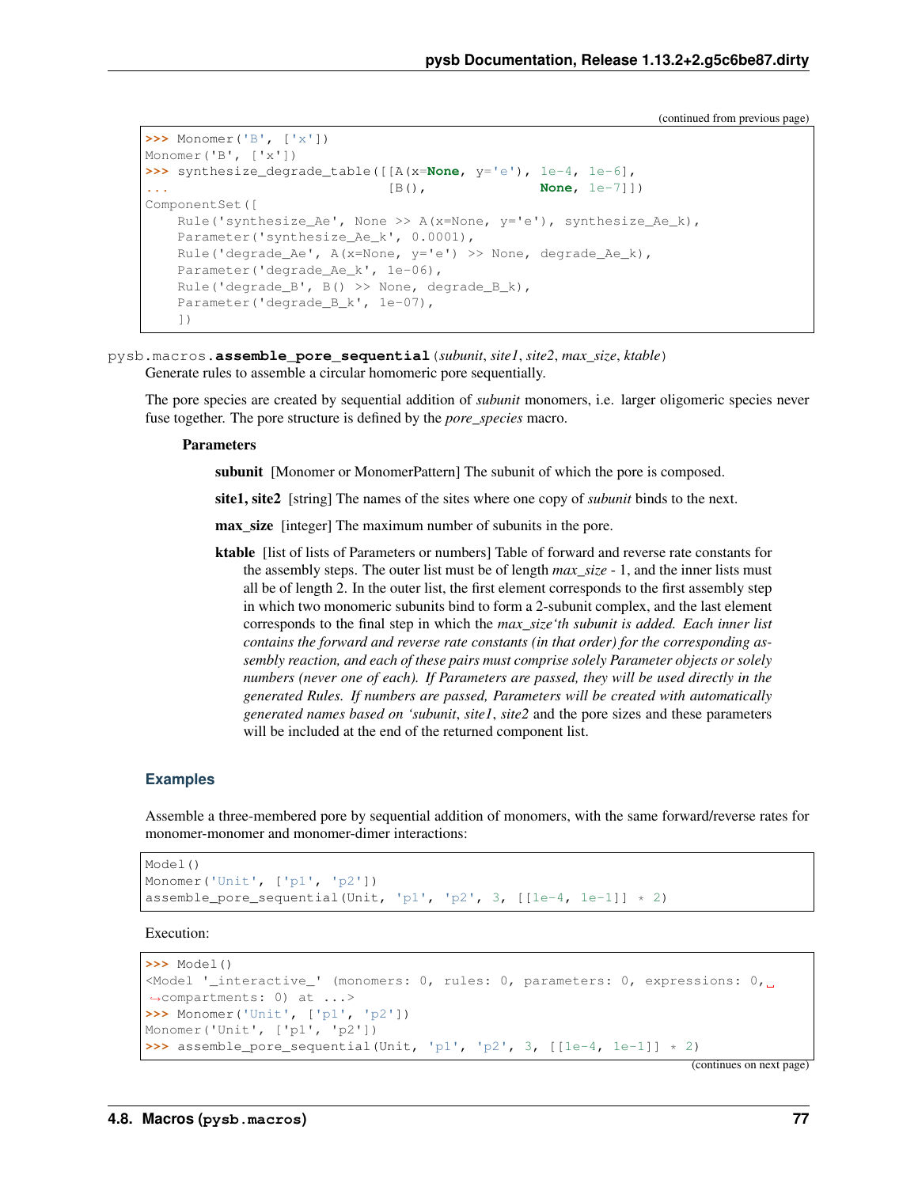(continued from previous page)

```
>>> Monomer('B', ['x'])
Monomer('B', ['x'])
>>> synthesize_degrade_table([[A(x=None, y='e'), 1e-4, 1e-6],
...                           [B(),              None, 1e-7]])
ComponentSet([
    Rule('synthesize_Ae', None >> A(x=None, y='e'), synthesize_Ae_k),
    Parameter('synthesize_Ae_k', 0.0001),
    Rule('degrade_Ae', A(x=None, y='e') >> None, degrade_Ae_k),
    Parameter('degrade_Ae_k', 1e-06),
    Rule('degrade_B', B() >> None, degrade_B_k),
    Parameter('degrade_B_k', 1e-07),
    ])
```

pysb.macros.**assemble_pore_sequential**(*subunit*, *site1*, *site2*, *max_size*, *ktable*)

Generate rules to assemble a circular homomeric pore sequentially.

The pore species are created by sequential addition of *subunit* monomers, i.e. larger oligomeric species never fuse together. The pore structure is defined by the *pore_species* macro.

**Parameters**

**subunit** [Monomer or MonomerPattern] The subunit of which the pore is composed.

**site1, site2** [string] The names of the sites where one copy of *subunit* binds to the next.

**max_size** [integer] The maximum number of subunits in the pore.

**ktable** [list of lists of Parameters or numbers] Table of forward and reverse rate constants for the assembly steps. The outer list must be of length *max_size* - 1, and the inner lists must all be of length 2. In the outer list, the first element corresponds to the first assembly step in which two monomeric subunits bind to form a 2-subunit complex, and the last element corresponds to the final step in which the *max_size'th subunit is added. Each inner list contains the forward and reverse rate constants (in that order) for the corresponding assembly reaction, and each of these pairs must comprise solely Parameter objects or solely numbers (never one of each). If Parameters are passed, they will be used directly in the generated Rules. If numbers are passed, Parameters will be created with automatically generated names based on 'subunit*, *site1*, *site2* and the pore sizes and these parameters will be included at the end of the returned component list.

### Examples

Assemble a three-membered pore by sequential addition of monomers, with the same forward/reverse rates for monomer-monomer and monomer-dimer interactions:

```
Model()
Monomer('Unit', ['p1', 'p2'])
assemble_pore_sequential(Unit, 'p1', 'p2', 3, [[1e-4, 1e-1]] * 2)
```

Execution:

```
>>> Model()
<Model '_interactive_' (monomers: 0, rules: 0, parameters: 0, expressions: 0,
↪compartments: 0) at ...>
>>> Monomer('Unit', ['p1', 'p2'])
Monomer('Unit', ['p1', 'p2'])
>>> assemble_pore_sequential(Unit, 'p1', 'p2', 3, [[1e-4, 1e-1]] * 2)
```

(continues on next page)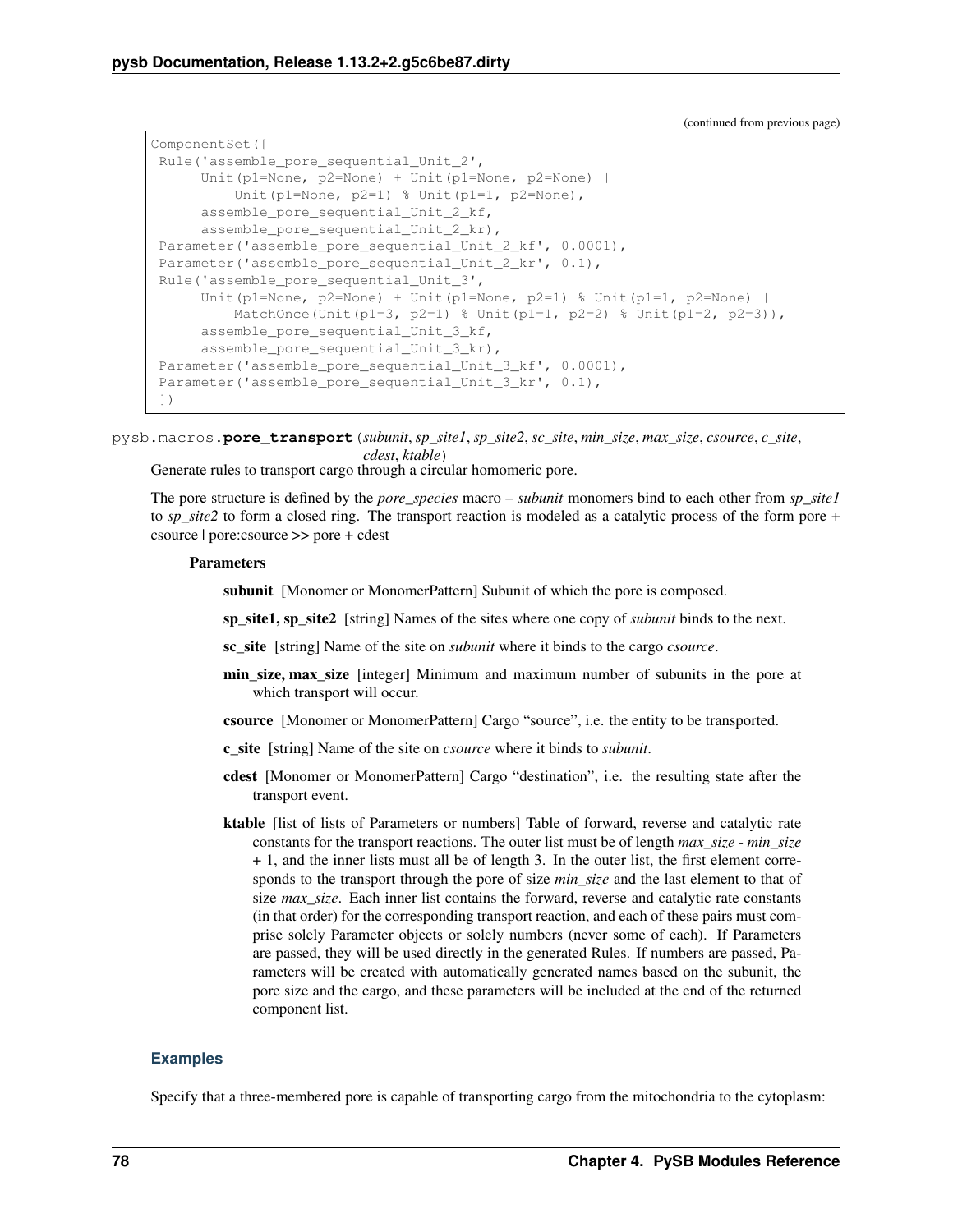(continued from previous page)

```
ComponentSet([
 Rule('assemble_pore_sequential_Unit_2',
      Unit(p1=None, p2=None) + Unit(p1=None, p2=None) |
          Unit(p1=None, p2=1) % Unit(p1=1, p2=None),
      assemble_pore_sequential_Unit_2_kf,
      assemble_pore_sequential_Unit_2_kr),
 Parameter('assemble_pore_sequential_Unit_2_kf', 0.0001),
 Parameter('assemble_pore_sequential_Unit_2_kr', 0.1),
 Rule('assemble_pore_sequential_Unit_3',
      Unit(p1=None, p2=None) + Unit(p1=None, p2=1) % Unit(p1=1, p2=None) |
          MatchOnce(Unit(p1=3, p2=1) % Unit(p1=1, p2=2) % Unit(p1=2, p2=3)),
      assemble_pore_sequential_Unit_3_kf,
      assemble_pore_sequential_Unit_3_kr),
 Parameter('assemble_pore_sequential_Unit_3_kf', 0.0001),
 Parameter('assemble_pore_sequential_Unit_3_kr', 0.1),
 ])
```

pysb.macros.**pore_transport**(*subunit*, *sp_site1*, *sp_site2*, *sc_site*, *min_size*, *max_size*, *csource*, *c_site*, *cdest*, *ktable*)

Generate rules to transport cargo through a circular homomeric pore.

The pore structure is defined by the *pore_species* macro – *subunit* monomers bind to each other from *sp_site1* to *sp_site2* to form a closed ring. The transport reaction is modeled as a catalytic process of the form pore + csource | pore:csource >> pore + cdest

**Parameters**

- **subunit** [Monomer or MonomerPattern] Subunit of which the pore is composed.
- **sp_site1, sp_site2** [string] Names of the sites where one copy of *subunit* binds to the next.
- **sc_site** [string] Name of the site on *subunit* where it binds to the cargo *csource*.
- **min_size, max_size** [integer] Minimum and maximum number of subunits in the pore at which transport will occur.
- **csource** [Monomer or MonomerPattern] Cargo "source", i.e. the entity to be transported.
- **c_site** [string] Name of the site on *csource* where it binds to *subunit*.
- **cdest** [Monomer or MonomerPattern] Cargo "destination", i.e. the resulting state after the transport event.
- **ktable** [list of lists of Parameters or numbers] Table of forward, reverse and catalytic rate constants for the transport reactions. The outer list must be of length *max_size - min_size* + 1, and the inner lists must all be of length 3. In the outer list, the first element corresponds to the transport through the pore of size *min_size* and the last element to that of size *max_size*. Each inner list contains the forward, reverse and catalytic rate constants (in that order) for the corresponding transport reaction, and each of these pairs must comprise solely Parameter objects or solely numbers (never some of each). If Parameters are passed, they will be used directly in the generated Rules. If numbers are passed, Parameters will be created with automatically generated names based on the subunit, the pore size and the cargo, and these parameters will be included at the end of the returned component list.

### Examples

Specify that a three-membered pore is capable of transporting cargo from the mitochondria to the cytoplasm: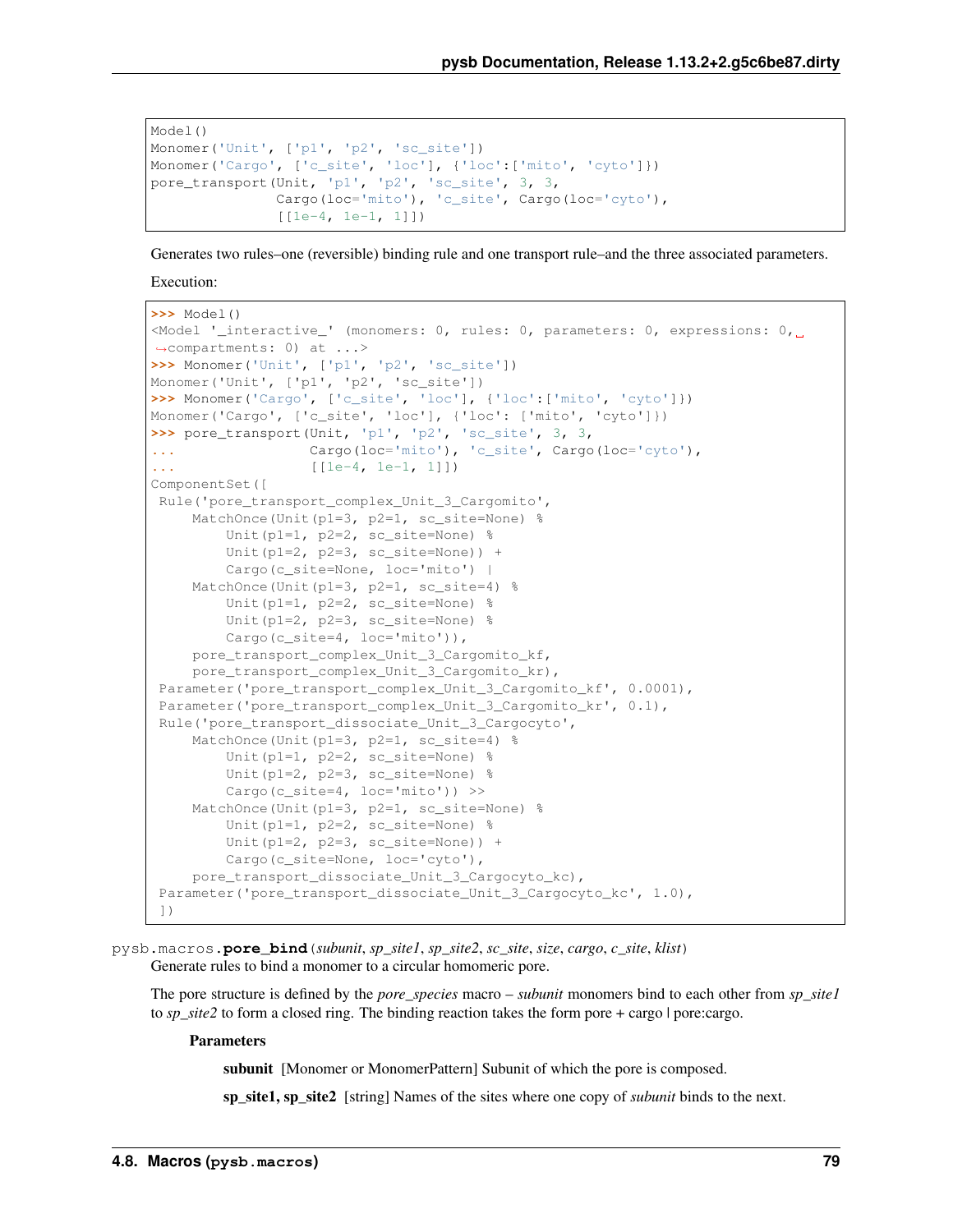```
Model()
Monomer('Unit', ['p1', 'p2', 'sc_site'])
Monomer('Cargo', ['c_site', 'loc'], {'loc':['mito', 'cyto']})
pore_transport(Unit, 'p1', 'p2', 'sc_site', 3, 3,
               Cargo(loc='mito'), 'c_site', Cargo(loc='cyto'),
               [[1e-4, 1e-1, 1]])
```

Generates two rules–one (reversible) binding rule and one transport rule–and the three associated parameters.

Execution:

```
>>> Model()
<Model '_interactive_' (monomers: 0, rules: 0, parameters: 0, expressions: 0,
↪compartments: 0) at ...>
>>> Monomer('Unit', ['p1', 'p2', 'sc_site'])
Monomer('Unit', ['p1', 'p2', 'sc_site'])
>>> Monomer('Cargo', ['c_site', 'loc'], {'loc':['mito', 'cyto']})
Monomer('Cargo', ['c_site', 'loc'], {'loc': ['mito', 'cyto']})
>>> pore_transport(Unit, 'p1', 'p2', 'sc_site', 3, 3,
...                Cargo(loc='mito'), 'c_site', Cargo(loc='cyto'),
...                [[1e-4, 1e-1, 1]])
ComponentSet([
 Rule('pore_transport_complex_Unit_3_Cargomito',
     MatchOnce(Unit(p1=3, p2=1, sc_site=None) %
         Unit(p1=1, p2=2, sc_site=None) %
         Unit(p1=2, p2=3, sc_site=None)) +
         Cargo(c_site=None, loc='mito') |
     MatchOnce(Unit(p1=3, p2=1, sc_site=4) %
         Unit(p1=1, p2=2, sc_site=None) %
         Unit(p1=2, p2=3, sc_site=None) %
         Cargo(c_site=4, loc='mito')),
     pore_transport_complex_Unit_3_Cargomito_kf,
     pore_transport_complex_Unit_3_Cargomito_kr),
 Parameter('pore_transport_complex_Unit_3_Cargomito_kf', 0.0001),
 Parameter('pore_transport_complex_Unit_3_Cargomito_kr', 0.1),
 Rule('pore_transport_dissociate_Unit_3_Cargocyto',
     MatchOnce(Unit(p1=3, p2=1, sc_site=4) %
         Unit(p1=1, p2=2, sc_site=None) %
         Unit(p1=2, p2=3, sc_site=None) %
         Cargo(c_site=4, loc='mito')) >>
     MatchOnce(Unit(p1=3, p2=1, sc_site=None) %
         Unit(p1=1, p2=2, sc_site=None) %
         Unit(p1=2, p2=3, sc_site=None)) +
         Cargo(c_site=None, loc='cyto'),
     pore_transport_dissociate_Unit_3_Cargocyto_kc),
 Parameter('pore_transport_dissociate_Unit_3_Cargocyto_kc', 1.0),
 ])
```

pysb.macros.**pore_bind**(*subunit*, *sp_site1*, *sp_site2*, *sc_site*, *size*, *cargo*, *c_site*, *klist*)

Generate rules to bind a monomer to a circular homomeric pore.

The pore structure is defined by the *pore_species* macro – *subunit* monomers bind to each other from *sp_site1* to *sp_site2* to form a closed ring. The binding reaction takes the form pore + cargo | pore:cargo.

**Parameters**

**subunit** [Monomer or MonomerPattern] Subunit of which the pore is composed.

**sp_site1, sp_site2** [string] Names of the sites where one copy of *subunit* binds to the next.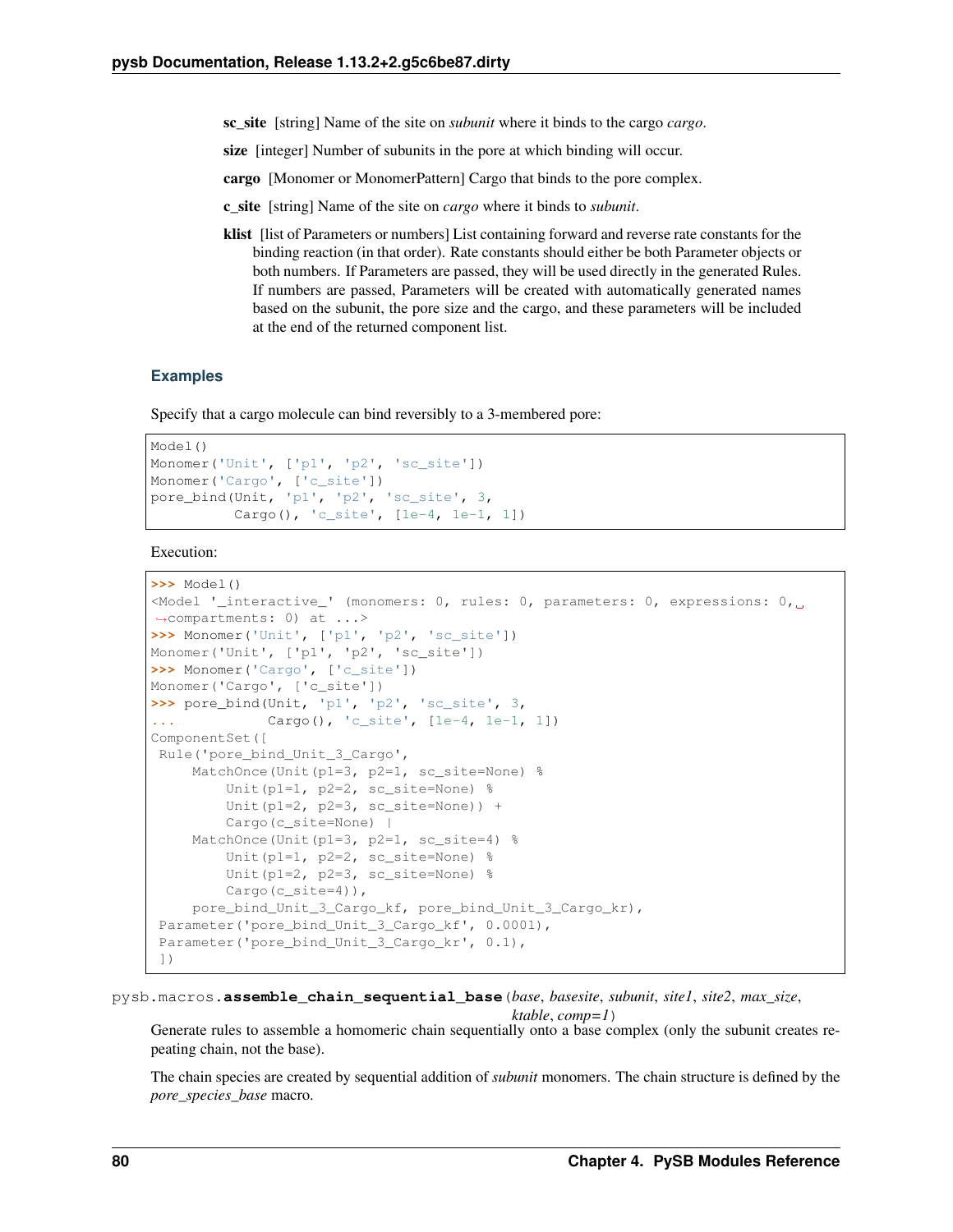**sc_site** [string] Name of the site on *subunit* where it binds to the cargo *cargo*.

**size** [integer] Number of subunits in the pore at which binding will occur.

**cargo** [Monomer or MonomerPattern] Cargo that binds to the pore complex.

**c_site** [string] Name of the site on *cargo* where it binds to *subunit*.

**klist** [list of Parameters or numbers] List containing forward and reverse rate constants for the binding reaction (in that order). Rate constants should either be both Parameter objects or both numbers. If Parameters are passed, they will be used directly in the generated Rules. If numbers are passed, Parameters will be created with automatically generated names based on the subunit, the pore size and the cargo, and these parameters will be included at the end of the returned component list.

### Examples

Specify that a cargo molecule can bind reversibly to a 3-membered pore:

```
Model()
Monomer('Unit', ['p1', 'p2', 'sc_site'])
Monomer('Cargo', ['c_site'])
pore_bind(Unit, 'p1', 'p2', 'sc_site', 3,
          Cargo(), 'c_site', [1e-4, 1e-1, 1])
```

Execution:

```
>>> Model()
<Model '_interactive_' (monomers: 0, rules: 0, parameters: 0, expressions: 0, compartments: 0) at ...>
>>> Monomer('Unit', ['p1', 'p2', 'sc_site'])
Monomer('Unit', ['p1', 'p2', 'sc_site'])
>>> Monomer('Cargo', ['c_site'])
Monomer('Cargo', ['c_site'])
>>> pore_bind(Unit, 'p1', 'p2', 'sc_site', 3,
...           Cargo(), 'c_site', [1e-4, 1e-1, 1])
ComponentSet([
 Rule('pore_bind_Unit_3_Cargo',
     MatchOnce(Unit(p1=3, p2=1, sc_site=None) %
         Unit(p1=1, p2=2, sc_site=None) %
         Unit(p1=2, p2=3, sc_site=None)) +
         Cargo(c_site=None) |
     MatchOnce(Unit(p1=3, p2=1, sc_site=4) %
         Unit(p1=1, p2=2, sc_site=None) %
         Unit(p1=2, p2=3, sc_site=None) %
         Cargo(c_site=4)),
     pore_bind_Unit_3_Cargo_kf, pore_bind_Unit_3_Cargo_kr),
 Parameter('pore_bind_Unit_3_Cargo_kf', 0.0001),
 Parameter('pore_bind_Unit_3_Cargo_kr', 0.1),
 ])
```

pysb.macros.**assemble_chain_sequential_base**(*base*, *basesite*, *subunit*, *site1*, *site2*, *max_size*, *ktable*, *comp=1*)

Generate rules to assemble a homomeric chain sequentially onto a base complex (only the subunit creates repeating chain, not the base).

The chain species are created by sequential addition of *subunit* monomers. The chain structure is defined by the *pore_species_base* macro.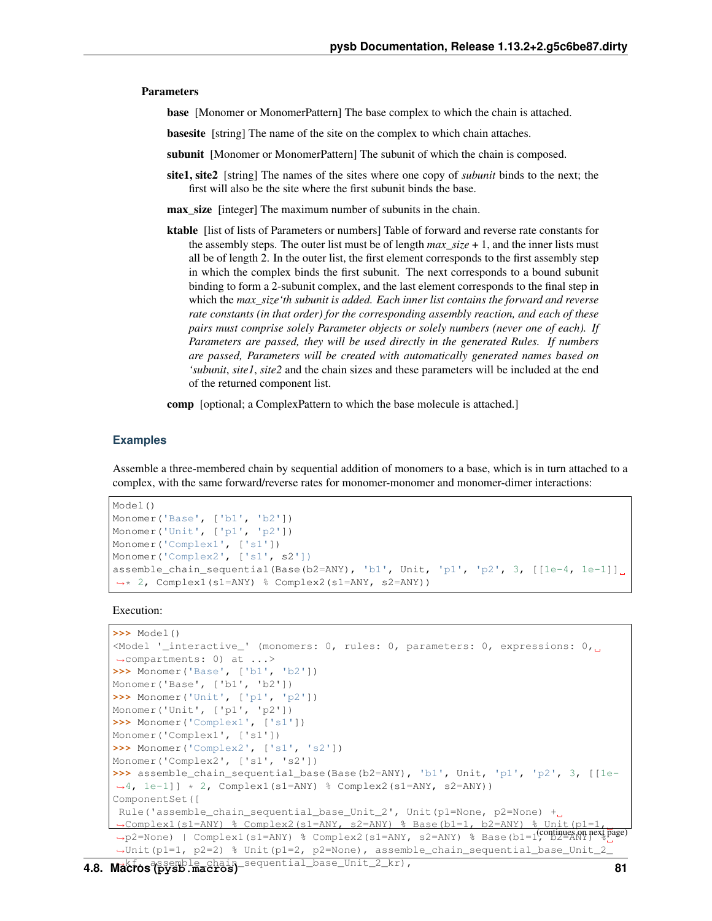**Parameters**

**base** [Monomer or MonomerPattern] The base complex to which the chain is attached.

**basesite** [string] The name of the site on the complex to which chain attaches.

**subunit** [Monomer or MonomerPattern] The subunit of which the chain is composed.

**site1, site2** [string] The names of the sites where one copy of *subunit* binds to the next; the first will also be the site where the first subunit binds the base.

**max_size** [integer] The maximum number of subunits in the chain.

**ktable** [list of lists of Parameters or numbers] Table of forward and reverse rate constants for the assembly steps. The outer list must be of length *max_size* + 1, and the inner lists must all be of length 2. In the outer list, the first element corresponds to the first assembly step in which the complex binds the first subunit. The next corresponds to a bound subunit binding to form a 2-subunit complex, and the last element corresponds to the final step in which the *max_size'th subunit is added. Each inner list contains the forward and reverse rate constants (in that order) for the corresponding assembly reaction, and each of these pairs must comprise solely Parameter objects or solely numbers (never one of each). If Parameters are passed, they will be used directly in the generated Rules. If numbers are passed, Parameters will be created with automatically generated names based on 'subunit*, *site1*, *site2* and the chain sizes and these parameters will be included at the end of the returned component list.

**comp** [optional; a ComplexPattern to which the base molecule is attached.]

## Examples

Assemble a three-membered chain by sequential addition of monomers to a base, which is in turn attached to a complex, with the same forward/reverse rates for monomer-monomer and monomer-dimer interactions:

```
Model()
Monomer('Base', ['b1', 'b2'])
Monomer('Unit', ['p1', 'p2'])
Monomer('Complex1', ['s1'])
Monomer('Complex2', ['s1', s2'])
assemble_chain_sequential(Base(b2=ANY), 'b1', Unit, 'p1', 'p2', 3, [[1e-4, 1e-1]]
↪* 2, Complex1(s1=ANY) % Complex2(s1=ANY, s2=ANY))
```

Execution:

```
>>> Model()
<Model '_interactive_' (monomers: 0, rules: 0, parameters: 0, expressions: 0,
↪compartments: 0) at ...>
>>> Monomer('Base', ['b1', 'b2'])
Monomer('Base', ['b1', 'b2'])
>>> Monomer('Unit', ['p1', 'p2'])
Monomer('Unit', ['p1', 'p2'])
>>> Monomer('Complex1', ['s1'])
Monomer('Complex1', ['s1'])
>>> Monomer('Complex2', ['s1', 's2'])
Monomer('Complex2', ['s1', 's2'])
>>> assemble_chain_sequential_base(Base(b2=ANY), 'b1', Unit, 'p1', 'p2', 3, [[1e-
↪4, 1e-1]] * 2, Complex1(s1=ANY) % Complex2(s1=ANY, s2=ANY))
ComponentSet([
 Rule('assemble_chain_sequential_base_Unit_2', Unit(p1=None, p2=None) +
↪Complex1(s1=ANY) % Complex2(s1=ANY, s2=ANY) % Base(b1=1, b2=ANY) % Unit(p1=1,
↪p2=None) | Complex1(s1=ANY) % Complex2(s1=ANY, s2=ANY) % Base(b1=1, b2=ANY) %
↪Unit(p1=1, p2=2) % Unit(p1=2, p2=None), assemble_chain_sequential_base_Unit_2_
↪kf, assemble_chain_sequential_base_Unit_2_kr),
```

(continues on next page)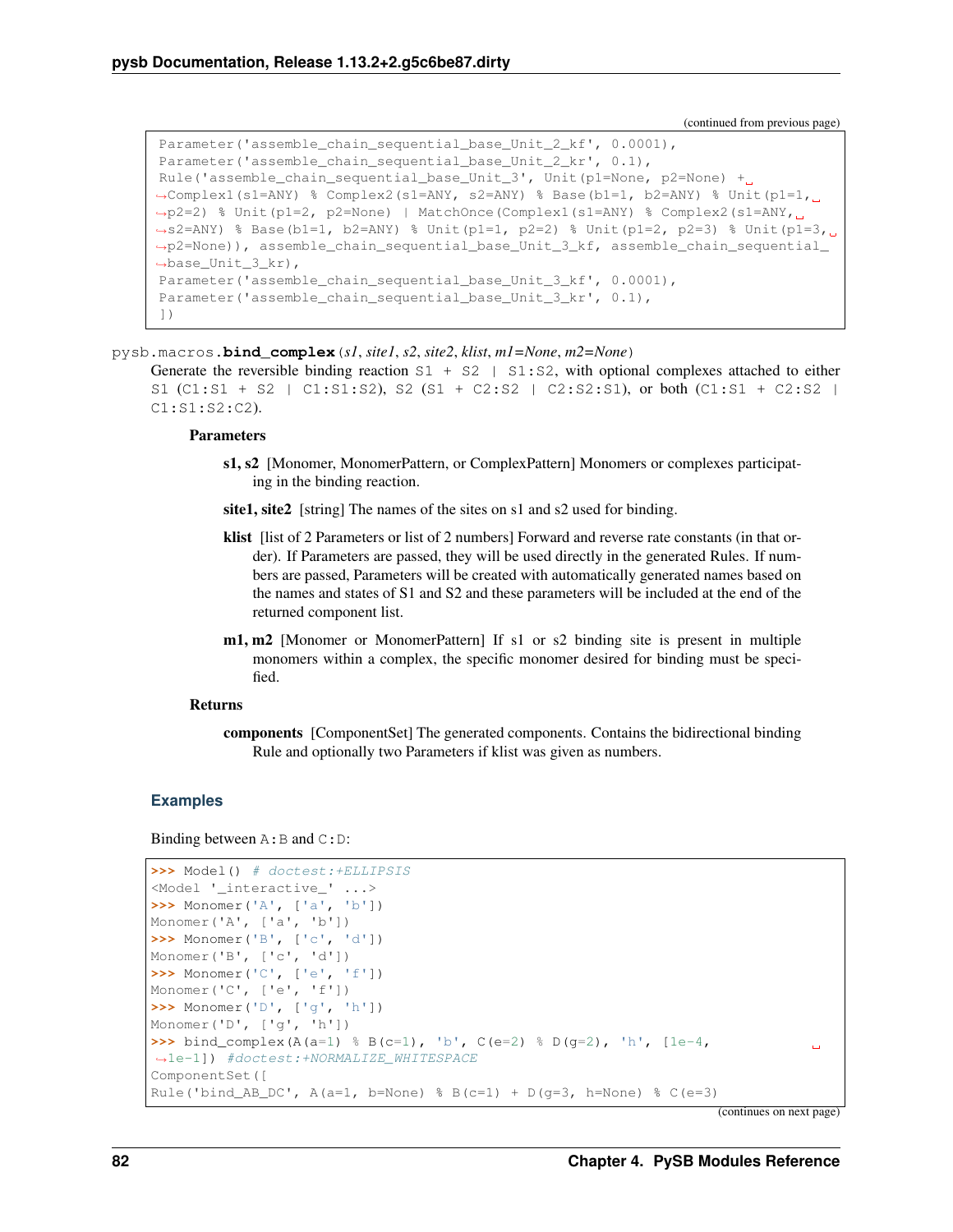(continued from previous page)

```
Parameter('assemble_chain_sequential_base_Unit_2_kf', 0.0001),
Parameter('assemble_chain_sequential_base_Unit_2_kr', 0.1),
Rule('assemble_chain_sequential_base_Unit_3', Unit(p1=None, p2=None) +
↪Complex1(s1=ANY) % Complex2(s1=ANY, s2=ANY) % Base(b1=1, b2=ANY) % Unit(p1=1,
↪p2=2) % Unit(p1=2, p2=None) | MatchOnce(Complex1(s1=ANY) % Complex2(s1=ANY,
↪s2=ANY) % Base(b1=1, b2=ANY) % Unit(p1=1, p2=2) % Unit(p1=2, p2=3) % Unit(p1=3,
↪p2=None)), assemble_chain_sequential_base_Unit_3_kf, assemble_chain_sequential_
↪base_Unit_3_kr),
Parameter('assemble_chain_sequential_base_Unit_3_kf', 0.0001),
Parameter('assemble_chain_sequential_base_Unit_3_kr', 0.1),
])
```

pysb.macros.**bind_complex**(*s1*, *site1*, *s2*, *site2*, *klist*, *m1=None*, *m2=None*)

Generate the reversible binding reaction `S1 + S2 | S1:S2`, with optional complexes attached to either S1 (`C1:S1 + S2 | C1:S1:S2`), S2 (`S1 + C2:S2 | C2:S2:S1`), or both (`C1:S1 + C2:S2 | C1:S1:S2:C2`).

**Parameters**

- **s1, s2** [Monomer, MonomerPattern, or ComplexPattern] Monomers or complexes participating in the binding reaction.
- **site1, site2** [string] The names of the sites on s1 and s2 used for binding.
- **klist** [list of 2 Parameters or list of 2 numbers] Forward and reverse rate constants (in that order). If Parameters are passed, they will be used directly in the generated Rules. If numbers are passed, Parameters will be created with automatically generated names based on the names and states of S1 and S2 and these parameters will be included at the end of the returned component list.
- **m1, m2** [Monomer or MonomerPattern] If s1 or s2 binding site is present in multiple monomers within a complex, the specific monomer desired for binding must be specified.

**Returns**

- **components** [ComponentSet] The generated components. Contains the bidirectional binding Rule and optionally two Parameters if klist was given as numbers.

### Examples

Binding between `A:B` and `C:D`:

```
>>> Model() # doctest:+ELLIPSIS
<Model '_interactive_' ...>
>>> Monomer('A', ['a', 'b'])
Monomer('A', ['a', 'b'])
>>> Monomer('B', ['c', 'd'])
Monomer('B', ['c', 'd'])
>>> Monomer('C', ['e', 'f'])
Monomer('C', ['e', 'f'])
>>> Monomer('D', ['g', 'h'])
Monomer('D', ['g', 'h'])
>>> bind_complex(A(a=1) % B(c=1), 'b', C(e=2) % D(g=2), 'h', [1e-4,
↪1e-1]) #doctest:+NORMALIZE_WHITESPACE
ComponentSet([
Rule('bind_AB_DC', A(a=1, b=None) % B(c=1) + D(g=3, h=None) % C(e=3)
```

(continues on next page)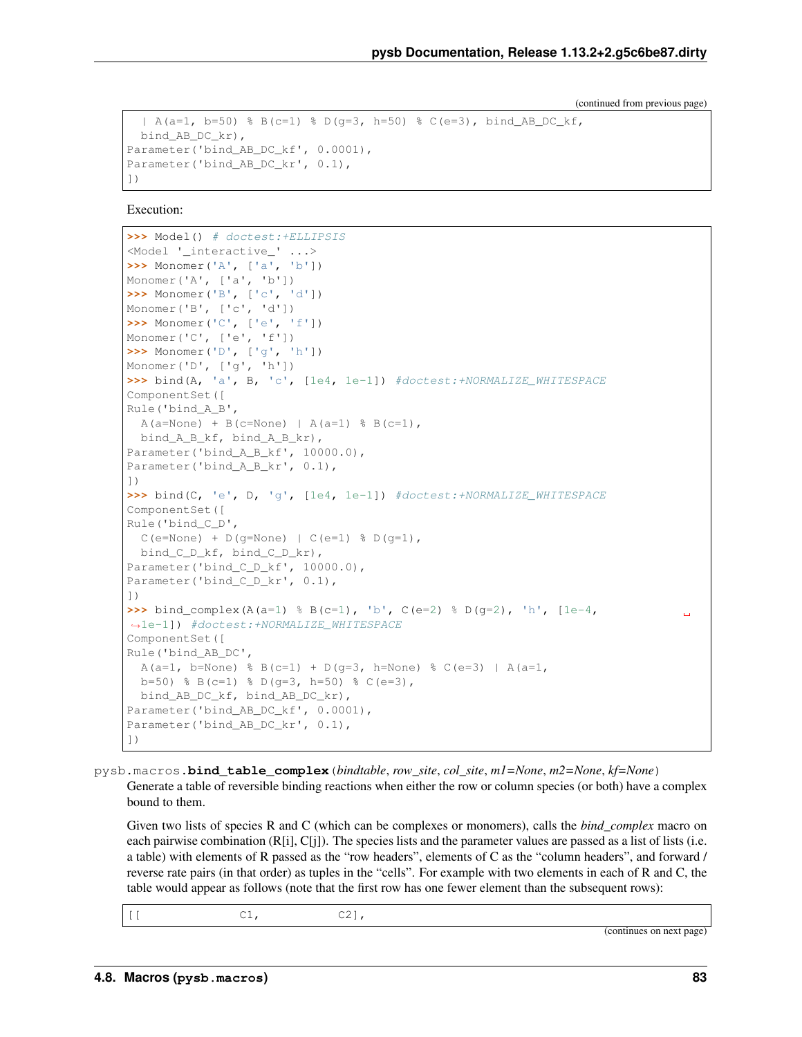(continued from previous page)

```
  | A(a=1, b=50) % B(c=1) % D(g=3, h=50) % C(e=3), bind_AB_DC_kf,
  bind_AB_DC_kr),
Parameter('bind_AB_DC_kf', 0.0001),
Parameter('bind_AB_DC_kr', 0.1),
])
```

Execution:

```
>>> Model() # doctest:+ELLIPSIS
<Model '_interactive_' ...>
>>> Monomer('A', ['a', 'b'])
Monomer('A', ['a', 'b'])
>>> Monomer('B', ['c', 'd'])
Monomer('B', ['c', 'd'])
>>> Monomer('C', ['e', 'f'])
Monomer('C', ['e', 'f'])
>>> Monomer('D', ['g', 'h'])
Monomer('D', ['g', 'h'])
>>> bind(A, 'a', B, 'c', [1e4, 1e-1]) #doctest:+NORMALIZE_WHITESPACE
ComponentSet([
Rule('bind_A_B',
  A(a=None) + B(c=None) | A(a=1) % B(c=1),
  bind_A_B_kf, bind_A_B_kr),
Parameter('bind_A_B_kf', 10000.0),
Parameter('bind_A_B_kr', 0.1),
])
>>> bind(C, 'e', D, 'g', [1e4, 1e-1]) #doctest:+NORMALIZE_WHITESPACE
ComponentSet([
Rule('bind_C_D',
  C(e=None) + D(g=None) | C(e=1) % D(g=1),
  bind_C_D_kf, bind_C_D_kr),
Parameter('bind_C_D_kf', 10000.0),
Parameter('bind_C_D_kr', 0.1),
])
>>> bind_complex(A(a=1) % B(c=1), 'b', C(e=2) % D(g=2), 'h', [1e-4,
→1e-1]) #doctest:+NORMALIZE_WHITESPACE
ComponentSet([
Rule('bind_AB_DC',
  A(a=1, b=None) % B(c=1) + D(g=3, h=None) % C(e=3) | A(a=1,
  b=50) % B(c=1) % D(g=3, h=50) % C(e=3),
  bind_AB_DC_kf, bind_AB_DC_kr),
Parameter('bind_AB_DC_kf', 0.0001),
Parameter('bind_AB_DC_kr', 0.1),
])
```

pysb.macros.**bind_table_complex**(*bindtable*, *row_site*, *col_site*, *m1=None*, *m2=None*, *kf=None*)

Generate a table of reversible binding reactions when either the row or column species (or both) have a complex bound to them.

Given two lists of species R and C (which can be complexes or monomers), calls the *bind_complex* macro on each pairwise combination (R[i], C[j]). The species lists and the parameter values are passed as a list of lists (i.e. a table) with elements of R passed as the "row headers", elements of C as the "column headers", and forward / reverse rate pairs (in that order) as tuples in the "cells". For example with two elements in each of R and C, the table would appear as follows (note that the first row has one fewer element than the subsequent rows):

```
[[              C1,           C2],
```

(continues on next page)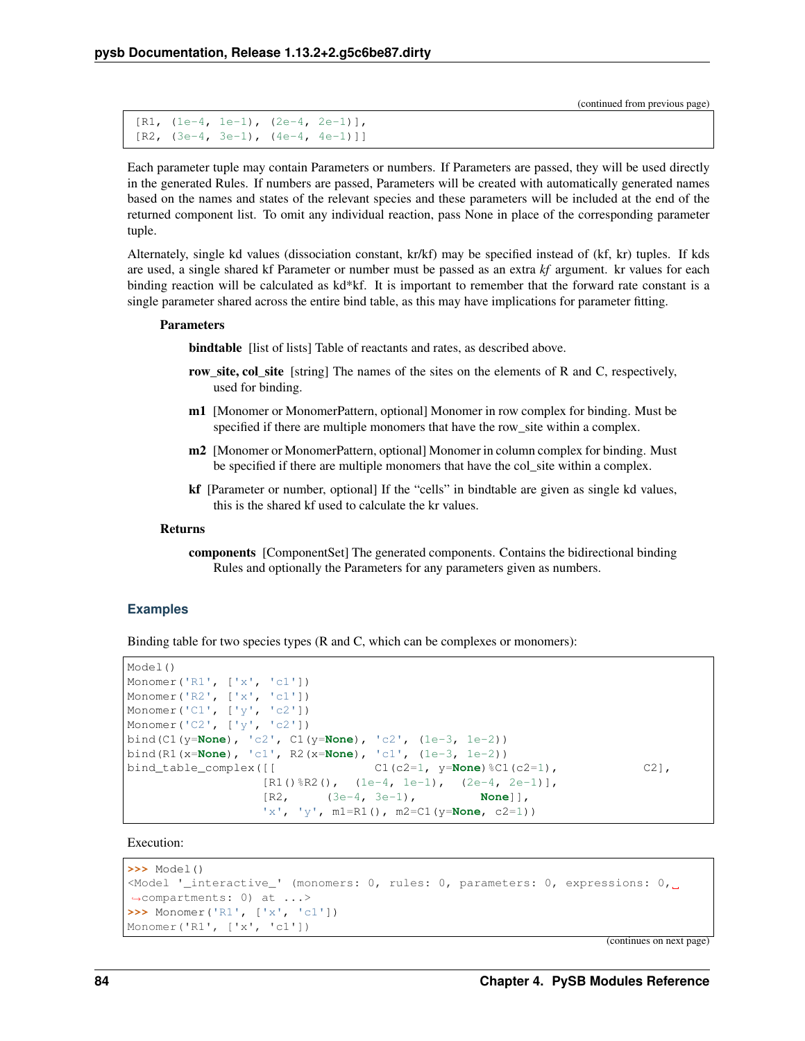(continued from previous page)

```
[R1, (1e-4, 1e-1), (2e-4, 2e-1)],
[R2, (3e-4, 3e-1), (4e-4, 4e-1)]]
```

Each parameter tuple may contain Parameters or numbers. If Parameters are passed, they will be used directly in the generated Rules. If numbers are passed, Parameters will be created with automatically generated names based on the names and states of the relevant species and these parameters will be included at the end of the returned component list. To omit any individual reaction, pass None in place of the corresponding parameter tuple.

Alternately, single kd values (dissociation constant, kr/kf) may be specified instead of (kf, kr) tuples. If kds are used, a single shared kf Parameter or number must be passed as an extra *kf* argument. kr values for each binding reaction will be calculated as kd*kf. It is important to remember that the forward rate constant is a single parameter shared across the entire bind table, as this may have implications for parameter fitting.

**Parameters**

**bindtable** [list of lists] Table of reactants and rates, as described above.

**row_site, col_site** [string] The names of the sites on the elements of R and C, respectively, used for binding.

**m1** [Monomer or MonomerPattern, optional] Monomer in row complex for binding. Must be specified if there are multiple monomers that have the row_site within a complex.

**m2** [Monomer or MonomerPattern, optional] Monomer in column complex for binding. Must be specified if there are multiple monomers that have the col_site within a complex.

**kf** [Parameter or number, optional] If the "cells" in bindtable are given as single kd values, this is the shared kf used to calculate the kr values.

**Returns**

**components** [ComponentSet] The generated components. Contains the bidirectional binding Rules and optionally the Parameters for any parameters given as numbers.

### Examples

Binding table for two species types (R and C, which can be complexes or monomers):

```
Model()
Monomer('R1', ['x', 'c1'])
Monomer('R2', ['x', 'c1'])
Monomer('C1', ['y', 'c2'])
Monomer('C2', ['y', 'c2'])
bind(C1(y=None), 'c2', C1(y=None), 'c2', (1e-3, 1e-2))
bind(R1(x=None), 'c1', R2(x=None), 'c1', (1e-3, 1e-2))
bind_table_complex([[               C1(c2=1, y=None)%C1(c2=1),           C2],
                    [R1()%R2(),   (1e-4, 1e-1),   (2e-4, 2e-1)],
                    [R2,       (3e-4, 3e-1),          None]],
                    'x', 'y', m1=R1(), m2=C1(y=None, c2=1))
```

Execution:

```
>>> Model()
<Model '_interactive_' (monomers: 0, rules: 0, parameters: 0, expressions: 0,
↪compartments: 0) at ...>
>>> Monomer('R1', ['x', 'c1'])
Monomer('R1', ['x', 'c1'])
```

(continues on next page)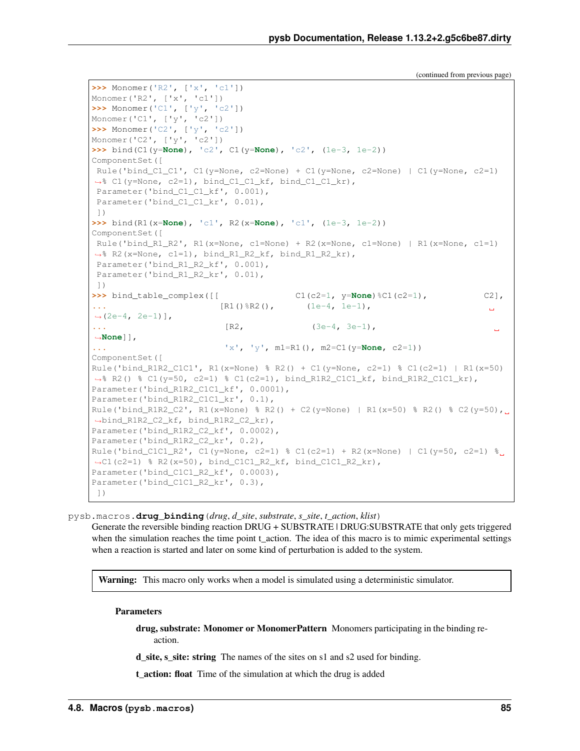(continued from previous page)

```
>>> Monomer('R2', ['x', 'c1'])
Monomer('R2', ['x', 'c1'])
>>> Monomer('C1', ['y', 'c2'])
Monomer('C1', ['y', 'c2'])
>>> Monomer('C2', ['y', 'c2'])
Monomer('C2', ['y', 'c2'])
>>> bind(C1(y=None), 'c2', C1(y=None), 'c2', (1e-3, 1e-2))
ComponentSet([
 Rule('bind_C1_C1', C1(y=None, c2=None) + C1(y=None, c2=None) | C1(y=None, c2=1)
 ↪% C1(y=None, c2=1), bind_C1_C1_kf, bind_C1_C1_kr),
 Parameter('bind_C1_C1_kf', 0.001),
 Parameter('bind_C1_C1_kr', 0.01),
 ])
>>> bind(R1(x=None), 'c1', R2(x=None), 'c1', (1e-3, 1e-2))
ComponentSet([
 Rule('bind_R1_R2', R1(x=None, c1=None) + R2(x=None, c1=None) | R1(x=None, c1=1)
 ↪% R2(x=None, c1=1), bind_R1_R2_kf, bind_R1_R2_kr),
 Parameter('bind_R1_R2_kf', 0.001),
 Parameter('bind_R1_R2_kr', 0.01),
 ])
>>> bind_table_complex([[               C1(c2=1, y=None)%C1(c2=1),           C2],
...                     [R1()%R2(),      (1e-4, 1e-1),                        ␣
↪(2e-4, 2e-1)],
...                      [R2,            (3e-4, 3e-1),                        ␣
↪None]],
...                      'x', 'y', m1=R1(), m2=C1(y=None, c2=1))
ComponentSet([
Rule('bind_R1R2_C1C1', R1(x=None) % R2() + C1(y=None, c2=1) % C1(c2=1) | R1(x=50)
↪% R2() % C1(y=50, c2=1) % C1(c2=1), bind_R1R2_C1C1_kf, bind_R1R2_C1C1_kr),
Parameter('bind_R1R2_C1C1_kf', 0.0001),
Parameter('bind_R1R2_C1C1_kr', 0.1),
Rule('bind_R1R2_C2', R1(x=None) % R2() + C2(y=None) | R1(x=50) % R2() % C2(y=50),␣
↪bind_R1R2_C2_kf, bind_R1R2_C2_kr),
Parameter('bind_R1R2_C2_kf', 0.0002),
Parameter('bind_R1R2_C2_kr', 0.2),
Rule('bind_C1C1_R2', C1(y=None, c2=1) % C1(c2=1) + R2(x=None) | C1(y=50, c2=1) %␣
↪C1(c2=1) % R2(x=50), bind_C1C1_R2_kf, bind_C1C1_R2_kr),
Parameter('bind_C1C1_R2_kf', 0.0003),
Parameter('bind_C1C1_R2_kr', 0.3),
 ])
```

pysb.macros.**drug_binding**(*drug*, *d_site*, *substrate*, *s_site*, *t_action*, *klist*)

Generate the reversible binding reaction DRUG + SUBSTRATE | DRUG:SUBSTRATE that only gets triggered when the simulation reaches the time point t_action. The idea of this macro is to mimic experimental settings when a reaction is started and later on some kind of perturbation is added to the system.

> **Warning:** This macro only works when a model is simulated using a deterministic simulator.

**Parameters**

**drug, substrate: Monomer or MonomerPattern** Monomers participating in the binding reaction.

**d_site, s_site: string** The names of the sites on s1 and s2 used for binding.

**t_action: float** Time of the simulation at which the drug is added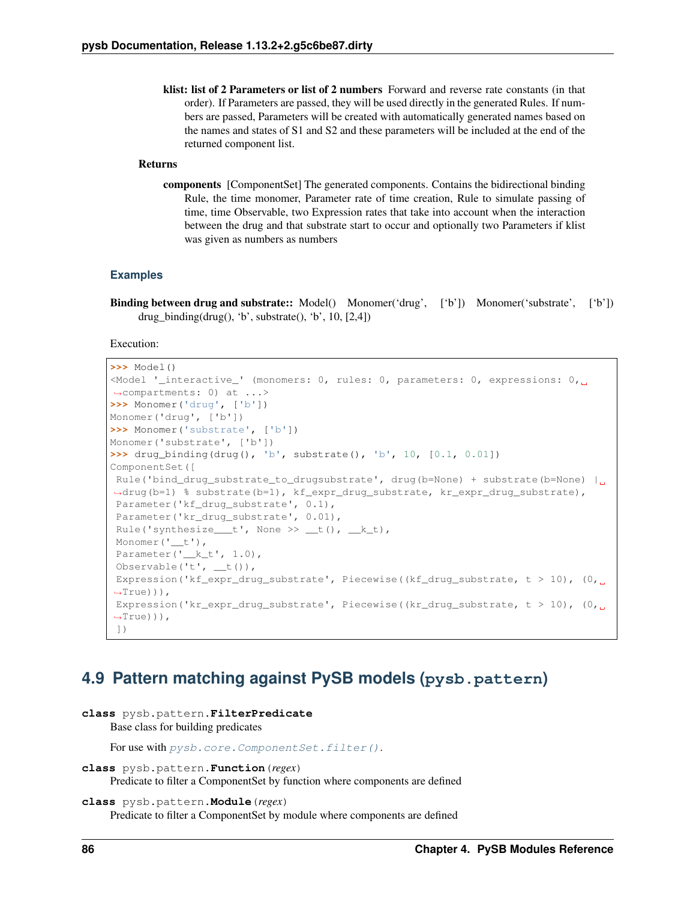**klist: list of 2 Parameters or list of 2 numbers** Forward and reverse rate constants (in that order). If Parameters are passed, they will be used directly in the generated Rules. If numbers are passed, Parameters will be created with automatically generated names based on the names and states of S1 and S2 and these parameters will be included at the end of the returned component list.

**Returns**

**components** [ComponentSet] The generated components. Contains the bidirectional binding Rule, the time monomer, Parameter rate of time creation, Rule to simulate passing of time, time Observable, two Expression rates that take into account when the interaction between the drug and that substrate start to occur and optionally two Parameters if klist was given as numbers as numbers

### Examples

**Binding between drug and substrate::** Model() Monomer('drug', ['b']) Monomer('substrate', ['b']) drug_binding(drug(), 'b', substrate(), 'b', 10, [2,4])

Execution:

```
>>> Model()
<Model '_interactive_' (monomers: 0, rules: 0, parameters: 0, expressions: 0,
↪compartments: 0) at ...>
>>> Monomer('drug', ['b'])
Monomer('drug', ['b'])
>>> Monomer('substrate', ['b'])
Monomer('substrate', ['b'])
>>> drug_binding(drug(), 'b', substrate(), 'b', 10, [0.1, 0.01])
ComponentSet([
 Rule('bind_drug_substrate_to_drugsubstrate', drug(b=None) + substrate(b=None) |
↪drug(b=1) % substrate(b=1), kf_expr_drug_substrate, kr_expr_drug_substrate),
 Parameter('kf_drug_substrate', 0.1),
 Parameter('kr_drug_substrate', 0.01),
 Rule('synthesize___t', None >> __t(), __k_t),
 Monomer('__t'),
 Parameter('__k_t', 1.0),
 Observable('t', __t()),
 Expression('kf_expr_drug_substrate', Piecewise((kf_drug_substrate, t > 10), (0,
↪True))),
 Expression('kr_expr_drug_substrate', Piecewise((kr_drug_substrate, t > 10), (0,
↪True))),
 ])
```

## 4.9 Pattern matching against PySB models (`pysb.pattern`)

**class** pysb.pattern.**FilterPredicate**
Base class for building predicates

For use with `pysb.core.ComponentSet.filter()`.

**class** pysb.pattern.**Function**(*regex*)
Predicate to filter a ComponentSet by function where components are defined

**class** pysb.pattern.**Module**(*regex*)
Predicate to filter a ComponentSet by module where components are defined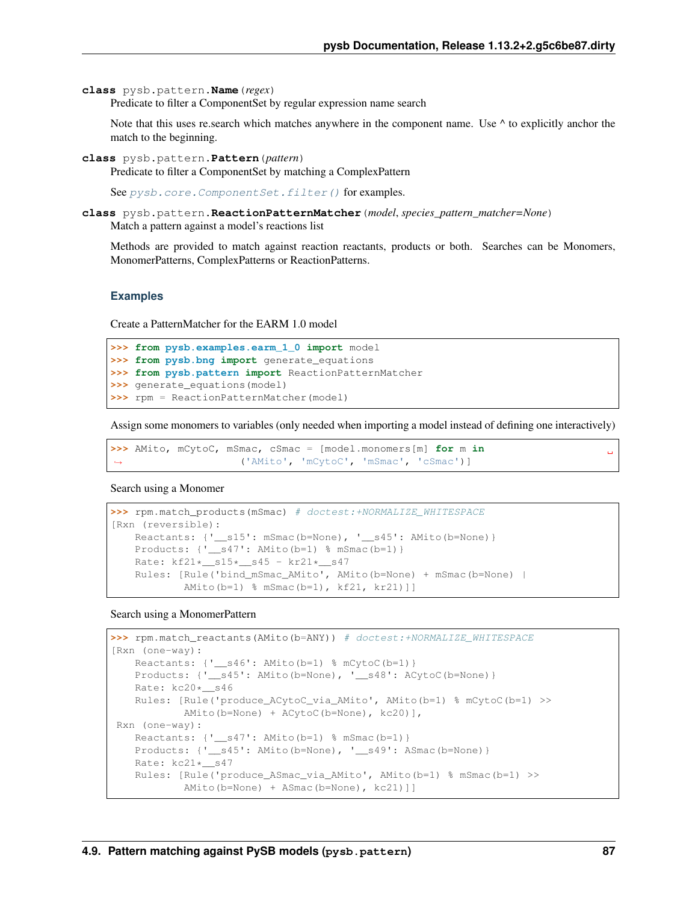**class** pysb.pattern.**Name**(*regex*)

Predicate to filter a ComponentSet by regular expression name search

Note that this uses re.search which matches anywhere in the component name. Use ^ to explicitly anchor the match to the beginning.

**class** pysb.pattern.**Pattern**(*pattern*)

Predicate to filter a ComponentSet by matching a ComplexPattern

See `pysb.core.ComponentSet.filter()` for examples.

**class** pysb.pattern.**ReactionPatternMatcher**(*model*, *species_pattern_matcher=None*)

Match a pattern against a model's reactions list

Methods are provided to match against reaction reactants, products or both. Searches can be Monomers, MonomerPatterns, ComplexPatterns or ReactionPatterns.

### Examples

Create a PatternMatcher for the EARM 1.0 model

```
>>> from pysb.examples.earm_1_0 import model
>>> from pysb.bng import generate_equations
>>> from pysb.pattern import ReactionPatternMatcher
>>> generate_equations(model)
>>> rpm = ReactionPatternMatcher(model)
```

Assign some monomers to variables (only needed when importing a model instead of defining one interactively)

```
>>> AMito, mCytoC, mSmac, cSmac = [model.monomers[m] for m in
                    ('AMito', 'mCytoC', 'mSmac', 'cSmac')]
```

Search using a Monomer

```
>>> rpm.match_products(mSmac) # doctest:+NORMALIZE_WHITESPACE
[Rxn (reversible):
    Reactants: {'__s15': mSmac(b=None), '__s45': AMito(b=None)}
    Products: {'__s47': AMito(b=1) % mSmac(b=1)}
    Rate: kf21*__s15*__s45 - kr21*__s47
    Rules: [Rule('bind_mSmac_AMito', AMito(b=None) + mSmac(b=None) |
            AMito(b=1) % mSmac(b=1), kf21, kr21)]]
```

Search using a MonomerPattern

```
>>> rpm.match_reactants(AMito(b=ANY)) # doctest:+NORMALIZE_WHITESPACE
[Rxn (one-way):
    Reactants: {'__s46': AMito(b=1) % mCytoC(b=1)}
    Products: {'__s45': AMito(b=None), '__s48': ACytoC(b=None)}
    Rate: kc20*__s46
    Rules: [Rule('produce_ACytoC_via_AMito', AMito(b=1) % mCytoC(b=1) >>
            AMito(b=None) + ACytoC(b=None), kc20)],
 Rxn (one-way):
    Reactants: {'__s47': AMito(b=1) % mSmac(b=1)}
    Products: {'__s45': AMito(b=None), '__s49': ASmac(b=None)}
    Rate: kc21*__s47
    Rules: [Rule('produce_ASmac_via_AMito', AMito(b=1) % mSmac(b=1) >>
            AMito(b=None) + ASmac(b=None), kc21)]]
```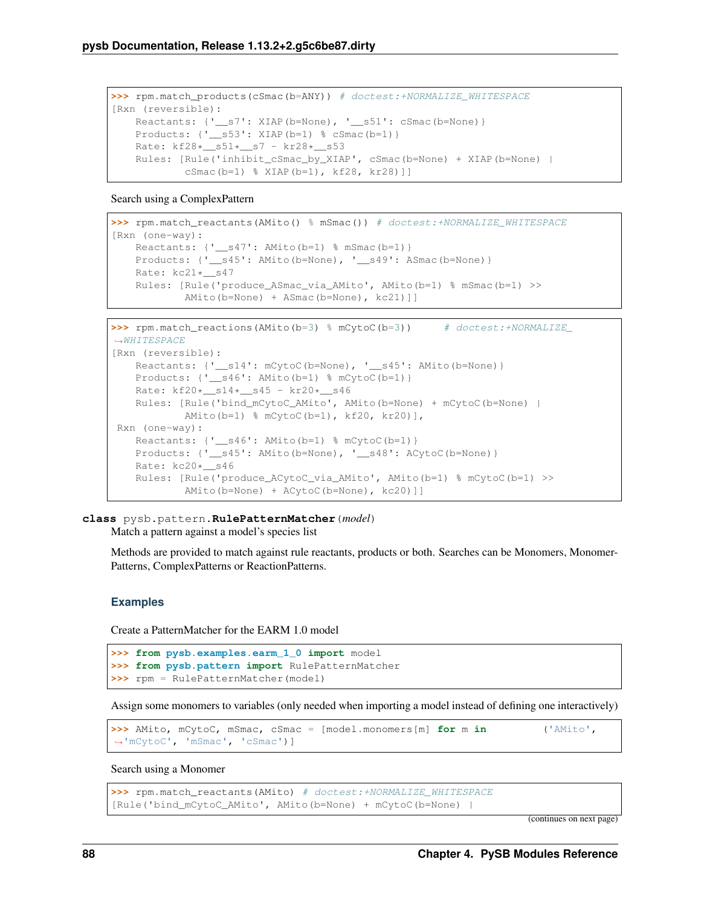```
>>> rpm.match_products(cSmac(b=ANY)) # doctest:+NORMALIZE_WHITESPACE
[Rxn (reversible):
    Reactants: {'__s7': XIAP(b=None), '__s51': cSmac(b=None)}
    Products: {'__s53': XIAP(b=1) % cSmac(b=1)}
    Rate: kf28*__s51*__s7 - kr28*__s53
    Rules: [Rule('inhibit_cSmac_by_XIAP', cSmac(b=None) + XIAP(b=None) |
            cSmac(b=1) % XIAP(b=1), kf28, kr28)]]
```

Search using a ComplexPattern

```
>>> rpm.match_reactants(AMito() % mSmac()) # doctest:+NORMALIZE_WHITESPACE
[Rxn (one-way):
    Reactants: {'__s47': AMito(b=1) % mSmac(b=1)}
    Products: {'__s45': AMito(b=None), '__s49': ASmac(b=None)}
    Rate: kc21*__s47
    Rules: [Rule('produce_ASmac_via_AMito', AMito(b=1) % mSmac(b=1) >>
            AMito(b=None) + ASmac(b=None), kc21)]]
```

```
>>> rpm.match_reactions(AMito(b=3) % mCytoC(b=3))     # doctest:+NORMALIZE_
↪WHITESPACE
[Rxn (reversible):
    Reactants: {'__s14': mCytoC(b=None), '__s45': AMito(b=None)}
    Products: {'__s46': AMito(b=1) % mCytoC(b=1)}
    Rate: kf20*__s14*__s45 - kr20*__s46
    Rules: [Rule('bind_mCytoC_AMito', AMito(b=None) + mCytoC(b=None) |
            AMito(b=1) % mCytoC(b=1), kf20, kr20)],
 Rxn (one-way):
    Reactants: {'__s46': AMito(b=1) % mCytoC(b=1)}
    Products: {'__s45': AMito(b=None), '__s48': ACytoC(b=None)}
    Rate: kc20*__s46
    Rules: [Rule('produce_ACytoC_via_AMito', AMito(b=1) % mCytoC(b=1) >>
            AMito(b=None) + ACytoC(b=None), kc20)]]
```

**class** pysb.pattern.**RulePatternMatcher**(*model*)

Match a pattern against a model's species list

Methods are provided to match against rule reactants, products or both. Searches can be Monomers, MonomerPatterns, ComplexPatterns or ReactionPatterns.

### Examples

Create a PatternMatcher for the EARM 1.0 model

```
>>> from pysb.examples.earm_1_0 import model
>>> from pysb.pattern import RulePatternMatcher
>>> rpm = RulePatternMatcher(model)
```

Assign some monomers to variables (only needed when importing a model instead of defining one interactively)

```
>>> AMito, mCytoC, mSmac, cSmac = [model.monomers[m] for m in         ('AMito',
↪'mCytoC', 'mSmac', 'cSmac')]
```

Search using a Monomer

```
>>> rpm.match_reactants(AMito) # doctest:+NORMALIZE_WHITESPACE
[Rule('bind_mCytoC_AMito', AMito(b=None) + mCytoC(b=None) |
```

(continues on next page)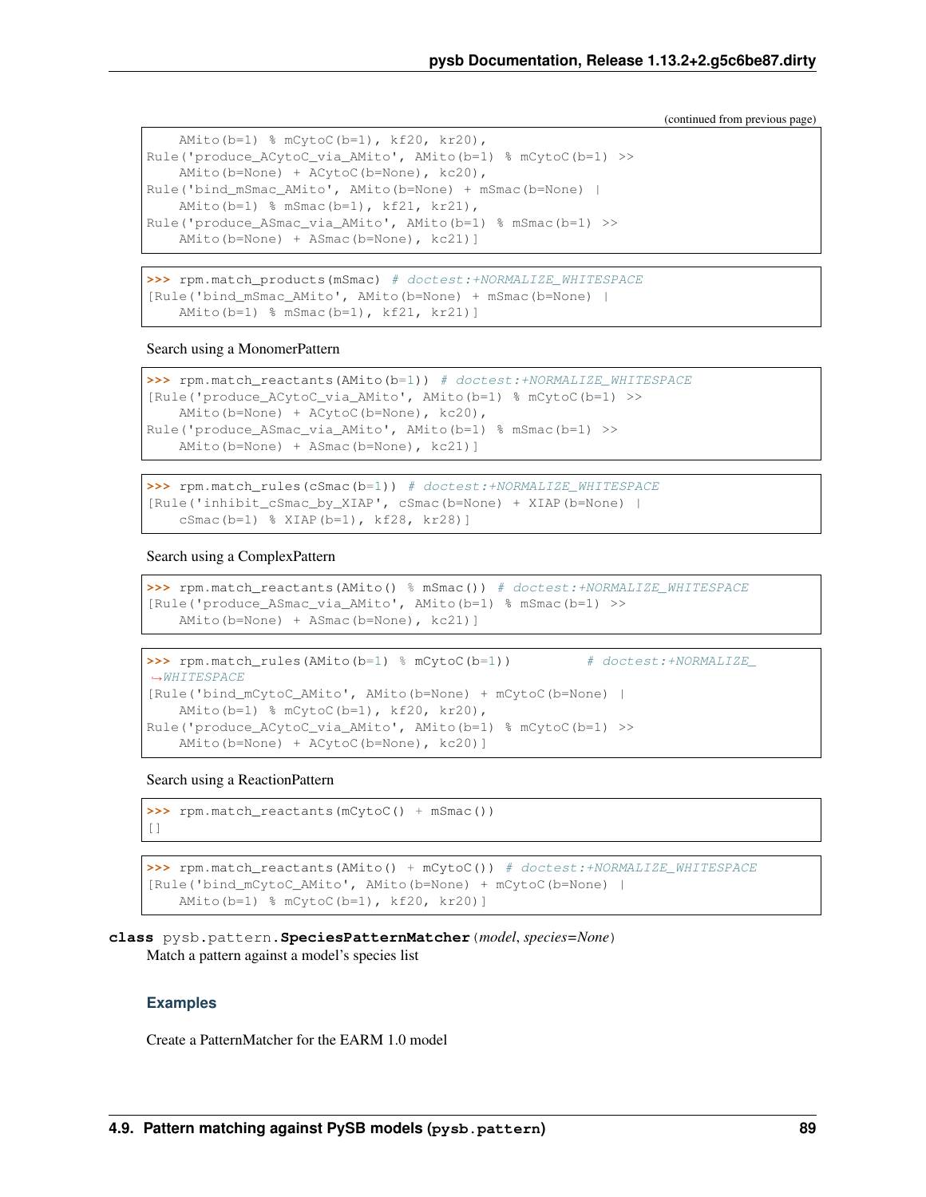(continued from previous page)

```
    AMito(b=1) % mCytoC(b=1), kf20, kr20),
Rule('produce_ACytoC_via_AMito', AMito(b=1) % mCytoC(b=1) >>
    AMito(b=None) + ACytoC(b=None), kc20),
Rule('bind_mSmac_AMito', AMito(b=None) + mSmac(b=None) |
    AMito(b=1) % mSmac(b=1), kf21, kr21),
Rule('produce_ASmac_via_AMito', AMito(b=1) % mSmac(b=1) >>
    AMito(b=None) + ASmac(b=None), kc21)]
```

```
>>> rpm.match_products(mSmac) # doctest:+NORMALIZE_WHITESPACE
[Rule('bind_mSmac_AMito', AMito(b=None) + mSmac(b=None) |
    AMito(b=1) % mSmac(b=1), kf21, kr21)]
```

Search using a MonomerPattern

```
>>> rpm.match_reactants(AMito(b=1)) # doctest:+NORMALIZE_WHITESPACE
[Rule('produce_ACytoC_via_AMito', AMito(b=1) % mCytoC(b=1) >>
    AMito(b=None) + ACytoC(b=None), kc20),
Rule('produce_ASmac_via_AMito', AMito(b=1) % mSmac(b=1) >>
    AMito(b=None) + ASmac(b=None), kc21)]
```

```
>>> rpm.match_rules(cSmac(b=1)) # doctest:+NORMALIZE_WHITESPACE
[Rule('inhibit_cSmac_by_XIAP', cSmac(b=None) + XIAP(b=None) |
    cSmac(b=1) % XIAP(b=1), kf28, kr28)]
```

Search using a ComplexPattern

```
>>> rpm.match_reactants(AMito() % mSmac()) # doctest:+NORMALIZE_WHITESPACE
[Rule('produce_ASmac_via_AMito', AMito(b=1) % mSmac(b=1) >>
    AMito(b=None) + ASmac(b=None), kc21)]
```

```
>>> rpm.match_rules(AMito(b=1) % mCytoC(b=1))          # doctest:+NORMALIZE_
→WHITESPACE
[Rule('bind_mCytoC_AMito', AMito(b=None) + mCytoC(b=None) |
    AMito(b=1) % mCytoC(b=1), kf20, kr20),
Rule('produce_ACytoC_via_AMito', AMito(b=1) % mCytoC(b=1) >>
    AMito(b=None) + ACytoC(b=None), kc20)]
```

Search using a ReactionPattern

```
>>> rpm.match_reactants(mCytoC() + mSmac())
[]
```

```
>>> rpm.match_reactants(AMito() + mCytoC()) # doctest:+NORMALIZE_WHITESPACE
[Rule('bind_mCytoC_AMito', AMito(b=None) + mCytoC(b=None) |
    AMito(b=1) % mCytoC(b=1), kf20, kr20)]
```

**class** pysb.pattern.**SpeciesPatternMatcher**(*model*, *species=None*)

Match a pattern against a model's species list

### Examples

Create a PatternMatcher for the EARM 1.0 model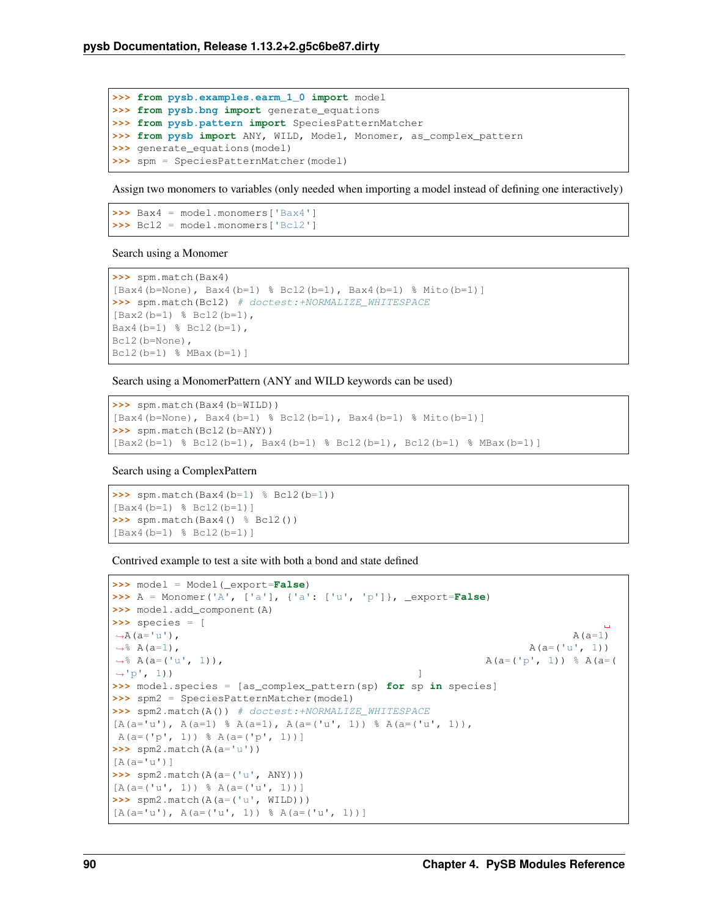```
>>> from pysb.examples.earm_1_0 import model
>>> from pysb.bng import generate_equations
>>> from pysb.pattern import SpeciesPatternMatcher
>>> from pysb import ANY, WILD, Model, Monomer, as_complex_pattern
>>> generate_equations(model)
>>> spm = SpeciesPatternMatcher(model)
```

Assign two monomers to variables (only needed when importing a model instead of defining one interactively)

```
>>> Bax4 = model.monomers['Bax4']
>>> Bcl2 = model.monomers['Bcl2']
```

Search using a Monomer

```
>>> spm.match(Bax4)
[Bax4(b=None), Bax4(b=1) % Bcl2(b=1), Bax4(b=1) % Mito(b=1)]
>>> spm.match(Bcl2) # doctest:+NORMALIZE_WHITESPACE
[Bax2(b=1) % Bcl2(b=1),
Bax4(b=1) % Bcl2(b=1),
Bcl2(b=None),
Bcl2(b=1) % MBax(b=1)]
```

Search using a MonomerPattern (ANY and WILD keywords can be used)

```
>>> spm.match(Bax4(b=WILD))
[Bax4(b=None), Bax4(b=1) % Bcl2(b=1), Bax4(b=1) % Mito(b=1)]
>>> spm.match(Bcl2(b=ANY))
[Bax2(b=1) % Bcl2(b=1), Bax4(b=1) % Bcl2(b=1), Bcl2(b=1) % MBax(b=1)]
```

Search using a ComplexPattern

```
>>> spm.match(Bax4(b=1) % Bcl2(b=1))
[Bax4(b=1) % Bcl2(b=1)]
>>> spm.match(Bax4() % Bcl2())
[Bax4(b=1) % Bcl2(b=1)]
```

Contrived example to test a site with both a bond and state defined

```
>>> model = Model(_export=False)
>>> A = Monomer('A', ['a'], {'a': ['u', 'p']}, _export=False)
>>> model.add_component(A)
>>> species = [
↪A(a='u'),                                                          A(a=1)
↪% A(a=1),                                                   A(a=('u', 1))
↪% A(a=('u', 1)),                                     A(a=('p', 1)) % A(a=(
↪'p', 1))                                                          ]
>>> model.species = [as_complex_pattern(sp) for sp in species]
>>> spm2 = SpeciesPatternMatcher(model)
>>> spm2.match(A()) # doctest:+NORMALIZE_WHITESPACE
[A(a='u'), A(a=1) % A(a=1), A(a=('u', 1)) % A(a=('u', 1)),
 A(a=('p', 1)) % A(a=('p', 1))]
>>> spm2.match(A(a='u'))
[A(a='u')]
>>> spm2.match(A(a=('u', ANY)))
[A(a=('u', 1)) % A(a=('u', 1))]
>>> spm2.match(A(a=('u', WILD)))
[A(a='u'), A(a=('u', 1)) % A(a=('u', 1))]
```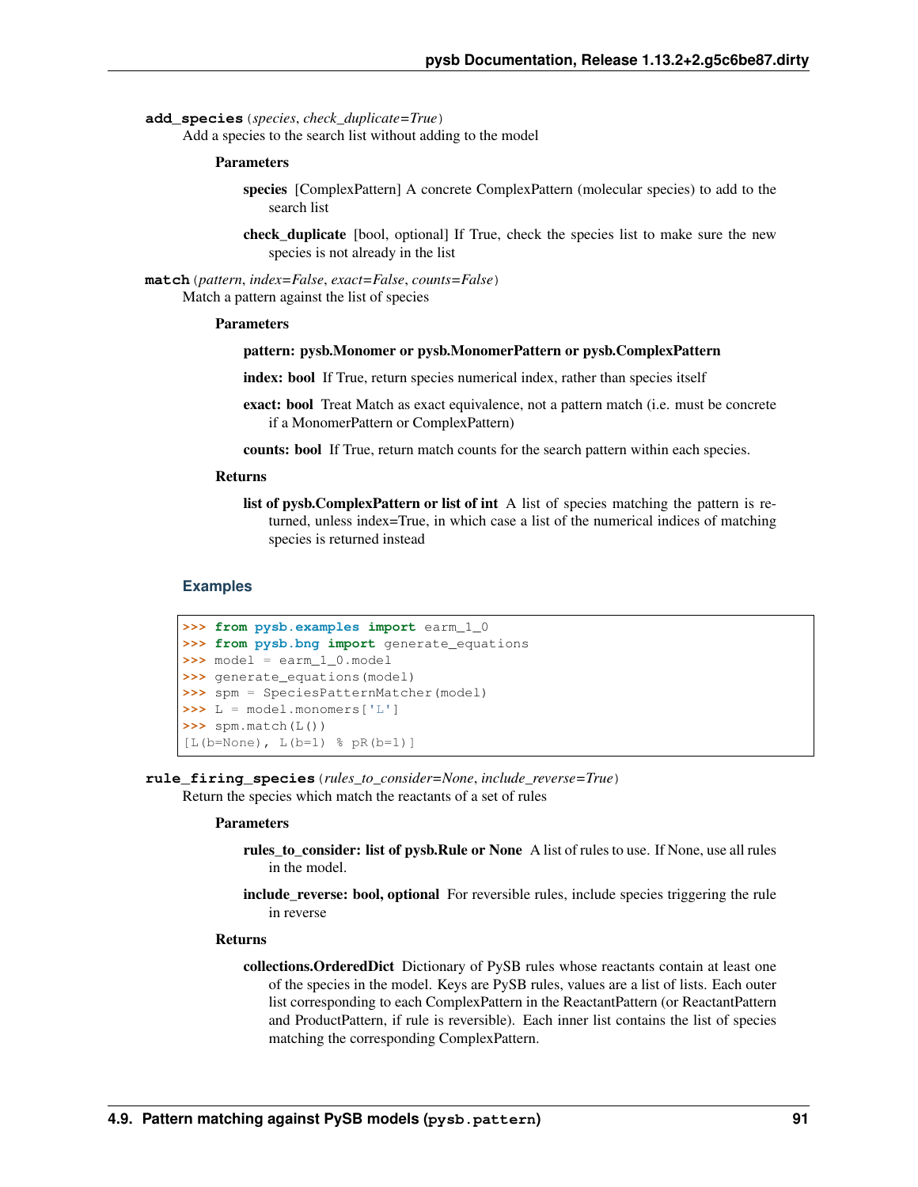**add_species**(*species*, *check_duplicate=True*)

Add a species to the search list without adding to the model

**Parameters**

**species** [ComplexPattern] A concrete ComplexPattern (molecular species) to add to the search list

**check_duplicate** [bool, optional] If True, check the species list to make sure the new species is not already in the list

**match**(*pattern*, *index=False*, *exact=False*, *counts=False*)

Match a pattern against the list of species

**Parameters**

**pattern: pysb.Monomer or pysb.MonomerPattern or pysb.ComplexPattern**

**index: bool** If True, return species numerical index, rather than species itself

**exact: bool** Treat Match as exact equivalence, not a pattern match (i.e. must be concrete if a MonomerPattern or ComplexPattern)

**counts: bool** If True, return match counts for the search pattern within each species.

**Returns**

**list of pysb.ComplexPattern or list of int** A list of species matching the pattern is returned, unless index=True, in which case a list of the numerical indices of matching species is returned instead

### Examples

```
>>> from pysb.examples import earm_1_0
>>> from pysb.bng import generate_equations
>>> model = earm_1_0.model
>>> generate_equations(model)
>>> spm = SpeciesPatternMatcher(model)
>>> L = model.monomers['L']
>>> spm.match(L())
[L(b=None), L(b=1) % pR(b=1)]
```

**rule_firing_species**(*rules_to_consider=None*, *include_reverse=True*)

Return the species which match the reactants of a set of rules

**Parameters**

**rules_to_consider: list of pysb.Rule or None** A list of rules to use. If None, use all rules in the model.

**include_reverse: bool, optional** For reversible rules, include species triggering the rule in reverse

**Returns**

**collections.OrderedDict** Dictionary of PySB rules whose reactants contain at least one of the species in the model. Keys are PySB rules, values are a list of lists. Each outer list corresponding to each ComplexPattern in the ReactantPattern (or ReactantPattern and ProductPattern, if rule is reversible). Each inner list contains the list of species matching the corresponding ComplexPattern.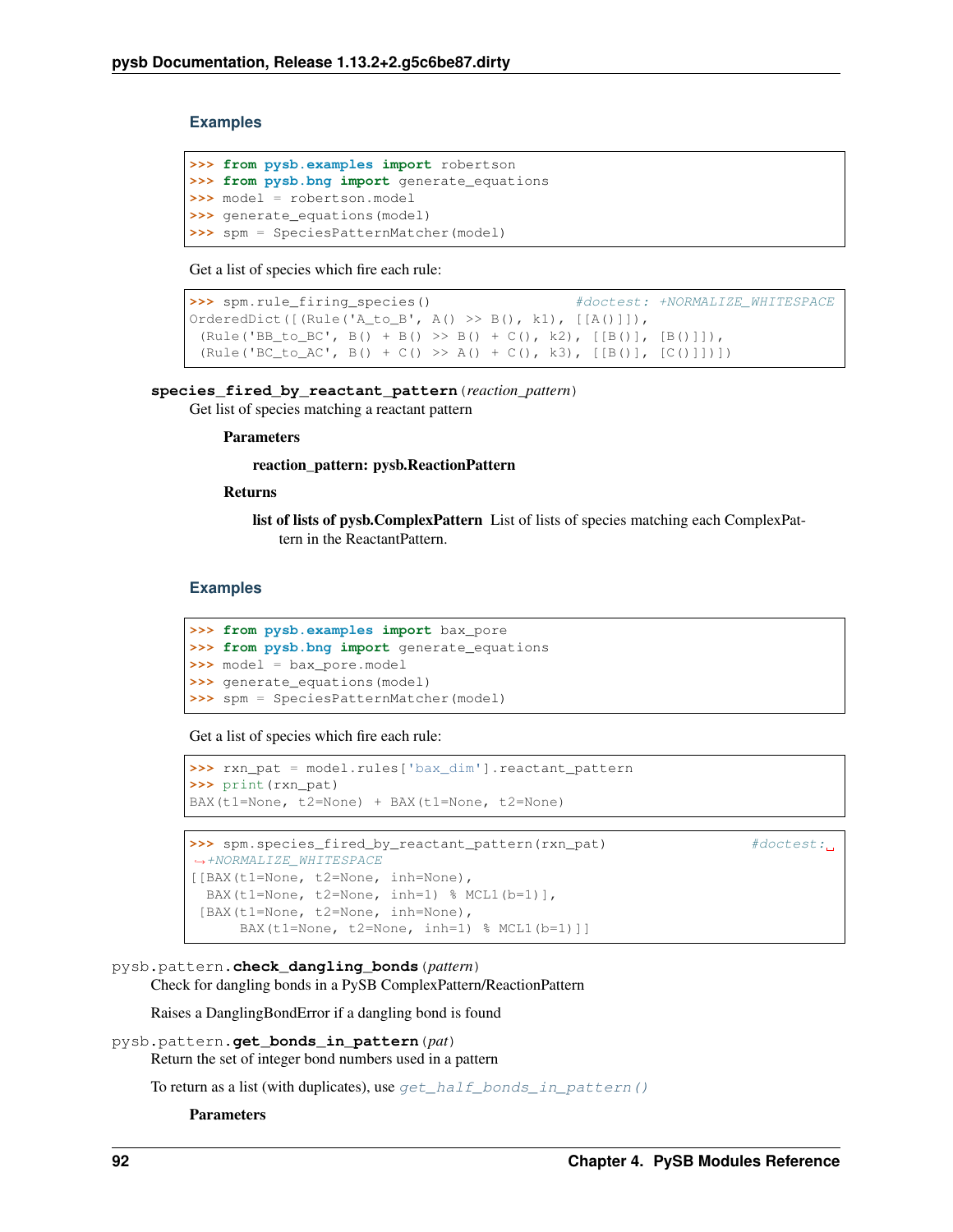### Examples

```
>>> from pysb.examples import robertson
>>> from pysb.bng import generate_equations
>>> model = robertson.model
>>> generate_equations(model)
>>> spm = SpeciesPatternMatcher(model)
```

Get a list of species which fire each rule:

```
>>> spm.rule_firing_species()                    #doctest: +NORMALIZE_WHITESPACE
OrderedDict([(Rule('A_to_B', A() >> B(), k1), [[A()]]),
 (Rule('BB_to_BC', B() + B() >> B() + C(), k2), [[B()], [B()]]),
 (Rule('BC_to_AC', B() + C() >> A() + C(), k3), [[B()], [C()]])])
```

**species_fired_by_reactant_pattern**(*reaction_pattern*)

Get list of species matching a reactant pattern

**Parameters**

**reaction_pattern: pysb.ReactionPattern**

**Returns**

**list of lists of pysb.ComplexPattern** List of lists of species matching each ComplexPattern in the ReactantPattern.

### Examples

```
>>> from pysb.examples import bax_pore
>>> from pysb.bng import generate_equations
>>> model = bax_pore.model
>>> generate_equations(model)
>>> spm = SpeciesPatternMatcher(model)
```

Get a list of species which fire each rule:

```
>>> rxn_pat = model.rules['bax_dim'].reactant_pattern
>>> print(rxn_pat)
BAX(t1=None, t2=None) + BAX(t1=None, t2=None)
```

```
>>> spm.species_fired_by_reactant_pattern(rxn_pat)                #doctest:␣
↪+NORMALIZE_WHITESPACE
[[BAX(t1=None, t2=None, inh=None),
  BAX(t1=None, t2=None, inh=1) % MCL1(b=1)],
 [BAX(t1=None, t2=None, inh=None),
      BAX(t1=None, t2=None, inh=1) % MCL1(b=1)]]
```

pysb.pattern.**check_dangling_bonds**(*pattern*)

Check for dangling bonds in a PySB ComplexPattern/ReactionPattern

Raises a DanglingBondError if a dangling bond is found

pysb.pattern.**get_bonds_in_pattern**(*pat*)

Return the set of integer bond numbers used in a pattern

To return as a list (with duplicates), use *get_half_bonds_in_pattern()*

**Parameters**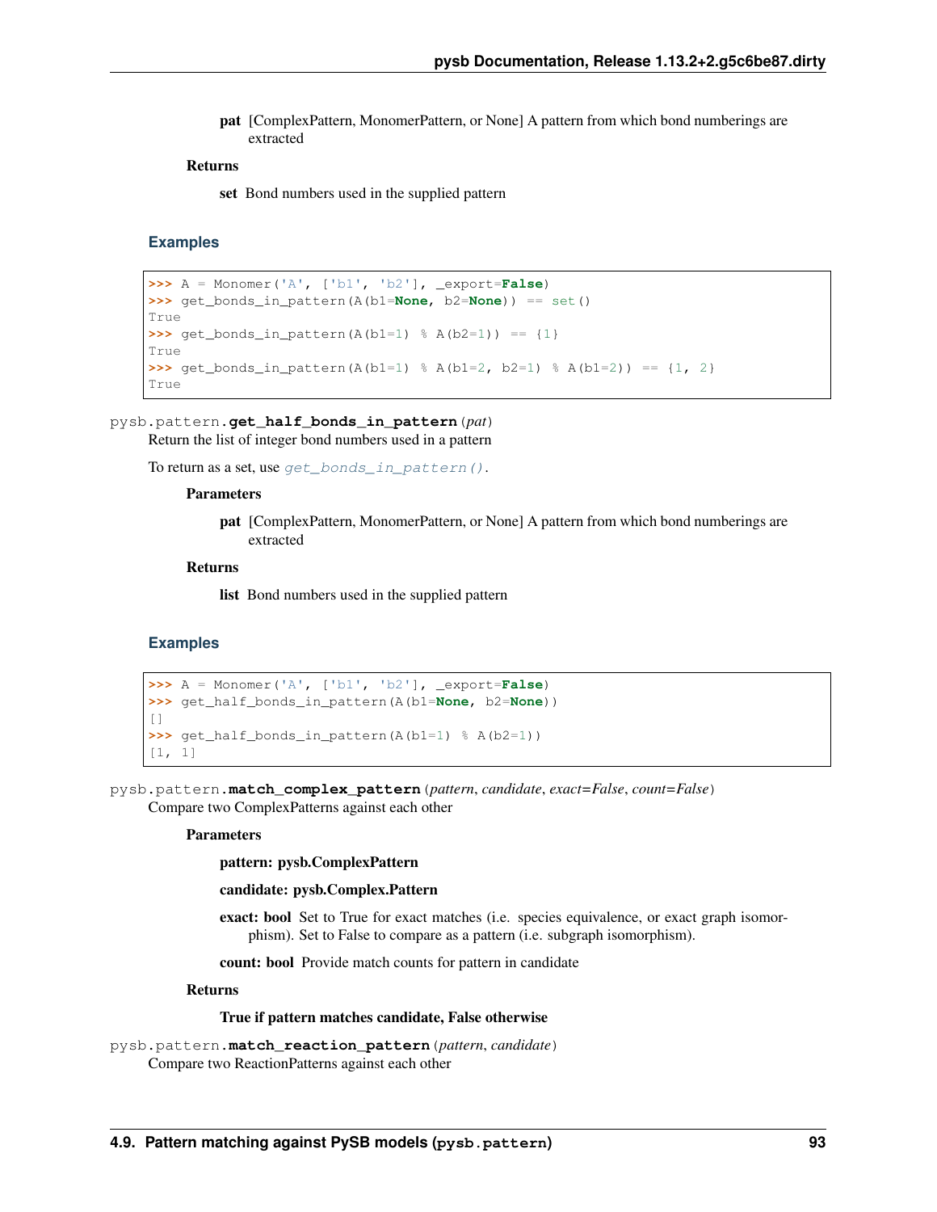**pat** [ComplexPattern, MonomerPattern, or None] A pattern from which bond numberings are extracted

**Returns**

**set** Bond numbers used in the supplied pattern

### Examples

```
>>> A = Monomer('A', ['b1', 'b2'], _export=False)
>>> get_bonds_in_pattern(A(b1=None, b2=None)) == set()
True
>>> get_bonds_in_pattern(A(b1=1) % A(b2=1)) == {1}
True
>>> get_bonds_in_pattern(A(b1=1) % A(b1=2, b2=1) % A(b1=2)) == {1, 2}
True
```

pysb.pattern.**get_half_bonds_in_pattern**(*pat*)

Return the list of integer bond numbers used in a pattern

To return as a set, use `get_bonds_in_pattern()`.

**Parameters**

**pat** [ComplexPattern, MonomerPattern, or None] A pattern from which bond numberings are extracted

**Returns**

**list** Bond numbers used in the supplied pattern

### Examples

```
>>> A = Monomer('A', ['b1', 'b2'], _export=False)
>>> get_half_bonds_in_pattern(A(b1=None, b2=None))
[]
>>> get_half_bonds_in_pattern(A(b1=1) % A(b2=1))
[1, 1]
```

pysb.pattern.**match_complex_pattern**(*pattern*, *candidate*, *exact=False*, *count=False*)

Compare two ComplexPatterns against each other

**Parameters**

**pattern: pysb.ComplexPattern**

**candidate: pysb.Complex.Pattern**

**exact: bool** Set to True for exact matches (i.e. species equivalence, or exact graph isomorphism). Set to False to compare as a pattern (i.e. subgraph isomorphism).

**count: bool** Provide match counts for pattern in candidate

**Returns**

**True if pattern matches candidate, False otherwise**

pysb.pattern.**match_reaction_pattern**(*pattern*, *candidate*)

Compare two ReactionPatterns against each other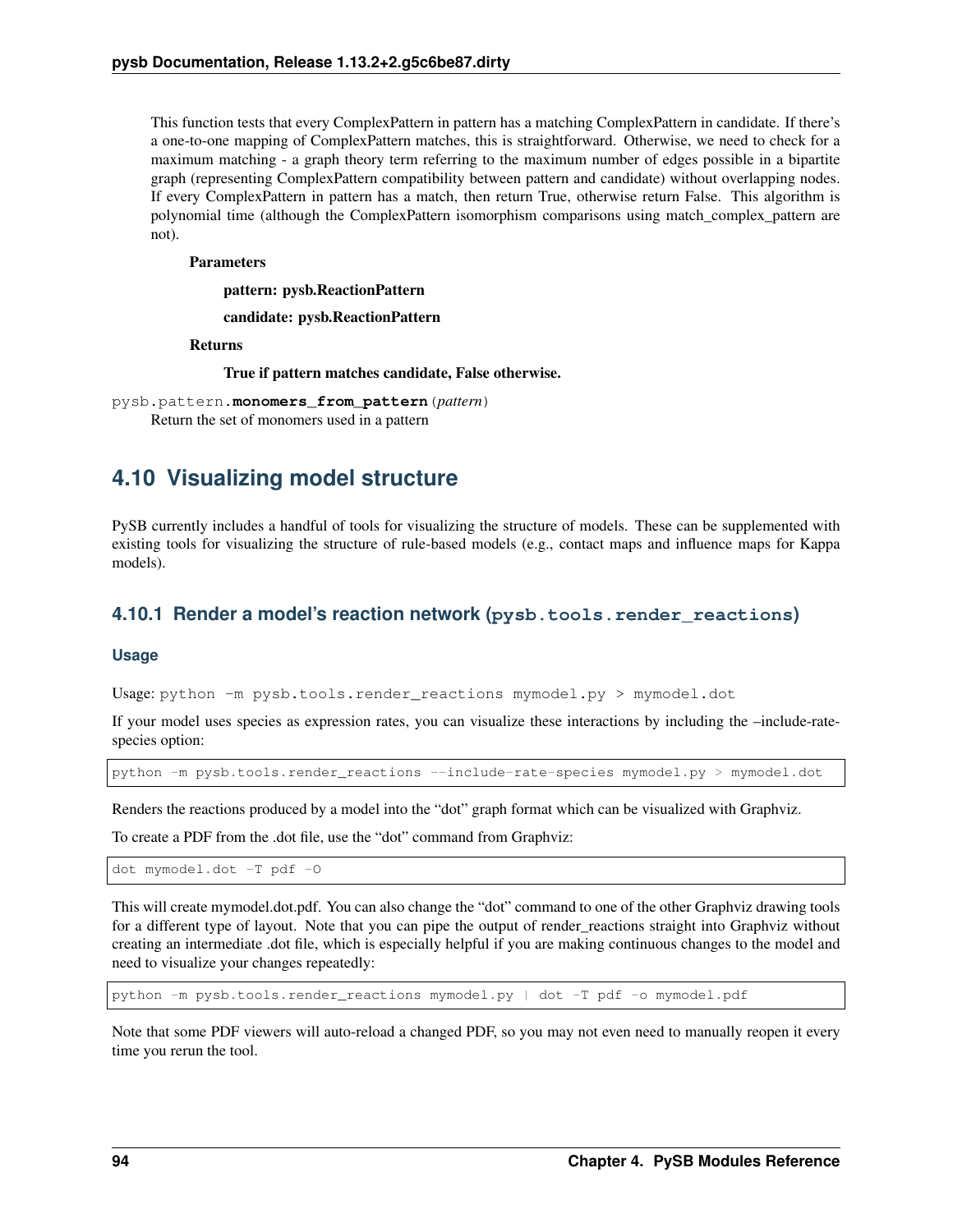This function tests that every ComplexPattern in pattern has a matching ComplexPattern in candidate. If there's a one-to-one mapping of ComplexPattern matches, this is straightforward. Otherwise, we need to check for a maximum matching - a graph theory term referring to the maximum number of edges possible in a bipartite graph (representing ComplexPattern compatibility between pattern and candidate) without overlapping nodes. If every ComplexPattern in pattern has a match, then return True, otherwise return False. This algorithm is polynomial time (although the ComplexPattern isomorphism comparisons using match_complex_pattern are not).

**Parameters**

**pattern: pysb.ReactionPattern**

**candidate: pysb.ReactionPattern**

**Returns**

**True if pattern matches candidate, False otherwise.**

`pysb.pattern.`**`monomers_from_pattern`**(*pattern*)

Return the set of monomers used in a pattern

## 4.10 Visualizing model structure

PySB currently includes a handful of tools for visualizing the structure of models. These can be supplemented with existing tools for visualizing the structure of rule-based models (e.g., contact maps and influence maps for Kappa models).

### 4.10.1 Render a model's reaction network (`pysb.tools.render_reactions`)

#### Usage

Usage: `python -m pysb.tools.render_reactions mymodel.py > mymodel.dot`

If your model uses species as expression rates, you can visualize these interactions by including the –include-rate-species option:

```
python -m pysb.tools.render_reactions --include-rate-species mymodel.py > mymodel.dot
```

Renders the reactions produced by a model into the "dot" graph format which can be visualized with Graphviz.

To create a PDF from the .dot file, use the "dot" command from Graphviz:

```
dot mymodel.dot -T pdf -O
```

This will create mymodel.dot.pdf. You can also change the "dot" command to one of the other Graphviz drawing tools for a different type of layout. Note that you can pipe the output of render_reactions straight into Graphviz without creating an intermediate .dot file, which is especially helpful if you are making continuous changes to the model and need to visualize your changes repeatedly:

```
python -m pysb.tools.render_reactions mymodel.py | dot -T pdf -o mymodel.pdf
```

Note that some PDF viewers will auto-reload a changed PDF, so you may not even need to manually reopen it every time you rerun the tool.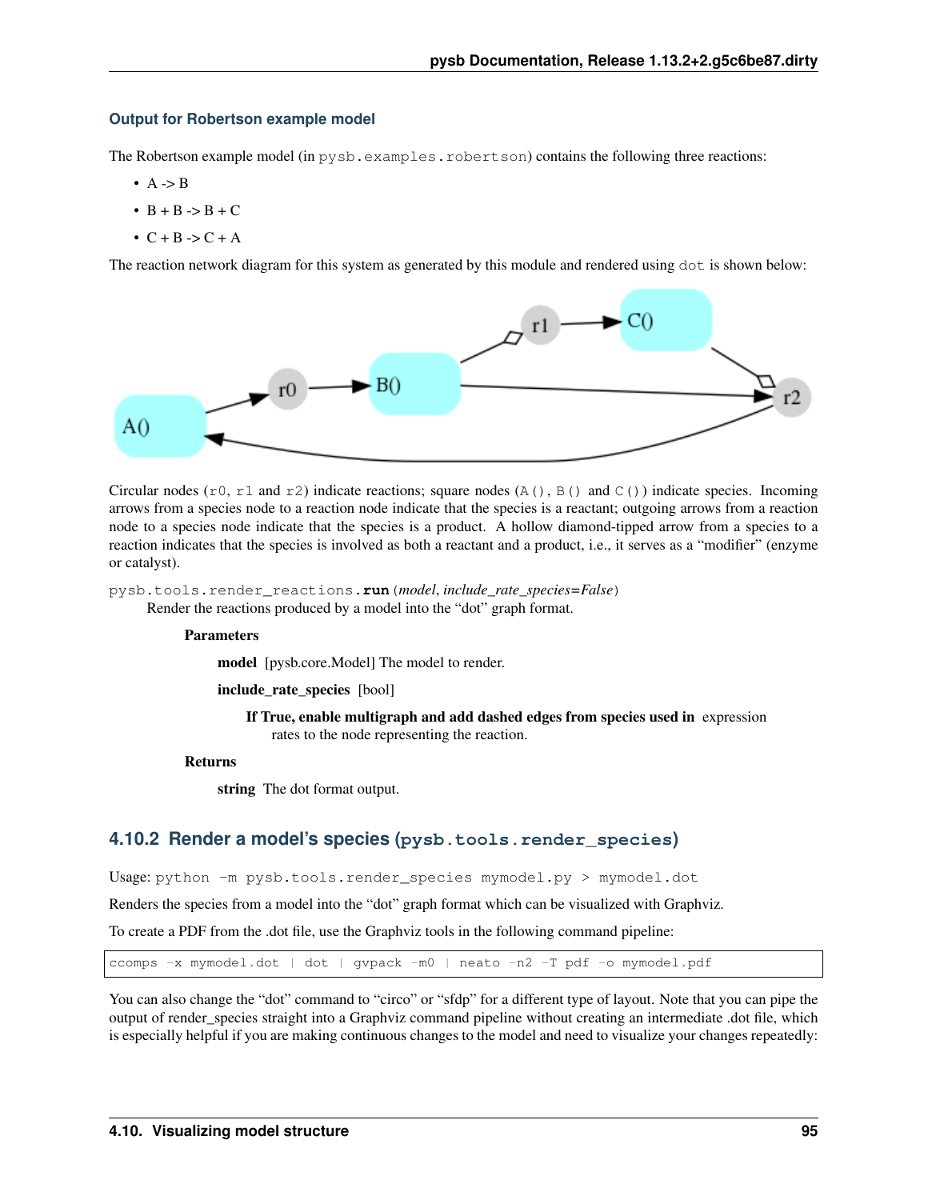#### Output for Robertson example model

The Robertson example model (in `pysb.examples.robertson`) contains the following three reactions:

- A -> B
- B + B -> B + C
- C + B -> C + A

The reaction network diagram for this system as generated by this module and rendered using `dot` is shown below:

Circular nodes (`r0`, `r1` and `r2`) indicate reactions; square nodes (`A()`, `B()` and `C()`) indicate species. Incoming arrows from a species node to a reaction node indicate that the species is a reactant; outgoing arrows from a reaction node to a species node indicate that the species is a product. A hollow diamond-tipped arrow from a species to a reaction indicates that the species is involved as both a reactant and a product, i.e., it serves as a "modifier" (enzyme or catalyst).

`pysb.tools.render_reactions.`**`run`**`(`*model*, *include_rate_species=False*`)`

Render the reactions produced by a model into the "dot" graph format.

**Parameters**

**model** [pysb.core.Model] The model to render.

**include_rate_species** [bool]

**If True, enable multigraph and add dashed edges from species used in** expression rates to the node representing the reaction.

**Returns**

**string** The dot format output.

### 4.10.2 Render a model's species (`pysb.tools.render_species`)

Usage: `python -m pysb.tools.render_species mymodel.py > mymodel.dot`

Renders the species from a model into the "dot" graph format which can be visualized with Graphviz.

To create a PDF from the .dot file, use the Graphviz tools in the following command pipeline:

```
ccomps -x mymodel.dot | dot | gvpack -m0 | neato -n2 -T pdf -o mymodel.pdf
```

You can also change the "dot" command to "circo" or "sfdp" for a different type of layout. Note that you can pipe the output of render_species straight into a Graphviz command pipeline without creating an intermediate .dot file, which is especially helpful if you are making continuous changes to the model and need to visualize your changes repeatedly: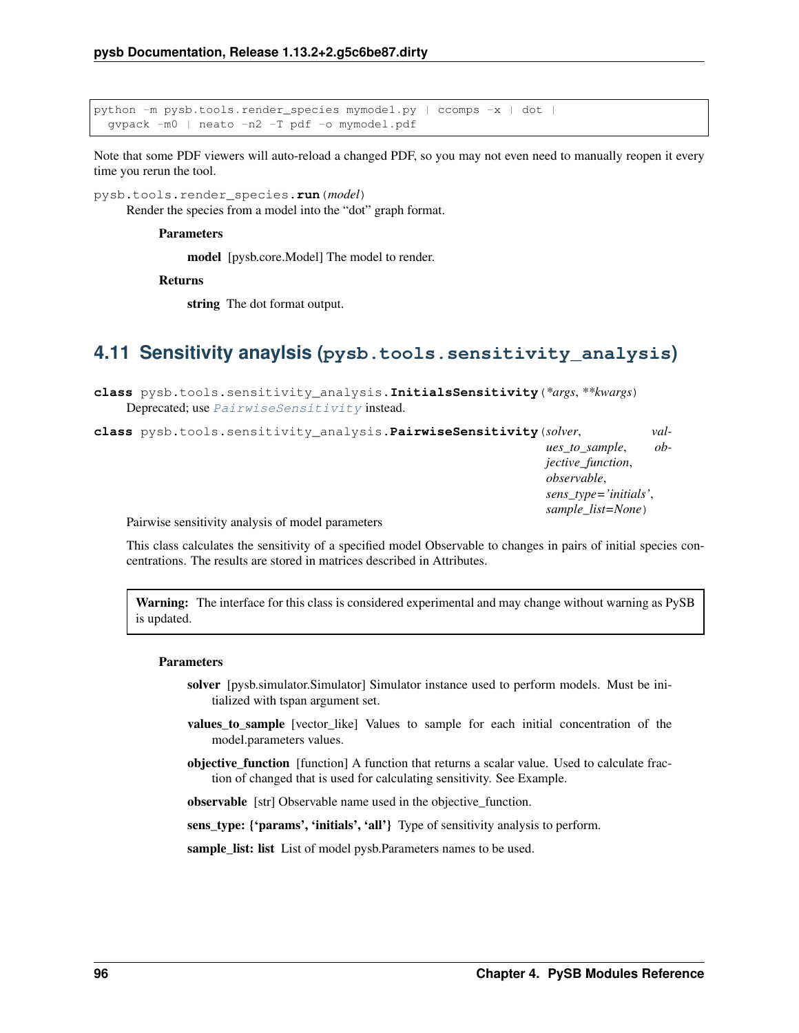```
python -m pysb.tools.render_species mymodel.py | ccomps -x | dot |
  gvpack -m0 | neato -n2 -T pdf -o mymodel.pdf
```

Note that some PDF viewers will auto-reload a changed PDF, so you may not even need to manually reopen it every time you rerun the tool.

`pysb.tools.render_species.run(model)`

Render the species from a model into the "dot" graph format.

**Parameters**

**model** [pysb.core.Model] The model to render.

**Returns**

**string** The dot format output.

## 4.11 Sensitivity anaylsis (`pysb.tools.sensitivity_analysis`)

**class** `pysb.tools.sensitivity_analysis.InitialsSensitivity(*args, **kwargs)`

Deprecated; use *PairwiseSensitivity* instead.

**class** `pysb.tools.sensitivity_analysis.PairwiseSensitivity(solver, values_to_sample, objective_function, observable, sens_type='initials', sample_list=None)`

Pairwise sensitivity analysis of model parameters

This class calculates the sensitivity of a specified model Observable to changes in pairs of initial species concentrations. The results are stored in matrices described in Attributes.

> **Warning:** The interface for this class is considered experimental and may change without warning as PySB is updated.

**Parameters**

**solver** [pysb.simulator.Simulator] Simulator instance used to perform models. Must be initialized with tspan argument set.

**values_to_sample** [vector_like] Values to sample for each initial concentration of the model.parameters values.

**objective_function** [function] A function that returns a scalar value. Used to calculate fraction of changed that is used for calculating sensitivity. See Example.

**observable** [str] Observable name used in the objective_function.

**sens_type: {'params', 'initials', 'all'}** Type of sensitivity analysis to perform.

**sample_list: list** List of model pysb.Parameters names to be used.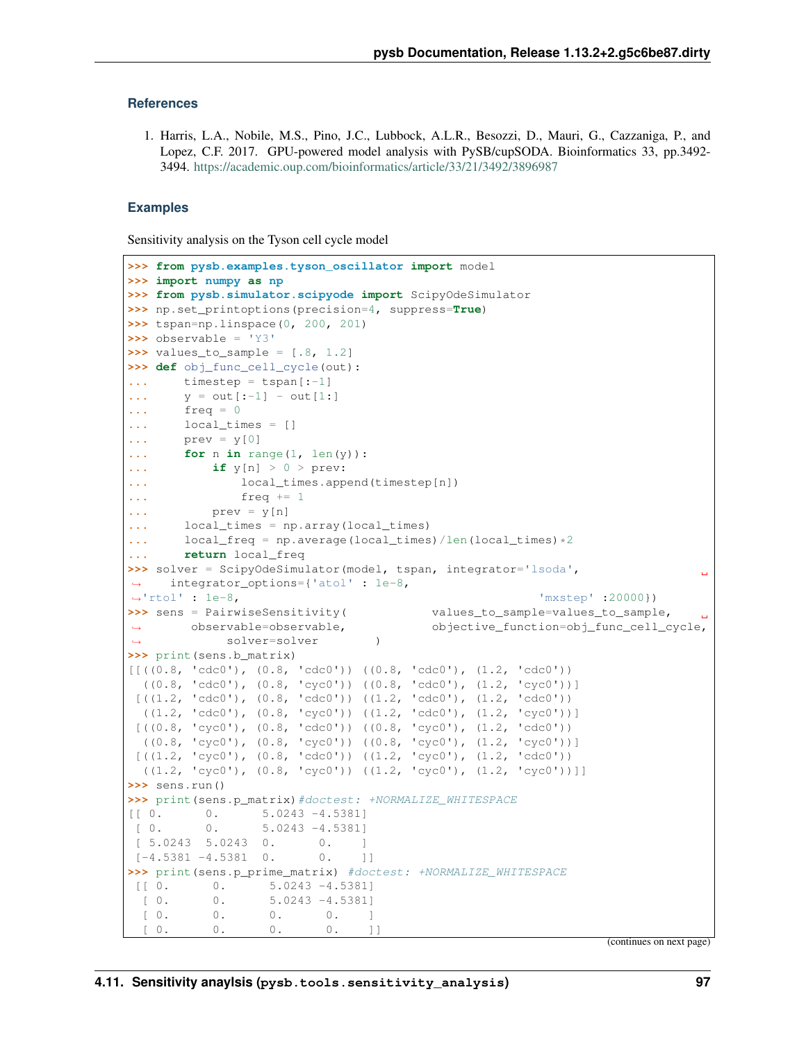### References

1. Harris, L.A., Nobile, M.S., Pino, J.C., Lubbock, A.L.R., Besozzi, D., Mauri, G., Cazzaniga, P., and Lopez, C.F. 2017. GPU-powered model analysis with PySB/cupSODA. Bioinformatics 33, pp.3492-3494. https://academic.oup.com/bioinformatics/article/33/21/3492/3896987

### Examples

Sensitivity analysis on the Tyson cell cycle model

```
>>> from pysb.examples.tyson_oscillator import model
>>> import numpy as np
>>> from pysb.simulator.scipyode import ScipyOdeSimulator
>>> np.set_printoptions(precision=4, suppress=True)
>>> tspan=np.linspace(0, 200, 201)
>>> observable = 'Y3'
>>> values_to_sample = [.8, 1.2]
>>> def obj_func_cell_cycle(out):
...     timestep = tspan[:-1]
...     y = out[:-1] - out[1:]
...     freq = 0
...     local_times = []
...     prev = y[0]
...     for n in range(1, len(y)):
...         if y[n] > 0 > prev:
...             local_times.append(timestep[n])
...             freq += 1
...         prev = y[n]
...     local_times = np.array(local_times)
...     local_freq = np.average(local_times)/len(local_times)*2
...     return local_freq
>>> solver = ScipyOdeSimulator(model, tspan, integrator='lsoda',
↪    integrator_options={'atol' : 1e-8,
↪'rtol' : 1e-8,                                              'mxstep' :20000})
>>> sens = PairwiseSensitivity(            values_to_sample=values_to_sample,
↪       observable=observable,            objective_function=obj_func_cell_cycle,
↪            solver=solver        )
>>> print(sens.b_matrix)
[[((0.8, 'cdc0'), (0.8, 'cdc0')) ((0.8, 'cdc0'), (1.2, 'cdc0'))
  ((0.8, 'cdc0'), (0.8, 'cyc0')) ((0.8, 'cdc0'), (1.2, 'cyc0'))]
 [((1.2, 'cdc0'), (0.8, 'cdc0')) ((1.2, 'cdc0'), (1.2, 'cdc0'))
  ((1.2, 'cdc0'), (0.8, 'cyc0')) ((1.2, 'cdc0'), (1.2, 'cyc0'))]
 [((0.8, 'cyc0'), (0.8, 'cdc0')) ((0.8, 'cyc0'), (1.2, 'cdc0'))
  ((0.8, 'cyc0'), (0.8, 'cyc0')) ((0.8, 'cyc0'), (1.2, 'cyc0'))]
 [((1.2, 'cyc0'), (0.8, 'cdc0')) ((1.2, 'cyc0'), (1.2, 'cdc0'))
  ((1.2, 'cyc0'), (0.8, 'cyc0')) ((1.2, 'cyc0'), (1.2, 'cyc0'))]]
>>> sens.run()
>>> print(sens.p_matrix)#doctest: +NORMALIZE_WHITESPACE
[[ 0.      0.      5.0243 -4.5381]
 [ 0.      0.      5.0243 -4.5381]
 [ 5.0243  5.0243  0.      0.    ]
 [-4.5381 -4.5381  0.      0.    ]]
>>> print(sens.p_prime_matrix) #doctest: +NORMALIZE_WHITESPACE
 [[ 0.      0.      5.0243 -4.5381]
  [ 0.      0.      5.0243 -4.5381]
  [ 0.      0.      0.      0.    ]
  [ 0.      0.      0.      0.    ]]
```

(continues on next page)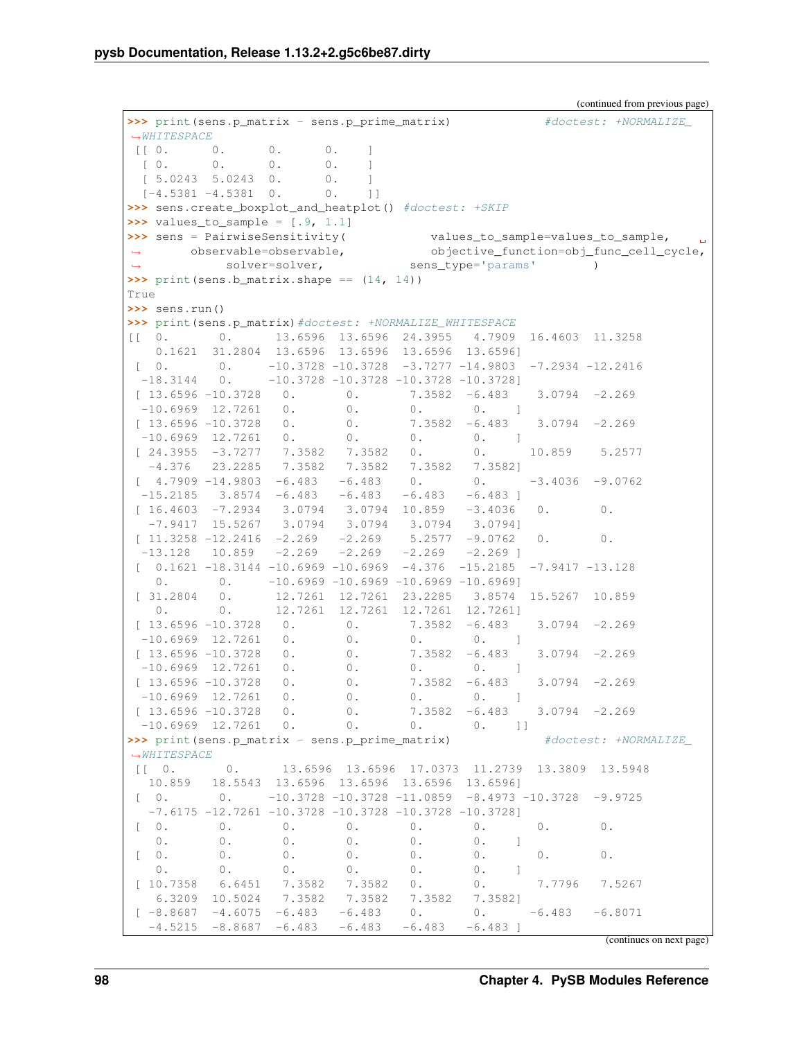(continued from previous page)

```
>>> print(sens.p_matrix - sens.p_prime_matrix)           #doctest: +NORMALIZE_
↪WHITESPACE
 [[ 0.      0.      0.      0.    ]
  [ 0.      0.      0.      0.    ]
  [ 5.0243  5.0243  0.      0.    ]
  [-4.5381 -4.5381  0.      0.    ]]
>>> sens.create_boxplot_and_heatplot() #doctest: +SKIP
>>> values_to_sample = [.9, 1.1]
>>> sens = PairwiseSensitivity(           values_to_sample=values_to_sample,    ␣
↪       observable=observable,           objective_function=obj_func_cell_cycle,
↪           solver=solver,           sens_type='params'        )
>>> print(sens.b_matrix.shape == (14, 14))
True
>>> sens.run()
>>> print(sens.p_matrix)#doctest: +NORMALIZE_WHITESPACE
[[  0.       0.      13.6596  13.6596  24.3955   4.7909  16.4603  11.3258
    0.1621  31.2804  13.6596  13.6596  13.6596  13.6596]
 [  0.       0.     -10.3728 -10.3728  -3.7277 -14.9803  -7.2934 -12.2416
  -18.3144   0.     -10.3728 -10.3728 -10.3728 -10.3728]
 [ 13.6596 -10.3728   0.       0.       7.3582  -6.483    3.0794  -2.269
  -10.6969  12.7261   0.       0.       0.       0.    ]
 [ 13.6596 -10.3728   0.       0.       7.3582  -6.483    3.0794  -2.269
  -10.6969  12.7261   0.       0.       0.       0.    ]
 [ 24.3955  -3.7277   7.3582   7.3582   0.       0.      10.859    5.2577
   -4.376   23.2285   7.3582   7.3582   7.3582   7.3582]
 [  4.7909 -14.9803  -6.483   -6.483    0.       0.      -3.4036  -9.0762
  -15.2185   3.8574  -6.483   -6.483   -6.483   -6.483 ]
 [ 16.4603  -7.2934   3.0794   3.0794  10.859   -3.4036   0.       0.
   -7.9417  15.5267   3.0794   3.0794   3.0794   3.0794]
 [ 11.3258 -12.2416  -2.269   -2.269    5.2577  -9.0762   0.       0.
  -13.128   10.859   -2.269   -2.269   -2.269   -2.269 ]
 [  0.1621 -18.3144 -10.6969 -10.6969  -4.376  -15.2185  -7.9417 -13.128
    0.       0.     -10.6969 -10.6969 -10.6969 -10.6969]
 [ 31.2804   0.      12.7261  12.7261  23.2285   3.8574  15.5267  10.859
    0.       0.      12.7261  12.7261  12.7261  12.7261]
 [ 13.6596 -10.3728   0.       0.       7.3582  -6.483    3.0794  -2.269
  -10.6969  12.7261   0.       0.       0.       0.    ]
 [ 13.6596 -10.3728   0.       0.       7.3582  -6.483    3.0794  -2.269
  -10.6969  12.7261   0.       0.       0.       0.    ]
 [ 13.6596 -10.3728   0.       0.       7.3582  -6.483    3.0794  -2.269
  -10.6969  12.7261   0.       0.       0.       0.    ]
 [ 13.6596 -10.3728   0.       0.       7.3582  -6.483    3.0794  -2.269
  -10.6969  12.7261   0.       0.       0.       0.    ]]
>>> print(sens.p_matrix - sens.p_prime_matrix)           #doctest: +NORMALIZE_
↪WHITESPACE
 [[  0.       0.      13.6596  13.6596  17.0373  11.2739  13.3809  13.5948
    10.859   18.5543  13.6596  13.6596  13.6596  13.6596]
 [  0.       0.     -10.3728 -10.3728 -11.0859  -8.4973 -10.3728  -9.9725
   -7.6175 -12.7261 -10.3728 -10.3728 -10.3728 -10.3728]
 [  0.       0.       0.       0.       0.       0.       0.       0.
    0.       0.       0.       0.       0.       0.    ]
 [  0.       0.       0.       0.       0.       0.       0.       0.
    0.       0.       0.       0.       0.       0.    ]
 [ 10.7358   6.6451   7.3582   7.3582   0.       0.       7.7796   7.5267
    6.3209  10.5024   7.3582   7.3582   7.3582   7.3582]
 [ -8.8687  -4.6075  -6.483   -6.483    0.       0.      -6.483   -6.8071
   -4.5215  -8.8687  -6.483   -6.483   -6.483   -6.483 ]
```

(continues on next page)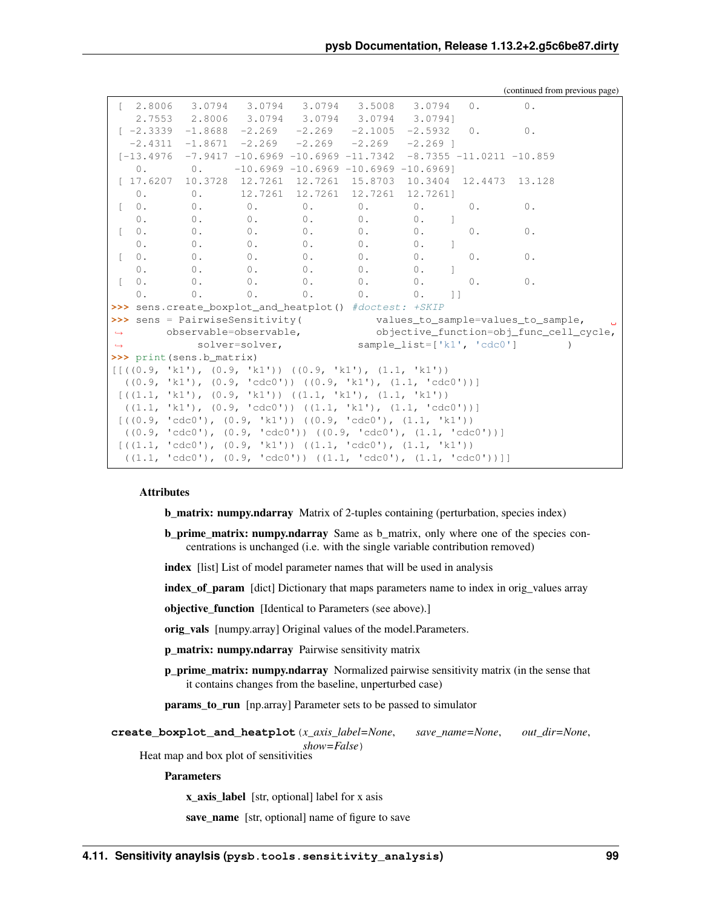(continued from previous page)

```
 [  2.8006   3.0794   3.0794   3.0794   3.5008   3.0794   0.       0.
    2.7553   2.8006   3.0794   3.0794   3.0794   3.0794]
 [ -2.3339  -1.8688  -2.269   -2.269   -2.1005  -2.5932   0.       0.
   -2.4311  -1.8671  -2.269   -2.269   -2.269   -2.269 ]
 [-13.4976  -7.9417 -10.6969 -10.6969 -11.7342  -8.7355 -11.0211 -10.859
    0.       0.     -10.6969 -10.6969 -10.6969 -10.6969]
 [ 17.6207  10.3728  12.7261  12.7261  15.8703  10.3404  12.4473  13.128
    0.       0.      12.7261  12.7261  12.7261  12.7261]
 [  0.       0.       0.       0.       0.       0.       0.       0.
    0.       0.       0.       0.       0.       0.    ]
 [  0.       0.       0.       0.       0.       0.       0.       0.
    0.       0.       0.       0.       0.       0.    ]
 [  0.       0.       0.       0.       0.       0.       0.       0.
    0.       0.       0.       0.       0.       0.    ]
 [  0.       0.       0.       0.       0.       0.       0.       0.
    0.       0.       0.       0.       0.       0.    ]]
>>> sens.create_boxplot_and_heatplot() #doctest: +SKIP
>>> sens = PairwiseSensitivity(          values_to_sample=values_to_sample,
↪       observable=observable,           objective_function=obj_func_cell_cycle,
↪           solver=solver,           sample_list=['k1', 'cdc0']        )
>>> print(sens.b_matrix)
[[((0.9, 'k1'), (0.9, 'k1')) ((0.9, 'k1'), (1.1, 'k1'))
  ((0.9, 'k1'), (0.9, 'cdc0')) ((0.9, 'k1'), (1.1, 'cdc0'))]
 [((1.1, 'k1'), (0.9, 'k1')) ((1.1, 'k1'), (1.1, 'k1'))
  ((1.1, 'k1'), (0.9, 'cdc0')) ((1.1, 'k1'), (1.1, 'cdc0'))]
 [((0.9, 'cdc0'), (0.9, 'k1')) ((0.9, 'cdc0'), (1.1, 'k1'))
  ((0.9, 'cdc0'), (0.9, 'cdc0')) ((0.9, 'cdc0'), (1.1, 'cdc0'))]
 [((1.1, 'cdc0'), (0.9, 'k1')) ((1.1, 'cdc0'), (1.1, 'k1'))
  ((1.1, 'cdc0'), (0.9, 'cdc0')) ((1.1, 'cdc0'), (1.1, 'cdc0'))]]
```

**Attributes**

**b_matrix: numpy.ndarray** Matrix of 2-tuples containing (perturbation, species index)

**b_prime_matrix: numpy.ndarray** Same as b_matrix, only where one of the species concentrations is unchanged (i.e. with the single variable contribution removed)

**index** [list] List of model parameter names that will be used in analysis

**index_of_param** [dict] Dictionary that maps parameters name to index in orig_values array

**objective_function** [Identical to Parameters (see above).]

**orig_vals** [numpy.array] Original values of the model.Parameters.

**p_matrix: numpy.ndarray** Pairwise sensitivity matrix

**p_prime_matrix: numpy.ndarray** Normalized pairwise sensitivity matrix (in the sense that it contains changes from the baseline, unperturbed case)

**params_to_run** [np.array] Parameter sets to be passed to simulator

**create_boxplot_and_heatplot**(*x_axis_label=None*, *save_name=None*, *out_dir=None*, *show=False*)

Heat map and box plot of sensitivities

**Parameters**

**x_axis_label** [str, optional] label for x asis

**save_name** [str, optional] name of figure to save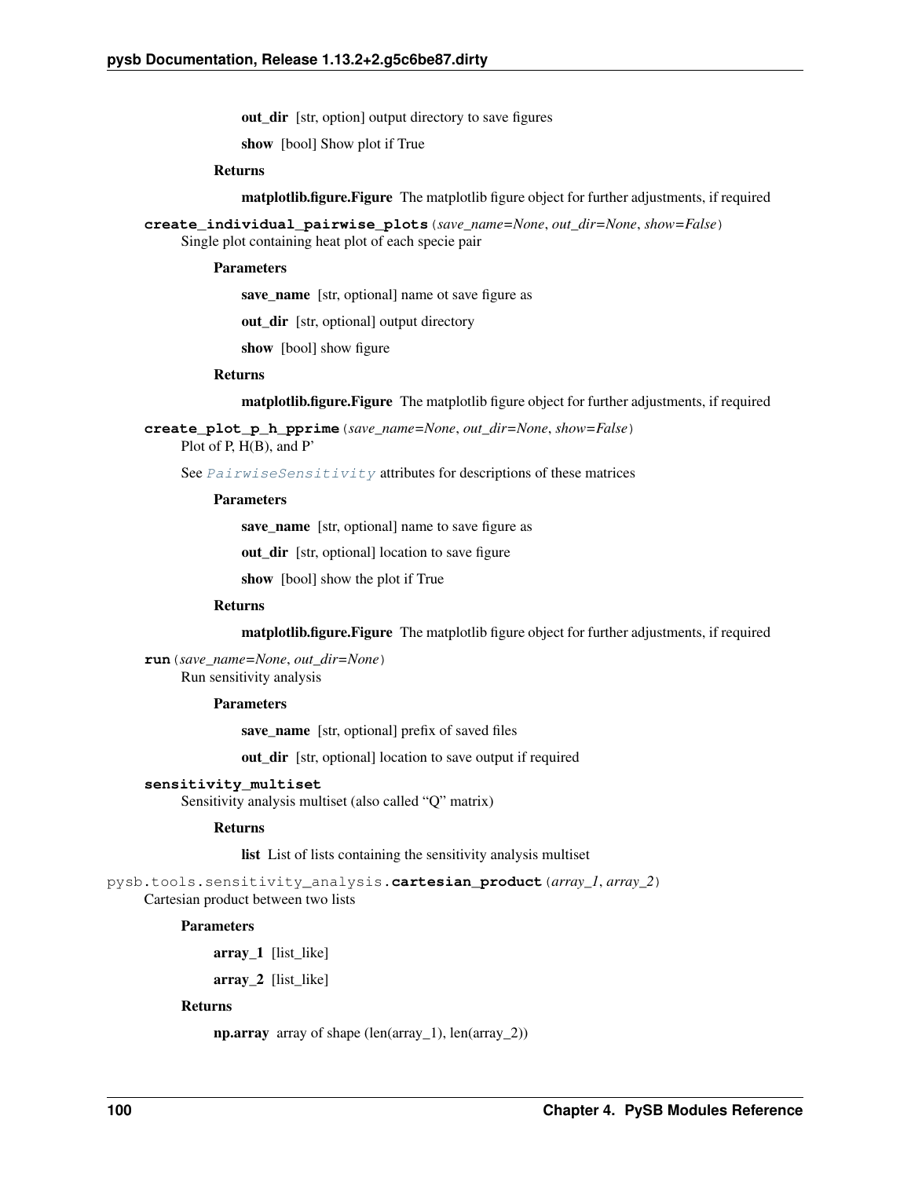**out_dir** [str, option] output directory to save figures

**show** [bool] Show plot if True

**Returns**

**matplotlib.figure.Figure** The matplotlib figure object for further adjustments, if required

**create_individual_pairwise_plots**(*save_name=None*, *out_dir=None*, *show=False*)
Single plot containing heat plot of each specie pair

**Parameters**

**save_name** [str, optional] name ot save figure as

**out_dir** [str, optional] output directory

**show** [bool] show figure

**Returns**

**matplotlib.figure.Figure** The matplotlib figure object for further adjustments, if required

**create_plot_p_h_pprime**(*save_name=None*, *out_dir=None*, *show=False*)
Plot of P, H(B), and P'

See *PairwiseSensitivity* attributes for descriptions of these matrices

**Parameters**

**save_name** [str, optional] name to save figure as

**out_dir** [str, optional] location to save figure

**show** [bool] show the plot if True

**Returns**

**matplotlib.figure.Figure** The matplotlib figure object for further adjustments, if required

**run**(*save_name=None*, *out_dir=None*)
Run sensitivity analysis

**Parameters**

**save_name** [str, optional] prefix of saved files

**out_dir** [str, optional] location to save output if required

**sensitivity_multiset**
Sensitivity analysis multiset (also called "Q" matrix)

**Returns**

**list** List of lists containing the sensitivity analysis multiset

pysb.tools.sensitivity_analysis.**cartesian_product**(*array_1*, *array_2*)
Cartesian product between two lists

**Parameters**

**array_1** [list_like]

**array_2** [list_like]

**Returns**

**np.array** array of shape (len(array_1), len(array_2))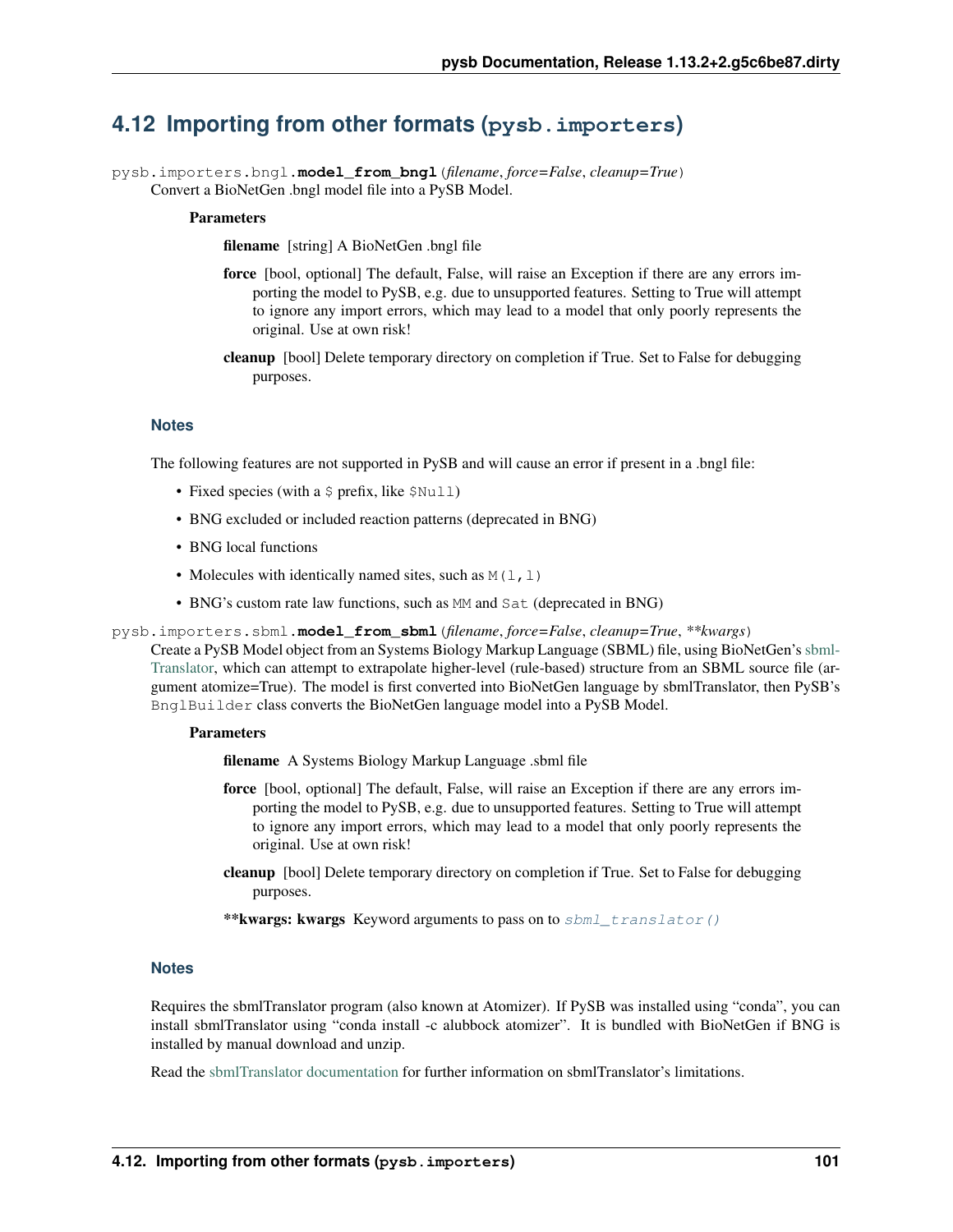## 4.12 Importing from other formats (`pysb.importers`)

`pysb.importers.bngl.model_from_bngl(filename, force=False, cleanup=True)`

Convert a BioNetGen .bngl model file into a PySB Model.

**Parameters**

**filename** [string] A BioNetGen .bngl file

**force** [bool, optional] The default, False, will raise an Exception if there are any errors importing the model to PySB, e.g. due to unsupported features. Setting to True will attempt to ignore any import errors, which may lead to a model that only poorly represents the original. Use at own risk!

**cleanup** [bool] Delete temporary directory on completion if True. Set to False for debugging purposes.

### Notes

The following features are not supported in PySB and will cause an error if present in a .bngl file:

- Fixed species (with a `$` prefix, like `$Null`)
- BNG excluded or included reaction patterns (deprecated in BNG)
- BNG local functions
- Molecules with identically named sites, such as `M(l,l)`
- BNG's custom rate law functions, such as `MM` and `Sat` (deprecated in BNG)

`pysb.importers.sbml.model_from_sbml(filename, force=False, cleanup=True, **kwargs)`

Create a PySB Model object from an Systems Biology Markup Language (SBML) file, using BioNetGen's sbml-Translator, which can attempt to extrapolate higher-level (rule-based) structure from an SBML source file (argument atomize=True). The model is first converted into BioNetGen language by sbmlTranslator, then PySB's `BnglBuilder` class converts the BioNetGen language model into a PySB Model.

**Parameters**

**filename** A Systems Biology Markup Language .sbml file

**force** [bool, optional] The default, False, will raise an Exception if there are any errors importing the model to PySB, e.g. due to unsupported features. Setting to True will attempt to ignore any import errors, which may lead to a model that only poorly represents the original. Use at own risk!

**cleanup** [bool] Delete temporary directory on completion if True. Set to False for debugging purposes.

****kwargs: kwargs** Keyword arguments to pass on to `sbml_translator()`

### Notes

Requires the sbmlTranslator program (also known at Atomizer). If PySB was installed using "conda", you can install sbmlTranslator using "conda install -c alubbock atomizer". It is bundled with BioNetGen if BNG is installed by manual download and unzip.

Read the sbmlTranslator documentation for further information on sbmlTranslator's limitations.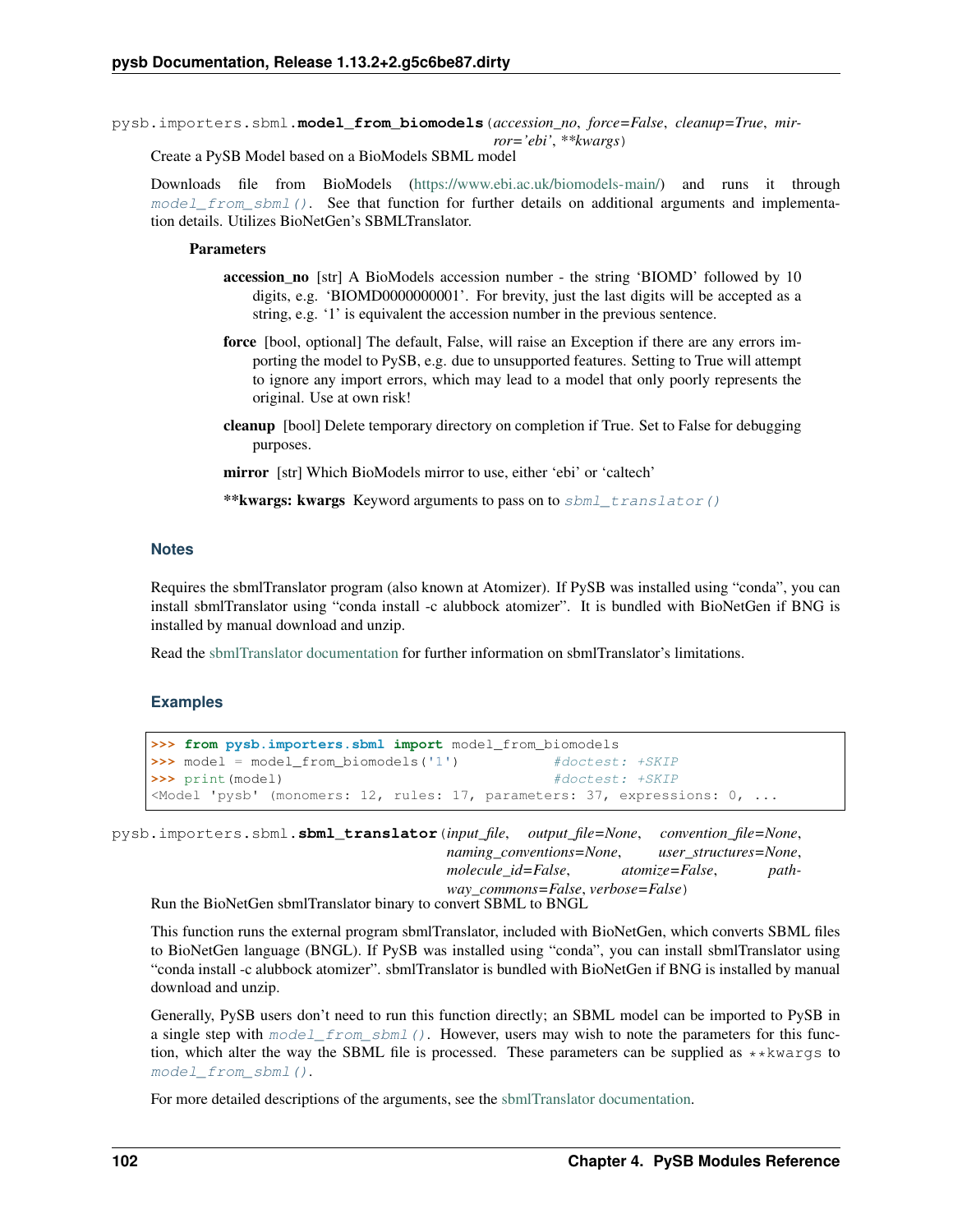pysb.importers.sbml.**model_from_biomodels**(*accession_no*, *force=False*, *cleanup=True*, *mirror='ebi'*, *\*\*kwargs*)

Create a PySB Model based on a BioModels SBML model

Downloads file from BioModels (https://www.ebi.ac.uk/biomodels-main/) and runs it through `model_from_sbml()`. See that function for further details on additional arguments and implementation details. Utilizes BioNetGen's SBMLTranslator.

**Parameters**

- **accession_no** [str] A BioModels accession number - the string 'BIOMD' followed by 10 digits, e.g. 'BIOMD0000000001'. For brevity, just the last digits will be accepted as a string, e.g. '1' is equivalent the accession number in the previous sentence.
- **force** [bool, optional] The default, False, will raise an Exception if there are any errors importing the model to PySB, e.g. due to unsupported features. Setting to True will attempt to ignore any import errors, which may lead to a model that only poorly represents the original. Use at own risk!
- **cleanup** [bool] Delete temporary directory on completion if True. Set to False for debugging purposes.
- **mirror** [str] Which BioModels mirror to use, either 'ebi' or 'caltech'
- **\*\*kwargs: kwargs** Keyword arguments to pass on to `sbml_translator()`

### Notes

Requires the sbmlTranslator program (also known at Atomizer). If PySB was installed using "conda", you can install sbmlTranslator using "conda install -c alubbock atomizer". It is bundled with BioNetGen if BNG is installed by manual download and unzip.

Read the sbmlTranslator documentation for further information on sbmlTranslator's limitations.

### Examples

```
>>> from pysb.importers.sbml import model_from_biomodels
>>> model = model_from_biomodels('1')           #doctest: +SKIP
>>> print(model)                                #doctest: +SKIP
<Model 'pysb' (monomers: 12, rules: 17, parameters: 37, expressions: 0, ...
```

pysb.importers.sbml.**sbml_translator**(*input_file*, *output_file=None*, *convention_file=None*, *naming_conventions=None*, *user_structures=None*, *molecule_id=False*, *atomize=False*, *pathway_commons=False*, *verbose=False*)

Run the BioNetGen sbmlTranslator binary to convert SBML to BNGL

This function runs the external program sbmlTranslator, included with BioNetGen, which converts SBML files to BioNetGen language (BNGL). If PySB was installed using "conda", you can install sbmlTranslator using "conda install -c alubbock atomizer". sbmlTranslator is bundled with BioNetGen if BNG is installed by manual download and unzip.

Generally, PySB users don't need to run this function directly; an SBML model can be imported to PySB in a single step with `model_from_sbml()`. However, users may wish to note the parameters for this function, which alter the way the SBML file is processed. These parameters can be supplied as `**kwargs` to `model_from_sbml()`.

For more detailed descriptions of the arguments, see the sbmlTranslator documentation.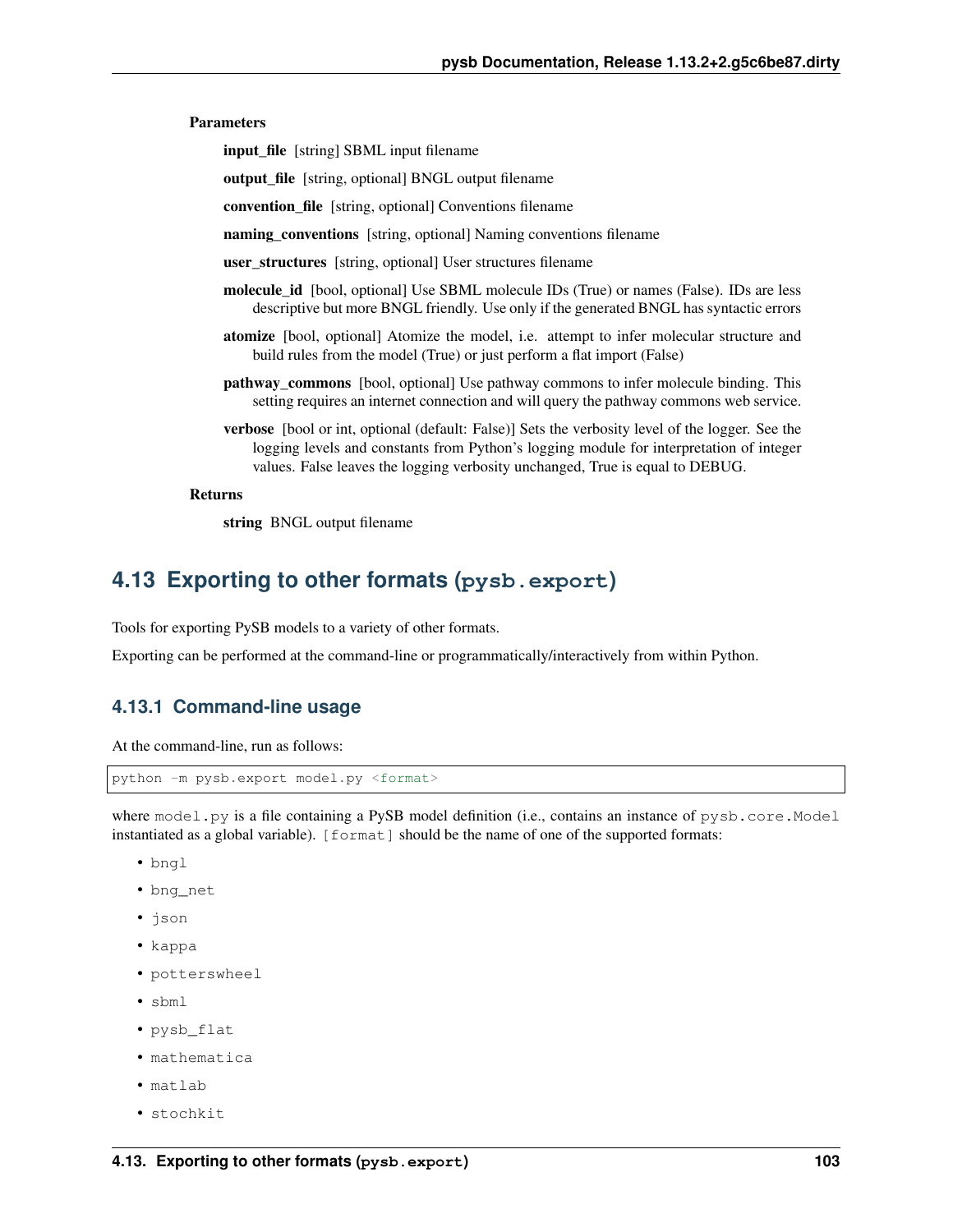**Parameters**

**input_file** [string] SBML input filename

**output_file** [string, optional] BNGL output filename

**convention_file** [string, optional] Conventions filename

**naming_conventions** [string, optional] Naming conventions filename

**user_structures** [string, optional] User structures filename

**molecule_id** [bool, optional] Use SBML molecule IDs (True) or names (False). IDs are less descriptive but more BNGL friendly. Use only if the generated BNGL has syntactic errors

**atomize** [bool, optional] Atomize the model, i.e. attempt to infer molecular structure and build rules from the model (True) or just perform a flat import (False)

**pathway_commons** [bool, optional] Use pathway commons to infer molecule binding. This setting requires an internet connection and will query the pathway commons web service.

**verbose** [bool or int, optional (default: False)] Sets the verbosity level of the logger. See the logging levels and constants from Python's logging module for interpretation of integer values. False leaves the logging verbosity unchanged, True is equal to DEBUG.

**Returns**

**string** BNGL output filename

## 4.13 Exporting to other formats (`pysb.export`)

Tools for exporting PySB models to a variety of other formats.

Exporting can be performed at the command-line or programmatically/interactively from within Python.

### 4.13.1 Command-line usage

At the command-line, run as follows:

```
python -m pysb.export model.py <format>
```

where `model.py` is a file containing a PySB model definition (i.e., contains an instance of `pysb.core.Model` instantiated as a global variable). `[format]` should be the name of one of the supported formats:

- `bngl`
- `bng_net`
- `json`
- `kappa`
- `potterswheel`
- `sbml`
- `pysb_flat`
- `mathematica`
- `matlab`
- `stochkit`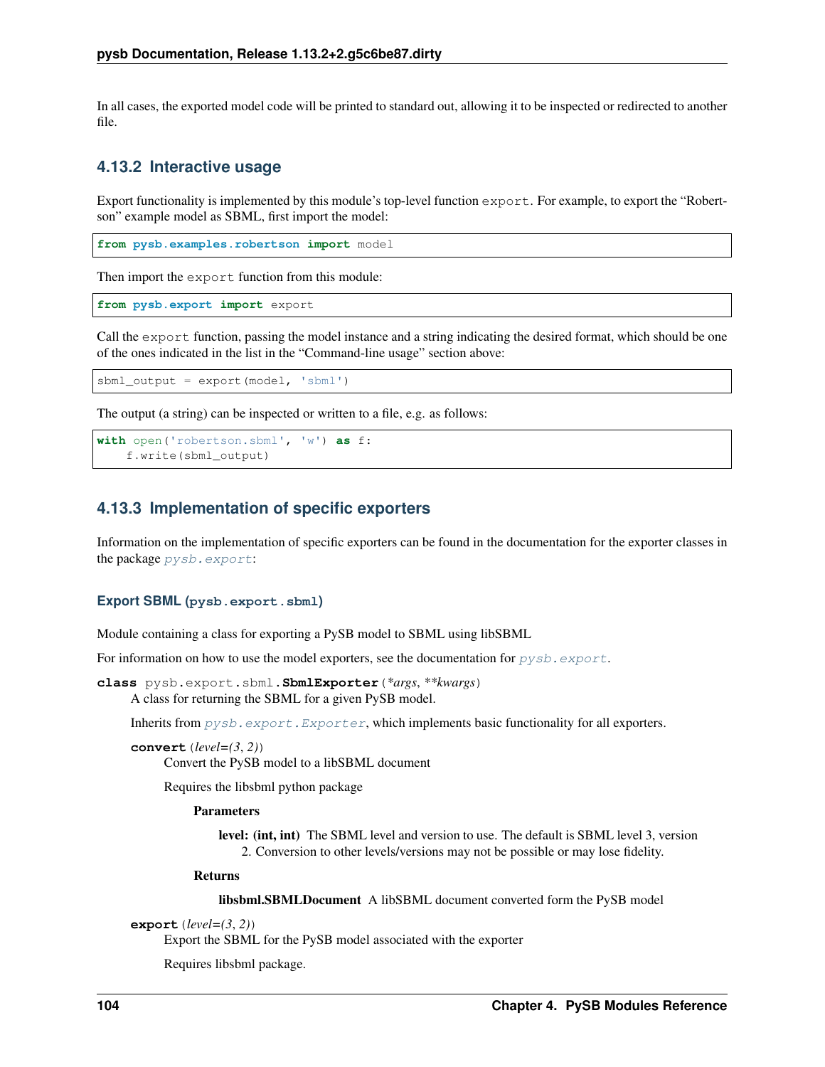In all cases, the exported model code will be printed to standard out, allowing it to be inspected or redirected to another file.

### 4.13.2 Interactive usage

Export functionality is implemented by this module's top-level function `export`. For example, to export the "Robertson" example model as SBML, first import the model:

```
from pysb.examples.robertson import model
```

Then import the `export` function from this module:

```
from pysb.export import export
```

Call the `export` function, passing the model instance and a string indicating the desired format, which should be one of the ones indicated in the list in the "Command-line usage" section above:

```
sbml_output = export(model, 'sbml')
```

The output (a string) can be inspected or written to a file, e.g. as follows:

```
with open('robertson.sbml', 'w') as f:
    f.write(sbml_output)
```

### 4.13.3 Implementation of specific exporters

Information on the implementation of specific exporters can be found in the documentation for the exporter classes in the package *pysb.export*:

#### Export SBML (`pysb.export.sbml`)

Module containing a class for exporting a PySB model to SBML using libSBML

For information on how to use the model exporters, see the documentation for *pysb.export*.

**class** pysb.export.sbml.**SbmlExporter**(*\*args*, *\*\*kwargs*)
A class for returning the SBML for a given PySB model.

Inherits from *pysb.export.Exporter*, which implements basic functionality for all exporters.

**convert**(*level=(3, 2)*)
Convert the PySB model to a libSBML document

Requires the libsbml python package

**Parameters**

**level: (int, int)** The SBML level and version to use. The default is SBML level 3, version 2. Conversion to other levels/versions may not be possible or may lose fidelity.

**Returns**

**libsbml.SBMLDocument** A libSBML document converted form the PySB model

**export**(*level=(3, 2)*)
Export the SBML for the PySB model associated with the exporter

Requires libsbml package.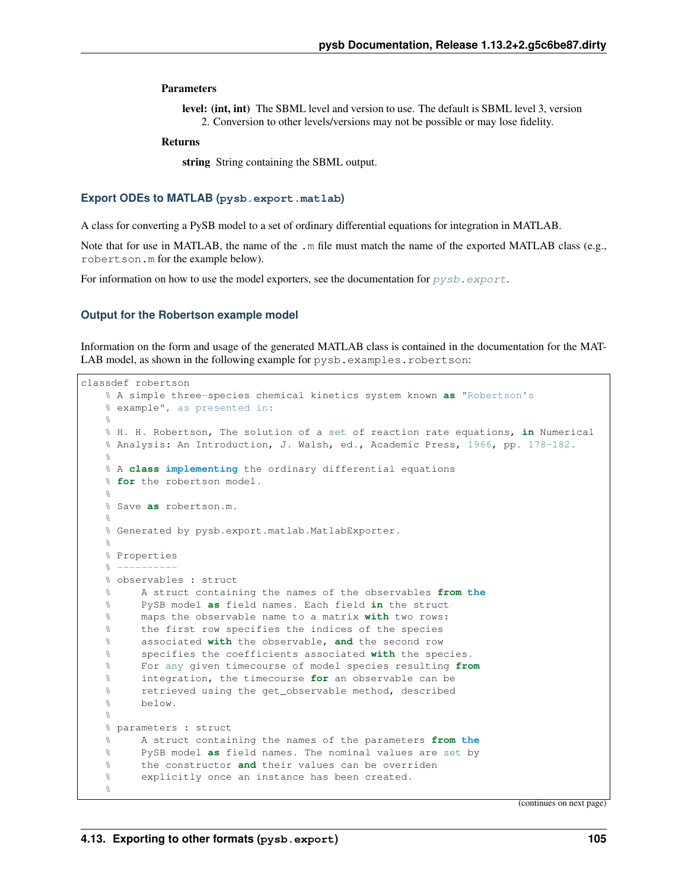**Parameters**

**level: (int, int)** The SBML level and version to use. The default is SBML level 3, version 2. Conversion to other levels/versions may not be possible or may lose fidelity.

**Returns**

**string** String containing the SBML output.

### Export ODEs to MATLAB (`pysb.export.matlab`)

A class for converting a PySB model to a set of ordinary differential equations for integration in MATLAB.

Note that for use in MATLAB, the name of the `.m` file must match the name of the exported MATLAB class (e.g., `robertson.m` for the example below).

For information on how to use the model exporters, see the documentation for *pysb.export*.

#### Output for the Robertson example model

Information on the form and usage of the generated MATLAB class is contained in the documentation for the MATLAB model, as shown in the following example for `pysb.examples.robertson`:

```
classdef robertson
    % A simple three-species chemical kinetics system known as "Robertson's
    % example", as presented in:
    %
    % H. H. Robertson, The solution of a set of reaction rate equations, in Numerical
    % Analysis: An Introduction, J. Walsh, ed., Academic Press, 1966, pp. 178-182.
    %
    % A class implementing the ordinary differential equations
    % for the robertson model.
    %
    % Save as robertson.m.
    %
    % Generated by pysb.export.matlab.MatlabExporter.
    %
    % Properties
    % ----------
    % observables : struct
    %     A struct containing the names of the observables from the
    %     PySB model as field names. Each field in the struct
    %     maps the observable name to a matrix with two rows:
    %     the first row specifies the indices of the species
    %     associated with the observable, and the second row
    %     specifies the coefficients associated with the species.
    %     For any given timecourse of model species resulting from
    %     integration, the timecourse for an observable can be
    %     retrieved using the get_observable method, described
    %     below.
    %
    % parameters : struct
    %     A struct containing the names of the parameters from the
    %     PySB model as field names. The nominal values are set by
    %     the constructor and their values can be overriden
    %     explicitly once an instance has been created.
    %
```

(continues on next page)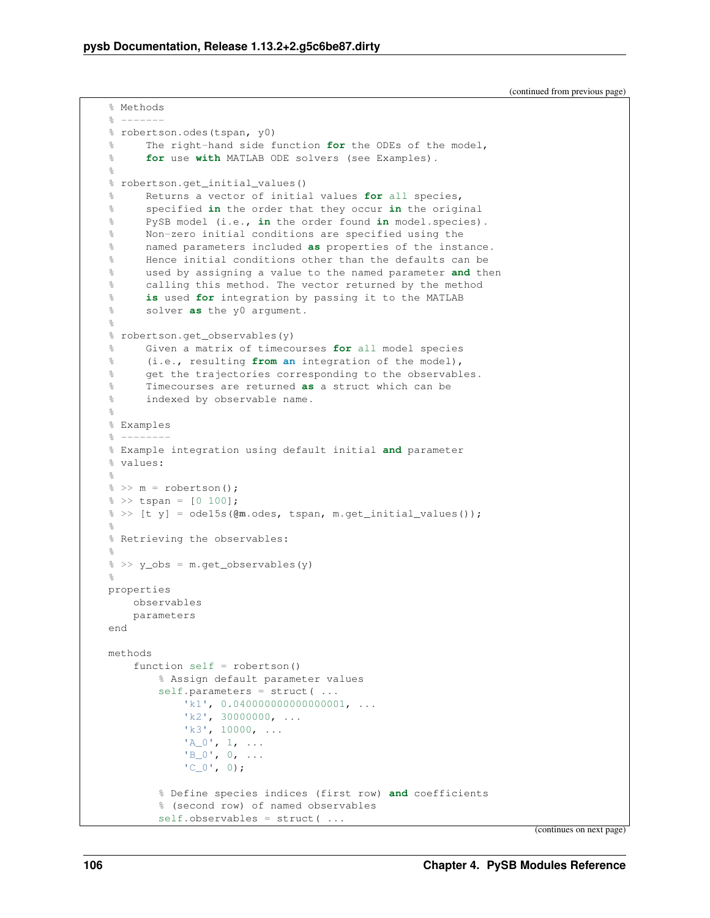(continued from previous page)

```
    % Methods
    % -------
    % robertson.odes(tspan, y0)
    %     The right-hand side function for the ODEs of the model,
    %     for use with MATLAB ODE solvers (see Examples).
    %
    % robertson.get_initial_values()
    %     Returns a vector of initial values for all species,
    %     specified in the order that they occur in the original
    %     PySB model (i.e., in the order found in model.species).
    %     Non-zero initial conditions are specified using the
    %     named parameters included as properties of the instance.
    %     Hence initial conditions other than the defaults can be
    %     used by assigning a value to the named parameter and then
    %     calling this method. The vector returned by the method
    %     is used for integration by passing it to the MATLAB
    %     solver as the y0 argument.
    %
    % robertson.get_observables(y)
    %     Given a matrix of timecourses for all model species
    %     (i.e., resulting from an integration of the model),
    %     get the trajectories corresponding to the observables.
    %     Timecourses are returned as a struct which can be
    %     indexed by observable name.
    %
    % Examples
    % --------
    % Example integration using default initial and parameter
    % values:
    %
    % >> m = robertson();
    % >> tspan = [0 100];
    % >> [t y] = ode15s(@m.odes, tspan, m.get_initial_values());
    %
    % Retrieving the observables:
    %
    % >> y_obs = m.get_observables(y)
    %
    properties
        observables
        parameters
    end

    methods
        function self = robertson()
            % Assign default parameter values
            self.parameters = struct( ...
                'k1', 0.040000000000000001, ...
                'k2', 30000000, ...
                'k3', 10000, ...
                'A_0', 1, ...
                'B_0', 0, ...
                'C_0', 0);

            % Define species indices (first row) and coefficients
            % (second row) of named observables
            self.observables = struct( ...
```

(continues on next page)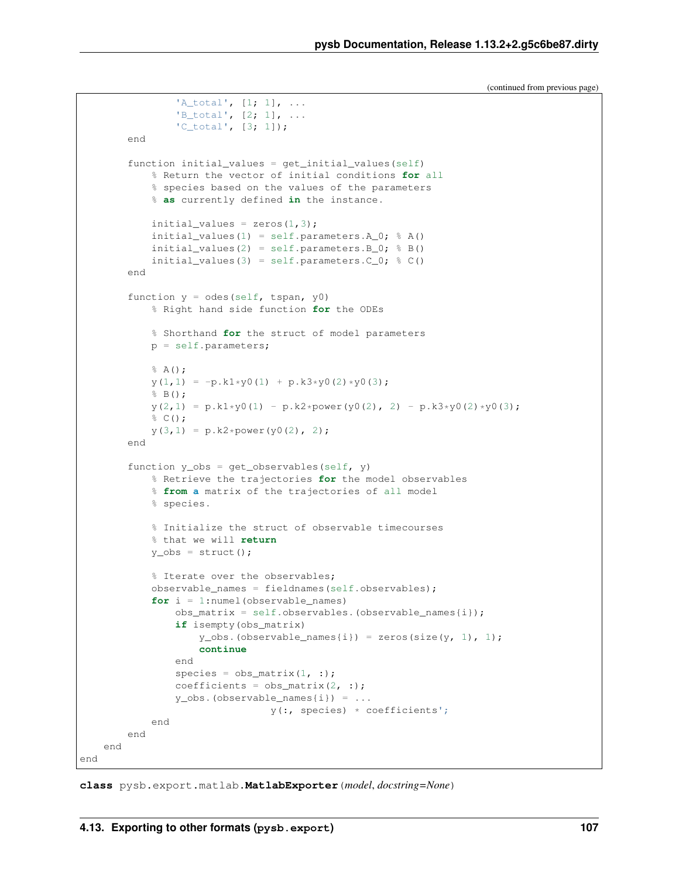(continued from previous page)

```
                'A_total', [1; 1], ...
                'B_total', [2; 1], ...
                'C_total', [3; 1]);
        end

        function initial_values = get_initial_values(self)
            % Return the vector of initial conditions for all
            % species based on the values of the parameters
            % as currently defined in the instance.

            initial_values = zeros(1,3);
            initial_values(1) = self.parameters.A_0; % A()
            initial_values(2) = self.parameters.B_0; % B()
            initial_values(3) = self.parameters.C_0; % C()
        end

        function y = odes(self, tspan, y0)
            % Right hand side function for the ODEs

            % Shorthand for the struct of model parameters
            p = self.parameters;

            % A();
            y(1,1) = -p.k1*y0(1) + p.k3*y0(2)*y0(3);
            % B();
            y(2,1) = p.k1*y0(1) - p.k2*power(y0(2), 2) - p.k3*y0(2)*y0(3);
            % C();
            y(3,1) = p.k2*power(y0(2), 2);
        end

        function y_obs = get_observables(self, y)
            % Retrieve the trajectories for the model observables
            % from a matrix of the trajectories of all model
            % species.

            % Initialize the struct of observable timecourses
            % that we will return
            y_obs = struct();

            % Iterate over the observables;
            observable_names = fieldnames(self.observables);
            for i = 1:numel(observable_names)
                obs_matrix = self.observables.(observable_names{i});
                if isempty(obs_matrix)
                    y_obs.(observable_names{i}) = zeros(size(y, 1), 1);
                    continue
                end
                species = obs_matrix(1, :);
                coefficients = obs_matrix(2, :);
                y_obs.(observable_names{i}) = ...
                                y(:, species) * coefficients';
            end
        end
    end
end
```

**class** pysb.export.matlab.**MatlabExporter**(*model*, *docstring=None*)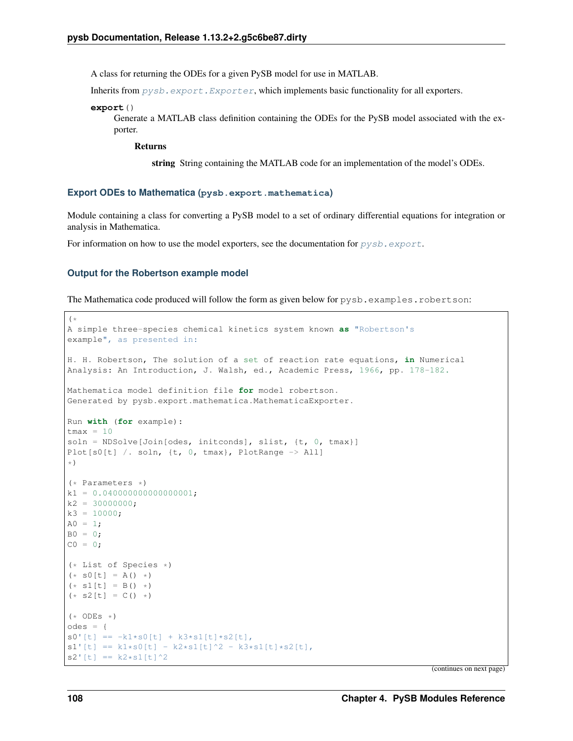A class for returning the ODEs for a given PySB model for use in MATLAB.

Inherits from *pysb.export.Exporter*, which implements basic functionality for all exporters.

**export**()

Generate a MATLAB class definition containing the ODEs for the PySB model associated with the exporter.

**Returns**

**string** String containing the MATLAB code for an implementation of the model's ODEs.

### Export ODEs to Mathematica (pysb.export.mathematica)

Module containing a class for converting a PySB model to a set of ordinary differential equations for integration or analysis in Mathematica.

For information on how to use the model exporters, see the documentation for *pysb.export*.

#### Output for the Robertson example model

The Mathematica code produced will follow the form as given below for `pysb.examples.robertson`:

```
(*
A simple three-species chemical kinetics system known as "Robertson's
example", as presented in:

H. H. Robertson, The solution of a set of reaction rate equations, in Numerical
Analysis: An Introduction, J. Walsh, ed., Academic Press, 1966, pp. 178-182.

Mathematica model definition file for model robertson.
Generated by pysb.export.mathematica.MathematicaExporter.

Run with (for example):
tmax = 10
soln = NDSolve[Join[odes, initconds], slist, {t, 0, tmax}]
Plot[s0[t] /. soln, {t, 0, tmax}, PlotRange -> All]
*)

(* Parameters *)
k1 = 0.040000000000000001;
k2 = 30000000;
k3 = 10000;
A0 = 1;
B0 = 0;
C0 = 0;

(* List of Species *)
(* s0[t] = A() *)
(* s1[t] = B() *)
(* s2[t] = C() *)

(* ODEs *)
odes = {
s0'[t] == -k1*s0[t] + k3*s1[t]*s2[t],
s1'[t] == k1*s0[t] - k2*s1[t]^2 - k3*s1[t]*s2[t],
s2'[t] == k2*s1[t]^2
```

(continues on next page)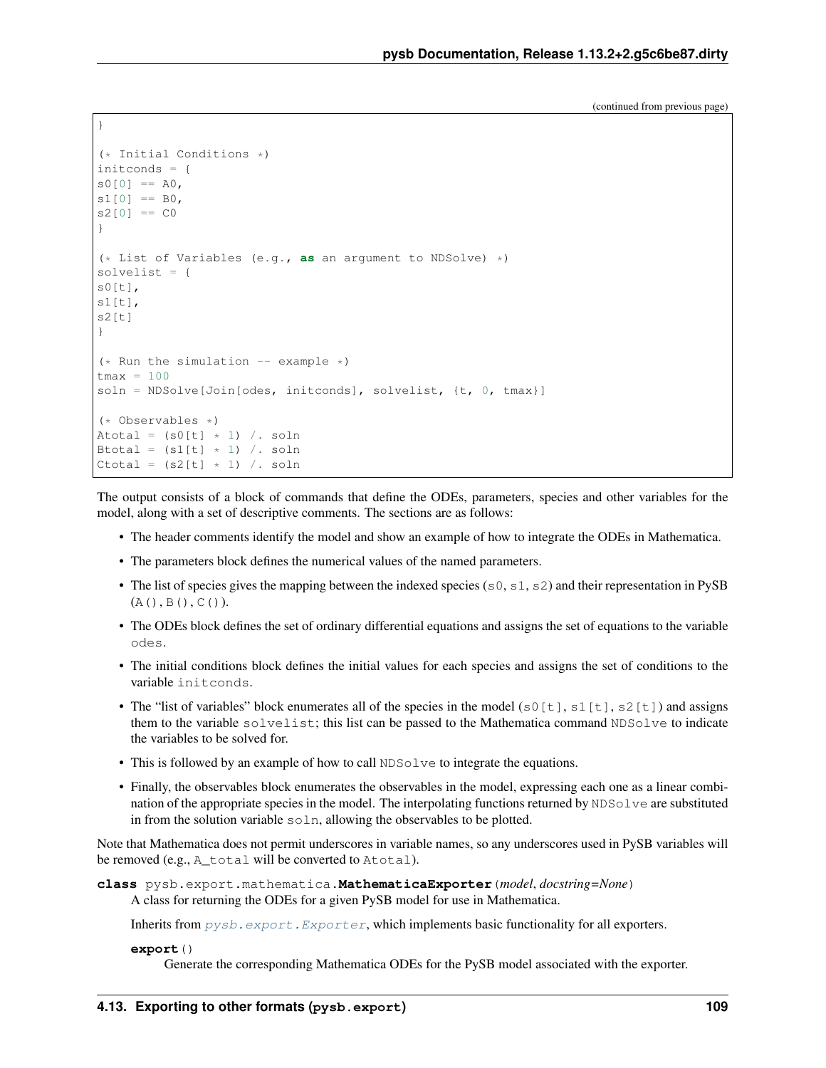(continued from previous page)

```
}

(* Initial Conditions *)
initconds = {
s0[0] == A0,
s1[0] == B0,
s2[0] == C0
}

(* List of Variables (e.g., as an argument to NDSolve) *)
solvelist = {
s0[t],
s1[t],
s2[t]
}

(* Run the simulation -- example *)
tmax = 100
soln = NDSolve[Join[odes, initconds], solvelist, {t, 0, tmax}]

(* Observables *)
Atotal = (s0[t] * 1) /. soln
Btotal = (s1[t] * 1) /. soln
Ctotal = (s2[t] * 1) /. soln
```

The output consists of a block of commands that define the ODEs, parameters, species and other variables for the model, along with a set of descriptive comments. The sections are as follows:

- The header comments identify the model and show an example of how to integrate the ODEs in Mathematica.
- The parameters block defines the numerical values of the named parameters.
- The list of species gives the mapping between the indexed species (`s0`, `s1`, `s2`) and their representation in PySB (`A()`, `B()`, `C()`).
- The ODEs block defines the set of ordinary differential equations and assigns the set of equations to the variable `odes`.
- The initial conditions block defines the initial values for each species and assigns the set of conditions to the variable `initconds`.
- The "list of variables" block enumerates all of the species in the model (`s0[t]`, `s1[t]`, `s2[t]`) and assigns them to the variable `solvelist`; this list can be passed to the Mathematica command `NDSolve` to indicate the variables to be solved for.
- This is followed by an example of how to call `NDSolve` to integrate the equations.
- Finally, the observables block enumerates the observables in the model, expressing each one as a linear combination of the appropriate species in the model. The interpolating functions returned by `NDSolve` are substituted in from the solution variable `soln`, allowing the observables to be plotted.

Note that Mathematica does not permit underscores in variable names, so any underscores used in PySB variables will be removed (e.g., `A_total` will be converted to `Atotal`).

**class** pysb.export.mathematica.**MathematicaExporter**(*model*, *docstring=None*)

A class for returning the ODEs for a given PySB model for use in Mathematica.

Inherits from `pysb.export.Exporter`, which implements basic functionality for all exporters.

**export**()

Generate the corresponding Mathematica ODEs for the PySB model associated with the exporter.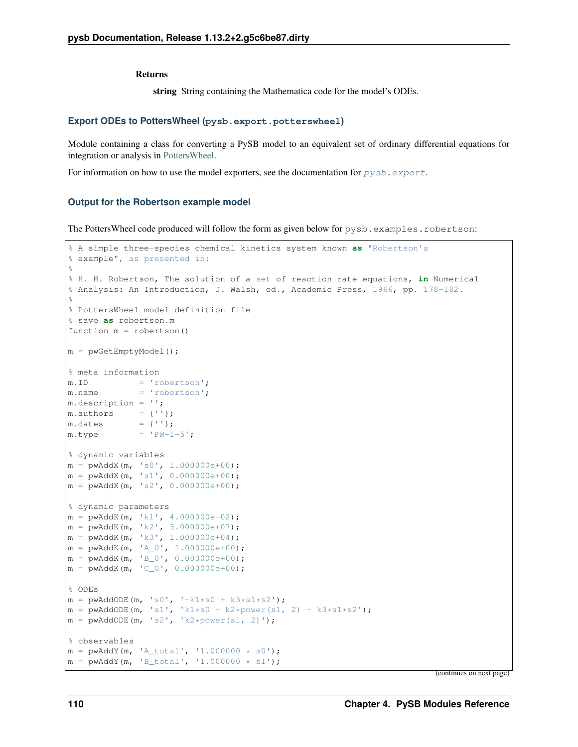**Returns**

**string** String containing the Mathematica code for the model's ODEs.

### Export ODEs to PottersWheel (`pysb.export.potterswheel`)

Module containing a class for converting a PySB model to an equivalent set of ordinary differential equations for integration or analysis in PottersWheel.

For information on how to use the model exporters, see the documentation for *pysb.export*.

#### Output for the Robertson example model

The PottersWheel code produced will follow the form as given below for `pysb.examples.robertson`:

```
% A simple three-species chemical kinetics system known as "Robertson's
% example", as presented in:
%
% H. H. Robertson, The solution of a set of reaction rate equations, in Numerical
% Analysis: An Introduction, J. Walsh, ed., Academic Press, 1966, pp. 178-182.
%
% PottersWheel model definition file
% save as robertson.m
function m = robertson()

m = pwGetEmptyModel();

% meta information
m.ID          = 'robertson';
m.name        = 'robertson';
m.description = '';
m.authors     = {''};
m.dates       = {''};
m.type        = 'PW-1-5';

% dynamic variables
m = pwAddX(m, 's0', 1.000000e+00);
m = pwAddX(m, 's1', 0.000000e+00);
m = pwAddX(m, 's2', 0.000000e+00);

% dynamic parameters
m = pwAddK(m, 'k1', 4.000000e-02);
m = pwAddK(m, 'k2', 3.000000e+07);
m = pwAddK(m, 'k3', 1.000000e+04);
m = pwAddK(m, 'A_0', 1.000000e+00);
m = pwAddK(m, 'B_0', 0.000000e+00);
m = pwAddK(m, 'C_0', 0.000000e+00);

% ODEs
m = pwAddODE(m, 's0', '-k1*s0 + k3*s1*s2');
m = pwAddODE(m, 's1', 'k1*s0 - k2*power(s1, 2) - k3*s1*s2');
m = pwAddODE(m, 's2', 'k2*power(s1, 2)');

% observables
m = pwAddY(m, 'A_total', '1.000000 * s0');
m = pwAddY(m, 'B_total', '1.000000 * s1');
```

(continues on next page)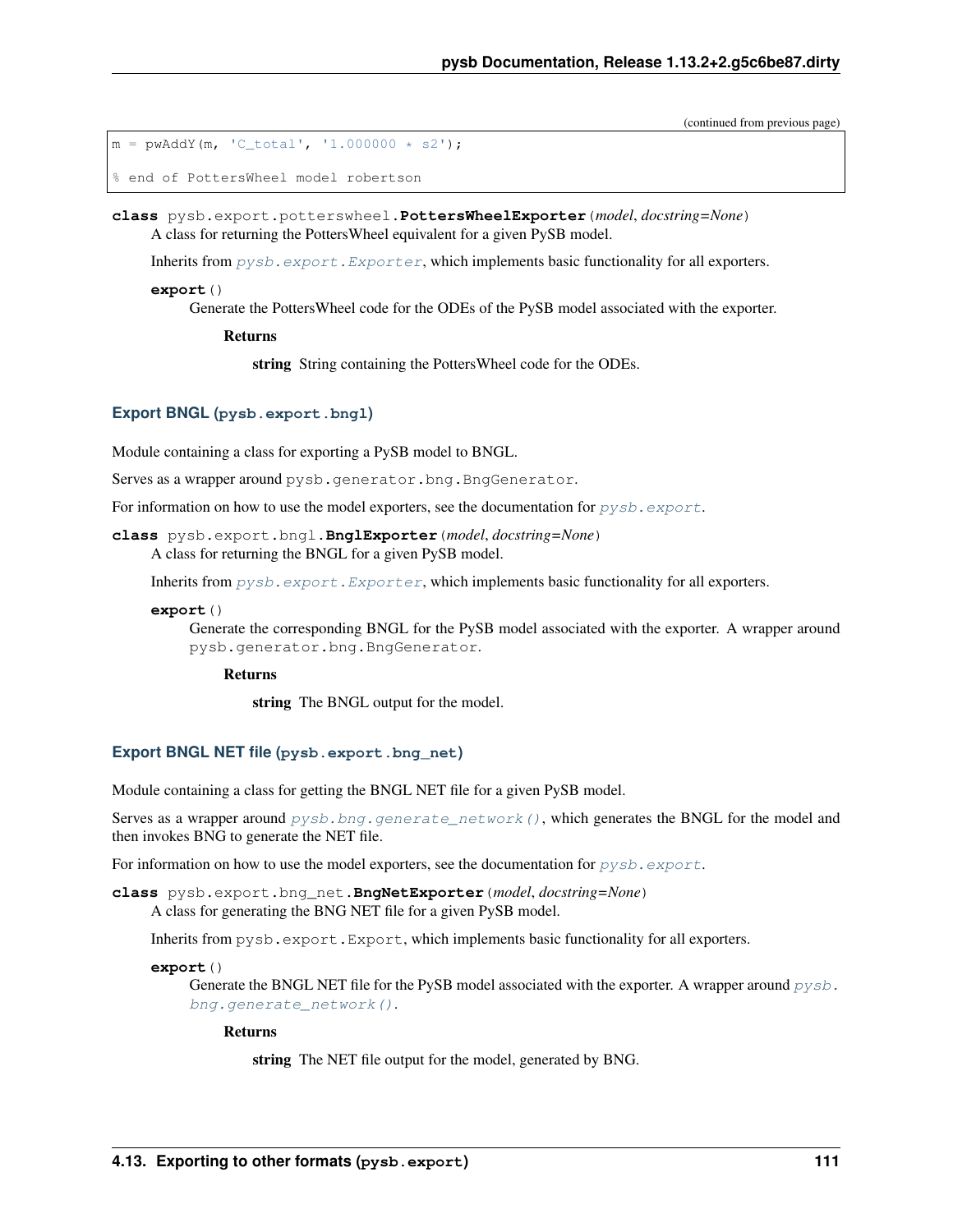(continued from previous page)

```
m = pwAddY(m, 'C_total', '1.000000 * s2');

% end of PottersWheel model robertson
```

**class** pysb.export.potterswheel.**PottersWheelExporter**(*model*, *docstring=None*)
A class for returning the PottersWheel equivalent for a given PySB model.

Inherits from *pysb.export.Exporter*, which implements basic functionality for all exporters.

**export**()
Generate the PottersWheel code for the ODEs of the PySB model associated with the exporter.

**Returns**

**string** String containing the PottersWheel code for the ODEs.

### Export BNGL (pysb.export.bngl)

Module containing a class for exporting a PySB model to BNGL.

Serves as a wrapper around pysb.generator.bng.BngGenerator.

For information on how to use the model exporters, see the documentation for *pysb.export*.

**class** pysb.export.bngl.**BnglExporter**(*model*, *docstring=None*)
A class for returning the BNGL for a given PySB model.

Inherits from *pysb.export.Exporter*, which implements basic functionality for all exporters.

**export**()
Generate the corresponding BNGL for the PySB model associated with the exporter. A wrapper around pysb.generator.bng.BngGenerator.

**Returns**

**string** The BNGL output for the model.

### Export BNGL NET file (pysb.export.bng_net)

Module containing a class for getting the BNGL NET file for a given PySB model.

Serves as a wrapper around *pysb.bng.generate_network()*, which generates the BNGL for the model and then invokes BNG to generate the NET file.

For information on how to use the model exporters, see the documentation for *pysb.export*.

**class** pysb.export.bng_net.**BngNetExporter**(*model*, *docstring=None*)
A class for generating the BNG NET file for a given PySB model.

Inherits from pysb.export.Export, which implements basic functionality for all exporters.

**export**()
Generate the BNGL NET file for the PySB model associated with the exporter. A wrapper around *pysb.bng.generate_network()*.

**Returns**

**string** The NET file output for the model, generated by BNG.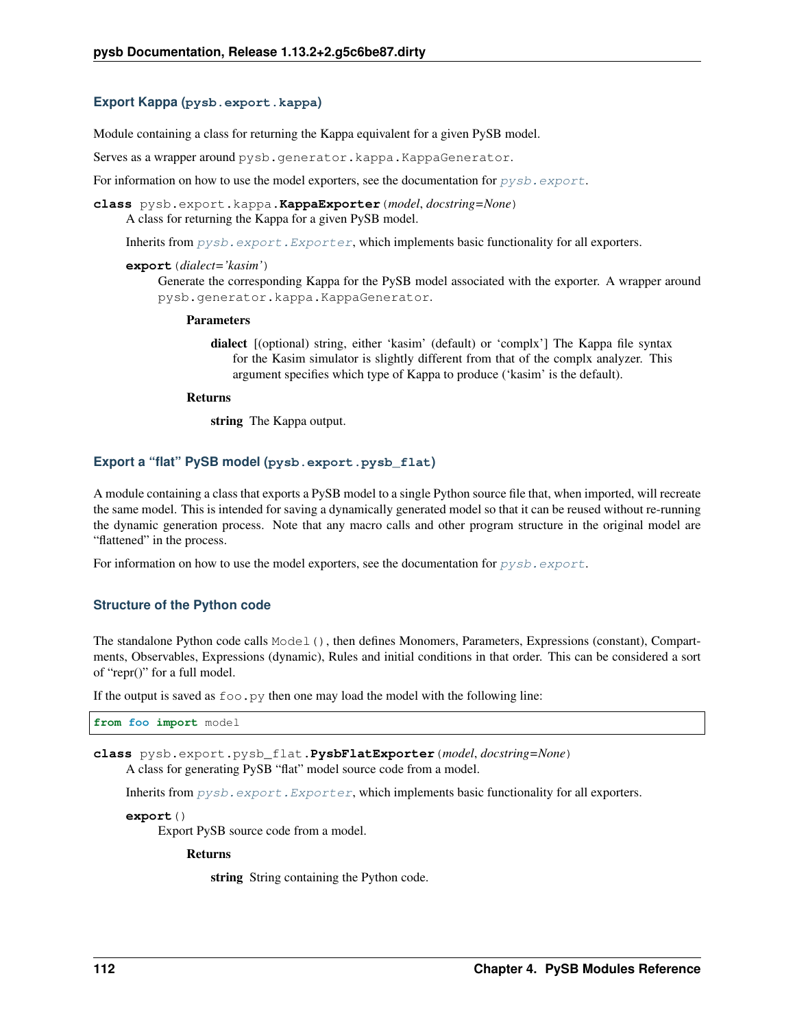### Export Kappa (`pysb.export.kappa`)

Module containing a class for returning the Kappa equivalent for a given PySB model.

Serves as a wrapper around `pysb.generator.kappa.KappaGenerator`.

For information on how to use the model exporters, see the documentation for `pysb.export`.

**class** `pysb.export.kappa.`**`KappaExporter`**(*model*, *docstring=None*)

A class for returning the Kappa for a given PySB model.

Inherits from `pysb.export.Exporter`, which implements basic functionality for all exporters.

**`export`**(*dialect='kasim'*)

Generate the corresponding Kappa for the PySB model associated with the exporter. A wrapper around `pysb.generator.kappa.KappaGenerator`.

**Parameters**

**dialect** [(optional) string, either 'kasim' (default) or 'complx'] The Kappa file syntax for the Kasim simulator is slightly different from that of the complx analyzer. This argument specifies which type of Kappa to produce ('kasim' is the default).

**Returns**

**string** The Kappa output.

### Export a "flat" PySB model (`pysb.export.pysb_flat`)

A module containing a class that exports a PySB model to a single Python source file that, when imported, will recreate the same model. This is intended for saving a dynamically generated model so that it can be reused without re-running the dynamic generation process. Note that any macro calls and other program structure in the original model are "flattened" in the process.

For information on how to use the model exporters, see the documentation for `pysb.export`.

### Structure of the Python code

The standalone Python code calls `Model()`, then defines Monomers, Parameters, Expressions (constant), Compartments, Observables, Expressions (dynamic), Rules and initial conditions in that order. This can be considered a sort of "repr()" for a full model.

If the output is saved as `foo.py` then one may load the model with the following line:

```
from foo import model
```

**class** `pysb.export.pysb_flat.`**`PysbFlatExporter`**(*model*, *docstring=None*)

A class for generating PySB "flat" model source code from a model.

Inherits from `pysb.export.Exporter`, which implements basic functionality for all exporters.

**`export`**()

Export PySB source code from a model.

**Returns**

**string** String containing the Python code.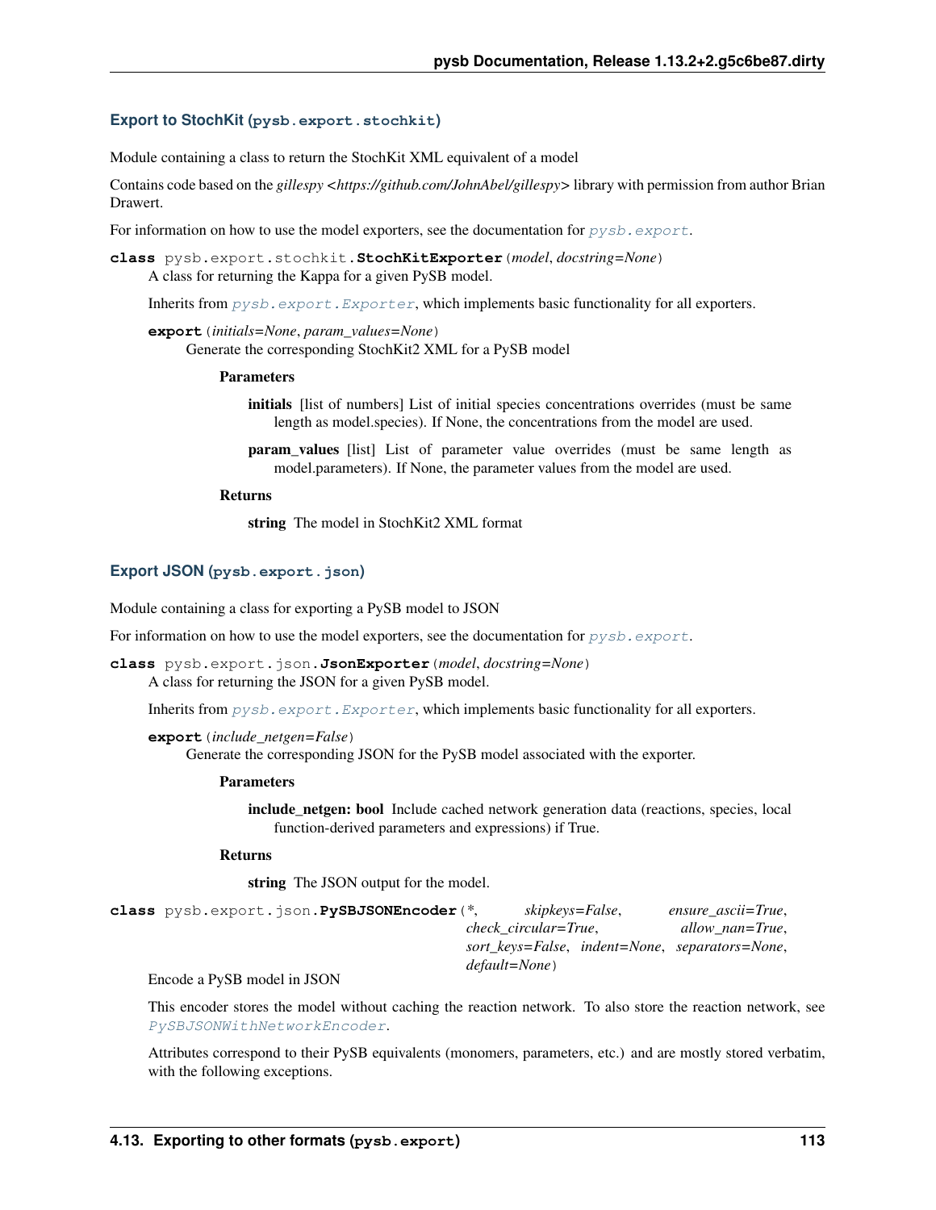### Export to StochKit (`pysb.export.stochkit`)

Module containing a class to return the StochKit XML equivalent of a model

Contains code based on the *gillespy <https://github.com/JohnAbel/gillespy>* library with permission from author Brian Drawert.

For information on how to use the model exporters, see the documentation for `pysb.export`.

**class** pysb.export.stochkit.**StochKitExporter**(*model*, *docstring=None*)

A class for returning the Kappa for a given PySB model.

Inherits from `pysb.export.Exporter`, which implements basic functionality for all exporters.

**export**(*initials=None*, *param_values=None*)

Generate the corresponding StochKit2 XML for a PySB model

**Parameters**

**initials** [list of numbers] List of initial species concentrations overrides (must be same length as model.species). If None, the concentrations from the model are used.

**param_values** [list] List of parameter value overrides (must be same length as model.parameters). If None, the parameter values from the model are used.

**Returns**

**string** The model in StochKit2 XML format

### Export JSON (`pysb.export.json`)

Module containing a class for exporting a PySB model to JSON

For information on how to use the model exporters, see the documentation for `pysb.export`.

**class** pysb.export.json.**JsonExporter**(*model*, *docstring=None*)

A class for returning the JSON for a given PySB model.

Inherits from `pysb.export.Exporter`, which implements basic functionality for all exporters.

**export**(*include_netgen=False*)

Generate the corresponding JSON for the PySB model associated with the exporter.

**Parameters**

**include_netgen: bool** Include cached network generation data (reactions, species, local function-derived parameters and expressions) if True.

**Returns**

**string** The JSON output for the model.

**class** pysb.export.json.**PySBJSONEncoder**(*\**, *skipkeys=False*, *ensure_ascii=True*, *check_circular=True*, *allow_nan=True*, *sort_keys=False*, *indent=None*, *separators=None*, *default=None*)

Encode a PySB model in JSON

This encoder stores the model without caching the reaction network. To also store the reaction network, see `PySBJSONWithNetworkEncoder`.

Attributes correspond to their PySB equivalents (monomers, parameters, etc.) and are mostly stored verbatim, with the following exceptions.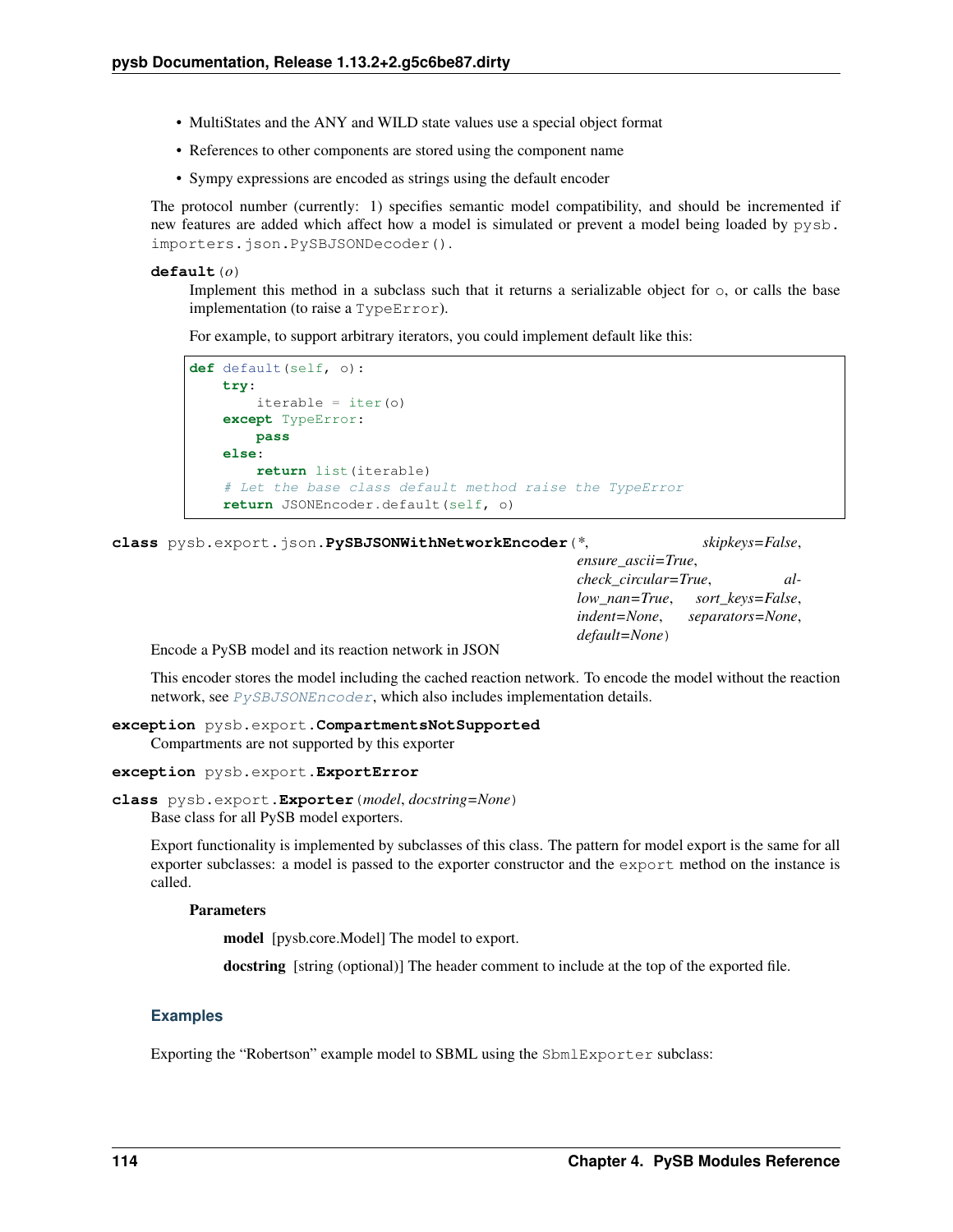- MultiStates and the ANY and WILD state values use a special object format
- References to other components are stored using the component name
- Sympy expressions are encoded as strings using the default encoder

The protocol number (currently: 1) specifies semantic model compatibility, and should be incremented if new features are added which affect how a model is simulated or prevent a model being loaded by `pysb.importers.json.PySBJSONDecoder()`.

**default**(*o*)

Implement this method in a subclass such that it returns a serializable object for `o`, or calls the base implementation (to raise a `TypeError`).

For example, to support arbitrary iterators, you could implement default like this:

```
def default(self, o):
    try:
        iterable = iter(o)
    except TypeError:
        pass
    else:
        return list(iterable)
    # Let the base class default method raise the TypeError
    return JSONEncoder.default(self, o)
```

**class** `pysb.export.json.`**PySBJSONWithNetworkEncoder**(*, *skipkeys=False*, *ensure_ascii=True*, *check_circular=True*, *allow_nan=True*, *sort_keys=False*, *indent=None*, *separators=None*, *default=None*)

Encode a PySB model and its reaction network in JSON

This encoder stores the model including the cached reaction network. To encode the model without the reaction network, see *PySBJSONEncoder*, which also includes implementation details.

**exception** `pysb.export.`**CompartmentsNotSupported**

Compartments are not supported by this exporter

**exception** `pysb.export.`**ExportError**

**class** `pysb.export.`**Exporter**(*model*, *docstring=None*)

Base class for all PySB model exporters.

Export functionality is implemented by subclasses of this class. The pattern for model export is the same for all exporter subclasses: a model is passed to the exporter constructor and the `export` method on the instance is called.

**Parameters**

**model** [pysb.core.Model] The model to export.

**docstring** [string (optional)] The header comment to include at the top of the exported file.

### Examples

Exporting the "Robertson" example model to SBML using the `SbmlExporter` subclass: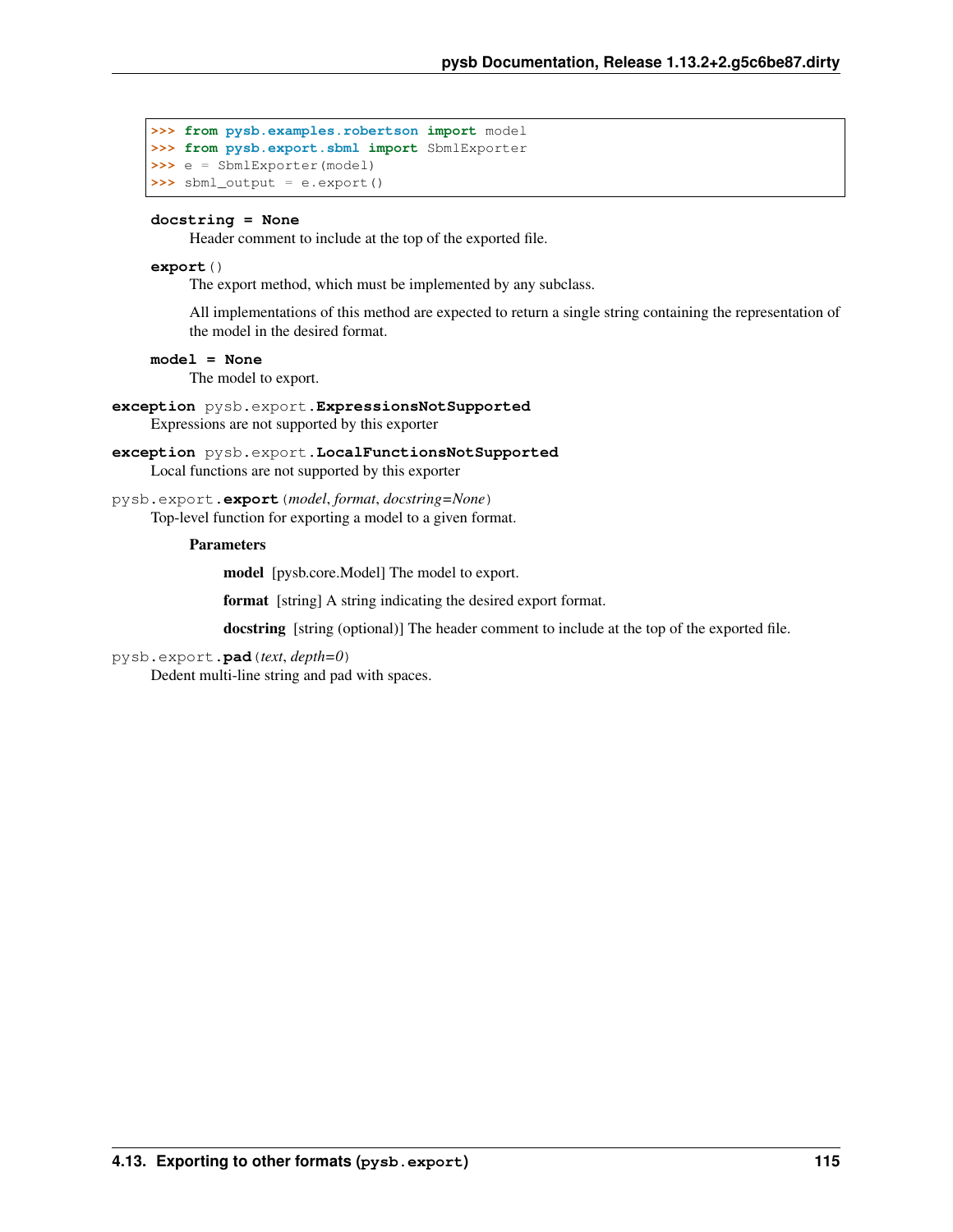```
>>> from pysb.examples.robertson import model
>>> from pysb.export.sbml import SbmlExporter
>>> e = SbmlExporter(model)
>>> sbml_output = e.export()
```

**docstring = None**

Header comment to include at the top of the exported file.

**export**()

The export method, which must be implemented by any subclass.

All implementations of this method are expected to return a single string containing the representation of the model in the desired format.

**model = None**

The model to export.

**exception** pysb.export.**ExpressionsNotSupported**

Expressions are not supported by this exporter

**exception** pysb.export.**LocalFunctionsNotSupported**

Local functions are not supported by this exporter

pysb.export.**export**(*model*, *format*, *docstring=None*)

Top-level function for exporting a model to a given format.

**Parameters**

- **model** [pysb.core.Model] The model to export.
- **format** [string] A string indicating the desired export format.
- **docstring** [string (optional)] The header comment to include at the top of the exported file.

pysb.export.**pad**(*text*, *depth=0*)

Dedent multi-line string and pad with spaces.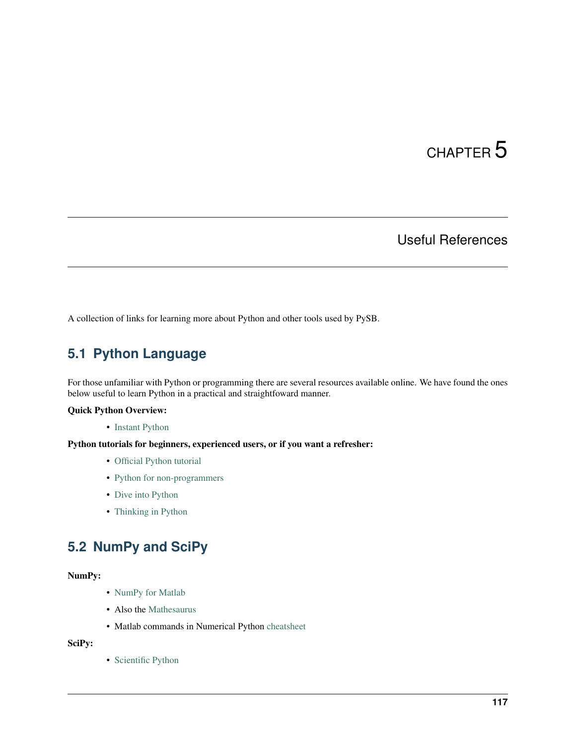# CHAPTER 5

# Useful References

A collection of links for learning more about Python and other tools used by PySB.

## 5.1 Python Language

For those unfamiliar with Python or programming there are several resources available online. We have found the ones below useful to learn Python in a practical and straightfoward manner.

**Quick Python Overview:**

- Instant Python

**Python tutorials for beginners, experienced users, or if you want a refresher:**

- Official Python tutorial
- Python for non-programmers
- Dive into Python
- Thinking in Python

## 5.2 NumPy and SciPy

**NumPy:**

- NumPy for Matlab
- Also the Mathesaurus
- Matlab commands in Numerical Python cheatsheet

**SciPy:**

- Scientific Python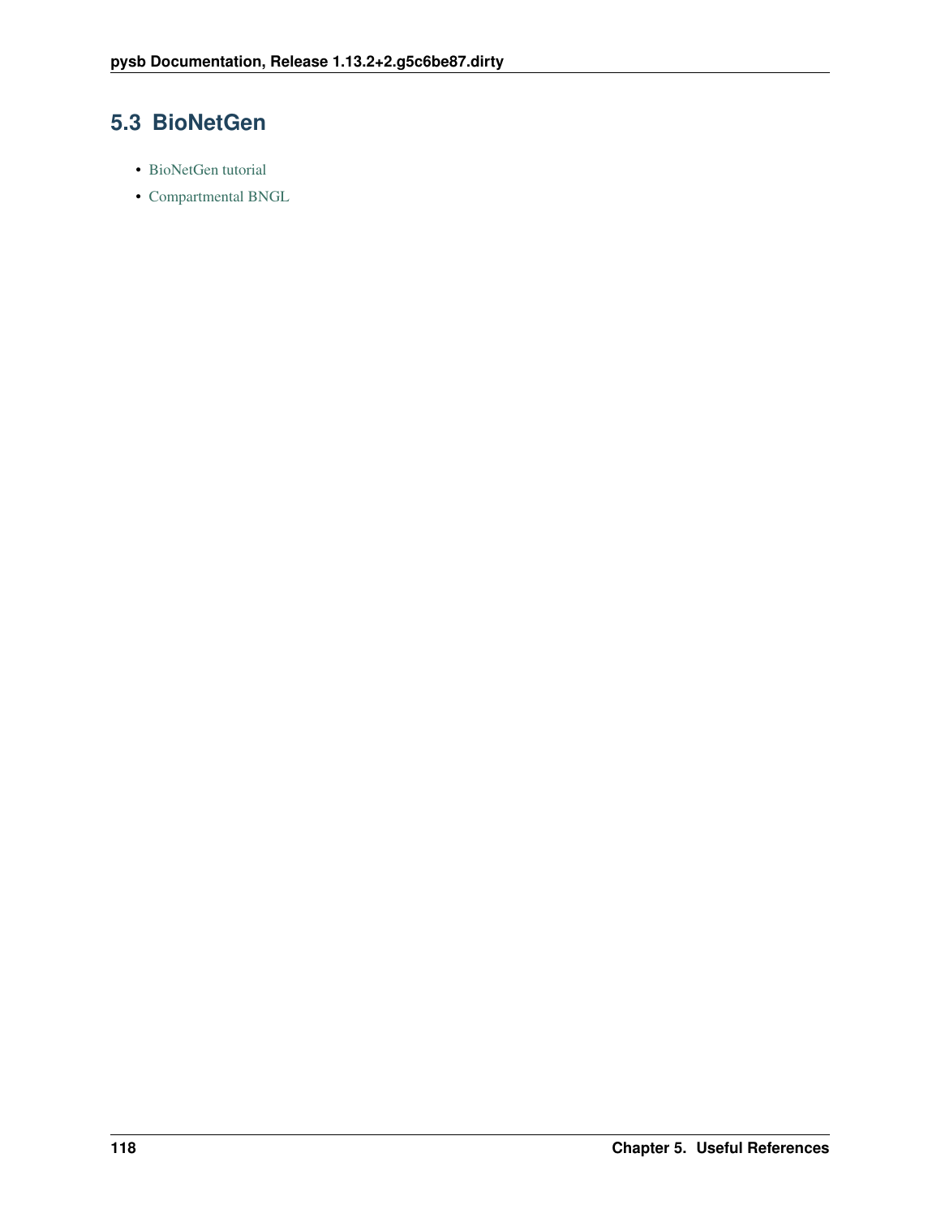## 5.3 BioNetGen

- BioNetGen tutorial
- Compartmental BNGL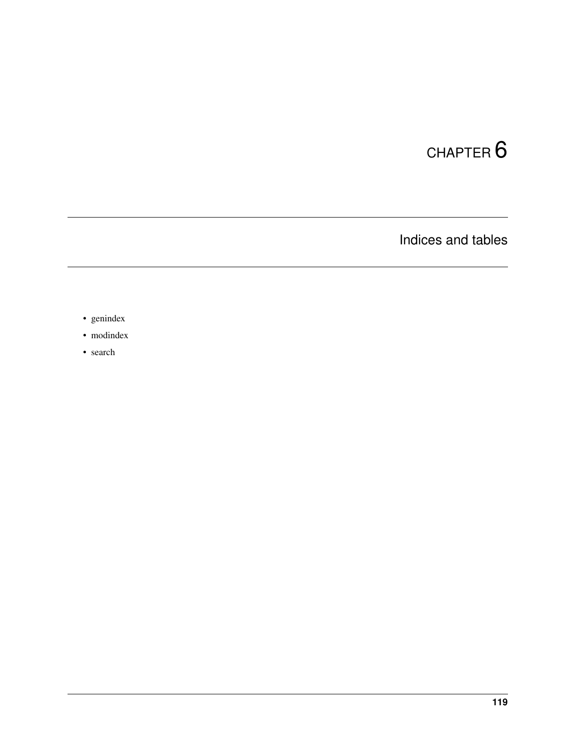# CHAPTER 6

## Indices and tables

- genindex
- modindex
- search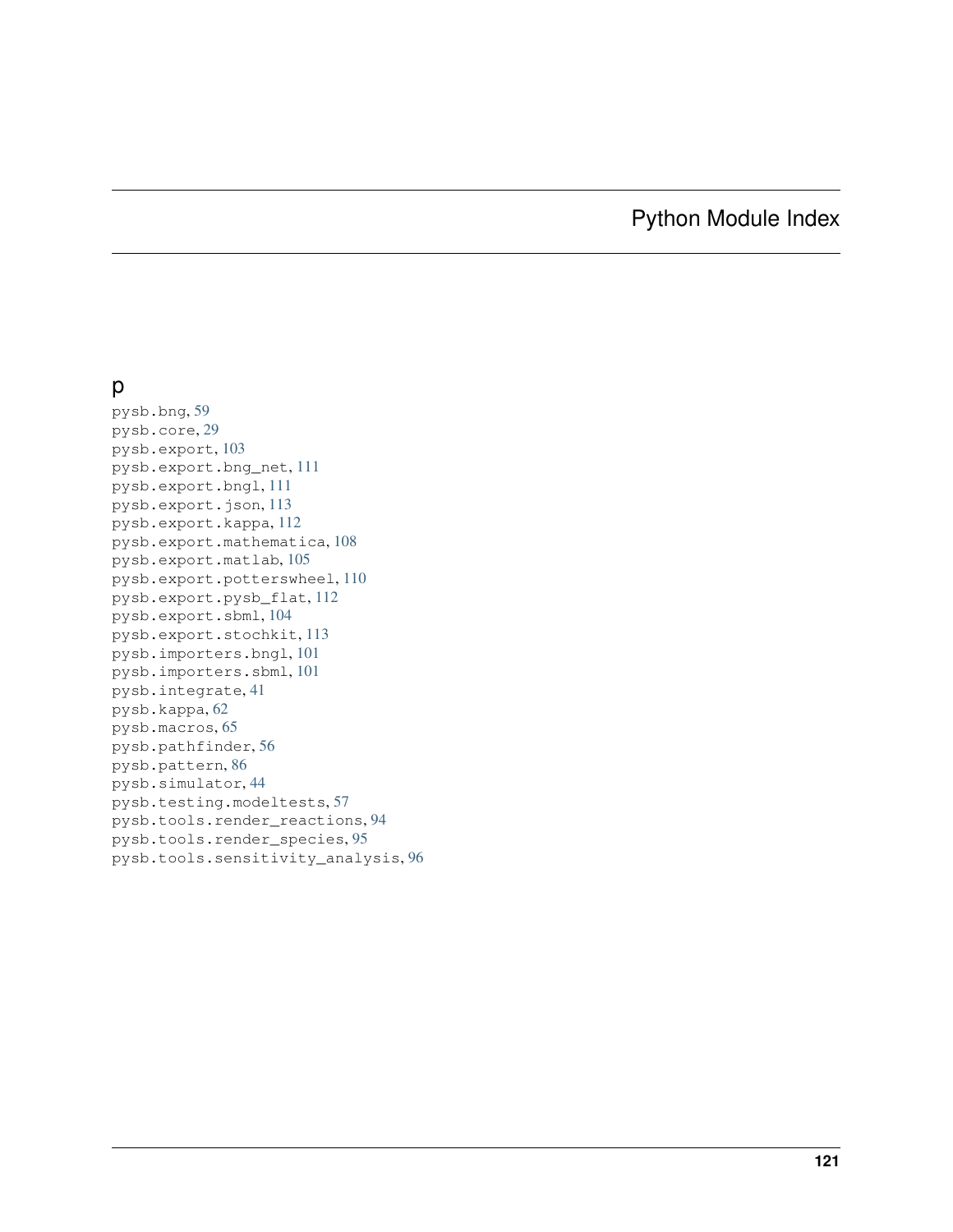# Python Module Index

## p

pysb.bng, 59
pysb.core, 29
pysb.export, 103
pysb.export.bng_net, 111
pysb.export.bngl, 111
pysb.export.json, 113
pysb.export.kappa, 112
pysb.export.mathematica, 108
pysb.export.matlab, 105
pysb.export.potterswheel, 110
pysb.export.pysb_flat, 112
pysb.export.sbml, 104
pysb.export.stochkit, 113
pysb.importers.bngl, 101
pysb.importers.sbml, 101
pysb.integrate, 41
pysb.kappa, 62
pysb.macros, 65
pysb.pathfinder, 56
pysb.pattern, 86
pysb.simulator, 44
pysb.testing.modeltests, 57
pysb.tools.render_reactions, 94
pysb.tools.render_species, 95
pysb.tools.sensitivity_analysis, 96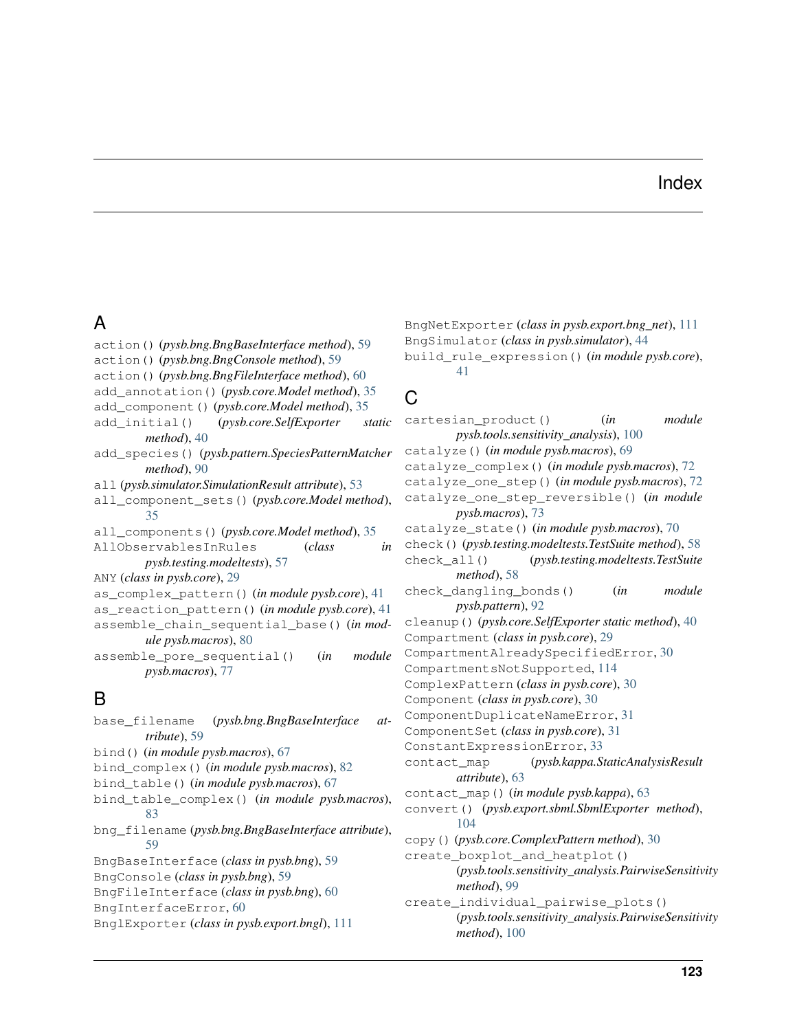# Index

## A

`action()` (*pysb.bng.BngBaseInterface method*), 59
`action()` (*pysb.bng.BngConsole method*), 59
`action()` (*pysb.bng.BngFileInterface method*), 60
`add_annotation()` (*pysb.core.Model method*), 35
`add_component()` (*pysb.core.Model method*), 35
`add_initial()` (*pysb.core.SelfExporter static method*), 40
`add_species()` (*pysb.pattern.SpeciesPatternMatcher method*), 90
`all` (*pysb.simulator.SimulationResult attribute*), 53
`all_component_sets()` (*pysb.core.Model method*), 35
`all_components()` (*pysb.core.Model method*), 35
`AllObservablesInRules` (*class in pysb.testing.modeltests*), 57
`ANY` (*class in pysb.core*), 29
`as_complex_pattern()` (*in module pysb.core*), 41
`as_reaction_pattern()` (*in module pysb.core*), 41
`assemble_chain_sequential_base()` (*in module pysb.macros*), 80
`assemble_pore_sequential()` (*in module pysb.macros*), 77

## B

`base_filename` (*pysb.bng.BngBaseInterface attribute*), 59
`bind()` (*in module pysb.macros*), 67
`bind_complex()` (*in module pysb.macros*), 82
`bind_table()` (*in module pysb.macros*), 67
`bind_table_complex()` (*in module pysb.macros*), 83
`bng_filename` (*pysb.bng.BngBaseInterface attribute*), 59
`BngBaseInterface` (*class in pysb.bng*), 59
`BngConsole` (*class in pysb.bng*), 59
`BngFileInterface` (*class in pysb.bng*), 60
`BngInterfaceError`, 60
`BnglExporter` (*class in pysb.export.bngl*), 111
`BngNetExporter` (*class in pysb.export.bng_net*), 111
`BngSimulator` (*class in pysb.simulator*), 44
`build_rule_expression()` (*in module pysb.core*), 41

## C

`cartesian_product()` (*in module pysb.tools.sensitivity_analysis*), 100
`catalyze()` (*in module pysb.macros*), 69
`catalyze_complex()` (*in module pysb.macros*), 72
`catalyze_one_step()` (*in module pysb.macros*), 72
`catalyze_one_step_reversible()` (*in module pysb.macros*), 73
`catalyze_state()` (*in module pysb.macros*), 70
`check()` (*pysb.testing.modeltests.TestSuite method*), 58
`check_all()` (*pysb.testing.modeltests.TestSuite method*), 58
`check_dangling_bonds()` (*in module pysb.pattern*), 92
`cleanup()` (*pysb.core.SelfExporter static method*), 40
`Compartment` (*class in pysb.core*), 29
`CompartmentAlreadySpecifiedError`, 30
`CompartmentsNotSupported`, 114
`ComplexPattern` (*class in pysb.core*), 30
`Component` (*class in pysb.core*), 30
`ComponentDuplicateNameError`, 31
`ComponentSet` (*class in pysb.core*), 31
`ConstantExpressionError`, 33
`contact_map` (*pysb.kappa.StaticAnalysisResult attribute*), 63
`contact_map()` (*in module pysb.kappa*), 63
`convert()` (*pysb.export.sbml.SbmlExporter method*), 104
`copy()` (*pysb.core.ComplexPattern method*), 30
`create_boxplot_and_heatplot()` (*pysb.tools.sensitivity_analysis.PairwiseSensitivity method*), 99
`create_individual_pairwise_plots()` (*pysb.tools.sensitivity_analysis.PairwiseSensitivity method*), 100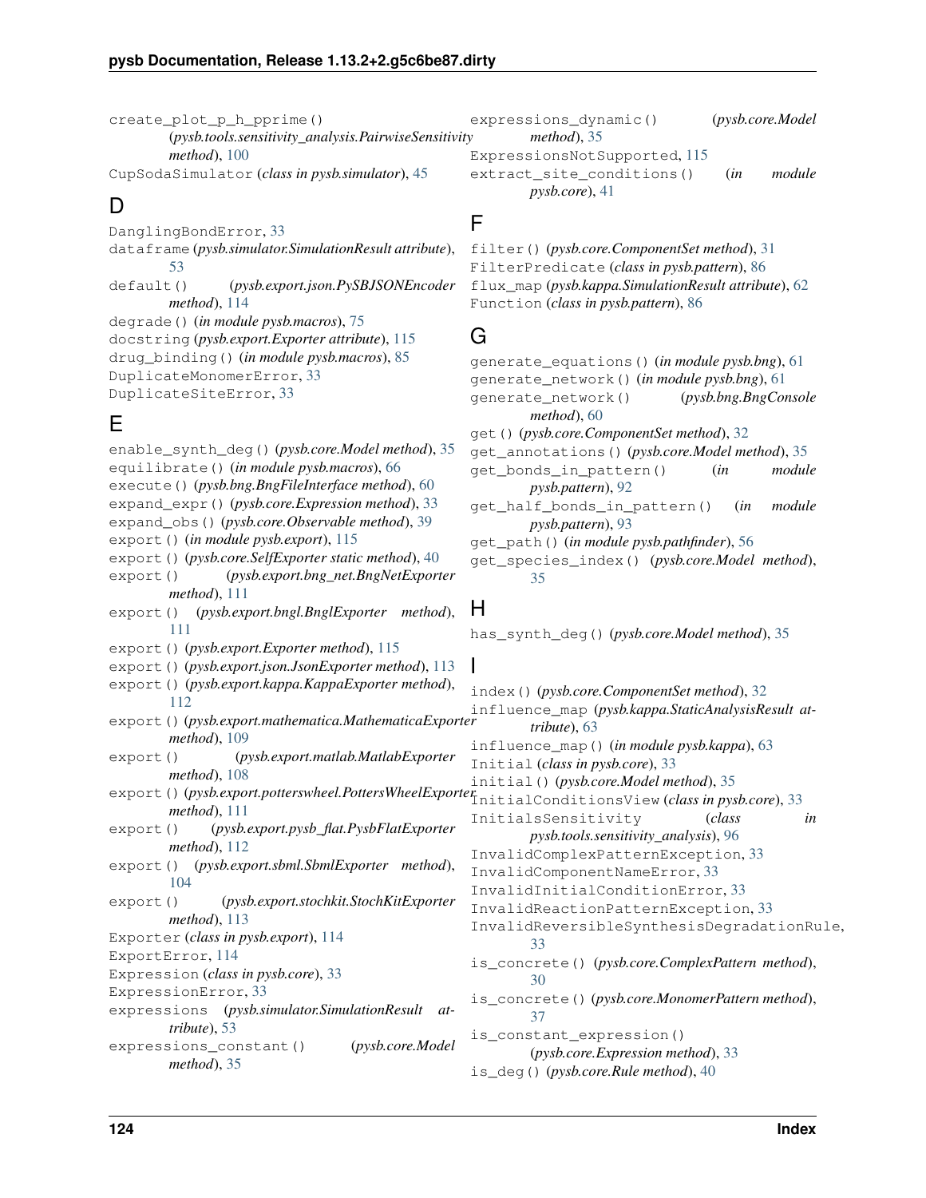create_plot_p_h_pprime() (*pysb.tools.sensitivity_analysis.PairwiseSensitivity method*), 100

CupSodaSimulator (*class in pysb.simulator*), 45

## D

DanglingBondError, 33

dataframe (*pysb.simulator.SimulationResult attribute*), 53

default() (*pysb.export.json.PySBJSONEncoder method*), 114

degrade() (*in module pysb.macros*), 75

docstring (*pysb.export.Exporter attribute*), 115

drug_binding() (*in module pysb.macros*), 85

DuplicateMonomerError, 33

DuplicateSiteError, 33

## E

enable_synth_deg() (*pysb.core.Model method*), 35

equilibrate() (*in module pysb.macros*), 66

execute() (*pysb.bng.BngFileInterface method*), 60

expand_expr() (*pysb.core.Expression method*), 33

expand_obs() (*pysb.core.Observable method*), 39

export() (*in module pysb.export*), 115

export() (*pysb.core.SelfExporter static method*), 40

export() (*pysb.export.bng_net.BngNetExporter method*), 111

export() (*pysb.export.bngl.BnglExporter method*), 111

export() (*pysb.export.Exporter method*), 115

export() (*pysb.export.json.JsonExporter method*), 113

export() (*pysb.export.kappa.KappaExporter method*), 112

export() (*pysb.export.mathematica.MathematicaExporter method*), 109

export() (*pysb.export.matlab.MatlabExporter method*), 108

export() (*pysb.export.potterswheel.PottersWheelExporter method*), 111

export() (*pysb.export.pysb_flat.PysbFlatExporter method*), 112

export() (*pysb.export.sbml.SbmlExporter method*), 104

export() (*pysb.export.stochkit.StochKitExporter method*), 113

Exporter (*class in pysb.export*), 114

ExportError, 114

Expression (*class in pysb.core*), 33

ExpressionError, 33

expressions (*pysb.simulator.SimulationResult attribute*), 53

expressions_constant() (*pysb.core.Model method*), 35

expressions_dynamic() (*pysb.core.Model method*), 35

ExpressionsNotSupported, 115

extract_site_conditions() (*in module pysb.core*), 41

## F

filter() (*pysb.core.ComponentSet method*), 31

FilterPredicate (*class in pysb.pattern*), 86

flux_map (*pysb.kappa.SimulationResult attribute*), 62

Function (*class in pysb.pattern*), 86

## G

generate_equations() (*in module pysb.bng*), 61

generate_network() (*in module pysb.bng*), 61

generate_network() (*pysb.bng.BngConsole method*), 60

get() (*pysb.core.ComponentSet method*), 32

get_annotations() (*pysb.core.Model method*), 35

get_bonds_in_pattern() (*in module pysb.pattern*), 92

get_half_bonds_in_pattern() (*in module pysb.pattern*), 93

get_path() (*in module pysb.pathfinder*), 56

get_species_index() (*pysb.core.Model method*), 35

## H

has_synth_deg() (*pysb.core.Model method*), 35

## I

index() (*pysb.core.ComponentSet method*), 32

influence_map (*pysb.kappa.StaticAnalysisResult attribute*), 63

influence_map() (*in module pysb.kappa*), 63

Initial (*class in pysb.core*), 33

initial() (*pysb.core.Model method*), 35

InitialConditionsView (*class in pysb.core*), 33

InitialsSensitivity (*class in pysb.tools.sensitivity_analysis*), 96

InvalidComplexPatternException, 33

InvalidComponentNameError, 33

InvalidInitialConditionError, 33

InvalidReactionPatternException, 33

InvalidReversibleSynthesisDegradationRule, 33

is_concrete() (*pysb.core.ComplexPattern method*), 30

is_concrete() (*pysb.core.MonomerPattern method*), 37

is_constant_expression() (*pysb.core.Expression method*), 33

is_deg() (*pysb.core.Rule method*), 40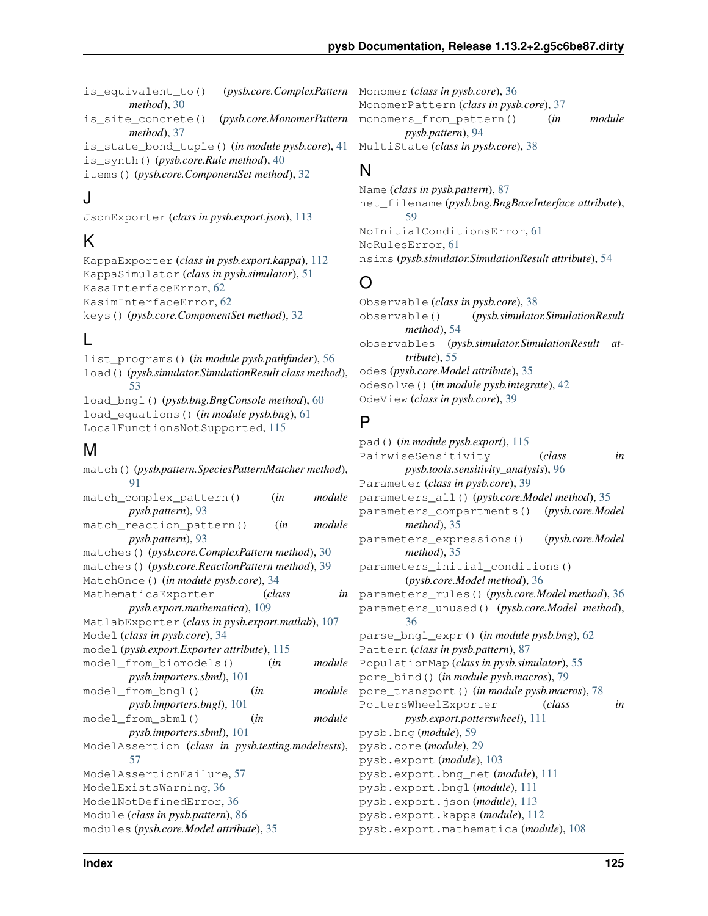is_equivalent_to() (*pysb.core.ComplexPattern method*), 30
is_site_concrete() (*pysb.core.MonomerPattern method*), 37
is_state_bond_tuple() (*in module pysb.core*), 41
is_synth() (*pysb.core.Rule method*), 40
items() (*pysb.core.ComponentSet method*), 32

## J

JsonExporter (*class in pysb.export.json*), 113

## K

KappaExporter (*class in pysb.export.kappa*), 112
KappaSimulator (*class in pysb.simulator*), 51
KasaInterfaceError, 62
KasimInterfaceError, 62
keys() (*pysb.core.ComponentSet method*), 32

## L

list_programs() (*in module pysb.pathfinder*), 56
load() (*pysb.simulator.SimulationResult class method*), 53
load_bngl() (*pysb.bng.BngConsole method*), 60
load_equations() (*in module pysb.bng*), 61
LocalFunctionsNotSupported, 115

## M

match() (*pysb.pattern.SpeciesPatternMatcher method*), 91
match_complex_pattern() (*in module pysb.pattern*), 93
match_reaction_pattern() (*in module pysb.pattern*), 93
matches() (*pysb.core.ComplexPattern method*), 30
matches() (*pysb.core.ReactionPattern method*), 39
MatchOnce() (*in module pysb.core*), 34
MathematicaExporter (*class in pysb.export.mathematica*), 109
MatlabExporter (*class in pysb.export.matlab*), 107
Model (*class in pysb.core*), 34
model (*pysb.export.Exporter attribute*), 115
model_from_biomodels() (*in module pysb.importers.sbml*), 101
model_from_bngl() (*in module pysb.importers.bngl*), 101
model_from_sbml() (*in module pysb.importers.sbml*), 101
ModelAssertion (*class in pysb.testing.modeltests*), 57
ModelAssertionFailure, 57
ModelExistsWarning, 36
ModelNotDefinedError, 36
Module (*class in pysb.pattern*), 86
modules (*pysb.core.Model attribute*), 35
Monomer (*class in pysb.core*), 36
MonomerPattern (*class in pysb.core*), 37
monomers_from_pattern() (*in module pysb.pattern*), 94
MultiState (*class in pysb.core*), 38

## N

Name (*class in pysb.pattern*), 87
net_filename (*pysb.bng.BngBaseInterface attribute*), 59
NoInitialConditionsError, 61
NoRulesError, 61
nsims (*pysb.simulator.SimulationResult attribute*), 54

## O

Observable (*class in pysb.core*), 38
observable() (*pysb.simulator.SimulationResult method*), 54
observables (*pysb.simulator.SimulationResult attribute*), 55
odes (*pysb.core.Model attribute*), 35
odesolve() (*in module pysb.integrate*), 42
OdeView (*class in pysb.core*), 39

## P

pad() (*in module pysb.export*), 115
PairwiseSensitivity (*class in pysb.tools.sensitivity_analysis*), 96
Parameter (*class in pysb.core*), 39
parameters_all() (*pysb.core.Model method*), 35
parameters_compartments() (*pysb.core.Model method*), 35
parameters_expressions() (*pysb.core.Model method*), 35
parameters_initial_conditions() (*pysb.core.Model method*), 36
parameters_rules() (*pysb.core.Model method*), 36
parameters_unused() (*pysb.core.Model method*), 36
parse_bngl_expr() (*in module pysb.bng*), 62
Pattern (*class in pysb.pattern*), 87
PopulationMap (*class in pysb.simulator*), 55
pore_bind() (*in module pysb.macros*), 79
pore_transport() (*in module pysb.macros*), 78
PottersWheelExporter (*class in pysb.export.potterswheel*), 111
pysb.bng (*module*), 59
pysb.core (*module*), 29
pysb.export (*module*), 103
pysb.export.bng_net (*module*), 111
pysb.export.bngl (*module*), 111
pysb.export.json (*module*), 113
pysb.export.kappa (*module*), 112
pysb.export.mathematica (*module*), 108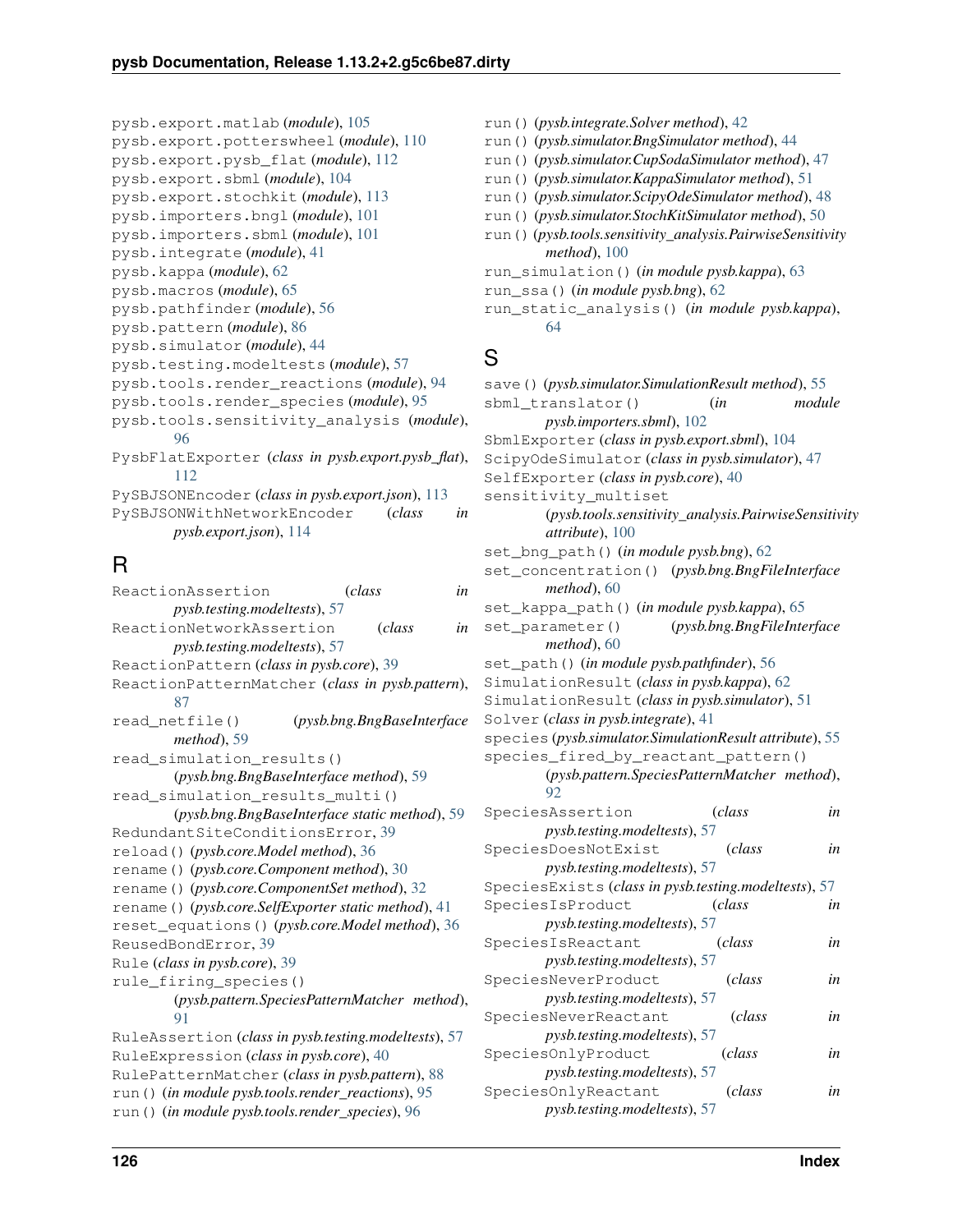pysb.export.matlab (*module*), 105
pysb.export.potterswheel (*module*), 110
pysb.export.pysb_flat (*module*), 112
pysb.export.sbml (*module*), 104
pysb.export.stochkit (*module*), 113
pysb.importers.bngl (*module*), 101
pysb.importers.sbml (*module*), 101
pysb.integrate (*module*), 41
pysb.kappa (*module*), 62
pysb.macros (*module*), 65
pysb.pathfinder (*module*), 56
pysb.pattern (*module*), 86
pysb.simulator (*module*), 44
pysb.testing.modeltests (*module*), 57
pysb.tools.render_reactions (*module*), 94
pysb.tools.render_species (*module*), 95
pysb.tools.sensitivity_analysis (*module*), 96
PysbFlatExporter (*class in pysb.export.pysb_flat*), 112
PySBJSONEncoder (*class in pysb.export.json*), 113
PySBJSONWithNetworkEncoder (*class in pysb.export.json*), 114

## R

ReactionAssertion (*class in pysb.testing.modeltests*), 57
ReactionNetworkAssertion (*class in pysb.testing.modeltests*), 57
ReactionPattern (*class in pysb.core*), 39
ReactionPatternMatcher (*class in pysb.pattern*), 87
read_netfile() (*pysb.bng.BngBaseInterface method*), 59
read_simulation_results() (*pysb.bng.BngBaseInterface method*), 59
read_simulation_results_multi() (*pysb.bng.BngBaseInterface static method*), 59
RedundantSiteConditionsError, 39
reload() (*pysb.core.Model method*), 36
rename() (*pysb.core.Component method*), 30
rename() (*pysb.core.ComponentSet method*), 32
rename() (*pysb.core.SelfExporter static method*), 41
reset_equations() (*pysb.core.Model method*), 36
ReusedBondError, 39
Rule (*class in pysb.core*), 39
rule_firing_species() (*pysb.pattern.SpeciesPatternMatcher method*), 91
RuleAssertion (*class in pysb.testing.modeltests*), 57
RuleExpression (*class in pysb.core*), 40
RulePatternMatcher (*class in pysb.pattern*), 88
run() (*in module pysb.tools.render_reactions*), 95
run() (*in module pysb.tools.render_species*), 96
run() (*pysb.integrate.Solver method*), 42
run() (*pysb.simulator.BngSimulator method*), 44
run() (*pysb.simulator.CupSodaSimulator method*), 47
run() (*pysb.simulator.KappaSimulator method*), 51
run() (*pysb.simulator.ScipyOdeSimulator method*), 48
run() (*pysb.simulator.StochKitSimulator method*), 50
run() (*pysb.tools.sensitivity_analysis.PairwiseSensitivity method*), 100
run_simulation() (*in module pysb.kappa*), 63
run_ssa() (*in module pysb.bng*), 62
run_static_analysis() (*in module pysb.kappa*), 64

## S

save() (*pysb.simulator.SimulationResult method*), 55
sbml_translator() (*in module pysb.importers.sbml*), 102
SbmlExporter (*class in pysb.export.sbml*), 104
ScipyOdeSimulator (*class in pysb.simulator*), 47
SelfExporter (*class in pysb.core*), 40
sensitivity_multiset (*pysb.tools.sensitivity_analysis.PairwiseSensitivity attribute*), 100
set_bng_path() (*in module pysb.bng*), 62
set_concentration() (*pysb.bng.BngFileInterface method*), 60
set_kappa_path() (*in module pysb.kappa*), 65
set_parameter() (*pysb.bng.BngFileInterface method*), 60
set_path() (*in module pysb.pathfinder*), 56
SimulationResult (*class in pysb.kappa*), 62
SimulationResult (*class in pysb.simulator*), 51
Solver (*class in pysb.integrate*), 41
species (*pysb.simulator.SimulationResult attribute*), 55
species_fired_by_reactant_pattern() (*pysb.pattern.SpeciesPatternMatcher method*), 92
SpeciesAssertion (*class in pysb.testing.modeltests*), 57
SpeciesDoesNotExist (*class in pysb.testing.modeltests*), 57
SpeciesExists (*class in pysb.testing.modeltests*), 57
SpeciesIsProduct (*class in pysb.testing.modeltests*), 57
SpeciesIsReactant (*class in pysb.testing.modeltests*), 57
SpeciesNeverProduct (*class in pysb.testing.modeltests*), 57
SpeciesNeverReactant (*class in pysb.testing.modeltests*), 57
SpeciesOnlyProduct (*class in pysb.testing.modeltests*), 57
SpeciesOnlyReactant (*class in pysb.testing.modeltests*), 57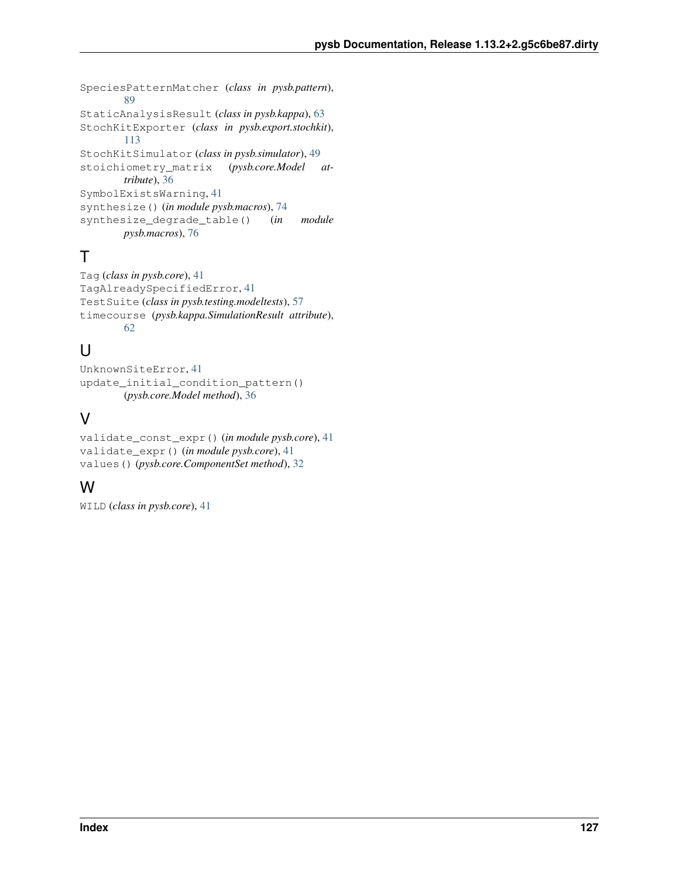SpeciesPatternMatcher (*class in pysb.pattern*), 89
StaticAnalysisResult (*class in pysb.kappa*), 63
StochKitExporter (*class in pysb.export.stochkit*), 113
StochKitSimulator (*class in pysb.simulator*), 49
stoichiometry_matrix (*pysb.core.Model attribute*), 36
SymbolExistsWarning, 41
synthesize() (*in module pysb.macros*), 74
synthesize_degrade_table() (*in module pysb.macros*), 76

## T

Tag (*class in pysb.core*), 41
TagAlreadySpecifiedError, 41
TestSuite (*class in pysb.testing.modeltests*), 57
timecourse (*pysb.kappa.SimulationResult attribute*), 62

## U

UnknownSiteError, 41
update_initial_condition_pattern() (*pysb.core.Model method*), 36

## V

validate_const_expr() (*in module pysb.core*), 41
validate_expr() (*in module pysb.core*), 41
values() (*pysb.core.ComponentSet method*), 32

## W

WILD (*class in pysb.core*), 41